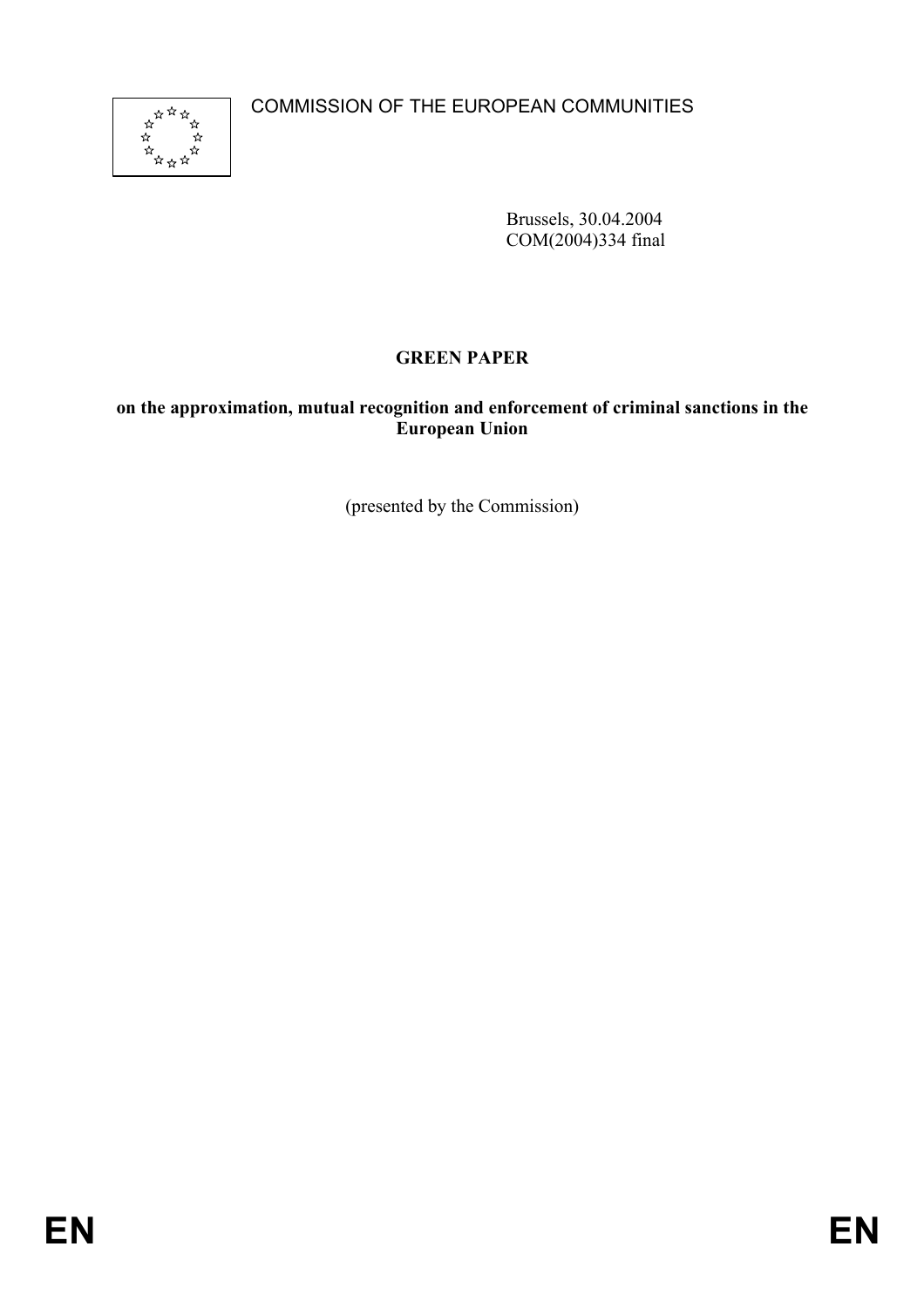COMMISSION OF THE EUROPEAN COMMUNITIES

Brussels, 30.04.2004
COM(2004)334 final

# GREEN PAPER

**on the approximation, mutual recognition and enforcement of criminal sanctions in the European Union**

(presented by the Commission)

EN EN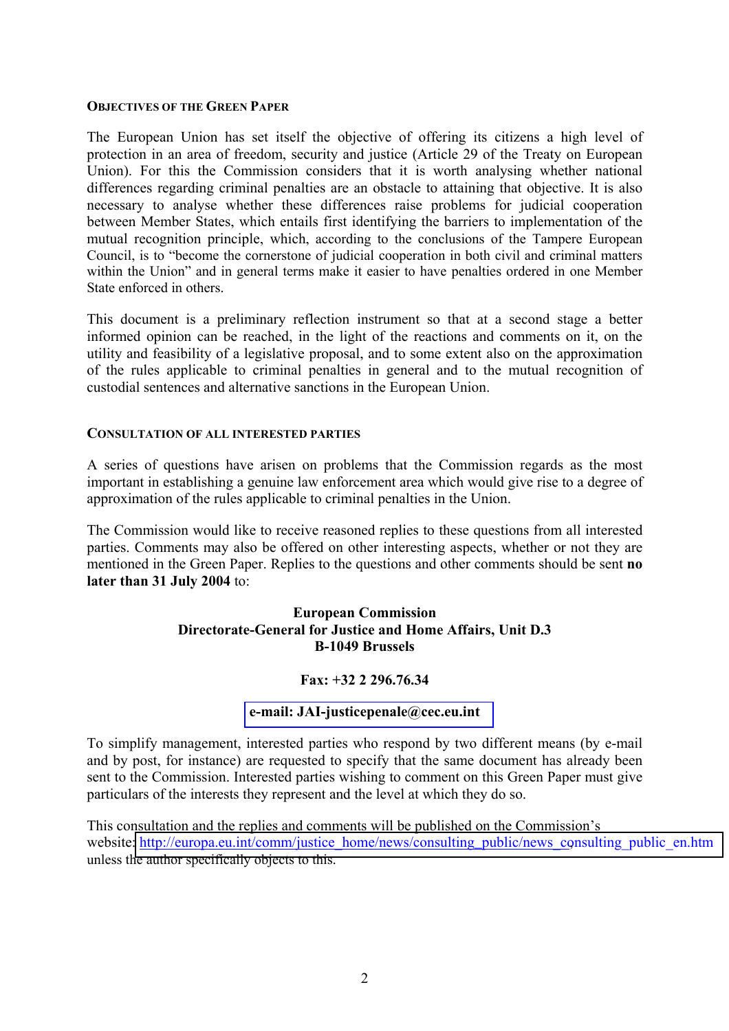## OBJECTIVES OF THE GREEN PAPER

The European Union has set itself the objective of offering its citizens a high level of protection in an area of freedom, security and justice (Article 29 of the Treaty on European Union). For this the Commission considers that it is worth analysing whether national differences regarding criminal penalties are an obstacle to attaining that objective. It is also necessary to analyse whether these differences raise problems for judicial cooperation between Member States, which entails first identifying the barriers to implementation of the mutual recognition principle, which, according to the conclusions of the Tampere European Council, is to "become the cornerstone of judicial cooperation in both civil and criminal matters within the Union" and in general terms make it easier to have penalties ordered in one Member State enforced in others.

This document is a preliminary reflection instrument so that at a second stage a better informed opinion can be reached, in the light of the reactions and comments on it, on the utility and feasibility of a legislative proposal, and to some extent also on the approximation of the rules applicable to criminal penalties in general and to the mutual recognition of custodial sentences and alternative sanctions in the European Union.

## CONSULTATION OF ALL INTERESTED PARTIES

A series of questions have arisen on problems that the Commission regards as the most important in establishing a genuine law enforcement area which would give rise to a degree of approximation of the rules applicable to criminal penalties in the Union.

The Commission would like to receive reasoned replies to these questions from all interested parties. Comments may also be offered on other interesting aspects, whether or not they are mentioned in the Green Paper. Replies to the questions and other comments should be sent **no later than 31 July 2004** to:

**European Commission**
**Directorate-General for Justice and Home Affairs, Unit D.3**
**B-1049 Brussels**

**Fax: +32 2 296.76.34**

**e-mail: JAI-justicepenale@cec.eu.int**

To simplify management, interested parties who respond by two different means (by e-mail and by post, for instance) are requested to specify that the same document has already been sent to the Commission. Interested parties wishing to comment on this Green Paper must give particulars of the interests they represent and the level at which they do so.

This consultation and the replies and comments will be published on the Commission's website: http://europa.eu.int/comm/justice_home/news/consulting_public/news_consulting_public_en.htm unless the author specifically objects to this.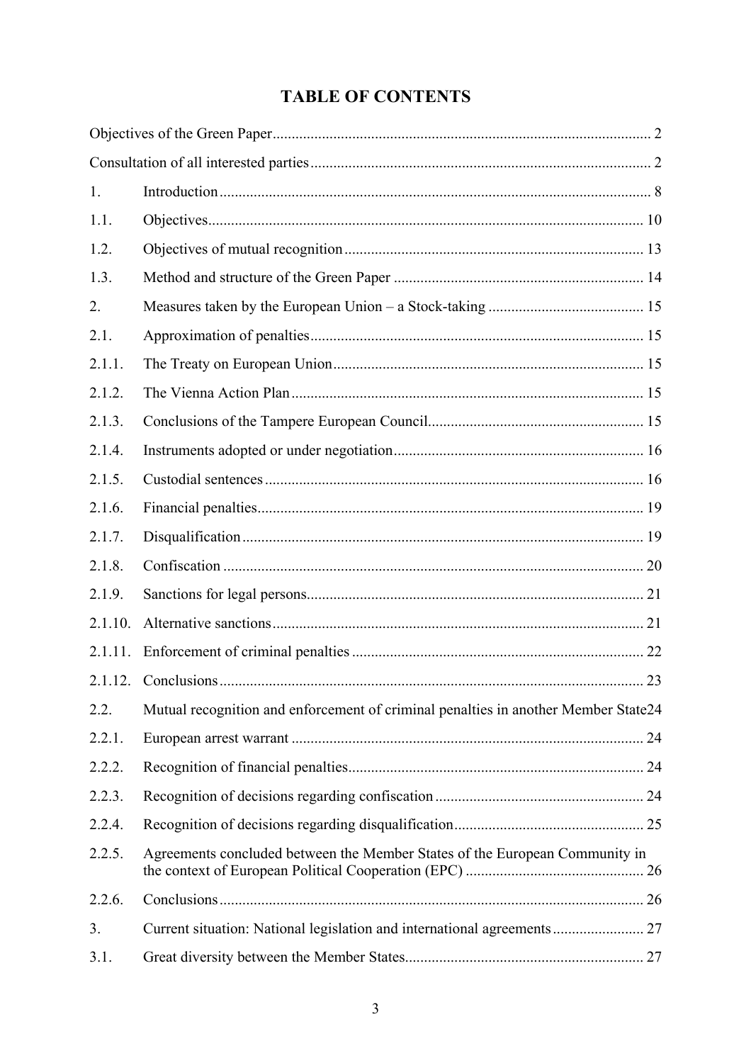# TABLE OF CONTENTS

Objectives of the Green Paper ... 2

Consultation of all interested parties ... 2

1. Introduction ... 8

1.1. Objectives ... 10

1.2. Objectives of mutual recognition ... 13

1.3. Method and structure of the Green Paper ... 14

2. Measures taken by the European Union – a Stock-taking ... 15

2.1. Approximation of penalties ... 15

2.1.1. The Treaty on European Union ... 15

2.1.2. The Vienna Action Plan ... 15

2.1.3. Conclusions of the Tampere European Council ... 15

2.1.4. Instruments adopted or under negotiation ... 16

2.1.5. Custodial sentences ... 16

2.1.6. Financial penalties ... 19

2.1.7. Disqualification ... 19

2.1.8. Confiscation ... 20

2.1.9. Sanctions for legal persons ... 21

2.1.10. Alternative sanctions ... 21

2.1.11. Enforcement of criminal penalties ... 22

2.1.12. Conclusions ... 23

2.2. Mutual recognition and enforcement of criminal penalties in another Member State ... 24

2.2.1. European arrest warrant ... 24

2.2.2. Recognition of financial penalties ... 24

2.2.3. Recognition of decisions regarding confiscation ... 24

2.2.4. Recognition of decisions regarding disqualification ... 25

2.2.5. Agreements concluded between the Member States of the European Community in the context of European Political Cooperation (EPC) ... 26

2.2.6. Conclusions ... 26

3. Current situation: National legislation and international agreements ... 27

3.1. Great diversity between the Member States ... 27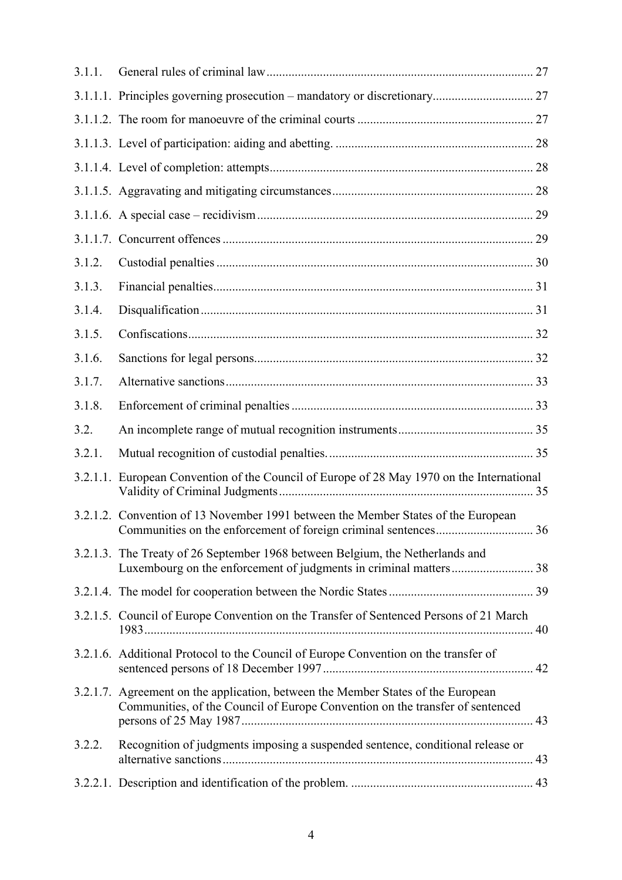| | | |
|---|---|---|
| 3.1.1. | General rules of criminal law | 27 |
| 3.1.1.1. | Principles governing prosecution – mandatory or discretionary | 27 |
| 3.1.1.2. | The room for manoeuvre of the criminal courts | 27 |
| 3.1.1.3. | Level of participation: aiding and abetting. | 28 |
| 3.1.1.4. | Level of completion: attempts | 28 |
| 3.1.1.5. | Aggravating and mitigating circumstances | 28 |
| 3.1.1.6. | A special case – recidivism | 29 |
| 3.1.1.7. | Concurrent offences | 29 |
| 3.1.2. | Custodial penalties | 30 |
| 3.1.3. | Financial penalties | 31 |
| 3.1.4. | Disqualification | 31 |
| 3.1.5. | Confiscations | 32 |
| 3.1.6. | Sanctions for legal persons | 32 |
| 3.1.7. | Alternative sanctions | 33 |
| 3.1.8. | Enforcement of criminal penalties | 33 |
| 3.2. | An incomplete range of mutual recognition instruments | 35 |
| 3.2.1. | Mutual recognition of custodial penalties. | 35 |
| 3.2.1.1. | European Convention of the Council of Europe of 28 May 1970 on the International Validity of Criminal Judgments | 35 |
| 3.2.1.2. | Convention of 13 November 1991 between the Member States of the European Communities on the enforcement of foreign criminal sentences | 36 |
| 3.2.1.3. | The Treaty of 26 September 1968 between Belgium, the Netherlands and Luxembourg on the enforcement of judgments in criminal matters | 38 |
| 3.2.1.4. | The model for cooperation between the Nordic States | 39 |
| 3.2.1.5. | Council of Europe Convention on the Transfer of Sentenced Persons of 21 March 1983 | 40 |
| 3.2.1.6. | Additional Protocol to the Council of Europe Convention on the transfer of sentenced persons of 18 December 1997 | 42 |
| 3.2.1.7. | Agreement on the application, between the Member States of the European Communities, of the Council of Europe Convention on the transfer of sentenced persons of 25 May 1987 | 43 |
| 3.2.2. | Recognition of judgments imposing a suspended sentence, conditional release or alternative sanctions | 43 |
| 3.2.2.1. | Description and identification of the problem. | 43 |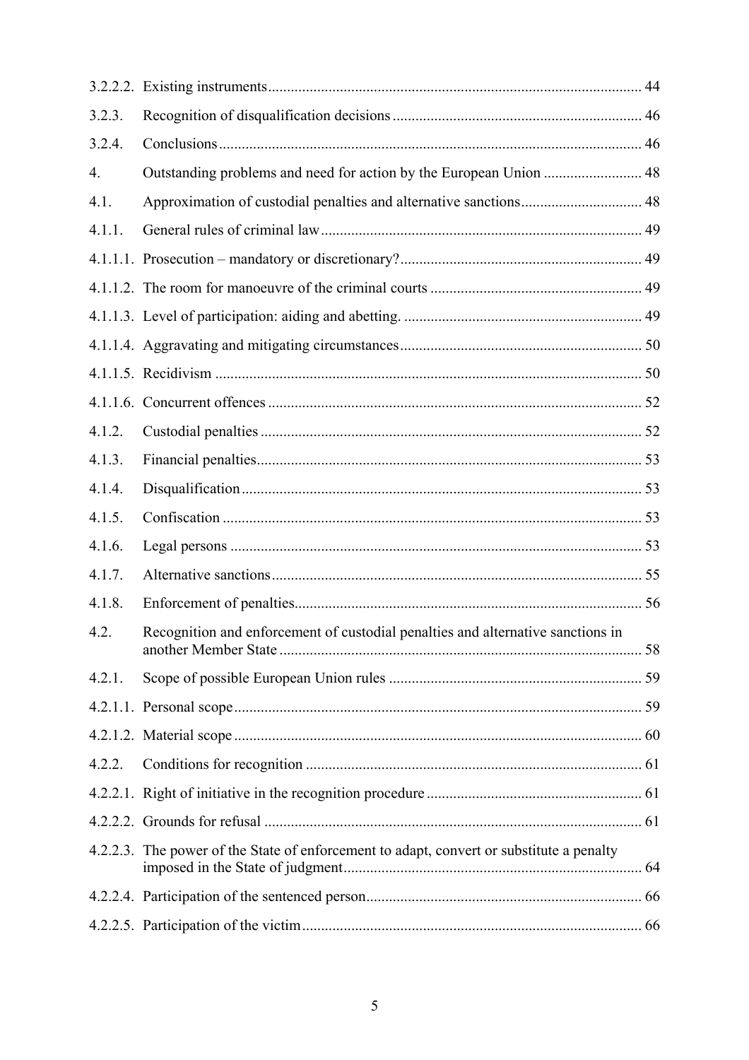| | | |
|---|---|---|
| 3.2.2.2. | Existing instruments | 44 |
| 3.2.3. | Recognition of disqualification decisions | 46 |
| 3.2.4. | Conclusions | 46 |
| 4. | Outstanding problems and need for action by the European Union | 48 |
| 4.1. | Approximation of custodial penalties and alternative sanctions | 48 |
| 4.1.1. | General rules of criminal law | 49 |
| 4.1.1.1. | Prosecution – mandatory or discretionary? | 49 |
| 4.1.1.2. | The room for manoeuvre of the criminal courts | 49 |
| 4.1.1.3. | Level of participation: aiding and abetting. | 49 |
| 4.1.1.4. | Aggravating and mitigating circumstances | 50 |
| 4.1.1.5. | Recidivism | 50 |
| 4.1.1.6. | Concurrent offences | 52 |
| 4.1.2. | Custodial penalties | 52 |
| 4.1.3. | Financial penalties | 53 |
| 4.1.4. | Disqualification | 53 |
| 4.1.5. | Confiscation | 53 |
| 4.1.6. | Legal persons | 53 |
| 4.1.7. | Alternative sanctions | 55 |
| 4.1.8. | Enforcement of penalties | 56 |
| 4.2. | Recognition and enforcement of custodial penalties and alternative sanctions in another Member State | 58 |
| 4.2.1. | Scope of possible European Union rules | 59 |
| 4.2.1.1. | Personal scope | 59 |
| 4.2.1.2. | Material scope | 60 |
| 4.2.2. | Conditions for recognition | 61 |
| 4.2.2.1. | Right of initiative in the recognition procedure | 61 |
| 4.2.2.2. | Grounds for refusal | 61 |
| 4.2.2.3. | The power of the State of enforcement to adapt, convert or substitute a penalty imposed in the State of judgment | 64 |
| 4.2.2.4. | Participation of the sentenced person | 66 |
| 4.2.2.5. | Participation of the victim | 66 |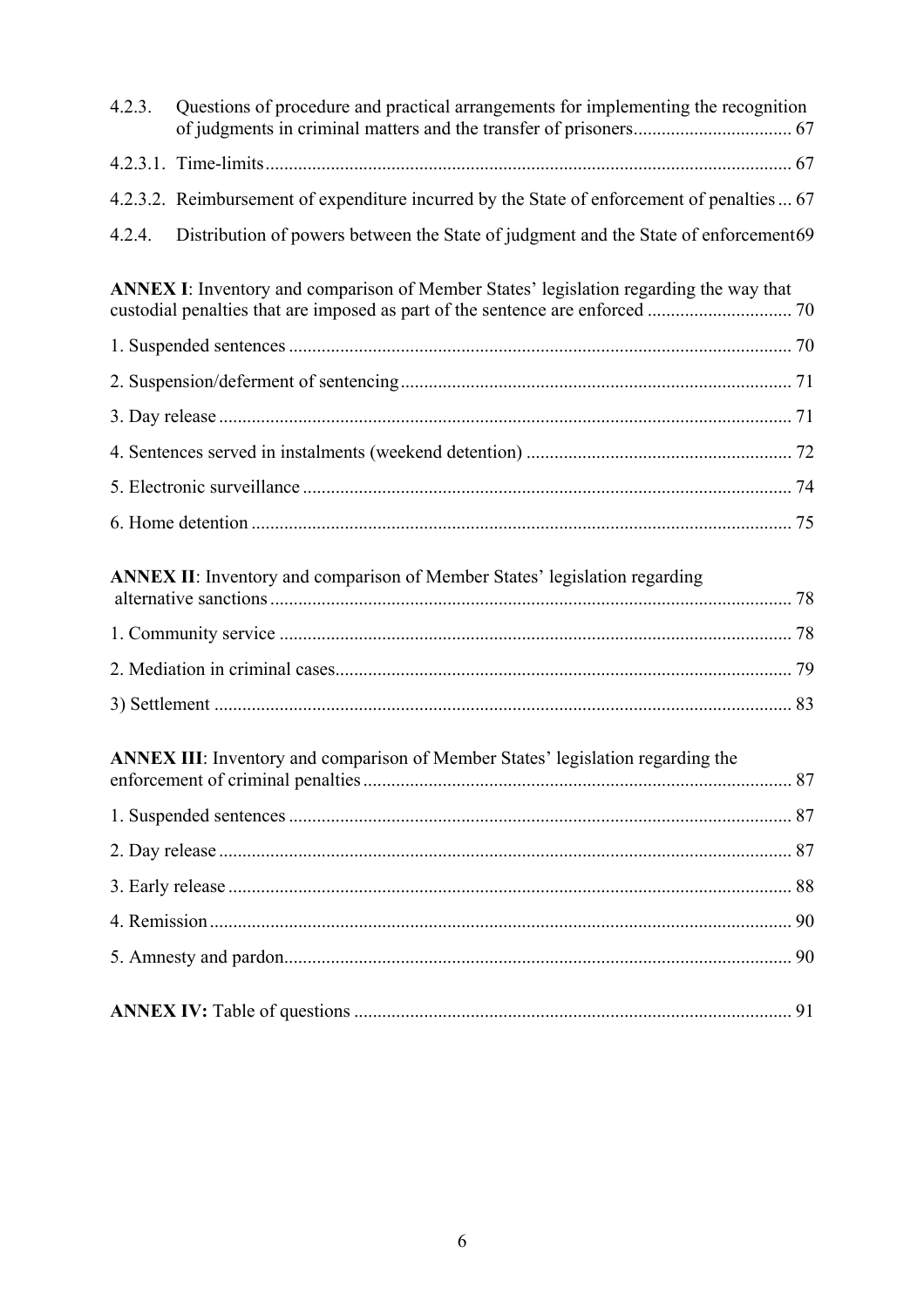4.2.3. Questions of procedure and practical arrangements for implementing the recognition of judgments in criminal matters and the transfer of prisoners .................................. 67

4.2.3.1. Time-limits ................................................................................................ 67

4.2.3.2. Reimbursement of expenditure incurred by the State of enforcement of penalties ... 67

4.2.4. Distribution of powers between the State of judgment and the State of enforcement 69

**ANNEX I**: Inventory and comparison of Member States' legislation regarding the way that custodial penalties that are imposed as part of the sentence are enforced ............................... 70

1. Suspended sentences ........................................................................................... 70

2. Suspension/deferment of sentencing ................................................................... 71

3. Day release .......................................................................................................... 71

4. Sentences served in instalments (weekend detention) ......................................... 72

5. Electronic surveillance ........................................................................................ 74

6. Home detention ................................................................................................... 75

**ANNEX II**: Inventory and comparison of Member States' legislation regarding alternative sanctions .............................................................................................................. 78

1. Community service ............................................................................................. 78

2. Mediation in criminal cases ................................................................................. 79

3) Settlement ........................................................................................................... 83

**ANNEX III**: Inventory and comparison of Member States' legislation regarding the enforcement of criminal penalties ........................................................................................... 87

1. Suspended sentences ........................................................................................... 87

2. Day release .......................................................................................................... 87

3. Early release ........................................................................................................ 88

4. Remission ............................................................................................................ 90

5. Amnesty and pardon ............................................................................................ 90

**ANNEX IV:** Table of questions ............................................................................................ 91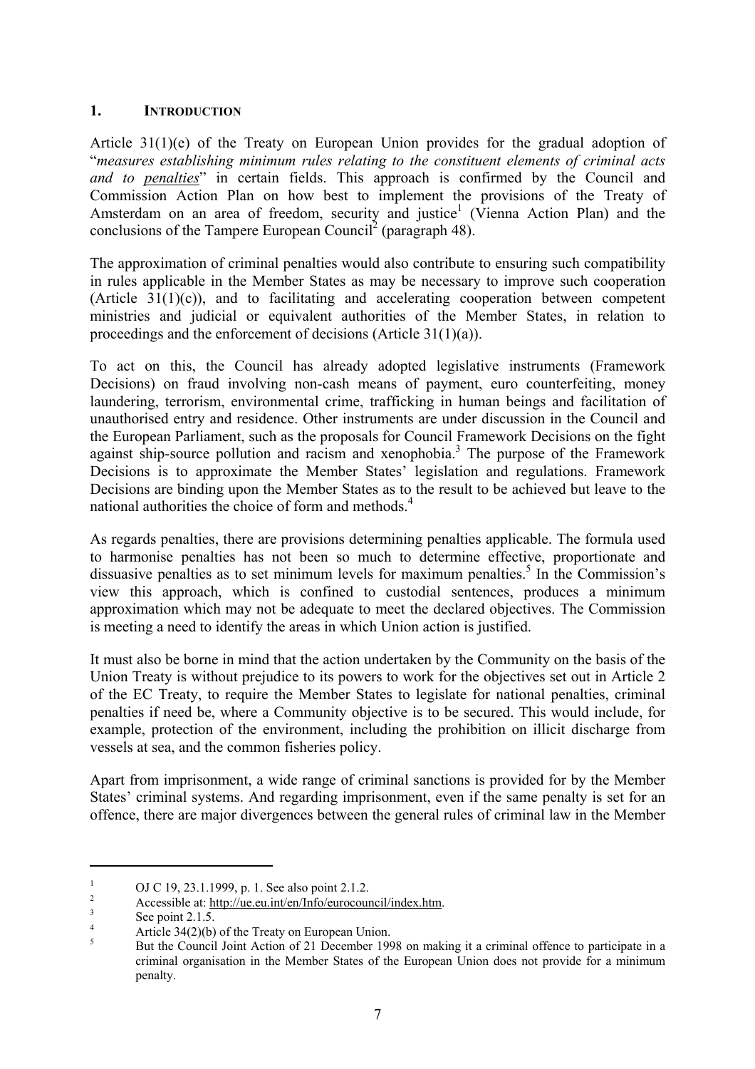## 1. INTRODUCTION

Article 31(1)(e) of the Treaty on European Union provides for the gradual adoption of "*measures establishing minimum rules relating to the constituent elements of criminal acts and to <u>penalties</u>*" in certain fields. This approach is confirmed by the Council and Commission Action Plan on how best to implement the provisions of the Treaty of Amsterdam on an area of freedom, security and justice[1] (Vienna Action Plan) and the conclusions of the Tampere European Council[2] (paragraph 48).

The approximation of criminal penalties would also contribute to ensuring such compatibility in rules applicable in the Member States as may be necessary to improve such cooperation (Article 31(1)(c)), and to facilitating and accelerating cooperation between competent ministries and judicial or equivalent authorities of the Member States, in relation to proceedings and the enforcement of decisions (Article 31(1)(a)).

To act on this, the Council has already adopted legislative instruments (Framework Decisions) on fraud involving non-cash means of payment, euro counterfeiting, money laundering, terrorism, environmental crime, trafficking in human beings and facilitation of unauthorised entry and residence. Other instruments are under discussion in the Council and the European Parliament, such as the proposals for Council Framework Decisions on the fight against ship-source pollution and racism and xenophobia.[3] The purpose of the Framework Decisions is to approximate the Member States' legislation and regulations. Framework Decisions are binding upon the Member States as to the result to be achieved but leave to the national authorities the choice of form and methods.[4]

As regards penalties, there are provisions determining penalties applicable. The formula used to harmonise penalties has not been so much to determine effective, proportionate and dissuasive penalties as to set minimum levels for maximum penalties.[5] In the Commission's view this approach, which is confined to custodial sentences, produces a minimum approximation which may not be adequate to meet the declared objectives. The Commission is meeting a need to identify the areas in which Union action is justified.

It must also be borne in mind that the action undertaken by the Community on the basis of the Union Treaty is without prejudice to its powers to work for the objectives set out in Article 2 of the EC Treaty, to require the Member States to legislate for national penalties, criminal penalties if need be, where a Community objective is to be secured. This would include, for example, protection of the environment, including the prohibition on illicit discharge from vessels at sea, and the common fisheries policy.

Apart from imprisonment, a wide range of criminal sanctions is provided for by the Member States' criminal systems. And regarding imprisonment, even if the same penalty is set for an offence, there are major divergences between the general rules of criminal law in the Member

---

[1] OJ C 19, 23.1.1999, p. 1. See also point 2.1.2.

[2] Accessible at: http://ue.eu.int/en/Info/eurocouncil/index.htm.

[3] See point 2.1.5.

[4] Article 34(2)(b) of the Treaty on European Union.

[5] But the Council Joint Action of 21 December 1998 on making it a criminal offence to participate in a criminal organisation in the Member States of the European Union does not provide for a minimum penalty.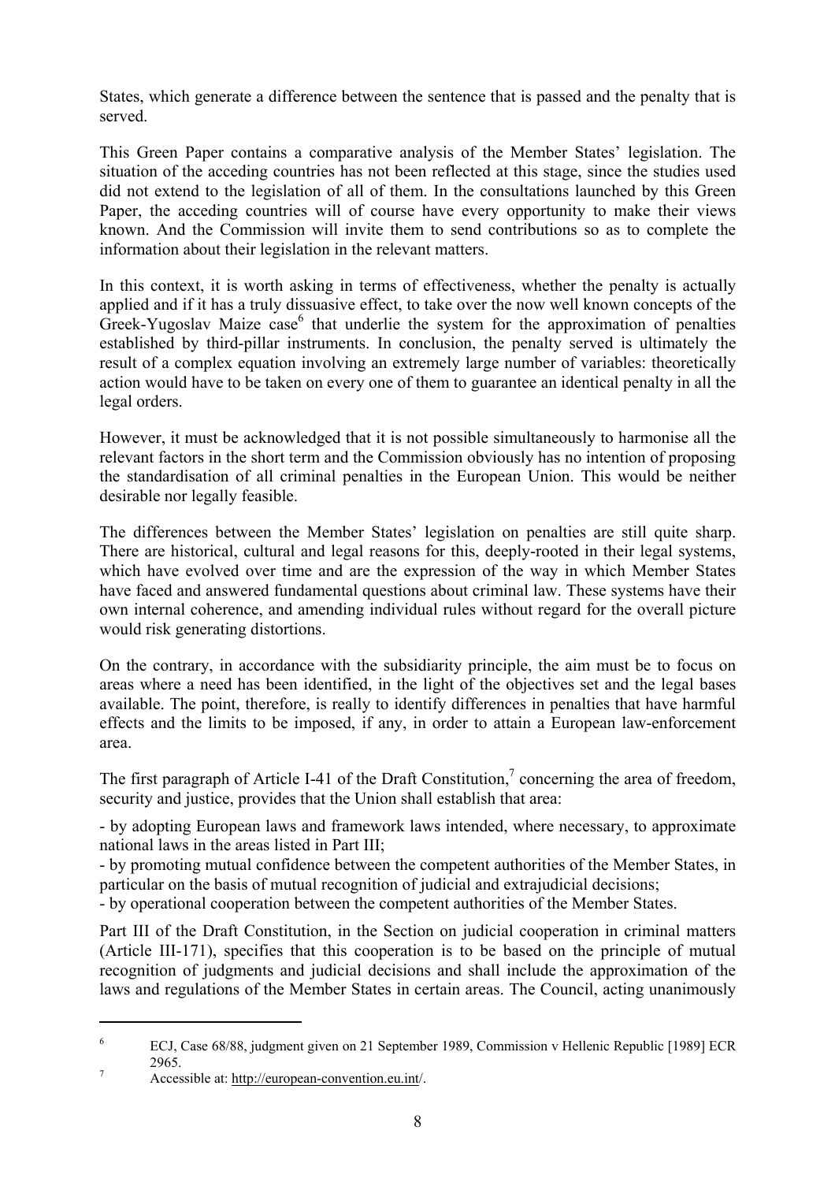States, which generate a difference between the sentence that is passed and the penalty that is served.

This Green Paper contains a comparative analysis of the Member States' legislation. The situation of the acceding countries has not been reflected at this stage, since the studies used did not extend to the legislation of all of them. In the consultations launched by this Green Paper, the acceding countries will of course have every opportunity to make their views known. And the Commission will invite them to send contributions so as to complete the information about their legislation in the relevant matters.

In this context, it is worth asking in terms of effectiveness, whether the penalty is actually applied and if it has a truly dissuasive effect, to take over the now well known concepts of the Greek-Yugoslav Maize case[6] that underlie the system for the approximation of penalties established by third-pillar instruments. In conclusion, the penalty served is ultimately the result of a complex equation involving an extremely large number of variables: theoretically action would have to be taken on every one of them to guarantee an identical penalty in all the legal orders.

However, it must be acknowledged that it is not possible simultaneously to harmonise all the relevant factors in the short term and the Commission obviously has no intention of proposing the standardisation of all criminal penalties in the European Union. This would be neither desirable nor legally feasible.

The differences between the Member States' legislation on penalties are still quite sharp. There are historical, cultural and legal reasons for this, deeply-rooted in their legal systems, which have evolved over time and are the expression of the way in which Member States have faced and answered fundamental questions about criminal law. These systems have their own internal coherence, and amending individual rules without regard for the overall picture would risk generating distortions.

On the contrary, in accordance with the subsidiarity principle, the aim must be to focus on areas where a need has been identified, in the light of the objectives set and the legal bases available. The point, therefore, is really to identify differences in penalties that have harmful effects and the limits to be imposed, if any, in order to attain a European law-enforcement area.

The first paragraph of Article I-41 of the Draft Constitution,[7] concerning the area of freedom, security and justice, provides that the Union shall establish that area:

- by adopting European laws and framework laws intended, where necessary, to approximate national laws in the areas listed in Part III;
- by promoting mutual confidence between the competent authorities of the Member States, in particular on the basis of mutual recognition of judicial and extrajudicial decisions;
- by operational cooperation between the competent authorities of the Member States.

Part III of the Draft Constitution, in the Section on judicial cooperation in criminal matters (Article III-171), specifies that this cooperation is to be based on the principle of mutual recognition of judgments and judicial decisions and shall include the approximation of the laws and regulations of the Member States in certain areas. The Council, acting unanimously

---

[6] ECJ, Case 68/88, judgment given on 21 September 1989, Commission v Hellenic Republic [1989] ECR 2965.

[7] Accessible at: http://european-convention.eu.int/.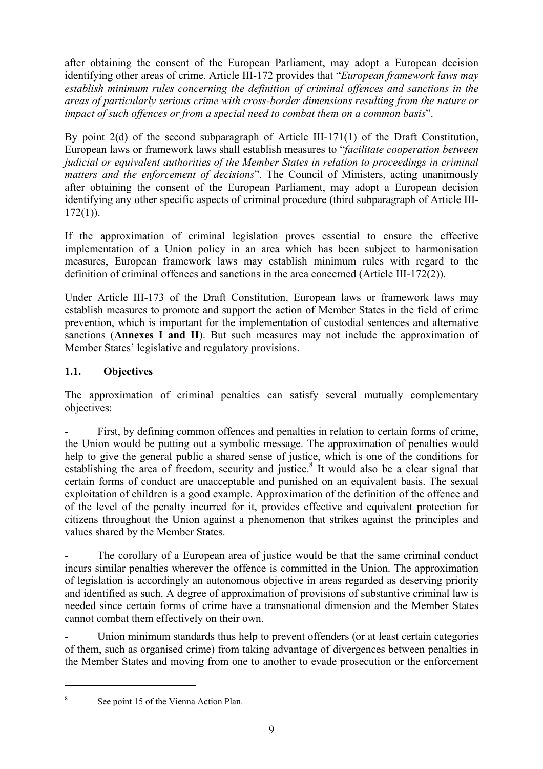after obtaining the consent of the European Parliament, may adopt a European decision identifying other areas of crime. Article III-172 provides that "*European framework laws may establish minimum rules concerning the definition of criminal offences and* <u>*sanctions*</u> *in the areas of particularly serious crime with cross-border dimensions resulting from the nature or impact of such offences or from a special need to combat them on a common basis*".

By point 2(d) of the second subparagraph of Article III-171(1) of the Draft Constitution, European laws or framework laws shall establish measures to "*facilitate cooperation between judicial or equivalent authorities of the Member States in relation to proceedings in criminal matters and the enforcement of decisions*". The Council of Ministers, acting unanimously after obtaining the consent of the European Parliament, may adopt a European decision identifying any other specific aspects of criminal procedure (third subparagraph of Article III-172(1)).

If the approximation of criminal legislation proves essential to ensure the effective implementation of a Union policy in an area which has been subject to harmonisation measures, European framework laws may establish minimum rules with regard to the definition of criminal offences and sanctions in the area concerned (Article III-172(2)).

Under Article III-173 of the Draft Constitution, European laws or framework laws may establish measures to promote and support the action of Member States in the field of crime prevention, which is important for the implementation of custodial sentences and alternative sanctions (**Annexes I and II**). But such measures may not include the approximation of Member States' legislative and regulatory provisions.

### 1.1. Objectives

The approximation of criminal penalties can satisfy several mutually complementary objectives:

- First, by defining common offences and penalties in relation to certain forms of crime, the Union would be putting out a symbolic message. The approximation of penalties would help to give the general public a shared sense of justice, which is one of the conditions for establishing the area of freedom, security and justice.[8] It would also be a clear signal that certain forms of conduct are unacceptable and punished on an equivalent basis. The sexual exploitation of children is a good example. Approximation of the definition of the offence and of the level of the penalty incurred for it, provides effective and equivalent protection for citizens throughout the Union against a phenomenon that strikes against the principles and values shared by the Member States.

- The corollary of a European area of justice would be that the same criminal conduct incurs similar penalties wherever the offence is committed in the Union. The approximation of legislation is accordingly an autonomous objective in areas regarded as deserving priority and identified as such. A degree of approximation of provisions of substantive criminal law is needed since certain forms of crime have a transnational dimension and the Member States cannot combat them effectively on their own.

- Union minimum standards thus help to prevent offenders (or at least certain categories of them, such as organised crime) from taking advantage of divergences between penalties in the Member States and moving from one to another to evade prosecution or the enforcement

[8] See point 15 of the Vienna Action Plan.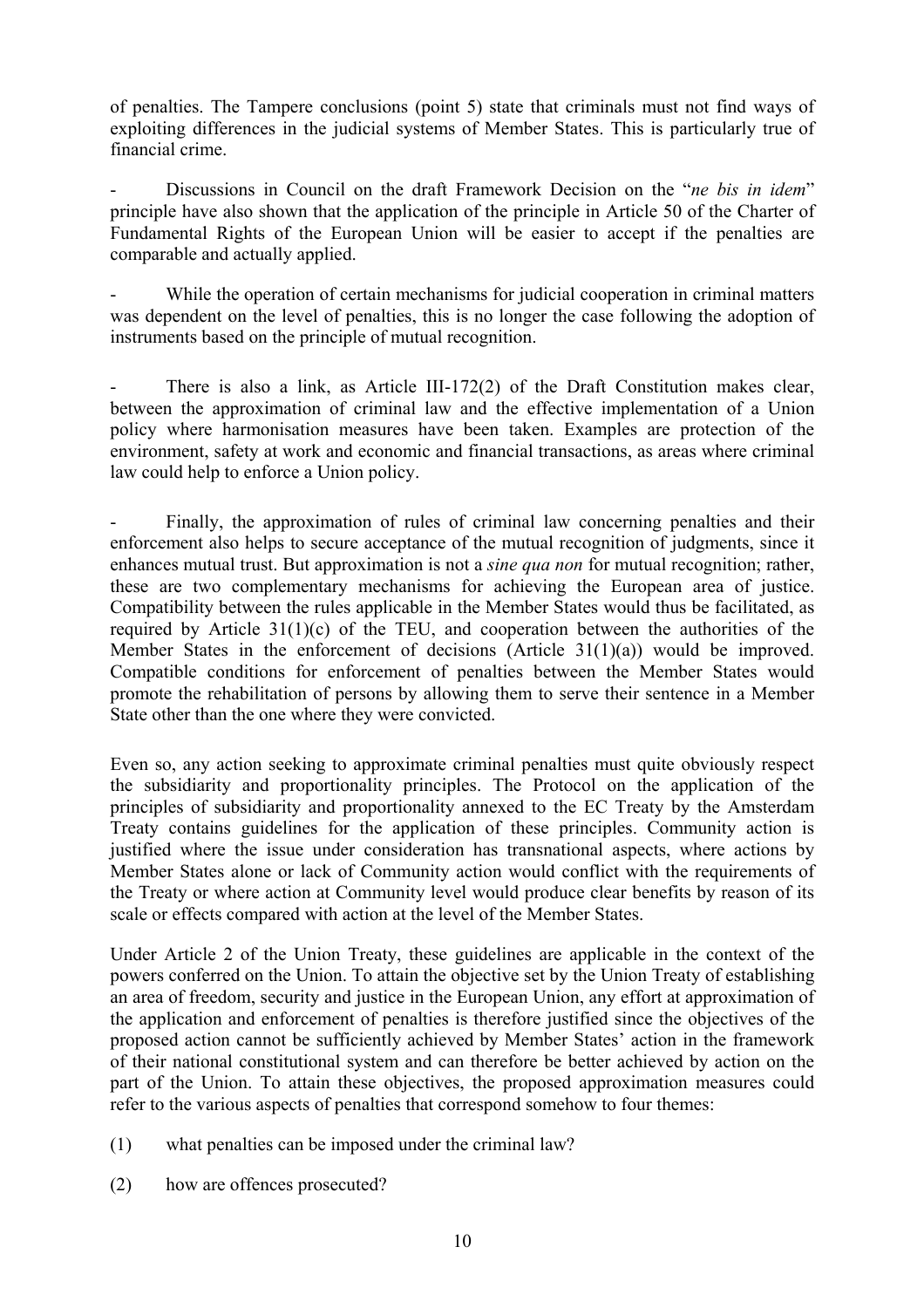of penalties. The Tampere conclusions (point 5) state that criminals must not find ways of exploiting differences in the judicial systems of Member States. This is particularly true of financial crime.

- Discussions in Council on the draft Framework Decision on the "*ne bis in idem*" principle have also shown that the application of the principle in Article 50 of the Charter of Fundamental Rights of the European Union will be easier to accept if the penalties are comparable and actually applied.

- While the operation of certain mechanisms for judicial cooperation in criminal matters was dependent on the level of penalties, this is no longer the case following the adoption of instruments based on the principle of mutual recognition.

- There is also a link, as Article III-172(2) of the Draft Constitution makes clear, between the approximation of criminal law and the effective implementation of a Union policy where harmonisation measures have been taken. Examples are protection of the environment, safety at work and economic and financial transactions, as areas where criminal law could help to enforce a Union policy.

- Finally, the approximation of rules of criminal law concerning penalties and their enforcement also helps to secure acceptance of the mutual recognition of judgments, since it enhances mutual trust. But approximation is not a *sine qua non* for mutual recognition; rather, these are two complementary mechanisms for achieving the European area of justice. Compatibility between the rules applicable in the Member States would thus be facilitated, as required by Article 31(1)(c) of the TEU, and cooperation between the authorities of the Member States in the enforcement of decisions (Article 31(1)(a)) would be improved. Compatible conditions for enforcement of penalties between the Member States would promote the rehabilitation of persons by allowing them to serve their sentence in a Member State other than the one where they were convicted.

Even so, any action seeking to approximate criminal penalties must quite obviously respect the subsidiarity and proportionality principles. The Protocol on the application of the principles of subsidiarity and proportionality annexed to the EC Treaty by the Amsterdam Treaty contains guidelines for the application of these principles. Community action is justified where the issue under consideration has transnational aspects, where actions by Member States alone or lack of Community action would conflict with the requirements of the Treaty or where action at Community level would produce clear benefits by reason of its scale or effects compared with action at the level of the Member States.

Under Article 2 of the Union Treaty, these guidelines are applicable in the context of the powers conferred on the Union. To attain the objective set by the Union Treaty of establishing an area of freedom, security and justice in the European Union, any effort at approximation of the application and enforcement of penalties is therefore justified since the objectives of the proposed action cannot be sufficiently achieved by Member States' action in the framework of their national constitutional system and can therefore be better achieved by action on the part of the Union. To attain these objectives, the proposed approximation measures could refer to the various aspects of penalties that correspond somehow to four themes:

(1) what penalties can be imposed under the criminal law?

(2) how are offences prosecuted?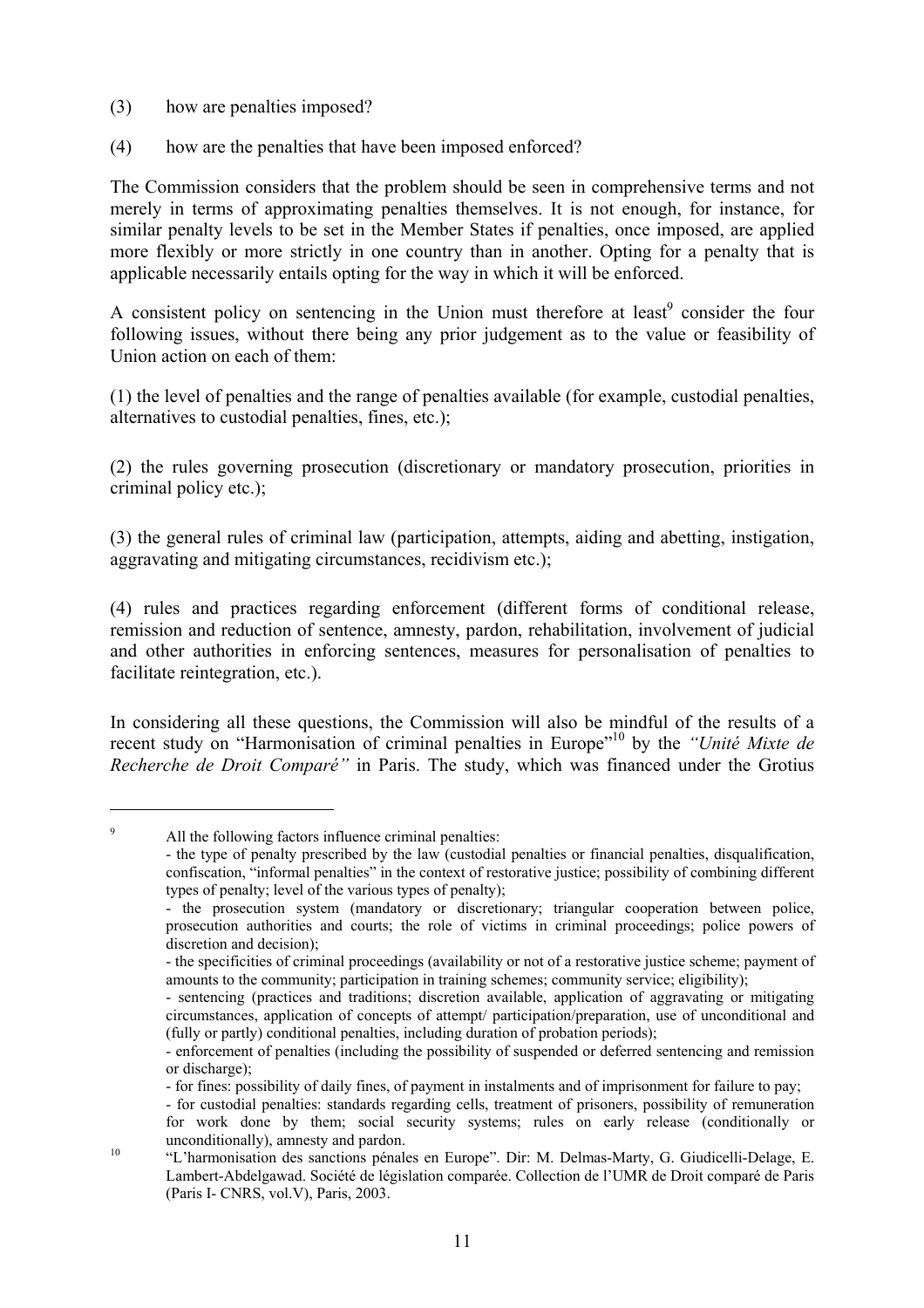(3) how are penalties imposed?

(4) how are the penalties that have been imposed enforced?

The Commission considers that the problem should be seen in comprehensive terms and not merely in terms of approximating penalties themselves. It is not enough, for instance, for similar penalty levels to be set in the Member States if penalties, once imposed, are applied more flexibly or more strictly in one country than in another. Opting for a penalty that is applicable necessarily entails opting for the way in which it will be enforced.

A consistent policy on sentencing in the Union must therefore at least[9] consider the four following issues, without there being any prior judgement as to the value or feasibility of Union action on each of them:

(1) the level of penalties and the range of penalties available (for example, custodial penalties, alternatives to custodial penalties, fines, etc.);

(2) the rules governing prosecution (discretionary or mandatory prosecution, priorities in criminal policy etc.);

(3) the general rules of criminal law (participation, attempts, aiding and abetting, instigation, aggravating and mitigating circumstances, recidivism etc.);

(4) rules and practices regarding enforcement (different forms of conditional release, remission and reduction of sentence, amnesty, pardon, rehabilitation, involvement of judicial and other authorities in enforcing sentences, measures for personalisation of penalties to facilitate reintegration, etc.).

In considering all these questions, the Commission will also be mindful of the results of a recent study on "Harmonisation of criminal penalties in Europe"[10] by the *"Unité Mixte de Recherche de Droit Comparé"* in Paris. The study, which was financed under the Grotius

---

[9] All the following factors influence criminal penalties:
- the type of penalty prescribed by the law (custodial penalties or financial penalties, disqualification, confiscation, "informal penalties" in the context of restorative justice; possibility of combining different types of penalty; level of the various types of penalty);
- the prosecution system (mandatory or discretionary; triangular cooperation between police, prosecution authorities and courts; the role of victims in criminal proceedings; police powers of discretion and decision);
- the specificities of criminal proceedings (availability or not of a restorative justice scheme; payment of amounts to the community; participation in training schemes; community service; eligibility);
- sentencing (practices and traditions; discretion available, application of aggravating or mitigating circumstances, application of concepts of attempt/ participation/preparation, use of unconditional and (fully or partly) conditional penalties, including duration of probation periods);
- enforcement of penalties (including the possibility of suspended or deferred sentencing and remission or discharge);
- for fines: possibility of daily fines, of payment in instalments and of imprisonment for failure to pay;
- for custodial penalties: standards regarding cells, treatment of prisoners, possibility of remuneration for work done by them; social security systems; rules on early release (conditionally or unconditionally), amnesty and pardon.

[10] "L'harmonisation des sanctions pénales en Europe". Dir: M. Delmas-Marty, G. Giudicelli-Delage, E. Lambert-Abdelgawad. Société de législation comparée. Collection de l'UMR de Droit comparé de Paris (Paris I- CNRS, vol.V), Paris, 2003.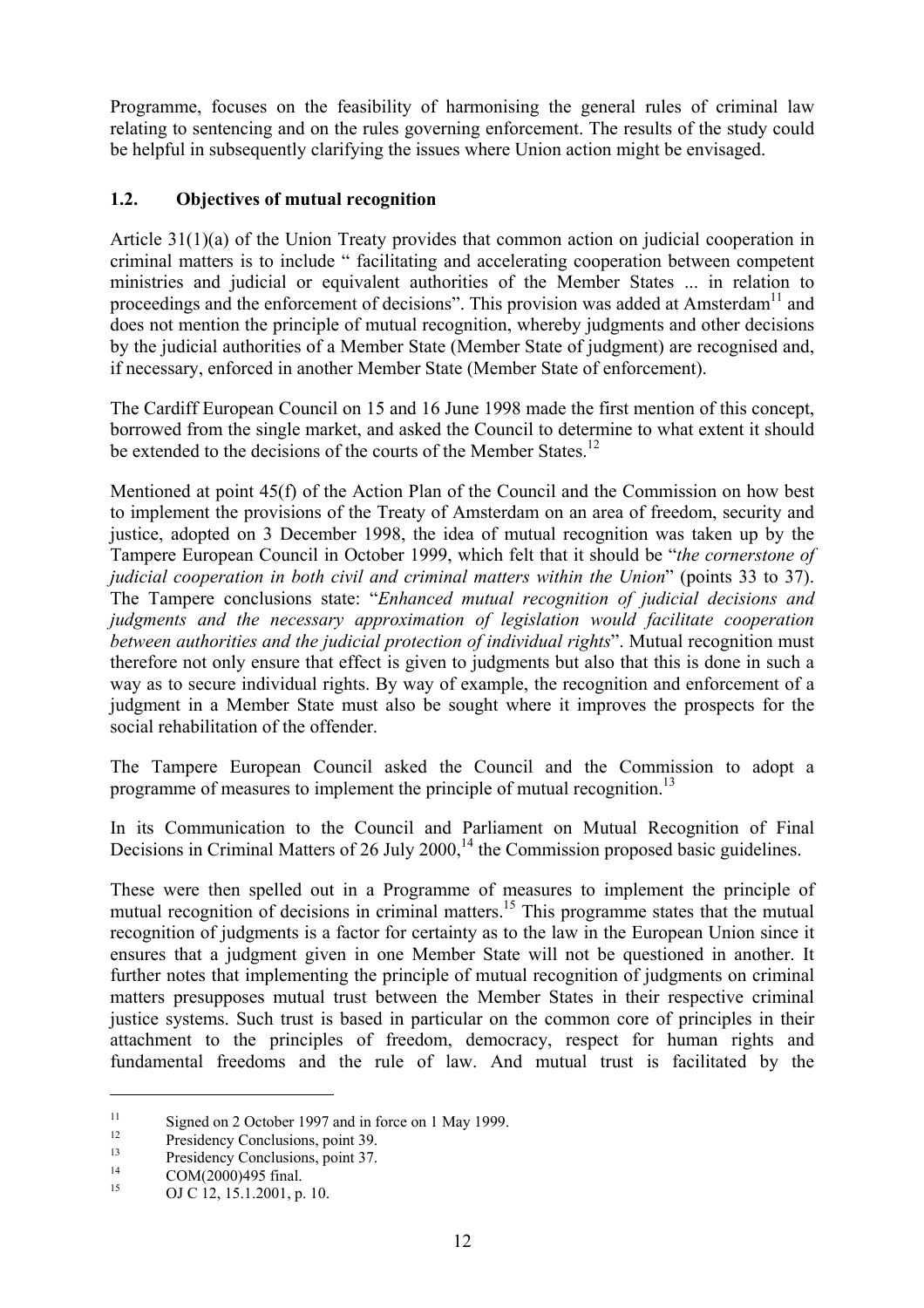Programme, focuses on the feasibility of harmonising the general rules of criminal law relating to sentencing and on the rules governing enforcement. The results of the study could be helpful in subsequently clarifying the issues where Union action might be envisaged.

### 1.2. Objectives of mutual recognition

Article 31(1)(a) of the Union Treaty provides that common action on judicial cooperation in criminal matters is to include " facilitating and accelerating cooperation between competent ministries and judicial or equivalent authorities of the Member States ... in relation to proceedings and the enforcement of decisions". This provision was added at Amsterdam[11] and does not mention the principle of mutual recognition, whereby judgments and other decisions by the judicial authorities of a Member State (Member State of judgment) are recognised and, if necessary, enforced in another Member State (Member State of enforcement).

The Cardiff European Council on 15 and 16 June 1998 made the first mention of this concept, borrowed from the single market, and asked the Council to determine to what extent it should be extended to the decisions of the courts of the Member States.[12]

Mentioned at point 45(f) of the Action Plan of the Council and the Commission on how best to implement the provisions of the Treaty of Amsterdam on an area of freedom, security and justice, adopted on 3 December 1998, the idea of mutual recognition was taken up by the Tampere European Council in October 1999, which felt that it should be "*the cornerstone of judicial cooperation in both civil and criminal matters within the Union*" (points 33 to 37). The Tampere conclusions state: "*Enhanced mutual recognition of judicial decisions and judgments and the necessary approximation of legislation would facilitate cooperation between authorities and the judicial protection of individual rights*". Mutual recognition must therefore not only ensure that effect is given to judgments but also that this is done in such a way as to secure individual rights. By way of example, the recognition and enforcement of a judgment in a Member State must also be sought where it improves the prospects for the social rehabilitation of the offender.

The Tampere European Council asked the Council and the Commission to adopt a programme of measures to implement the principle of mutual recognition.[13]

In its Communication to the Council and Parliament on Mutual Recognition of Final Decisions in Criminal Matters of 26 July 2000,[14] the Commission proposed basic guidelines.

These were then spelled out in a Programme of measures to implement the principle of mutual recognition of decisions in criminal matters.[15] This programme states that the mutual recognition of judgments is a factor for certainty as to the law in the European Union since it ensures that a judgment given in one Member State will not be questioned in another. It further notes that implementing the principle of mutual recognition of judgments on criminal matters presupposes mutual trust between the Member States in their respective criminal justice systems. Such trust is based in particular on the common core of principles in their attachment to the principles of freedom, democracy, respect for human rights and fundamental freedoms and the rule of law. And mutual trust is facilitated by the

---

[11] Signed on 2 October 1997 and in force on 1 May 1999.

[12] Presidency Conclusions, point 39.

[13] Presidency Conclusions, point 37.

[14] COM(2000)495 final.

[15] OJ C 12, 15.1.2001, p. 10.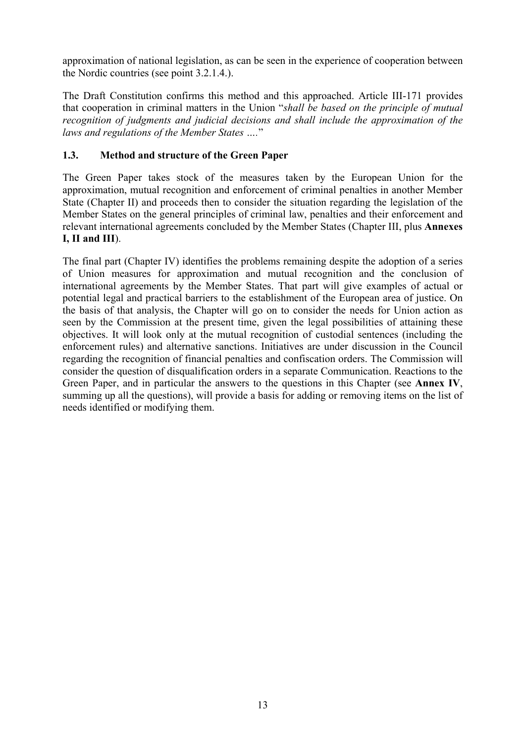approximation of national legislation, as can be seen in the experience of cooperation between the Nordic countries (see point 3.2.1.4.).

The Draft Constitution confirms this method and this approached. Article III-171 provides that cooperation in criminal matters in the Union "*shall be based on the principle of mutual recognition of judgments and judicial decisions and shall include the approximation of the laws and regulations of the Member States* …."

### 1.3. Method and structure of the Green Paper

The Green Paper takes stock of the measures taken by the European Union for the approximation, mutual recognition and enforcement of criminal penalties in another Member State (Chapter II) and proceeds then to consider the situation regarding the legislation of the Member States on the general principles of criminal law, penalties and their enforcement and relevant international agreements concluded by the Member States (Chapter III, plus **Annexes I, II and III**).

The final part (Chapter IV) identifies the problems remaining despite the adoption of a series of Union measures for approximation and mutual recognition and the conclusion of international agreements by the Member States. That part will give examples of actual or potential legal and practical barriers to the establishment of the European area of justice. On the basis of that analysis, the Chapter will go on to consider the needs for Union action as seen by the Commission at the present time, given the legal possibilities of attaining these objectives. It will look only at the mutual recognition of custodial sentences (including the enforcement rules) and alternative sanctions. Initiatives are under discussion in the Council regarding the recognition of financial penalties and confiscation orders. The Commission will consider the question of disqualification orders in a separate Communication. Reactions to the Green Paper, and in particular the answers to the questions in this Chapter (see **Annex IV**, summing up all the questions), will provide a basis for adding or removing items on the list of needs identified or modifying them.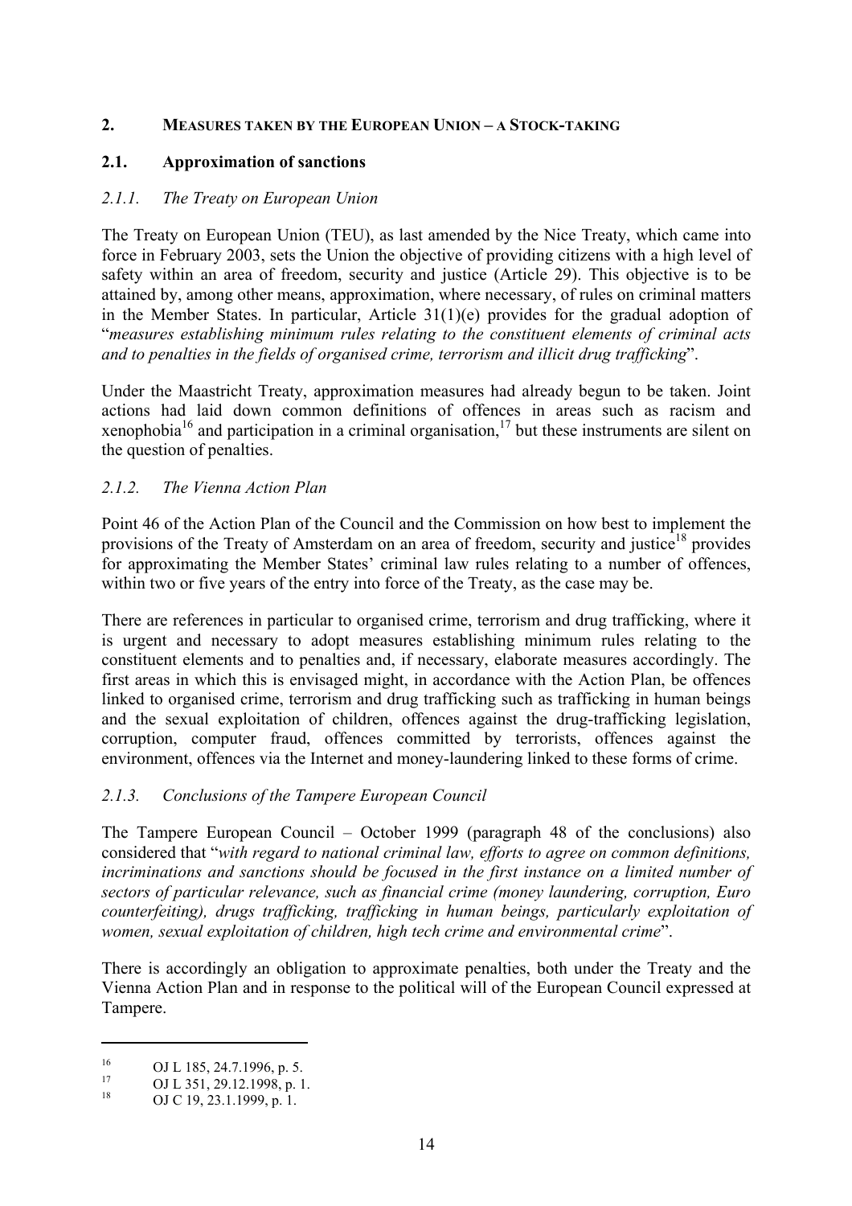## 2. MEASURES TAKEN BY THE EUROPEAN UNION – A STOCK-TAKING

### 2.1. Approximation of sanctions

#### *2.1.1. The Treaty on European Union*

The Treaty on European Union (TEU), as last amended by the Nice Treaty, which came into force in February 2003, sets the Union the objective of providing citizens with a high level of safety within an area of freedom, security and justice (Article 29). This objective is to be attained by, among other means, approximation, where necessary, of rules on criminal matters in the Member States. In particular, Article 31(1)(e) provides for the gradual adoption of "*measures establishing minimum rules relating to the constituent elements of criminal acts and to penalties in the fields of organised crime, terrorism and illicit drug trafficking*".

Under the Maastricht Treaty, approximation measures had already begun to be taken. Joint actions had laid down common definitions of offences in areas such as racism and xenophobia[16] and participation in a criminal organisation,[17] but these instruments are silent on the question of penalties.

#### *2.1.2. The Vienna Action Plan*

Point 46 of the Action Plan of the Council and the Commission on how best to implement the provisions of the Treaty of Amsterdam on an area of freedom, security and justice[18] provides for approximating the Member States' criminal law rules relating to a number of offences, within two or five years of the entry into force of the Treaty, as the case may be.

There are references in particular to organised crime, terrorism and drug trafficking, where it is urgent and necessary to adopt measures establishing minimum rules relating to the constituent elements and to penalties and, if necessary, elaborate measures accordingly. The first areas in which this is envisaged might, in accordance with the Action Plan, be offences linked to organised crime, terrorism and drug trafficking such as trafficking in human beings and the sexual exploitation of children, offences against the drug-trafficking legislation, corruption, computer fraud, offences committed by terrorists, offences against the environment, offences via the Internet and money-laundering linked to these forms of crime.

#### *2.1.3. Conclusions of the Tampere European Council*

The Tampere European Council – October 1999 (paragraph 48 of the conclusions) also considered that "*with regard to national criminal law, efforts to agree on common definitions, incriminations and sanctions should be focused in the first instance on a limited number of sectors of particular relevance, such as financial crime (money laundering, corruption, Euro counterfeiting), drugs trafficking, trafficking in human beings, particularly exploitation of women, sexual exploitation of children, high tech crime and environmental crime*".

There is accordingly an obligation to approximate penalties, both under the Treaty and the Vienna Action Plan and in response to the political will of the European Council expressed at Tampere.

---

[16] OJ L 185, 24.7.1996, p. 5.

[17] OJ L 351, 29.12.1998, p. 1.

[18] OJ C 19, 23.1.1999, p. 1.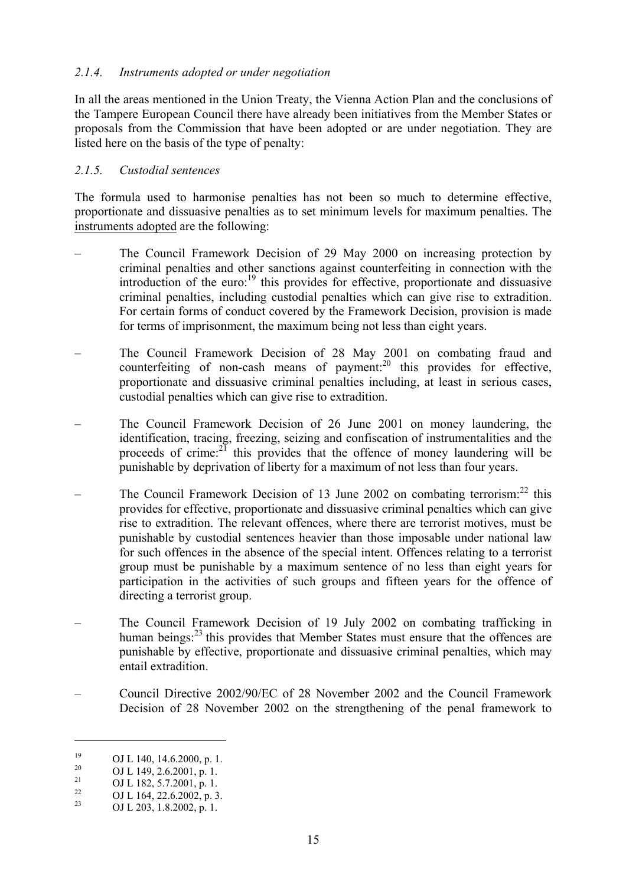### *2.1.4. Instruments adopted or under negotiation*

In all the areas mentioned in the Union Treaty, the Vienna Action Plan and the conclusions of the Tampere European Council there have already been initiatives from the Member States or proposals from the Commission that have been adopted or are under negotiation. They are listed here on the basis of the type of penalty:

### *2.1.5. Custodial sentences*

The formula used to harmonise penalties has not been so much to determine effective, proportionate and dissuasive penalties as to set minimum levels for maximum penalties. The instruments adopted are the following:

– The Council Framework Decision of 29 May 2000 on increasing protection by criminal penalties and other sanctions against counterfeiting in connection with the introduction of the euro:[19] this provides for effective, proportionate and dissuasive criminal penalties, including custodial penalties which can give rise to extradition. For certain forms of conduct covered by the Framework Decision, provision is made for terms of imprisonment, the maximum being not less than eight years.

– The Council Framework Decision of 28 May 2001 on combating fraud and counterfeiting of non-cash means of payment:[20] this provides for effective, proportionate and dissuasive criminal penalties including, at least in serious cases, custodial penalties which can give rise to extradition.

– The Council Framework Decision of 26 June 2001 on money laundering, the identification, tracing, freezing, seizing and confiscation of instrumentalities and the proceeds of crime:[21] this provides that the offence of money laundering will be punishable by deprivation of liberty for a maximum of not less than four years.

– The Council Framework Decision of 13 June 2002 on combating terrorism:[22] this provides for effective, proportionate and dissuasive criminal penalties which can give rise to extradition. The relevant offences, where there are terrorist motives, must be punishable by custodial sentences heavier than those imposable under national law for such offences in the absence of the special intent. Offences relating to a terrorist group must be punishable by a maximum sentence of no less than eight years for participation in the activities of such groups and fifteen years for the offence of directing a terrorist group.

– The Council Framework Decision of 19 July 2002 on combating trafficking in human beings:[23] this provides that Member States must ensure that the offences are punishable by effective, proportionate and dissuasive criminal penalties, which may entail extradition.

– Council Directive 2002/90/EC of 28 November 2002 and the Council Framework Decision of 28 November 2002 on the strengthening of the penal framework to

---

[19] OJ L 140, 14.6.2000, p. 1.
[20] OJ L 149, 2.6.2001, p. 1.
[21] OJ L 182, 5.7.2001, p. 1.
[22] OJ L 164, 22.6.2002, p. 3.
[23] OJ L 203, 1.8.2002, p. 1.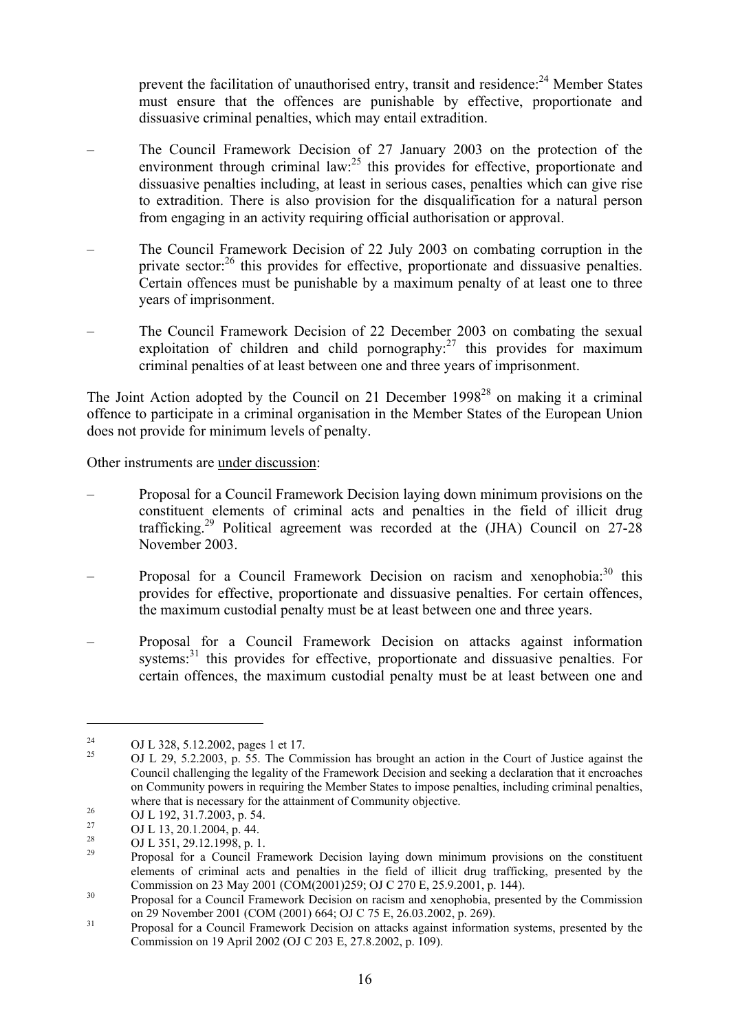prevent the facilitation of unauthorised entry, transit and residence:[24] Member States must ensure that the offences are punishable by effective, proportionate and dissuasive criminal penalties, which may entail extradition.

- The Council Framework Decision of 27 January 2003 on the protection of the environment through criminal law:[25] this provides for effective, proportionate and dissuasive penalties including, at least in serious cases, penalties which can give rise to extradition. There is also provision for the disqualification for a natural person from engaging in an activity requiring official authorisation or approval.

- The Council Framework Decision of 22 July 2003 on combating corruption in the private sector:[26] this provides for effective, proportionate and dissuasive penalties. Certain offences must be punishable by a maximum penalty of at least one to three years of imprisonment.

- The Council Framework Decision of 22 December 2003 on combating the sexual exploitation of children and child pornography:[27] this provides for maximum criminal penalties of at least between one and three years of imprisonment.

The Joint Action adopted by the Council on 21 December 1998[28] on making it a criminal offence to participate in a criminal organisation in the Member States of the European Union does not provide for minimum levels of penalty.

Other instruments are under discussion:

- Proposal for a Council Framework Decision laying down minimum provisions on the constituent elements of criminal acts and penalties in the field of illicit drug trafficking.[29] Political agreement was recorded at the (JHA) Council on 27-28 November 2003.

- Proposal for a Council Framework Decision on racism and xenophobia:[30] this provides for effective, proportionate and dissuasive penalties. For certain offences, the maximum custodial penalty must be at least between one and three years.

- Proposal for a Council Framework Decision on attacks against information systems:[31] this provides for effective, proportionate and dissuasive penalties. For certain offences, the maximum custodial penalty must be at least between one and

---

[24] OJ L 328, 5.12.2002, pages 1 et 17.

[25] OJ L 29, 5.2.2003, p. 55. The Commission has brought an action in the Court of Justice against the Council challenging the legality of the Framework Decision and seeking a declaration that it encroaches on Community powers in requiring the Member States to impose penalties, including criminal penalties, where that is necessary for the attainment of Community objective.

[26] OJ L 192, 31.7.2003, p. 54.

[27] OJ L 13, 20.1.2004, p. 44.

[28] OJ L 351, 29.12.1998, p. 1.

[29] Proposal for a Council Framework Decision laying down minimum provisions on the constituent elements of criminal acts and penalties in the field of illicit drug trafficking, presented by the Commission on 23 May 2001 (COM(2001)259; OJ C 270 E, 25.9.2001, p. 144).

[30] Proposal for a Council Framework Decision on racism and xenophobia, presented by the Commission on 29 November 2001 (COM (2001) 664; OJ C 75 E, 26.03.2002, p. 269).

[31] Proposal for a Council Framework Decision on attacks against information systems, presented by the Commission on 19 April 2002 (OJ C 203 E, 27.8.2002, p. 109).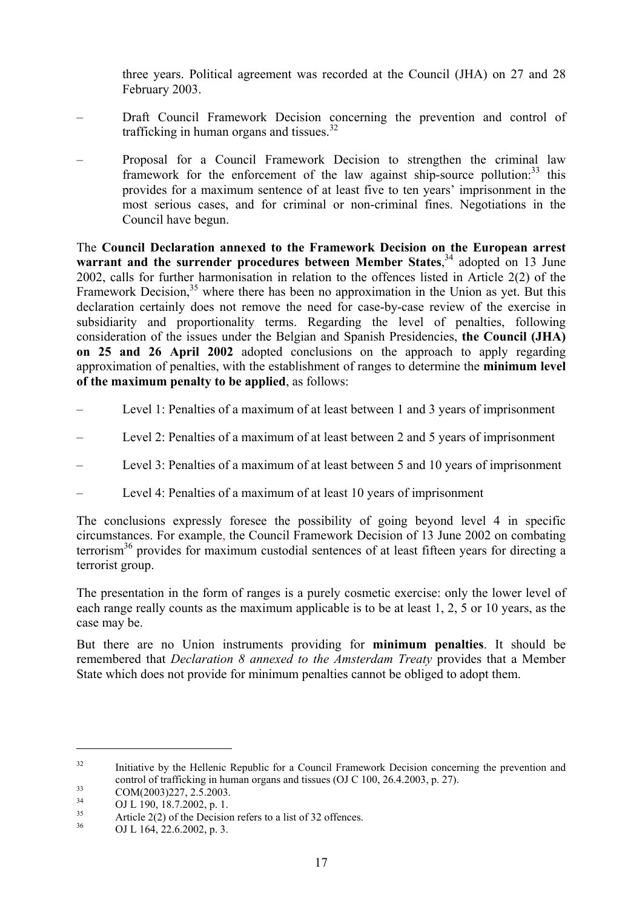three years. Political agreement was recorded at the Council (JHA) on 27 and 28 February 2003.

- Draft Council Framework Decision concerning the prevention and control of trafficking in human organs and tissues.[32]
- Proposal for a Council Framework Decision to strengthen the criminal law framework for the enforcement of the law against ship-source pollution:[33] this provides for a maximum sentence of at least five to ten years' imprisonment in the most serious cases, and for criminal or non-criminal fines. Negotiations in the Council have begun.

The **Council Declaration annexed to the Framework Decision on the European arrest warrant and the surrender procedures between Member States**,[34] adopted on 13 June 2002, calls for further harmonisation in relation to the offences listed in Article 2(2) of the Framework Decision,[35] where there has been no approximation in the Union as yet. But this declaration certainly does not remove the need for case-by-case review of the exercise in subsidiarity and proportionality terms. Regarding the level of penalties, following consideration of the issues under the Belgian and Spanish Presidencies, **the Council (JHA) on 25 and 26 April 2002** adopted conclusions on the approach to apply regarding approximation of penalties, with the establishment of ranges to determine the **minimum level of the maximum penalty to be applied**, as follows:

- Level 1: Penalties of a maximum of at least between 1 and 3 years of imprisonment
- Level 2: Penalties of a maximum of at least between 2 and 5 years of imprisonment
- Level 3: Penalties of a maximum of at least between 5 and 10 years of imprisonment
- Level 4: Penalties of a maximum of at least 10 years of imprisonment

The conclusions expressly foresee the possibility of going beyond level 4 in specific circumstances. For example, the Council Framework Decision of 13 June 2002 on combating terrorism[36] provides for maximum custodial sentences of at least fifteen years for directing a terrorist group.

The presentation in the form of ranges is a purely cosmetic exercise: only the lower level of each range really counts as the maximum applicable is to be at least 1, 2, 5 or 10 years, as the case may be.

But there are no Union instruments providing for **minimum penalties**. It should be remembered that *Declaration 8 annexed to the Amsterdam Treaty* provides that a Member State which does not provide for minimum penalties cannot be obliged to adopt them.

---

[32] Initiative by the Hellenic Republic for a Council Framework Decision concerning the prevention and control of trafficking in human organs and tissues (OJ C 100, 26.4.2003, p. 27).

[33] COM(2003)227, 2.5.2003.

[34] OJ L 190, 18.7.2002, p. 1.

[35] Article 2(2) of the Decision refers to a list of 32 offences.

[36] OJ L 164, 22.6.2002, p. 3.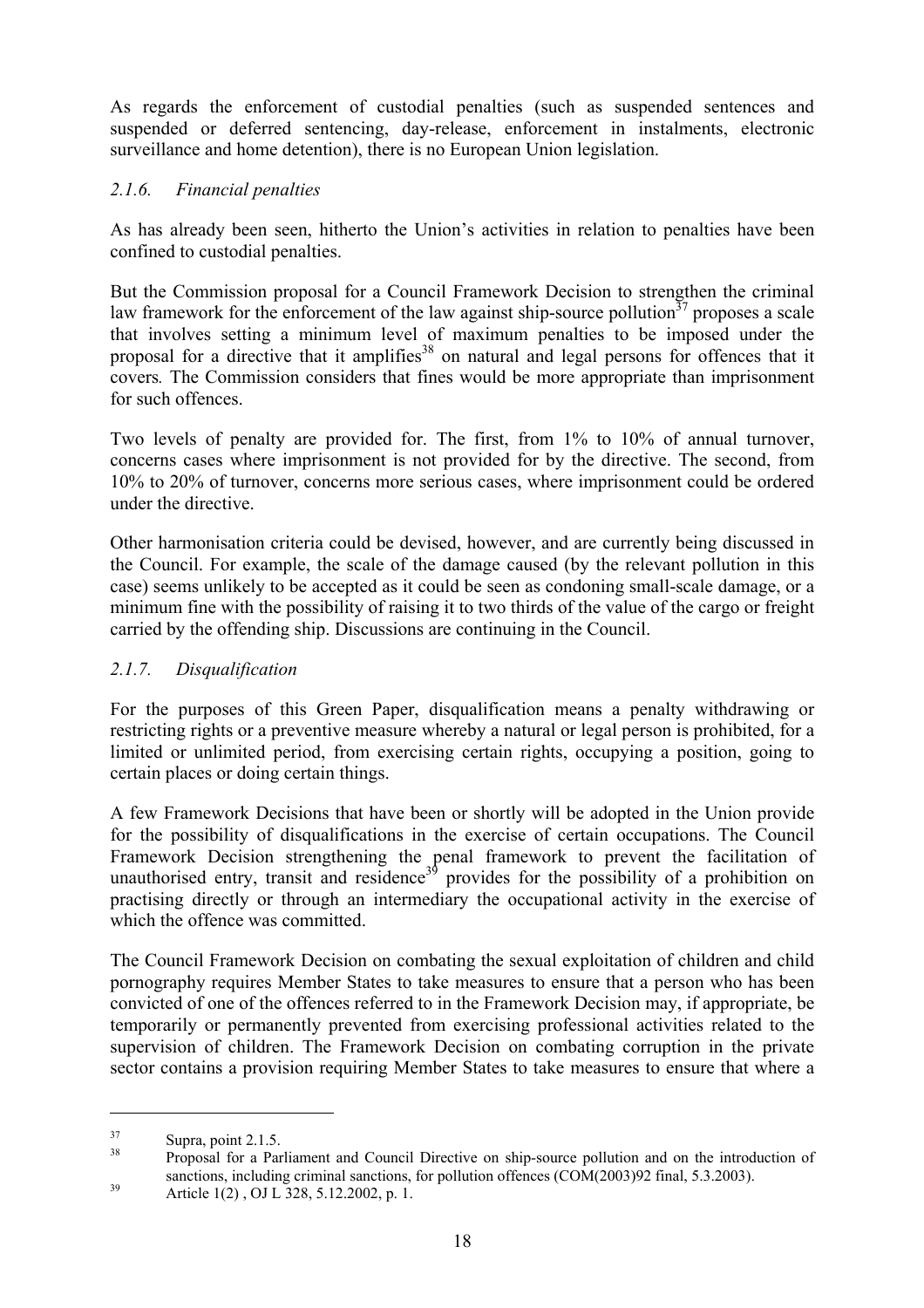As regards the enforcement of custodial penalties (such as suspended sentences and suspended or deferred sentencing, day-release, enforcement in instalments, electronic surveillance and home detention), there is no European Union legislation.

### *2.1.6. Financial penalties*

As has already been seen, hitherto the Union's activities in relation to penalties have been confined to custodial penalties.

But the Commission proposal for a Council Framework Decision to strengthen the criminal law framework for the enforcement of the law against ship-source pollution[37] proposes a scale that involves setting a minimum level of maximum penalties to be imposed under the proposal for a directive that it amplifies[38] on natural and legal persons for offences that it covers*.* The Commission considers that fines would be more appropriate than imprisonment for such offences.

Two levels of penalty are provided for. The first, from 1% to 10% of annual turnover, concerns cases where imprisonment is not provided for by the directive. The second, from 10% to 20% of turnover, concerns more serious cases, where imprisonment could be ordered under the directive.

Other harmonisation criteria could be devised, however, and are currently being discussed in the Council. For example, the scale of the damage caused (by the relevant pollution in this case) seems unlikely to be accepted as it could be seen as condoning small-scale damage, or a minimum fine with the possibility of raising it to two thirds of the value of the cargo or freight carried by the offending ship. Discussions are continuing in the Council.

### *2.1.7. Disqualification*

For the purposes of this Green Paper, disqualification means a penalty withdrawing or restricting rights or a preventive measure whereby a natural or legal person is prohibited, for a limited or unlimited period, from exercising certain rights, occupying a position, going to certain places or doing certain things.

A few Framework Decisions that have been or shortly will be adopted in the Union provide for the possibility of disqualifications in the exercise of certain occupations. The Council Framework Decision strengthening the penal framework to prevent the facilitation of unauthorised entry, transit and residence[39] provides for the possibility of a prohibition on practising directly or through an intermediary the occupational activity in the exercise of which the offence was committed.

The Council Framework Decision on combating the sexual exploitation of children and child pornography requires Member States to take measures to ensure that a person who has been convicted of one of the offences referred to in the Framework Decision may, if appropriate, be temporarily or permanently prevented from exercising professional activities related to the supervision of children. The Framework Decision on combating corruption in the private sector contains a provision requiring Member States to take measures to ensure that where a

---

[37] Supra, point 2.1.5.

[38] Proposal for a Parliament and Council Directive on ship-source pollution and on the introduction of sanctions, including criminal sanctions, for pollution offences (COM(2003)92 final, 5.3.2003).

[39] Article 1(2) , OJ L 328, 5.12.2002, p. 1.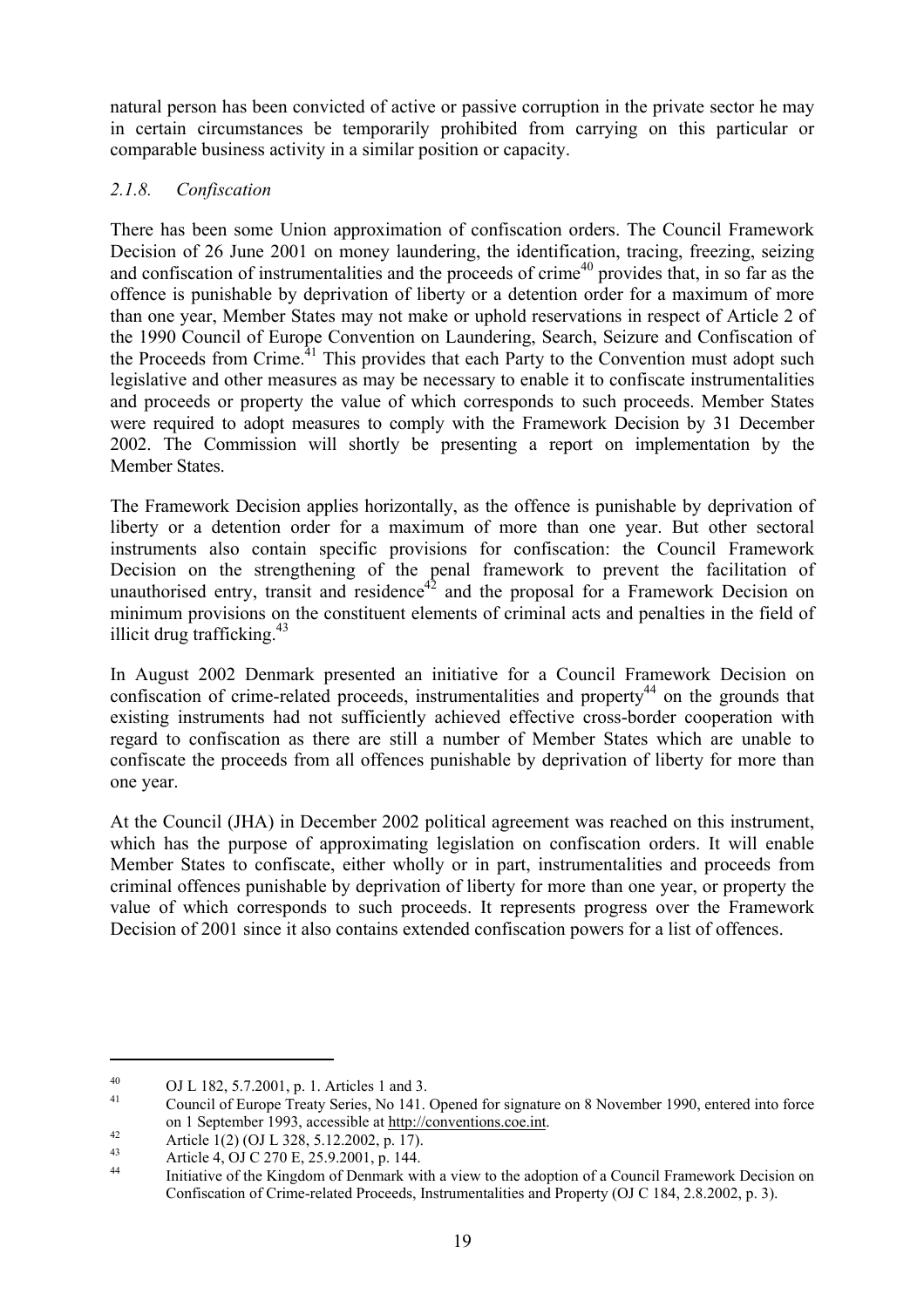natural person has been convicted of active or passive corruption in the private sector he may in certain circumstances be temporarily prohibited from carrying on this particular or comparable business activity in a similar position or capacity.

### *2.1.8. Confiscation*

There has been some Union approximation of confiscation orders. The Council Framework Decision of 26 June 2001 on money laundering, the identification, tracing, freezing, seizing and confiscation of instrumentalities and the proceeds of crime[40] provides that, in so far as the offence is punishable by deprivation of liberty or a detention order for a maximum of more than one year, Member States may not make or uphold reservations in respect of Article 2 of the 1990 Council of Europe Convention on Laundering, Search, Seizure and Confiscation of the Proceeds from Crime.[41] This provides that each Party to the Convention must adopt such legislative and other measures as may be necessary to enable it to confiscate instrumentalities and proceeds or property the value of which corresponds to such proceeds. Member States were required to adopt measures to comply with the Framework Decision by 31 December 2002. The Commission will shortly be presenting a report on implementation by the Member States.

The Framework Decision applies horizontally, as the offence is punishable by deprivation of liberty or a detention order for a maximum of more than one year. But other sectoral instruments also contain specific provisions for confiscation: the Council Framework Decision on the strengthening of the penal framework to prevent the facilitation of unauthorised entry, transit and residence[42] and the proposal for a Framework Decision on minimum provisions on the constituent elements of criminal acts and penalties in the field of illicit drug trafficking.[43]

In August 2002 Denmark presented an initiative for a Council Framework Decision on confiscation of crime-related proceeds, instrumentalities and property[44] on the grounds that existing instruments had not sufficiently achieved effective cross-border cooperation with regard to confiscation as there are still a number of Member States which are unable to confiscate the proceeds from all offences punishable by deprivation of liberty for more than one year.

At the Council (JHA) in December 2002 political agreement was reached on this instrument, which has the purpose of approximating legislation on confiscation orders. It will enable Member States to confiscate, either wholly or in part, instrumentalities and proceeds from criminal offences punishable by deprivation of liberty for more than one year, or property the value of which corresponds to such proceeds. It represents progress over the Framework Decision of 2001 since it also contains extended confiscation powers for a list of offences.

---

[40] OJ L 182, 5.7.2001, p. 1. Articles 1 and 3.

[41] Council of Europe Treaty Series, No 141. Opened for signature on 8 November 1990, entered into force on 1 September 1993, accessible at http://conventions.coe.int.

[42] Article 1(2) (OJ L 328, 5.12.2002, p. 17).

[43] Article 4, OJ C 270 E, 25.9.2001, p. 144.

[44] Initiative of the Kingdom of Denmark with a view to the adoption of a Council Framework Decision on Confiscation of Crime-related Proceeds, Instrumentalities and Property (OJ C 184, 2.8.2002, p. 3).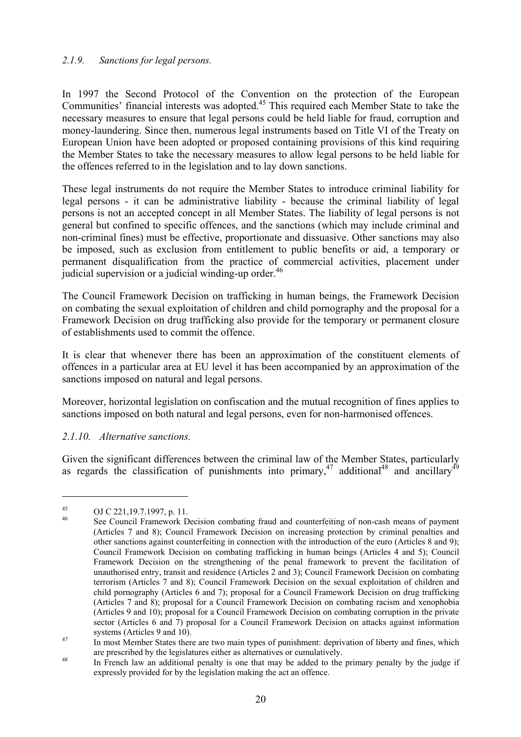### *2.1.9. Sanctions for legal persons.*

In 1997 the Second Protocol of the Convention on the protection of the European Communities' financial interests was adopted.[45] This required each Member State to take the necessary measures to ensure that legal persons could be held liable for fraud, corruption and money-laundering. Since then, numerous legal instruments based on Title VI of the Treaty on European Union have been adopted or proposed containing provisions of this kind requiring the Member States to take the necessary measures to allow legal persons to be held liable for the offences referred to in the legislation and to lay down sanctions.

These legal instruments do not require the Member States to introduce criminal liability for legal persons - it can be administrative liability - because the criminal liability of legal persons is not an accepted concept in all Member States. The liability of legal persons is not general but confined to specific offences, and the sanctions (which may include criminal and non-criminal fines) must be effective, proportionate and dissuasive. Other sanctions may also be imposed, such as exclusion from entitlement to public benefits or aid, a temporary or permanent disqualification from the practice of commercial activities, placement under judicial supervision or a judicial winding-up order.[46]

The Council Framework Decision on trafficking in human beings, the Framework Decision on combating the sexual exploitation of children and child pornography and the proposal for a Framework Decision on drug trafficking also provide for the temporary or permanent closure of establishments used to commit the offence.

It is clear that whenever there has been an approximation of the constituent elements of offences in a particular area at EU level it has been accompanied by an approximation of the sanctions imposed on natural and legal persons.

Moreover, horizontal legislation on confiscation and the mutual recognition of fines applies to sanctions imposed on both natural and legal persons, even for non-harmonised offences.

### *2.1.10. Alternative sanctions.*

Given the significant differences between the criminal law of the Member States, particularly as regards the classification of punishments into primary,[47] additional[48] and ancillary[49]

---

[45] OJ C 221,19.7.1997, p. 11.

[46] See Council Framework Decision combating fraud and counterfeiting of non-cash means of payment (Articles 7 and 8); Council Framework Decision on increasing protection by criminal penalties and other sanctions against counterfeiting in connection with the introduction of the euro (Articles 8 and 9); Council Framework Decision on combating trafficking in human beings (Articles 4 and 5); Council Framework Decision on the strengthening of the penal framework to prevent the facilitation of unauthorised entry, transit and residence (Articles 2 and 3); Council Framework Decision on combating terrorism (Articles 7 and 8); Council Framework Decision on the sexual exploitation of children and child pornography (Articles 6 and 7); proposal for a Council Framework Decision on drug trafficking (Articles 7 and 8); proposal for a Council Framework Decision on combating racism and xenophobia (Articles 9 and 10); proposal for a Council Framework Decision on combating corruption in the private sector (Articles 6 and 7) proposal for a Council Framework Decision on attacks against information systems (Articles 9 and 10).

[47] In most Member States there are two main types of punishment: deprivation of liberty and fines, which are prescribed by the legislatures either as alternatives or cumulatively.

[48] In French law an additional penalty is one that may be added to the primary penalty by the judge if expressly provided for by the legislation making the act an offence.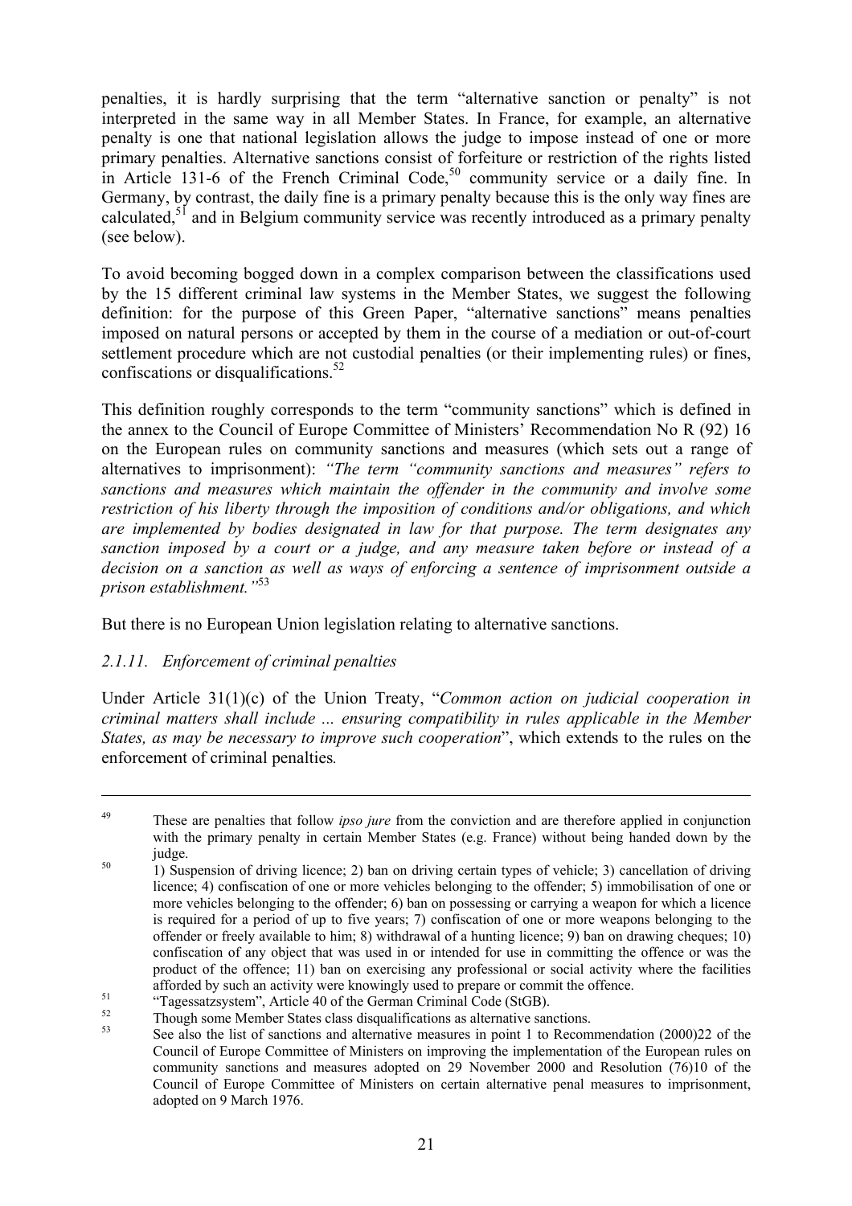penalties, it is hardly surprising that the term "alternative sanction or penalty" is not interpreted in the same way in all Member States. In France, for example, an alternative penalty is one that national legislation allows the judge to impose instead of one or more primary penalties. Alternative sanctions consist of forfeiture or restriction of the rights listed in Article 131-6 of the French Criminal Code,[50] community service or a daily fine. In Germany, by contrast, the daily fine is a primary penalty because this is the only way fines are calculated,[51] and in Belgium community service was recently introduced as a primary penalty (see below).

To avoid becoming bogged down in a complex comparison between the classifications used by the 15 different criminal law systems in the Member States, we suggest the following definition: for the purpose of this Green Paper, "alternative sanctions" means penalties imposed on natural persons or accepted by them in the course of a mediation or out-of-court settlement procedure which are not custodial penalties (or their implementing rules) or fines, confiscations or disqualifications.[52]

This definition roughly corresponds to the term "community sanctions" which is defined in the annex to the Council of Europe Committee of Ministers' Recommendation No R (92) 16 on the European rules on community sanctions and measures (which sets out a range of alternatives to imprisonment): *"The term "community sanctions and measures" refers to sanctions and measures which maintain the offender in the community and involve some restriction of his liberty through the imposition of conditions and/or obligations, and which are implemented by bodies designated in law for that purpose. The term designates any sanction imposed by a court or a judge, and any measure taken before or instead of a decision on a sanction as well as ways of enforcing a sentence of imprisonment outside a prison establishment."*[53]

But there is no European Union legislation relating to alternative sanctions.

### *2.1.11. Enforcement of criminal penalties*

Under Article 31(1)(c) of the Union Treaty, "*Common action on judicial cooperation in criminal matters shall include ... ensuring compatibility in rules applicable in the Member States, as may be necessary to improve such cooperation*", which extends to the rules on the enforcement of criminal penalties*.*

---

[49] These are penalties that follow *ipso jure* from the conviction and are therefore applied in conjunction with the primary penalty in certain Member States (e.g. France) without being handed down by the judge.

[50] 1) Suspension of driving licence; 2) ban on driving certain types of vehicle; 3) cancellation of driving licence; 4) confiscation of one or more vehicles belonging to the offender; 5) immobilisation of one or more vehicles belonging to the offender; 6) ban on possessing or carrying a weapon for which a licence is required for a period of up to five years; 7) confiscation of one or more weapons belonging to the offender or freely available to him; 8) withdrawal of a hunting licence; 9) ban on drawing cheques; 10) confiscation of any object that was used in or intended for use in committing the offence or was the product of the offence; 11) ban on exercising any professional or social activity where the facilities afforded by such an activity were knowingly used to prepare or commit the offence.

[51] "Tagessatzsystem", Article 40 of the German Criminal Code (StGB).

[52] Though some Member States class disqualifications as alternative sanctions.

[53] See also the list of sanctions and alternative measures in point 1 to Recommendation (2000)22 of the Council of Europe Committee of Ministers on improving the implementation of the European rules on community sanctions and measures adopted on 29 November 2000 and Resolution (76)10 of the Council of Europe Committee of Ministers on certain alternative penal measures to imprisonment, adopted on 9 March 1976.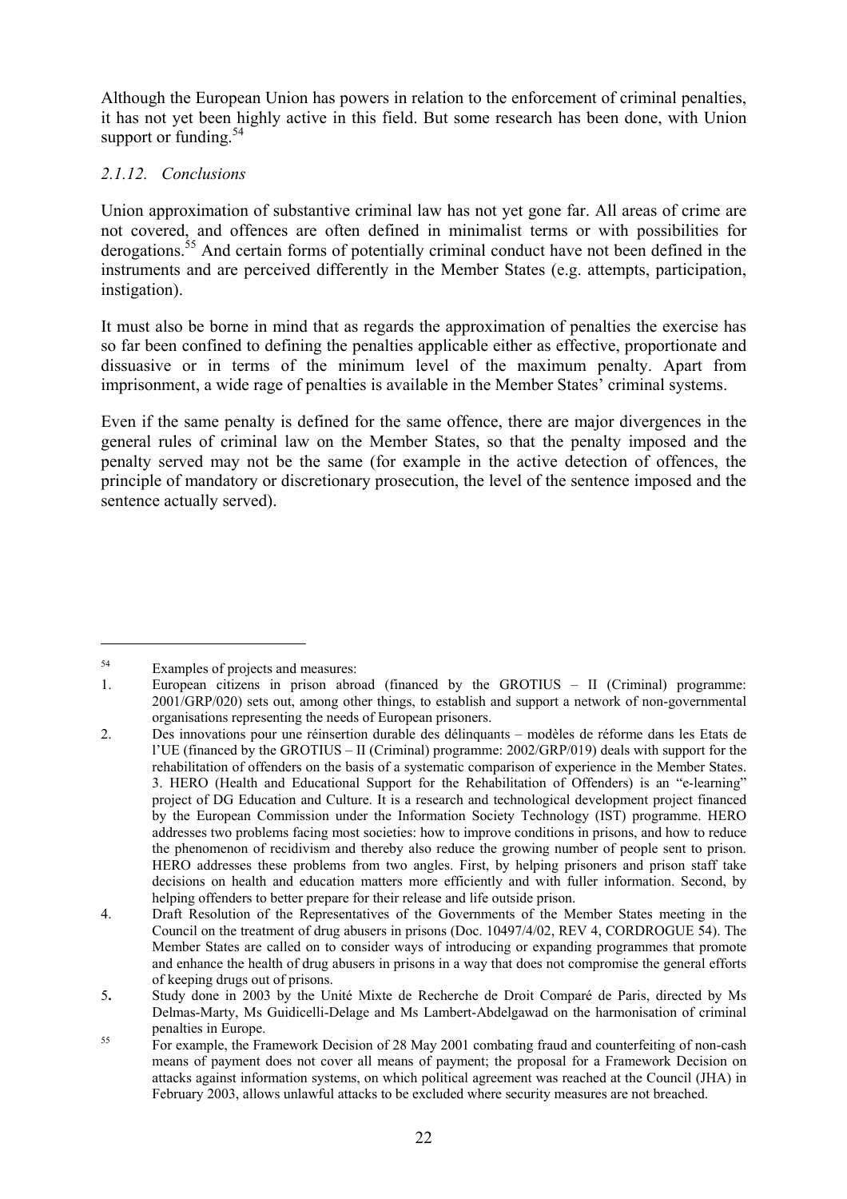Although the European Union has powers in relation to the enforcement of criminal penalties, it has not yet been highly active in this field. But some research has been done, with Union support or funding.[54]

### *2.1.12. Conclusions*

Union approximation of substantive criminal law has not yet gone far. All areas of crime are not covered, and offences are often defined in minimalist terms or with possibilities for derogations.[55] And certain forms of potentially criminal conduct have not been defined in the instruments and are perceived differently in the Member States (e.g. attempts, participation, instigation).

It must also be borne in mind that as regards the approximation of penalties the exercise has so far been confined to defining the penalties applicable either as effective, proportionate and dissuasive or in terms of the minimum level of the maximum penalty. Apart from imprisonment, a wide rage of penalties is available in the Member States' criminal systems.

Even if the same penalty is defined for the same offence, there are major divergences in the general rules of criminal law on the Member States, so that the penalty imposed and the penalty served may not be the same (for example in the active detection of offences, the principle of mandatory or discretionary prosecution, the level of the sentence imposed and the sentence actually served).

---

[54] Examples of projects and measures:

1. European citizens in prison abroad (financed by the GROTIUS – II (Criminal) programme: 2001/GRP/020) sets out, among other things, to establish and support a network of non-governmental organisations representing the needs of European prisoners.
2. Des innovations pour une réinsertion durable des délinquants – modèles de réforme dans les Etats de l'UE (financed by the GROTIUS – II (Criminal) programme: 2002/GRP/019) deals with support for the rehabilitation of offenders on the basis of a systematic comparison of experience in the Member States. 3. HERO (Health and Educational Support for the Rehabilitation of Offenders) is an "e-learning" project of DG Education and Culture. It is a research and technological development project financed by the European Commission under the Information Society Technology (IST) programme. HERO addresses two problems facing most societies: how to improve conditions in prisons, and how to reduce the phenomenon of recidivism and thereby also reduce the growing number of people sent to prison. HERO addresses these problems from two angles. First, by helping prisoners and prison staff take decisions on health and education matters more efficiently and with fuller information. Second, by helping offenders to better prepare for their release and life outside prison.
4. Draft Resolution of the Representatives of the Governments of the Member States meeting in the Council on the treatment of drug abusers in prisons (Doc. 10497/4/02, REV 4, CORDROGUE 54). The Member States are called on to consider ways of introducing or expanding programmes that promote and enhance the health of drug abusers in prisons in a way that does not compromise the general efforts of keeping drugs out of prisons.
5. Study done in 2003 by the Unité Mixte de Recherche de Droit Comparé de Paris, directed by Ms Delmas-Marty, Ms Guidicelli-Delage and Ms Lambert-Abdelgawad on the harmonisation of criminal penalties in Europe.

[55] For example, the Framework Decision of 28 May 2001 combating fraud and counterfeiting of non-cash means of payment does not cover all means of payment; the proposal for a Framework Decision on attacks against information systems, on which political agreement was reached at the Council (JHA) in February 2003, allows unlawful attacks to be excluded where security measures are not breached.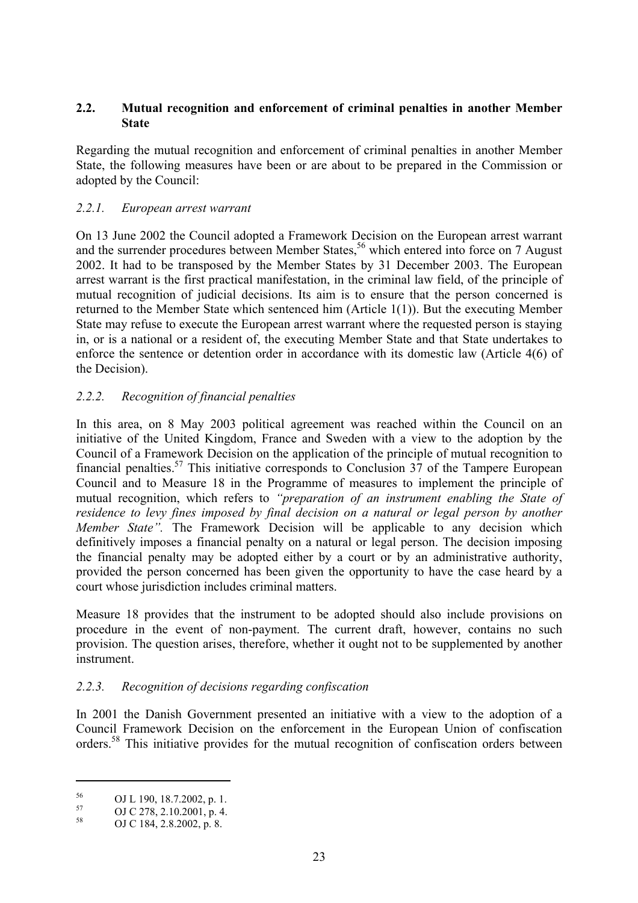## 2.2. Mutual recognition and enforcement of criminal penalties in another Member State

Regarding the mutual recognition and enforcement of criminal penalties in another Member State, the following measures have been or are about to be prepared in the Commission or adopted by the Council:

### *2.2.1. European arrest warrant*

On 13 June 2002 the Council adopted a Framework Decision on the European arrest warrant and the surrender procedures between Member States,[56] which entered into force on 7 August 2002. It had to be transposed by the Member States by 31 December 2003. The European arrest warrant is the first practical manifestation, in the criminal law field, of the principle of mutual recognition of judicial decisions. Its aim is to ensure that the person concerned is returned to the Member State which sentenced him (Article 1(1)). But the executing Member State may refuse to execute the European arrest warrant where the requested person is staying in, or is a national or a resident of, the executing Member State and that State undertakes to enforce the sentence or detention order in accordance with its domestic law (Article 4(6) of the Decision).

### *2.2.2. Recognition of financial penalties*

In this area, on 8 May 2003 political agreement was reached within the Council on an initiative of the United Kingdom, France and Sweden with a view to the adoption by the Council of a Framework Decision on the application of the principle of mutual recognition to financial penalties.[57] This initiative corresponds to Conclusion 37 of the Tampere European Council and to Measure 18 in the Programme of measures to implement the principle of mutual recognition, which refers to *"preparation of an instrument enabling the State of residence to levy fines imposed by final decision on a natural or legal person by another Member State"*. The Framework Decision will be applicable to any decision which definitively imposes a financial penalty on a natural or legal person. The decision imposing the financial penalty may be adopted either by a court or by an administrative authority, provided the person concerned has been given the opportunity to have the case heard by a court whose jurisdiction includes criminal matters.

Measure 18 provides that the instrument to be adopted should also include provisions on procedure in the event of non-payment. The current draft, however, contains no such provision. The question arises, therefore, whether it ought not to be supplemented by another instrument.

### *2.2.3. Recognition of decisions regarding confiscation*

In 2001 the Danish Government presented an initiative with a view to the adoption of a Council Framework Decision on the enforcement in the European Union of confiscation orders.[58] This initiative provides for the mutual recognition of confiscation orders between

---

[56] OJ L 190, 18.7.2002, p. 1.

[57] OJ C 278, 2.10.2001, p. 4.

[58] OJ C 184, 2.8.2002, p. 8.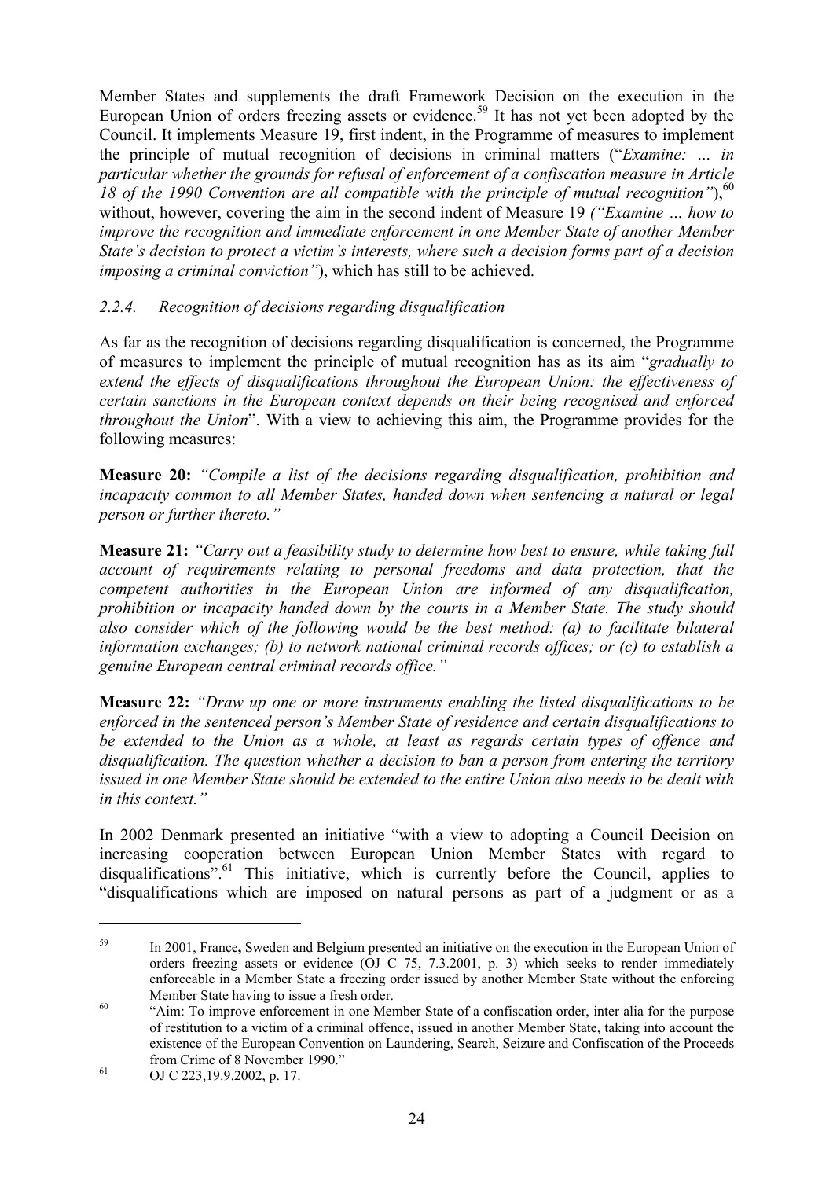Member States and supplements the draft Framework Decision on the execution in the European Union of orders freezing assets or evidence.[59] It has not yet been adopted by the Council. It implements Measure 19, first indent, in the Programme of measures to implement the principle of mutual recognition of decisions in criminal matters ("*Examine: … in particular whether the grounds for refusal of enforcement of a confiscation measure in Article 18 of the 1990 Convention are all compatible with the principle of mutual recognition"*),[60] without, however, covering the aim in the second indent of Measure 19 *("Examine … how to improve the recognition and immediate enforcement in one Member State of another Member State's decision to protect a victim's interests, where such a decision forms part of a decision imposing a criminal conviction"*), which has still to be achieved.

### *2.2.4. Recognition of decisions regarding disqualification*

As far as the recognition of decisions regarding disqualification is concerned, the Programme of measures to implement the principle of mutual recognition has as its aim "*gradually to extend the effects of disqualifications throughout the European Union: the effectiveness of certain sanctions in the European context depends on their being recognised and enforced throughout the Union*". With a view to achieving this aim, the Programme provides for the following measures:

**Measure 20:** *"Compile a list of the decisions regarding disqualification, prohibition and incapacity common to all Member States, handed down when sentencing a natural or legal person or further thereto."*

**Measure 21:** *"Carry out a feasibility study to determine how best to ensure, while taking full account of requirements relating to personal freedoms and data protection, that the competent authorities in the European Union are informed of any disqualification, prohibition or incapacity handed down by the courts in a Member State. The study should also consider which of the following would be the best method: (a) to facilitate bilateral information exchanges; (b) to network national criminal records offices; or (c) to establish a genuine European central criminal records office."*

**Measure 22:** *"Draw up one or more instruments enabling the listed disqualifications to be enforced in the sentenced person's Member State of residence and certain disqualifications to be extended to the Union as a whole, at least as regards certain types of offence and disqualification. The question whether a decision to ban a person from entering the territory issued in one Member State should be extended to the entire Union also needs to be dealt with in this context."*

In 2002 Denmark presented an initiative "with a view to adopting a Council Decision on increasing cooperation between European Union Member States with regard to disqualifications".[61] This initiative, which is currently before the Council, applies to "disqualifications which are imposed on natural persons as part of a judgment or as a

---

[59] In 2001, France, Sweden and Belgium presented an initiative on the execution in the European Union of orders freezing assets or evidence (OJ C 75, 7.3.2001, p. 3) which seeks to render immediately enforceable in a Member State a freezing order issued by another Member State without the enforcing Member State having to issue a fresh order.

[60] "Aim: To improve enforcement in one Member State of a confiscation order, inter alia for the purpose of restitution to a victim of a criminal offence, issued in another Member State, taking into account the existence of the European Convention on Laundering, Search, Seizure and Confiscation of the Proceeds from Crime of 8 November 1990."

[61] OJ C 223,19.9.2002, p. 17.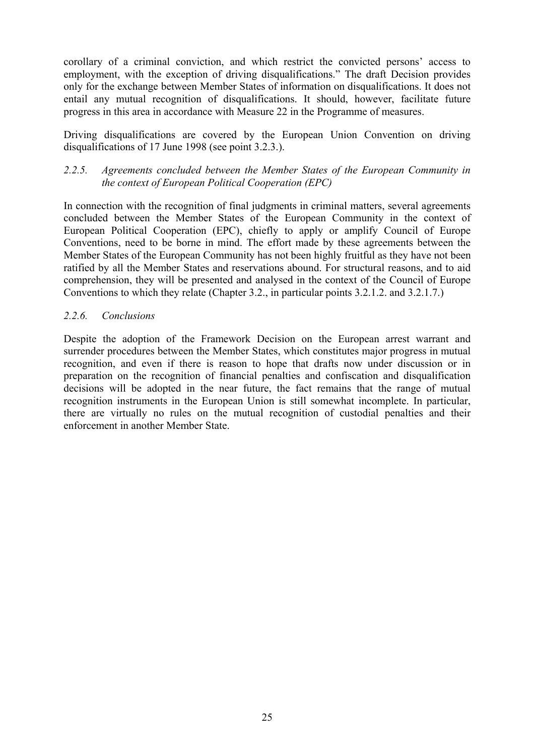corollary of a criminal conviction, and which restrict the convicted persons' access to employment, with the exception of driving disqualifications." The draft Decision provides only for the exchange between Member States of information on disqualifications. It does not entail any mutual recognition of disqualifications. It should, however, facilitate future progress in this area in accordance with Measure 22 in the Programme of measures.

Driving disqualifications are covered by the European Union Convention on driving disqualifications of 17 June 1998 (see point 3.2.3.).

#### *2.2.5. Agreements concluded between the Member States of the European Community in the context of European Political Cooperation (EPC)*

In connection with the recognition of final judgments in criminal matters, several agreements concluded between the Member States of the European Community in the context of European Political Cooperation (EPC), chiefly to apply or amplify Council of Europe Conventions, need to be borne in mind. The effort made by these agreements between the Member States of the European Community has not been highly fruitful as they have not been ratified by all the Member States and reservations abound. For structural reasons, and to aid comprehension, they will be presented and analysed in the context of the Council of Europe Conventions to which they relate (Chapter 3.2., in particular points 3.2.1.2. and 3.2.1.7.)

#### *2.2.6. Conclusions*

Despite the adoption of the Framework Decision on the European arrest warrant and surrender procedures between the Member States, which constitutes major progress in mutual recognition, and even if there is reason to hope that drafts now under discussion or in preparation on the recognition of financial penalties and confiscation and disqualification decisions will be adopted in the near future, the fact remains that the range of mutual recognition instruments in the European Union is still somewhat incomplete. In particular, there are virtually no rules on the mutual recognition of custodial penalties and their enforcement in another Member State.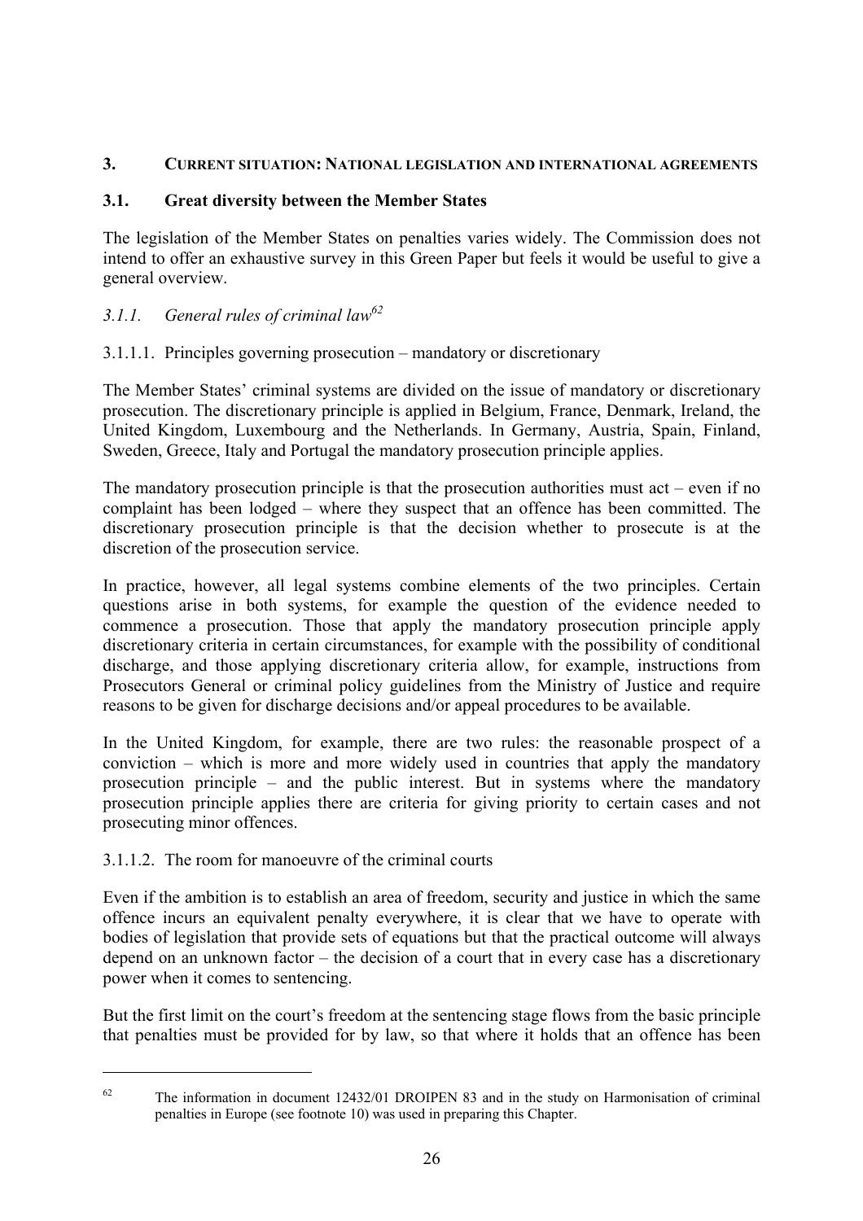## 3. CURRENT SITUATION: NATIONAL LEGISLATION AND INTERNATIONAL AGREEMENTS

### 3.1. Great diversity between the Member States

The legislation of the Member States on penalties varies widely. The Commission does not intend to offer an exhaustive survey in this Green Paper but feels it would be useful to give a general overview.

#### *3.1.1. General rules of criminal law[62]*

3.1.1.1. Principles governing prosecution – mandatory or discretionary

The Member States' criminal systems are divided on the issue of mandatory or discretionary prosecution. The discretionary principle is applied in Belgium, France, Denmark, Ireland, the United Kingdom, Luxembourg and the Netherlands. In Germany, Austria, Spain, Finland, Sweden, Greece, Italy and Portugal the mandatory prosecution principle applies.

The mandatory prosecution principle is that the prosecution authorities must act – even if no complaint has been lodged – where they suspect that an offence has been committed. The discretionary prosecution principle is that the decision whether to prosecute is at the discretion of the prosecution service.

In practice, however, all legal systems combine elements of the two principles. Certain questions arise in both systems, for example the question of the evidence needed to commence a prosecution. Those that apply the mandatory prosecution principle apply discretionary criteria in certain circumstances, for example with the possibility of conditional discharge, and those applying discretionary criteria allow, for example, instructions from Prosecutors General or criminal policy guidelines from the Ministry of Justice and require reasons to be given for discharge decisions and/or appeal procedures to be available.

In the United Kingdom, for example, there are two rules: the reasonable prospect of a conviction – which is more and more widely used in countries that apply the mandatory prosecution principle – and the public interest. But in systems where the mandatory prosecution principle applies there are criteria for giving priority to certain cases and not prosecuting minor offences.

3.1.1.2. The room for manoeuvre of the criminal courts

Even if the ambition is to establish an area of freedom, security and justice in which the same offence incurs an equivalent penalty everywhere, it is clear that we have to operate with bodies of legislation that provide sets of equations but that the practical outcome will always depend on an unknown factor – the decision of a court that in every case has a discretionary power when it comes to sentencing.

But the first limit on the court's freedom at the sentencing stage flows from the basic principle that penalties must be provided for by law, so that where it holds that an offence has been

---

[62] The information in document 12432/01 DROIPEN 83 and in the study on Harmonisation of criminal penalties in Europe (see footnote 10) was used in preparing this Chapter.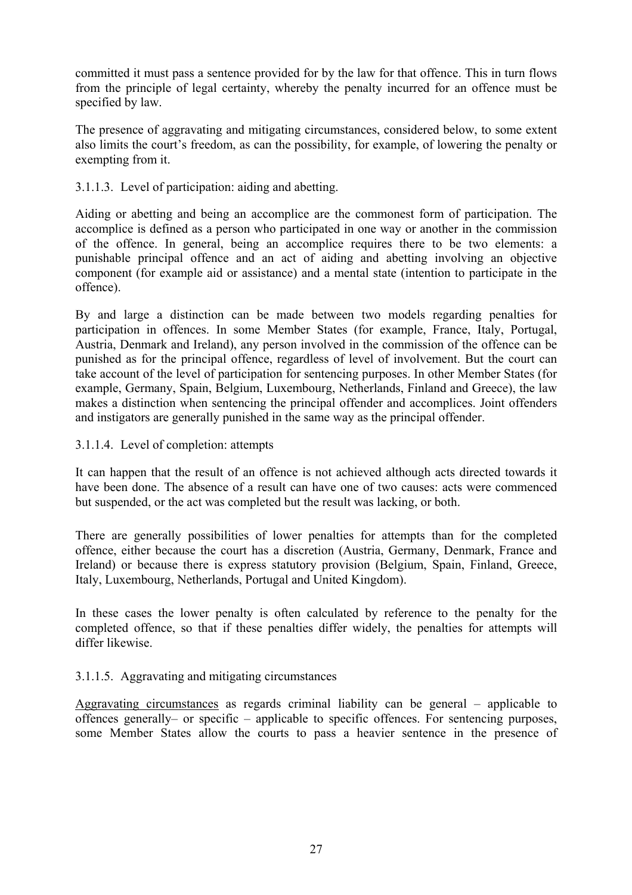committed it must pass a sentence provided for by the law for that offence. This in turn flows from the principle of legal certainty, whereby the penalty incurred for an offence must be specified by law.

The presence of aggravating and mitigating circumstances, considered below, to some extent also limits the court's freedom, as can the possibility, for example, of lowering the penalty or exempting from it.

#### 3.1.1.3. Level of participation: aiding and abetting.

Aiding or abetting and being an accomplice are the commonest form of participation. The accomplice is defined as a person who participated in one way or another in the commission of the offence. In general, being an accomplice requires there to be two elements: a punishable principal offence and an act of aiding and abetting involving an objective component (for example aid or assistance) and a mental state (intention to participate in the offence).

By and large a distinction can be made between two models regarding penalties for participation in offences. In some Member States (for example, France, Italy, Portugal, Austria, Denmark and Ireland), any person involved in the commission of the offence can be punished as for the principal offence, regardless of level of involvement. But the court can take account of the level of participation for sentencing purposes. In other Member States (for example, Germany, Spain, Belgium, Luxembourg, Netherlands, Finland and Greece), the law makes a distinction when sentencing the principal offender and accomplices. Joint offenders and instigators are generally punished in the same way as the principal offender.

#### 3.1.1.4. Level of completion: attempts

It can happen that the result of an offence is not achieved although acts directed towards it have been done. The absence of a result can have one of two causes: acts were commenced but suspended, or the act was completed but the result was lacking, or both.

There are generally possibilities of lower penalties for attempts than for the completed offence, either because the court has a discretion (Austria, Germany, Denmark, France and Ireland) or because there is express statutory provision (Belgium, Spain, Finland, Greece, Italy, Luxembourg, Netherlands, Portugal and United Kingdom).

In these cases the lower penalty is often calculated by reference to the penalty for the completed offence, so that if these penalties differ widely, the penalties for attempts will differ likewise.

#### 3.1.1.5. Aggravating and mitigating circumstances

Aggravating circumstances as regards criminal liability can be general – applicable to offences generally– or specific – applicable to specific offences. For sentencing purposes, some Member States allow the courts to pass a heavier sentence in the presence of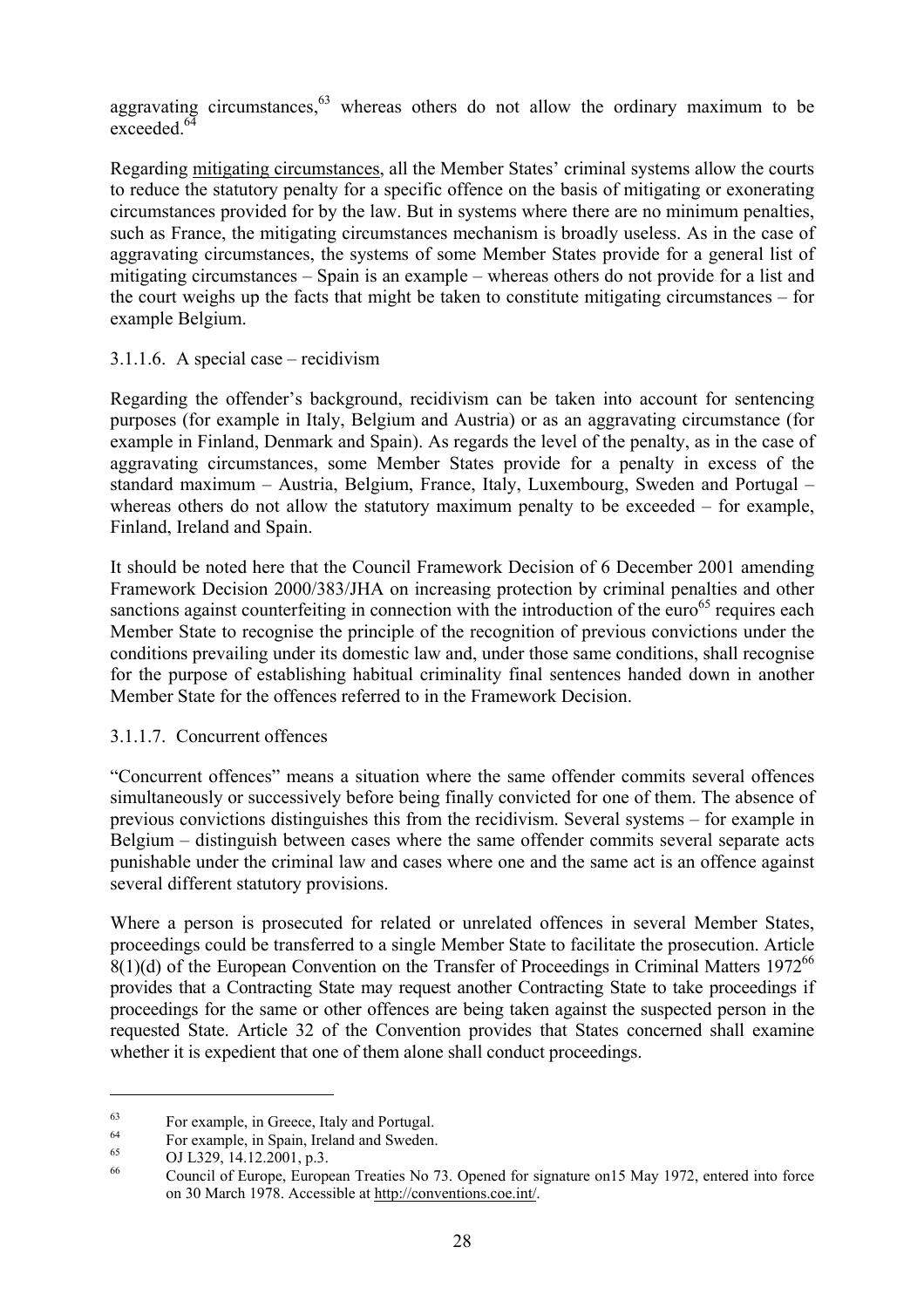aggravating circumstances,[63] whereas others do not allow the ordinary maximum to be exceeded.[64]

Regarding mitigating circumstances, all the Member States' criminal systems allow the courts to reduce the statutory penalty for a specific offence on the basis of mitigating or exonerating circumstances provided for by the law. But in systems where there are no minimum penalties, such as France, the mitigating circumstances mechanism is broadly useless. As in the case of aggravating circumstances, the systems of some Member States provide for a general list of mitigating circumstances – Spain is an example – whereas others do not provide for a list and the court weighs up the facts that might be taken to constitute mitigating circumstances – for example Belgium.

#### 3.1.1.6. A special case – recidivism

Regarding the offender's background, recidivism can be taken into account for sentencing purposes (for example in Italy, Belgium and Austria) or as an aggravating circumstance (for example in Finland, Denmark and Spain). As regards the level of the penalty, as in the case of aggravating circumstances, some Member States provide for a penalty in excess of the standard maximum – Austria, Belgium, France, Italy, Luxembourg, Sweden and Portugal – whereas others do not allow the statutory maximum penalty to be exceeded – for example, Finland, Ireland and Spain.

It should be noted here that the Council Framework Decision of 6 December 2001 amending Framework Decision 2000/383/JHA on increasing protection by criminal penalties and other sanctions against counterfeiting in connection with the introduction of the euro[65] requires each Member State to recognise the principle of the recognition of previous convictions under the conditions prevailing under its domestic law and, under those same conditions, shall recognise for the purpose of establishing habitual criminality final sentences handed down in another Member State for the offences referred to in the Framework Decision.

#### 3.1.1.7. Concurrent offences

"Concurrent offences" means a situation where the same offender commits several offences simultaneously or successively before being finally convicted for one of them. The absence of previous convictions distinguishes this from the recidivism. Several systems – for example in Belgium – distinguish between cases where the same offender commits several separate acts punishable under the criminal law and cases where one and the same act is an offence against several different statutory provisions.

Where a person is prosecuted for related or unrelated offences in several Member States, proceedings could be transferred to a single Member State to facilitate the prosecution. Article 8(1)(d) of the European Convention on the Transfer of Proceedings in Criminal Matters 1972[66] provides that a Contracting State may request another Contracting State to take proceedings if proceedings for the same or other offences are being taken against the suspected person in the requested State. Article 32 of the Convention provides that States concerned shall examine whether it is expedient that one of them alone shall conduct proceedings.

---

[63] For example, in Greece, Italy and Portugal.

[64] For example, in Spain, Ireland and Sweden.

[65] OJ L329, 14.12.2001, p.3.

[66] Council of Europe, European Treaties No 73. Opened for signature on15 May 1972, entered into force on 30 March 1978. Accessible at http://conventions.coe.int/.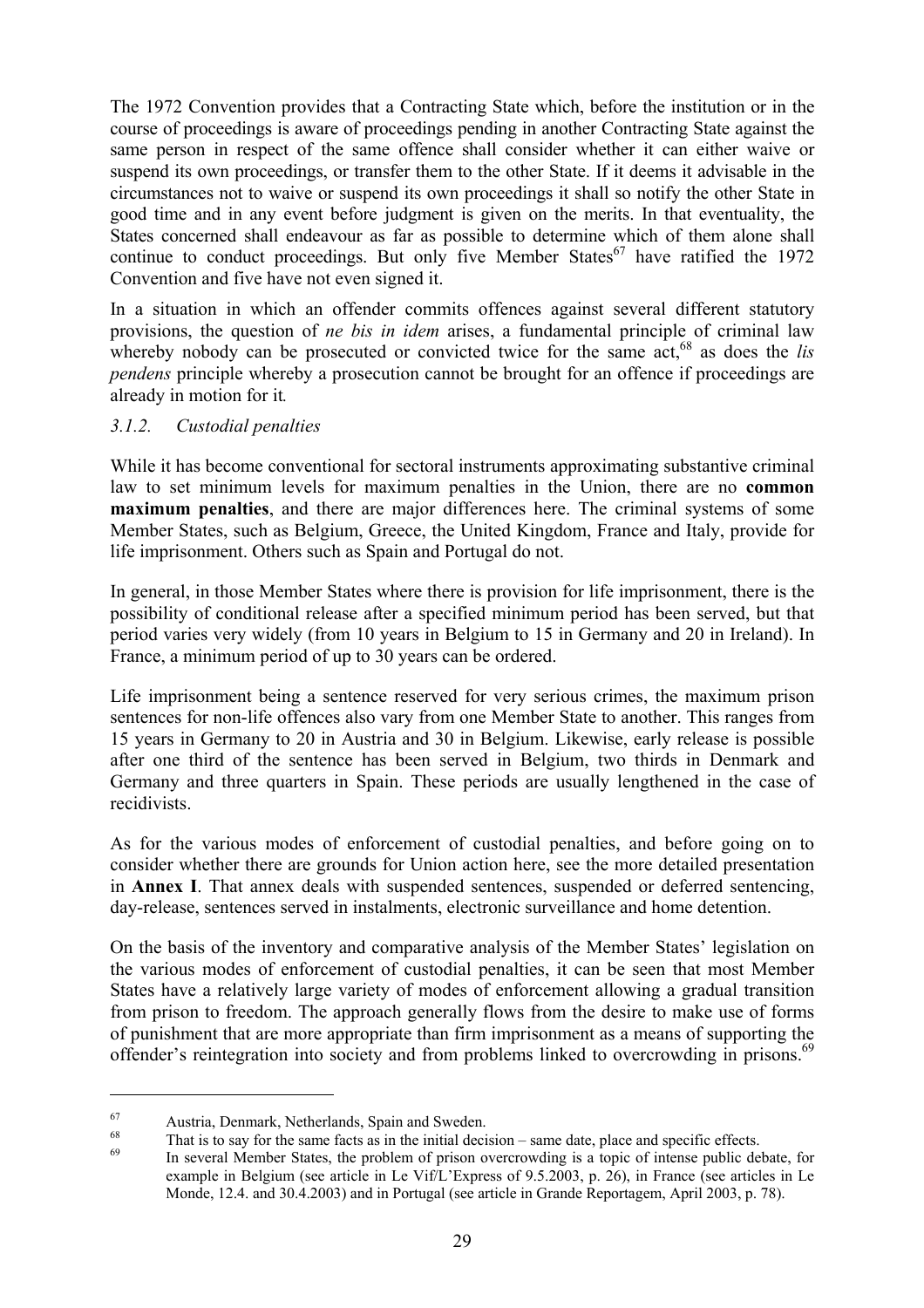The 1972 Convention provides that a Contracting State which, before the institution or in the course of proceedings is aware of proceedings pending in another Contracting State against the same person in respect of the same offence shall consider whether it can either waive or suspend its own proceedings, or transfer them to the other State. If it deems it advisable in the circumstances not to waive or suspend its own proceedings it shall so notify the other State in good time and in any event before judgment is given on the merits. In that eventuality, the States concerned shall endeavour as far as possible to determine which of them alone shall continue to conduct proceedings. But only five Member States[67] have ratified the 1972 Convention and five have not even signed it.

In a situation in which an offender commits offences against several different statutory provisions, the question of *ne bis in idem* arises, a fundamental principle of criminal law whereby nobody can be prosecuted or convicted twice for the same act,[68] as does the *lis pendens* principle whereby a prosecution cannot be brought for an offence if proceedings are already in motion for it.

### *3.1.2. Custodial penalties*

While it has become conventional for sectoral instruments approximating substantive criminal law to set minimum levels for maximum penalties in the Union, there are no **common maximum penalties**, and there are major differences here. The criminal systems of some Member States, such as Belgium, Greece, the United Kingdom, France and Italy, provide for life imprisonment. Others such as Spain and Portugal do not.

In general, in those Member States where there is provision for life imprisonment, there is the possibility of conditional release after a specified minimum period has been served, but that period varies very widely (from 10 years in Belgium to 15 in Germany and 20 in Ireland). In France, a minimum period of up to 30 years can be ordered.

Life imprisonment being a sentence reserved for very serious crimes, the maximum prison sentences for non-life offences also vary from one Member State to another. This ranges from 15 years in Germany to 20 in Austria and 30 in Belgium. Likewise, early release is possible after one third of the sentence has been served in Belgium, two thirds in Denmark and Germany and three quarters in Spain. These periods are usually lengthened in the case of recidivists.

As for the various modes of enforcement of custodial penalties, and before going on to consider whether there are grounds for Union action here, see the more detailed presentation in **Annex I**. That annex deals with suspended sentences, suspended or deferred sentencing, day-release, sentences served in instalments, electronic surveillance and home detention.

On the basis of the inventory and comparative analysis of the Member States' legislation on the various modes of enforcement of custodial penalties, it can be seen that most Member States have a relatively large variety of modes of enforcement allowing a gradual transition from prison to freedom. The approach generally flows from the desire to make use of forms of punishment that are more appropriate than firm imprisonment as a means of supporting the offender's reintegration into society and from problems linked to overcrowding in prisons.[69]

---

[67] Austria, Denmark, Netherlands, Spain and Sweden.

[68] That is to say for the same facts as in the initial decision – same date, place and specific effects.

[69] In several Member States, the problem of prison overcrowding is a topic of intense public debate, for example in Belgium (see article in Le Vif/L'Express of 9.5.2003, p. 26), in France (see articles in Le Monde, 12.4. and 30.4.2003) and in Portugal (see article in Grande Reportagem, April 2003, p. 78).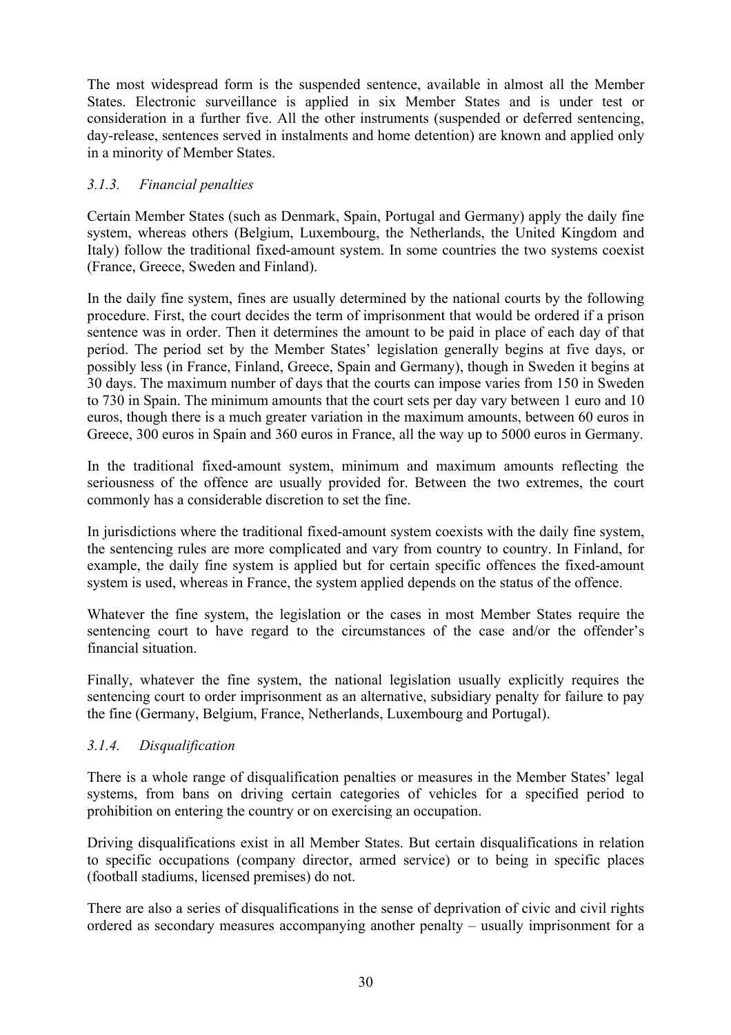The most widespread form is the suspended sentence, available in almost all the Member States. Electronic surveillance is applied in six Member States and is under test or consideration in a further five. All the other instruments (suspended or deferred sentencing, day-release, sentences served in instalments and home detention) are known and applied only in a minority of Member States.

### *3.1.3. Financial penalties*

Certain Member States (such as Denmark, Spain, Portugal and Germany) apply the daily fine system, whereas others (Belgium, Luxembourg, the Netherlands, the United Kingdom and Italy) follow the traditional fixed-amount system. In some countries the two systems coexist (France, Greece, Sweden and Finland).

In the daily fine system, fines are usually determined by the national courts by the following procedure. First, the court decides the term of imprisonment that would be ordered if a prison sentence was in order. Then it determines the amount to be paid in place of each day of that period. The period set by the Member States' legislation generally begins at five days, or possibly less (in France, Finland, Greece, Spain and Germany), though in Sweden it begins at 30 days. The maximum number of days that the courts can impose varies from 150 in Sweden to 730 in Spain. The minimum amounts that the court sets per day vary between 1 euro and 10 euros, though there is a much greater variation in the maximum amounts, between 60 euros in Greece, 300 euros in Spain and 360 euros in France, all the way up to 5000 euros in Germany.

In the traditional fixed-amount system, minimum and maximum amounts reflecting the seriousness of the offence are usually provided for. Between the two extremes, the court commonly has a considerable discretion to set the fine.

In jurisdictions where the traditional fixed-amount system coexists with the daily fine system, the sentencing rules are more complicated and vary from country to country. In Finland, for example, the daily fine system is applied but for certain specific offences the fixed-amount system is used, whereas in France, the system applied depends on the status of the offence.

Whatever the fine system, the legislation or the cases in most Member States require the sentencing court to have regard to the circumstances of the case and/or the offender's financial situation.

Finally, whatever the fine system, the national legislation usually explicitly requires the sentencing court to order imprisonment as an alternative, subsidiary penalty for failure to pay the fine (Germany, Belgium, France, Netherlands, Luxembourg and Portugal).

### *3.1.4. Disqualification*

There is a whole range of disqualification penalties or measures in the Member States' legal systems, from bans on driving certain categories of vehicles for a specified period to prohibition on entering the country or on exercising an occupation.

Driving disqualifications exist in all Member States. But certain disqualifications in relation to specific occupations (company director, armed service) or to being in specific places (football stadiums, licensed premises) do not.

There are also a series of disqualifications in the sense of deprivation of civic and civil rights ordered as secondary measures accompanying another penalty – usually imprisonment for a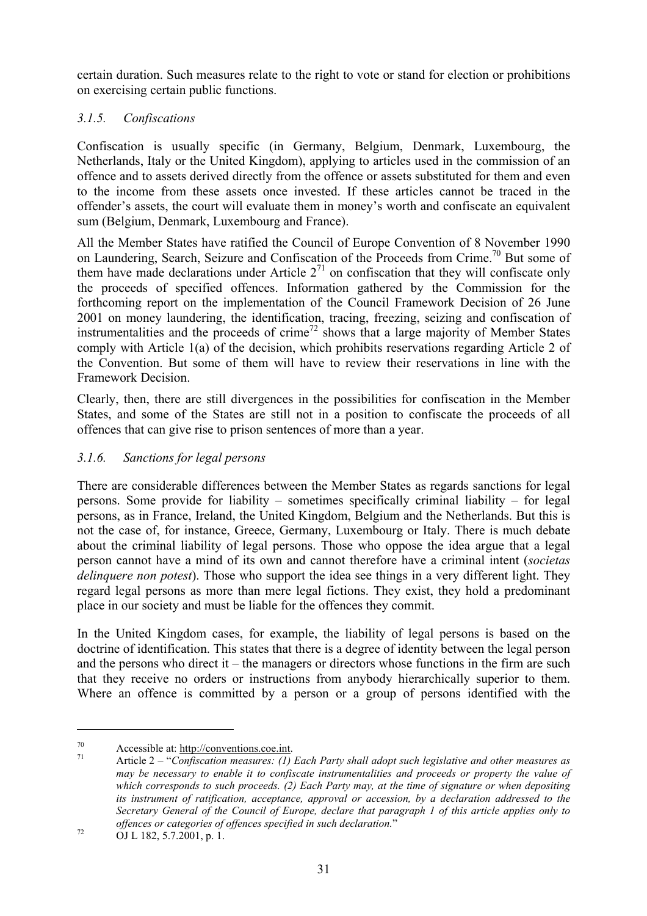certain duration. Such measures relate to the right to vote or stand for election or prohibitions on exercising certain public functions.

### *3.1.5. Confiscations*

Confiscation is usually specific (in Germany, Belgium, Denmark, Luxembourg, the Netherlands, Italy or the United Kingdom), applying to articles used in the commission of an offence and to assets derived directly from the offence or assets substituted for them and even to the income from these assets once invested. If these articles cannot be traced in the offender's assets, the court will evaluate them in money's worth and confiscate an equivalent sum (Belgium, Denmark, Luxembourg and France).

All the Member States have ratified the Council of Europe Convention of 8 November 1990 on Laundering, Search, Seizure and Confiscation of the Proceeds from Crime.[70] But some of them have made declarations under Article 2[71] on confiscation that they will confiscate only the proceeds of specified offences. Information gathered by the Commission for the forthcoming report on the implementation of the Council Framework Decision of 26 June 2001 on money laundering, the identification, tracing, freezing, seizing and confiscation of instrumentalities and the proceeds of crime[72] shows that a large majority of Member States comply with Article 1(a) of the decision, which prohibits reservations regarding Article 2 of the Convention. But some of them will have to review their reservations in line with the Framework Decision.

Clearly, then, there are still divergences in the possibilities for confiscation in the Member States, and some of the States are still not in a position to confiscate the proceeds of all offences that can give rise to prison sentences of more than a year.

### *3.1.6. Sanctions for legal persons*

There are considerable differences between the Member States as regards sanctions for legal persons. Some provide for liability – sometimes specifically criminal liability – for legal persons, as in France, Ireland, the United Kingdom, Belgium and the Netherlands. But this is not the case of, for instance, Greece, Germany, Luxembourg or Italy. There is much debate about the criminal liability of legal persons. Those who oppose the idea argue that a legal person cannot have a mind of its own and cannot therefore have a criminal intent (*societas delinquere non potest*). Those who support the idea see things in a very different light. They regard legal persons as more than mere legal fictions. They exist, they hold a predominant place in our society and must be liable for the offences they commit.

In the United Kingdom cases, for example, the liability of legal persons is based on the doctrine of identification. This states that there is a degree of identity between the legal person and the persons who direct it – the managers or directors whose functions in the firm are such that they receive no orders or instructions from anybody hierarchically superior to them. Where an offence is committed by a person or a group of persons identified with the

---

[70] Accessible at: http://conventions.coe.int.

[71] Article 2 – "*Confiscation measures: (1) Each Party shall adopt such legislative and other measures as may be necessary to enable it to confiscate instrumentalities and proceeds or property the value of which corresponds to such proceeds. (2) Each Party may, at the time of signature or when depositing its instrument of ratification, acceptance, approval or accession, by a declaration addressed to the Secretary General of the Council of Europe, declare that paragraph 1 of this article applies only to offences or categories of offences specified in such declaration.*"

[72] OJ L 182, 5.7.2001, p. 1.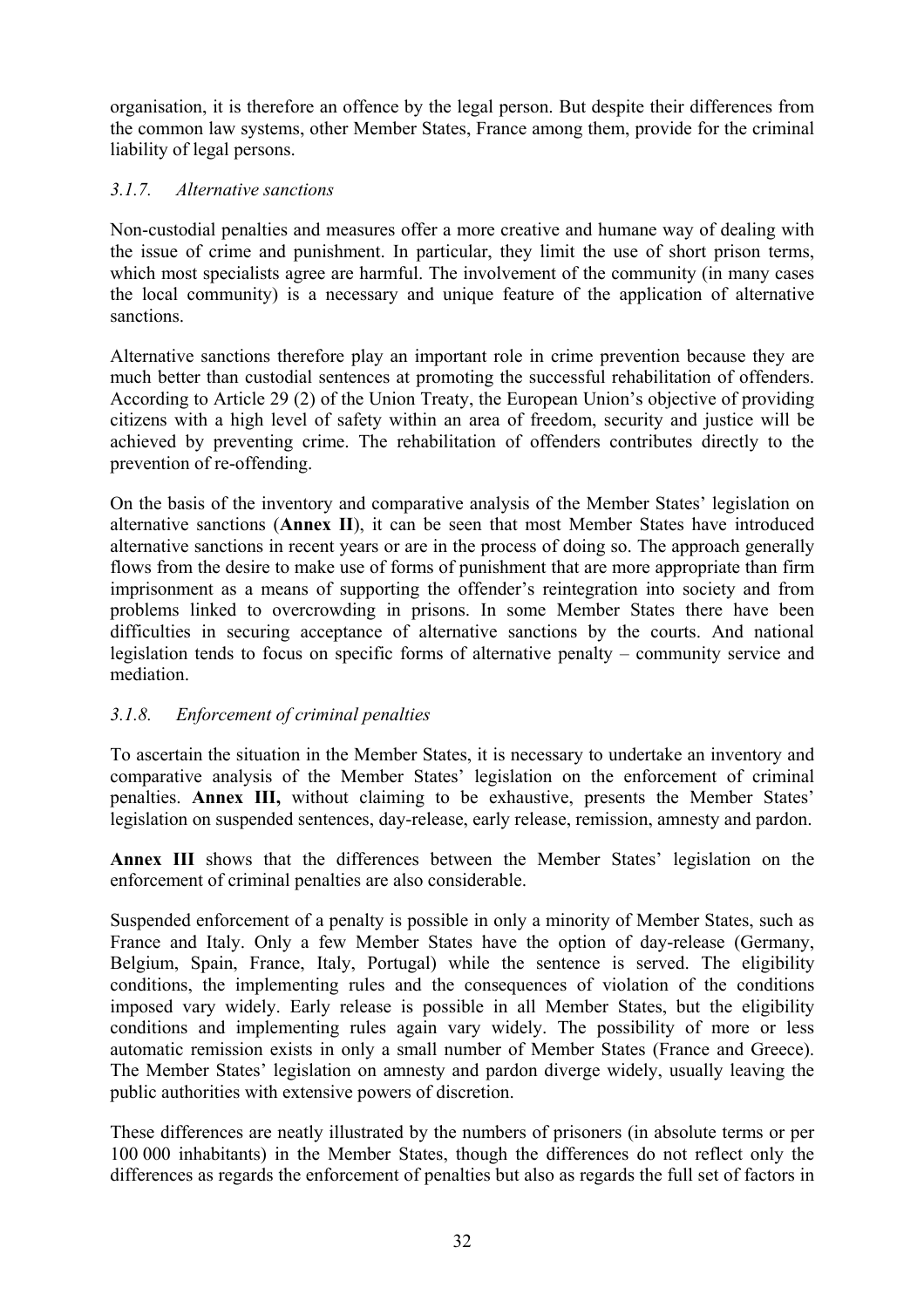organisation, it is therefore an offence by the legal person. But despite their differences from the common law systems, other Member States, France among them, provide for the criminal liability of legal persons.

### *3.1.7. Alternative sanctions*

Non-custodial penalties and measures offer a more creative and humane way of dealing with the issue of crime and punishment. In particular, they limit the use of short prison terms, which most specialists agree are harmful. The involvement of the community (in many cases the local community) is a necessary and unique feature of the application of alternative sanctions.

Alternative sanctions therefore play an important role in crime prevention because they are much better than custodial sentences at promoting the successful rehabilitation of offenders. According to Article 29 (2) of the Union Treaty, the European Union's objective of providing citizens with a high level of safety within an area of freedom, security and justice will be achieved by preventing crime. The rehabilitation of offenders contributes directly to the prevention of re-offending.

On the basis of the inventory and comparative analysis of the Member States' legislation on alternative sanctions (**Annex II**), it can be seen that most Member States have introduced alternative sanctions in recent years or are in the process of doing so. The approach generally flows from the desire to make use of forms of punishment that are more appropriate than firm imprisonment as a means of supporting the offender's reintegration into society and from problems linked to overcrowding in prisons. In some Member States there have been difficulties in securing acceptance of alternative sanctions by the courts. And national legislation tends to focus on specific forms of alternative penalty – community service and mediation.

### *3.1.8. Enforcement of criminal penalties*

To ascertain the situation in the Member States, it is necessary to undertake an inventory and comparative analysis of the Member States' legislation on the enforcement of criminal penalties. **Annex III,** without claiming to be exhaustive, presents the Member States' legislation on suspended sentences, day-release, early release, remission, amnesty and pardon.

**Annex III** shows that the differences between the Member States' legislation on the enforcement of criminal penalties are also considerable.

Suspended enforcement of a penalty is possible in only a minority of Member States, such as France and Italy. Only a few Member States have the option of day-release (Germany, Belgium, Spain, France, Italy, Portugal) while the sentence is served. The eligibility conditions, the implementing rules and the consequences of violation of the conditions imposed vary widely. Early release is possible in all Member States, but the eligibility conditions and implementing rules again vary widely. The possibility of more or less automatic remission exists in only a small number of Member States (France and Greece). The Member States' legislation on amnesty and pardon diverge widely, usually leaving the public authorities with extensive powers of discretion.

These differences are neatly illustrated by the numbers of prisoners (in absolute terms or per 100 000 inhabitants) in the Member States, though the differences do not reflect only the differences as regards the enforcement of penalties but also as regards the full set of factors in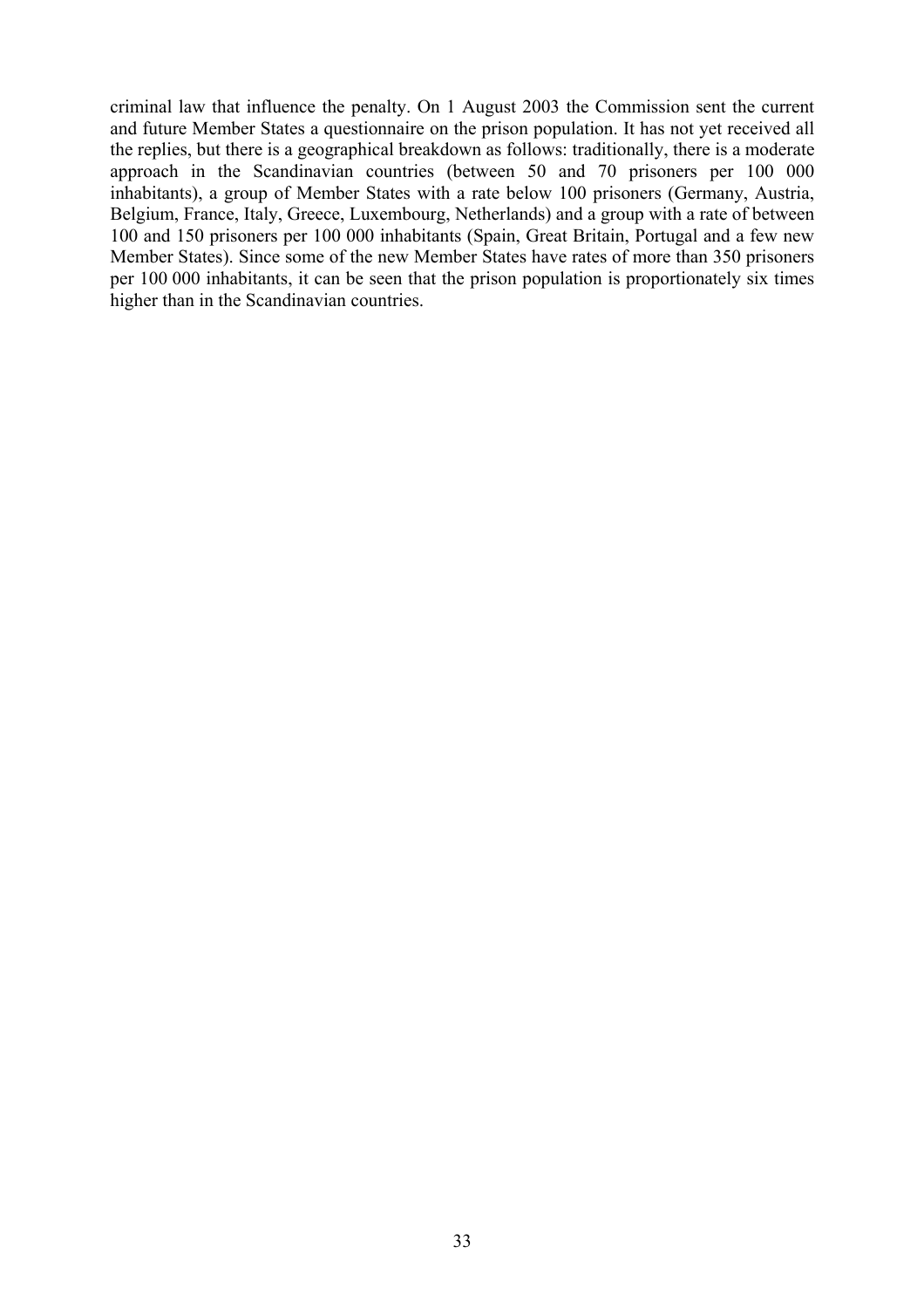criminal law that influence the penalty. On 1 August 2003 the Commission sent the current and future Member States a questionnaire on the prison population. It has not yet received all the replies, but there is a geographical breakdown as follows: traditionally, there is a moderate approach in the Scandinavian countries (between 50 and 70 prisoners per 100 000 inhabitants), a group of Member States with a rate below 100 prisoners (Germany, Austria, Belgium, France, Italy, Greece, Luxembourg, Netherlands) and a group with a rate of between 100 and 150 prisoners per 100 000 inhabitants (Spain, Great Britain, Portugal and a few new Member States). Since some of the new Member States have rates of more than 350 prisoners per 100 000 inhabitants, it can be seen that the prison population is proportionately six times higher than in the Scandinavian countries.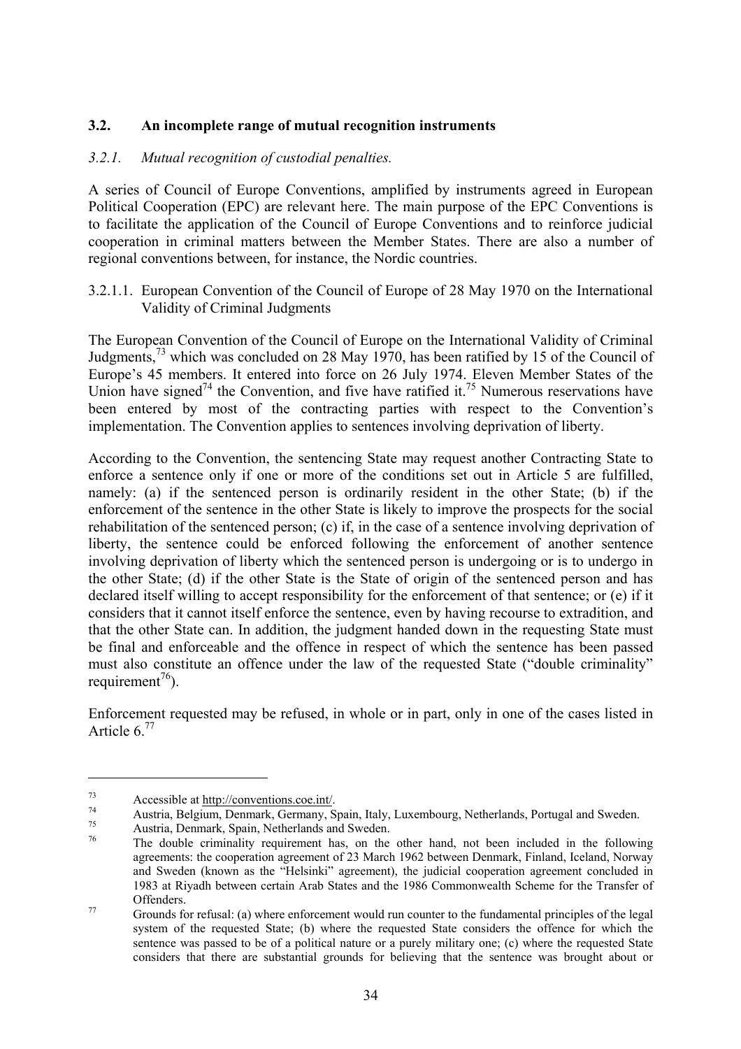### 3.2. An incomplete range of mutual recognition instruments

#### *3.2.1. Mutual recognition of custodial penalties.*

A series of Council of Europe Conventions, amplified by instruments agreed in European Political Cooperation (EPC) are relevant here. The main purpose of the EPC Conventions is to facilitate the application of the Council of Europe Conventions and to reinforce judicial cooperation in criminal matters between the Member States. There are also a number of regional conventions between, for instance, the Nordic countries.

##### 3.2.1.1. European Convention of the Council of Europe of 28 May 1970 on the International Validity of Criminal Judgments

The European Convention of the Council of Europe on the International Validity of Criminal Judgments,[73] which was concluded on 28 May 1970, has been ratified by 15 of the Council of Europe's 45 members. It entered into force on 26 July 1974. Eleven Member States of the Union have signed[74] the Convention, and five have ratified it.[75] Numerous reservations have been entered by most of the contracting parties with respect to the Convention's implementation. The Convention applies to sentences involving deprivation of liberty.

According to the Convention, the sentencing State may request another Contracting State to enforce a sentence only if one or more of the conditions set out in Article 5 are fulfilled, namely: (a) if the sentenced person is ordinarily resident in the other State; (b) if the enforcement of the sentence in the other State is likely to improve the prospects for the social rehabilitation of the sentenced person; (c) if, in the case of a sentence involving deprivation of liberty, the sentence could be enforced following the enforcement of another sentence involving deprivation of liberty which the sentenced person is undergoing or is to undergo in the other State; (d) if the other State is the State of origin of the sentenced person and has declared itself willing to accept responsibility for the enforcement of that sentence; or (e) if it considers that it cannot itself enforce the sentence, even by having recourse to extradition, and that the other State can. In addition, the judgment handed down in the requesting State must be final and enforceable and the offence in respect of which the sentence has been passed must also constitute an offence under the law of the requested State ("double criminality" requirement[76]).

Enforcement requested may be refused, in whole or in part, only in one of the cases listed in Article 6.[77]

---

[73] Accessible at http://conventions.coe.int/.

[74] Austria, Belgium, Denmark, Germany, Spain, Italy, Luxembourg, Netherlands, Portugal and Sweden.

[75] Austria, Denmark, Spain, Netherlands and Sweden.

[76] The double criminality requirement has, on the other hand, not been included in the following agreements: the cooperation agreement of 23 March 1962 between Denmark, Finland, Iceland, Norway and Sweden (known as the "Helsinki" agreement), the judicial cooperation agreement concluded in 1983 at Riyadh between certain Arab States and the 1986 Commonwealth Scheme for the Transfer of Offenders.

[77] Grounds for refusal: (a) where enforcement would run counter to the fundamental principles of the legal system of the requested State; (b) where the requested State considers the offence for which the sentence was passed to be of a political nature or a purely military one; (c) where the requested State considers that there are substantial grounds for believing that the sentence was brought about or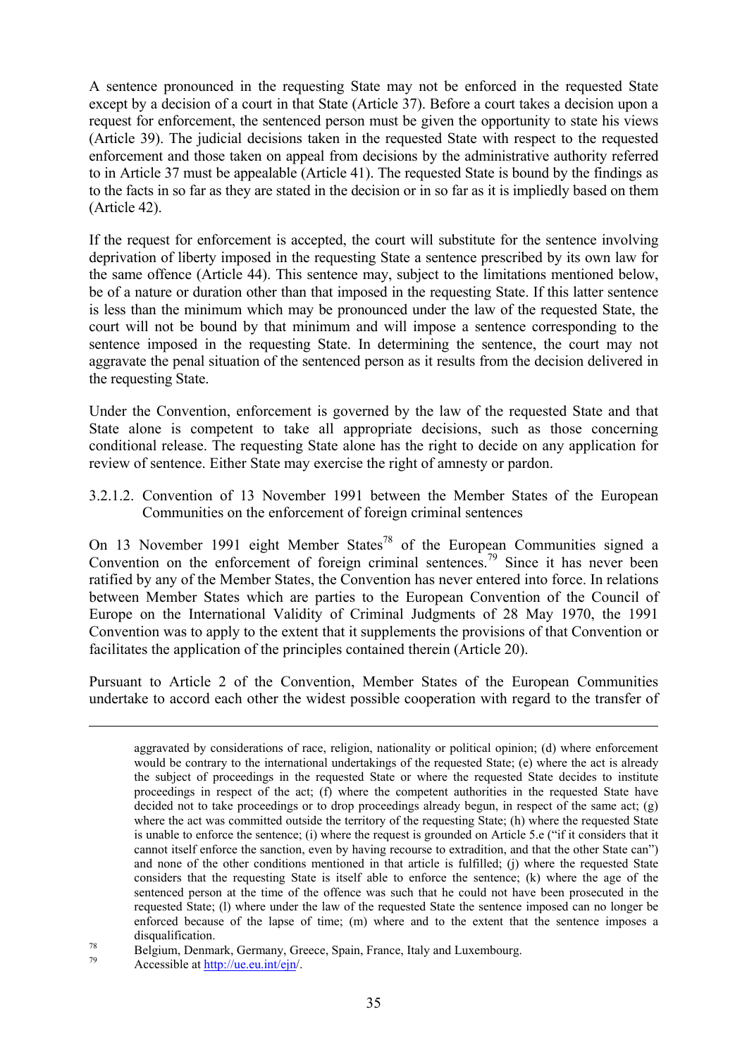A sentence pronounced in the requesting State may not be enforced in the requested State except by a decision of a court in that State (Article 37). Before a court takes a decision upon a request for enforcement, the sentenced person must be given the opportunity to state his views (Article 39). The judicial decisions taken in the requested State with respect to the requested enforcement and those taken on appeal from decisions by the administrative authority referred to in Article 37 must be appealable (Article 41). The requested State is bound by the findings as to the facts in so far as they are stated in the decision or in so far as it is impliedly based on them (Article 42).

If the request for enforcement is accepted, the court will substitute for the sentence involving deprivation of liberty imposed in the requesting State a sentence prescribed by its own law for the same offence (Article 44). This sentence may, subject to the limitations mentioned below, be of a nature or duration other than that imposed in the requesting State. If this latter sentence is less than the minimum which may be pronounced under the law of the requested State, the court will not be bound by that minimum and will impose a sentence corresponding to the sentence imposed in the requesting State. In determining the sentence, the court may not aggravate the penal situation of the sentenced person as it results from the decision delivered in the requesting State.

Under the Convention, enforcement is governed by the law of the requested State and that State alone is competent to take all appropriate decisions, such as those concerning conditional release. The requesting State alone has the right to decide on any application for review of sentence. Either State may exercise the right of amnesty or pardon.

#### 3.2.1.2. Convention of 13 November 1991 between the Member States of the European Communities on the enforcement of foreign criminal sentences

On 13 November 1991 eight Member States[78] of the European Communities signed a Convention on the enforcement of foreign criminal sentences.[79] Since it has never been ratified by any of the Member States, the Convention has never entered into force. In relations between Member States which are parties to the European Convention of the Council of Europe on the International Validity of Criminal Judgments of 28 May 1970, the 1991 Convention was to apply to the extent that it supplements the provisions of that Convention or facilitates the application of the principles contained therein (Article 20).

Pursuant to Article 2 of the Convention, Member States of the European Communities undertake to accord each other the widest possible cooperation with regard to the transfer of

---

aggravated by considerations of race, religion, nationality or political opinion; (d) where enforcement would be contrary to the international undertakings of the requested State; (e) where the act is already the subject of proceedings in the requested State or where the requested State decides to institute proceedings in respect of the act; (f) where the competent authorities in the requested State have decided not to take proceedings or to drop proceedings already begun, in respect of the same act; (g) where the act was committed outside the territory of the requesting State; (h) where the requested State is unable to enforce the sentence; (i) where the request is grounded on Article 5.e ("if it considers that it cannot itself enforce the sanction, even by having recourse to extradition, and that the other State can") and none of the other conditions mentioned in that article is fulfilled; (j) where the requested State considers that the requesting State is itself able to enforce the sentence; (k) where the age of the sentenced person at the time of the offence was such that he could not have been prosecuted in the requested State; (l) where under the law of the requested State the sentence imposed can no longer be enforced because of the lapse of time; (m) where and to the extent that the sentence imposes a disqualification.

[78] Belgium, Denmark, Germany, Greece, Spain, France, Italy and Luxembourg.

[79] Accessible at http://ue.eu.int/ejn/.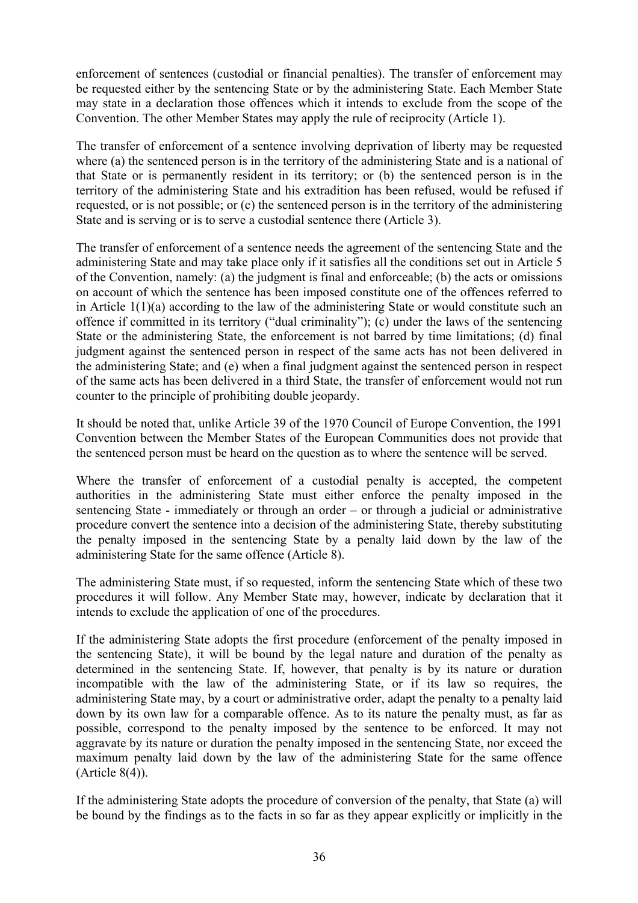enforcement of sentences (custodial or financial penalties). The transfer of enforcement may be requested either by the sentencing State or by the administering State. Each Member State may state in a declaration those offences which it intends to exclude from the scope of the Convention. The other Member States may apply the rule of reciprocity (Article 1).

The transfer of enforcement of a sentence involving deprivation of liberty may be requested where (a) the sentenced person is in the territory of the administering State and is a national of that State or is permanently resident in its territory; or (b) the sentenced person is in the territory of the administering State and his extradition has been refused, would be refused if requested, or is not possible; or (c) the sentenced person is in the territory of the administering State and is serving or is to serve a custodial sentence there (Article 3).

The transfer of enforcement of a sentence needs the agreement of the sentencing State and the administering State and may take place only if it satisfies all the conditions set out in Article 5 of the Convention, namely: (a) the judgment is final and enforceable; (b) the acts or omissions on account of which the sentence has been imposed constitute one of the offences referred to in Article 1(1)(a) according to the law of the administering State or would constitute such an offence if committed in its territory ("dual criminality"); (c) under the laws of the sentencing State or the administering State, the enforcement is not barred by time limitations; (d) final judgment against the sentenced person in respect of the same acts has not been delivered in the administering State; and (e) when a final judgment against the sentenced person in respect of the same acts has been delivered in a third State, the transfer of enforcement would not run counter to the principle of prohibiting double jeopardy.

It should be noted that, unlike Article 39 of the 1970 Council of Europe Convention, the 1991 Convention between the Member States of the European Communities does not provide that the sentenced person must be heard on the question as to where the sentence will be served.

Where the transfer of enforcement of a custodial penalty is accepted, the competent authorities in the administering State must either enforce the penalty imposed in the sentencing State - immediately or through an order – or through a judicial or administrative procedure convert the sentence into a decision of the administering State, thereby substituting the penalty imposed in the sentencing State by a penalty laid down by the law of the administering State for the same offence (Article 8).

The administering State must, if so requested, inform the sentencing State which of these two procedures it will follow. Any Member State may, however, indicate by declaration that it intends to exclude the application of one of the procedures.

If the administering State adopts the first procedure (enforcement of the penalty imposed in the sentencing State), it will be bound by the legal nature and duration of the penalty as determined in the sentencing State. If, however, that penalty is by its nature or duration incompatible with the law of the administering State, or if its law so requires, the administering State may, by a court or administrative order, adapt the penalty to a penalty laid down by its own law for a comparable offence. As to its nature the penalty must, as far as possible, correspond to the penalty imposed by the sentence to be enforced. It may not aggravate by its nature or duration the penalty imposed in the sentencing State, nor exceed the maximum penalty laid down by the law of the administering State for the same offence (Article 8(4)).

If the administering State adopts the procedure of conversion of the penalty, that State (a) will be bound by the findings as to the facts in so far as they appear explicitly or implicitly in the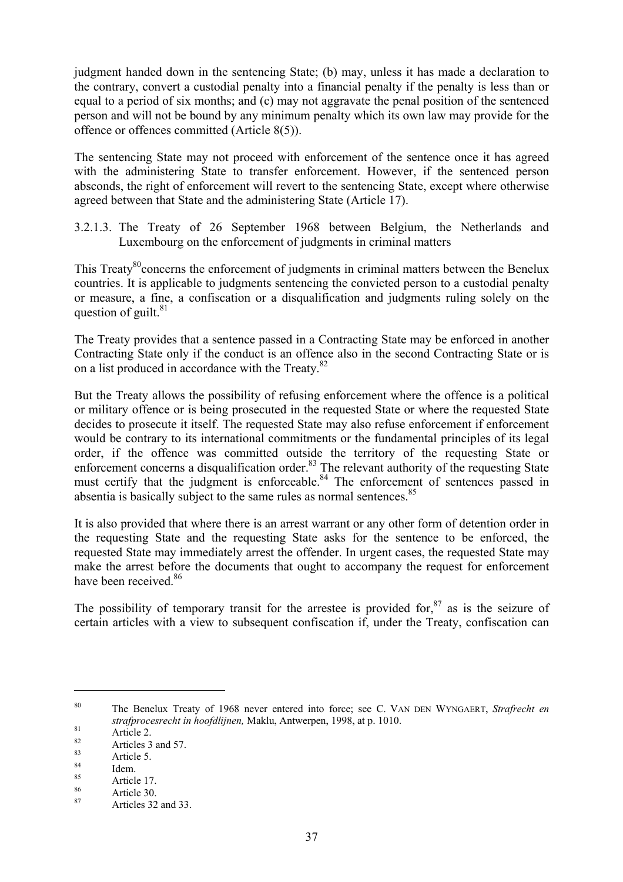judgment handed down in the sentencing State; (b) may, unless it has made a declaration to the contrary, convert a custodial penalty into a financial penalty if the penalty is less than or equal to a period of six months; and (c) may not aggravate the penal position of the sentenced person and will not be bound by any minimum penalty which its own law may provide for the offence or offences committed (Article 8(5)).

The sentencing State may not proceed with enforcement of the sentence once it has agreed with the administering State to transfer enforcement. However, if the sentenced person absconds, the right of enforcement will revert to the sentencing State, except where otherwise agreed between that State and the administering State (Article 17).

#### 3.2.1.3. The Treaty of 26 September 1968 between Belgium, the Netherlands and Luxembourg on the enforcement of judgments in criminal matters

This Treaty[80] concerns the enforcement of judgments in criminal matters between the Benelux countries. It is applicable to judgments sentencing the convicted person to a custodial penalty or measure, a fine, a confiscation or a disqualification and judgments ruling solely on the question of guilt.[81]

The Treaty provides that a sentence passed in a Contracting State may be enforced in another Contracting State only if the conduct is an offence also in the second Contracting State or is on a list produced in accordance with the Treaty.[82]

But the Treaty allows the possibility of refusing enforcement where the offence is a political or military offence or is being prosecuted in the requested State or where the requested State decides to prosecute it itself. The requested State may also refuse enforcement if enforcement would be contrary to its international commitments or the fundamental principles of its legal order, if the offence was committed outside the territory of the requesting State or enforcement concerns a disqualification order.[83] The relevant authority of the requesting State must certify that the judgment is enforceable.[84] The enforcement of sentences passed in absentia is basically subject to the same rules as normal sentences.[85]

It is also provided that where there is an arrest warrant or any other form of detention order in the requesting State and the requesting State asks for the sentence to be enforced, the requested State may immediately arrest the offender. In urgent cases, the requested State may make the arrest before the documents that ought to accompany the request for enforcement have been received.[86]

The possibility of temporary transit for the arrestee is provided for,[87] as is the seizure of certain articles with a view to subsequent confiscation if, under the Treaty, confiscation can

---

[80] The Benelux Treaty of 1968 never entered into force; see C. VAN DEN WYNGAERT, *Strafrecht en strafprocesrecht in hoofdlijnen,* Maklu, Antwerpen, 1998, at p. 1010.

[81] Article 2.

[82] Articles 3 and 57.

[83] Article 5.

[84] Idem.

[85] Article 17.

[86] Article 30.

[87] Articles 32 and 33.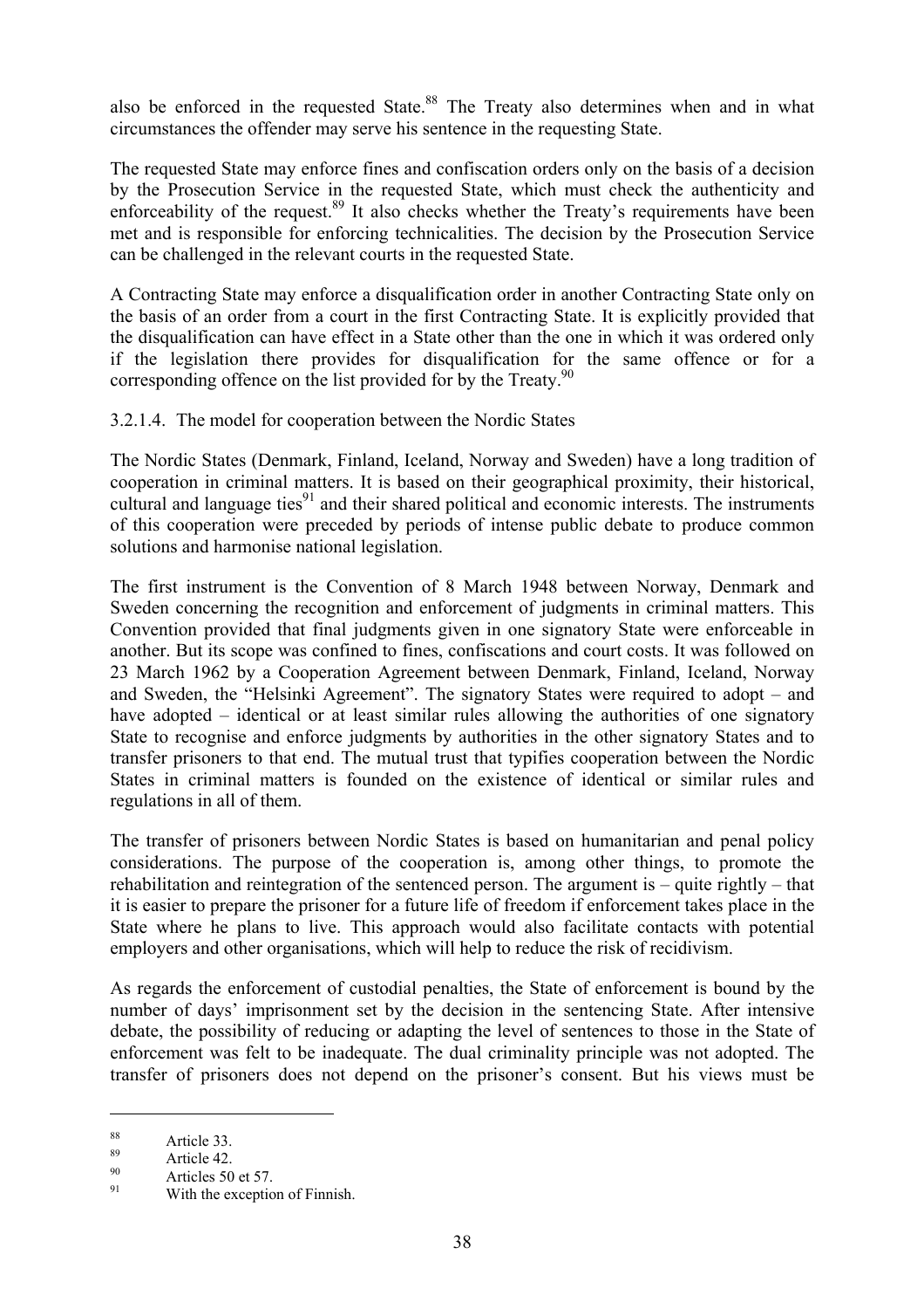also be enforced in the requested State.[88] The Treaty also determines when and in what circumstances the offender may serve his sentence in the requesting State.

The requested State may enforce fines and confiscation orders only on the basis of a decision by the Prosecution Service in the requested State, which must check the authenticity and enforceability of the request.[89] It also checks whether the Treaty's requirements have been met and is responsible for enforcing technicalities. The decision by the Prosecution Service can be challenged in the relevant courts in the requested State.

A Contracting State may enforce a disqualification order in another Contracting State only on the basis of an order from a court in the first Contracting State. It is explicitly provided that the disqualification can have effect in a State other than the one in which it was ordered only if the legislation there provides for disqualification for the same offence or for a corresponding offence on the list provided for by the Treaty.[90]

#### 3.2.1.4. The model for cooperation between the Nordic States

The Nordic States (Denmark, Finland, Iceland, Norway and Sweden) have a long tradition of cooperation in criminal matters. It is based on their geographical proximity, their historical, cultural and language ties[91] and their shared political and economic interests. The instruments of this cooperation were preceded by periods of intense public debate to produce common solutions and harmonise national legislation.

The first instrument is the Convention of 8 March 1948 between Norway, Denmark and Sweden concerning the recognition and enforcement of judgments in criminal matters. This Convention provided that final judgments given in one signatory State were enforceable in another. But its scope was confined to fines, confiscations and court costs. It was followed on 23 March 1962 by a Cooperation Agreement between Denmark, Finland, Iceland, Norway and Sweden, the "Helsinki Agreement". The signatory States were required to adopt – and have adopted – identical or at least similar rules allowing the authorities of one signatory State to recognise and enforce judgments by authorities in the other signatory States and to transfer prisoners to that end. The mutual trust that typifies cooperation between the Nordic States in criminal matters is founded on the existence of identical or similar rules and regulations in all of them.

The transfer of prisoners between Nordic States is based on humanitarian and penal policy considerations. The purpose of the cooperation is, among other things, to promote the rehabilitation and reintegration of the sentenced person. The argument is – quite rightly – that it is easier to prepare the prisoner for a future life of freedom if enforcement takes place in the State where he plans to live. This approach would also facilitate contacts with potential employers and other organisations, which will help to reduce the risk of recidivism.

As regards the enforcement of custodial penalties, the State of enforcement is bound by the number of days' imprisonment set by the decision in the sentencing State. After intensive debate, the possibility of reducing or adapting the level of sentences to those in the State of enforcement was felt to be inadequate. The dual criminality principle was not adopted. The transfer of prisoners does not depend on the prisoner's consent. But his views must be

---

[88] Article 33.

[89] Article 42.

[90] Articles 50 et 57.

[91] With the exception of Finnish.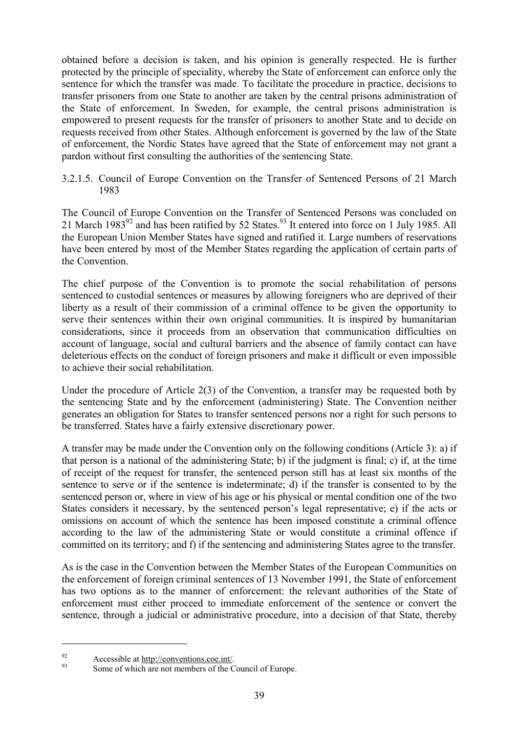obtained before a decision is taken, and his opinion is generally respected. He is further protected by the principle of speciality, whereby the State of enforcement can enforce only the sentence for which the transfer was made. To facilitate the procedure in practice, decisions to transfer prisoners from one State to another are taken by the central prisons administration of the State of enforcement. In Sweden, for example, the central prisons administration is empowered to present requests for the transfer of prisoners to another State and to decide on requests received from other States. Although enforcement is governed by the law of the State of enforcement, the Nordic States have agreed that the State of enforcement may not grant a pardon without first consulting the authorities of the sentencing State.

#### 3.2.1.5. Council of Europe Convention on the Transfer of Sentenced Persons of 21 March 1983

The Council of Europe Convention on the Transfer of Sentenced Persons was concluded on 21 March 1983[92] and has been ratified by 52 States.[93] It entered into force on 1 July 1985. All the European Union Member States have signed and ratified it. Large numbers of reservations have been entered by most of the Member States regarding the application of certain parts of the Convention.

The chief purpose of the Convention is to promote the social rehabilitation of persons sentenced to custodial sentences or measures by allowing foreigners who are deprived of their liberty as a result of their commission of a criminal offence to be given the opportunity to serve their sentences within their own original communities. It is inspired by humanitarian considerations, since it proceeds from an observation that communication difficulties on account of language, social and cultural barriers and the absence of family contact can have deleterious effects on the conduct of foreign prisoners and make it difficult or even impossible to achieve their social rehabilitation.

Under the procedure of Article 2(3) of the Convention, a transfer may be requested both by the sentencing State and by the enforcement (administering) State. The Convention neither generates an obligation for States to transfer sentenced persons nor a right for such persons to be transferred. States have a fairly extensive discretionary power.

A transfer may be made under the Convention only on the following conditions (Article 3): a) if that person is a national of the administering State; b) if the judgment is final; c) if, at the time of receipt of the request for transfer, the sentenced person still has at least six months of the sentence to serve or if the sentence is indeterminate; d) if the transfer is consented to by the sentenced person or, where in view of his age or his physical or mental condition one of the two States considers it necessary, by the sentenced person's legal representative; e) if the acts or omissions on account of which the sentence has been imposed constitute a criminal offence according to the law of the administering State or would constitute a criminal offence if committed on its territory; and f) if the sentencing and administering States agree to the transfer.

As is the case in the Convention between the Member States of the European Communities on the enforcement of foreign criminal sentences of 13 November 1991, the State of enforcement has two options as to the manner of enforcement: the relevant authorities of the State of enforcement must either proceed to immediate enforcement of the sentence or convert the sentence, through a judicial or administrative procedure, into a decision of that State, thereby

---

[92] Accessible at http://conventions.coe.int/.

[93] Some of which are not members of the Council of Europe.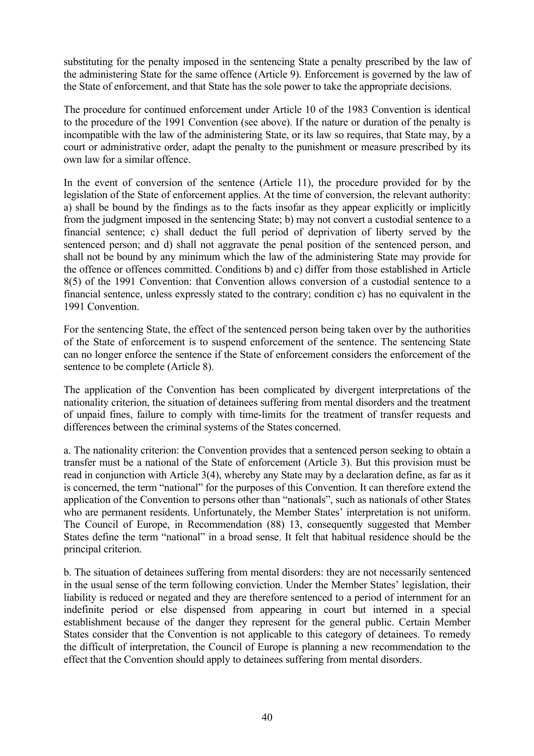substituting for the penalty imposed in the sentencing State a penalty prescribed by the law of the administering State for the same offence (Article 9). Enforcement is governed by the law of the State of enforcement, and that State has the sole power to take the appropriate decisions.

The procedure for continued enforcement under Article 10 of the 1983 Convention is identical to the procedure of the 1991 Convention (see above). If the nature or duration of the penalty is incompatible with the law of the administering State, or its law so requires, that State may, by a court or administrative order, adapt the penalty to the punishment or measure prescribed by its own law for a similar offence.

In the event of conversion of the sentence (Article 11), the procedure provided for by the legislation of the State of enforcement applies. At the time of conversion, the relevant authority: a) shall be bound by the findings as to the facts insofar as they appear explicitly or implicitly from the judgment imposed in the sentencing State; b) may not convert a custodial sentence to a financial sentence; c) shall deduct the full period of deprivation of liberty served by the sentenced person; and d) shall not aggravate the penal position of the sentenced person, and shall not be bound by any minimum which the law of the administering State may provide for the offence or offences committed. Conditions b) and c) differ from those established in Article 8(5) of the 1991 Convention: that Convention allows conversion of a custodial sentence to a financial sentence, unless expressly stated to the contrary; condition c) has no equivalent in the 1991 Convention.

For the sentencing State, the effect of the sentenced person being taken over by the authorities of the State of enforcement is to suspend enforcement of the sentence. The sentencing State can no longer enforce the sentence if the State of enforcement considers the enforcement of the sentence to be complete (Article 8).

The application of the Convention has been complicated by divergent interpretations of the nationality criterion, the situation of detainees suffering from mental disorders and the treatment of unpaid fines, failure to comply with time-limits for the treatment of transfer requests and differences between the criminal systems of the States concerned.

a. The nationality criterion: the Convention provides that a sentenced person seeking to obtain a transfer must be a national of the State of enforcement (Article 3). But this provision must be read in conjunction with Article 3(4), whereby any State may by a declaration define, as far as it is concerned, the term "national" for the purposes of this Convention. It can therefore extend the application of the Convention to persons other than "nationals", such as nationals of other States who are permanent residents. Unfortunately, the Member States' interpretation is not uniform. The Council of Europe, in Recommendation (88) 13, consequently suggested that Member States define the term "national" in a broad sense. It felt that habitual residence should be the principal criterion.

b. The situation of detainees suffering from mental disorders: they are not necessarily sentenced in the usual sense of the term following conviction. Under the Member States' legislation, their liability is reduced or negated and they are therefore sentenced to a period of internment for an indefinite period or else dispensed from appearing in court but interned in a special establishment because of the danger they represent for the general public. Certain Member States consider that the Convention is not applicable to this category of detainees. To remedy the difficult of interpretation, the Council of Europe is planning a new recommendation to the effect that the Convention should apply to detainees suffering from mental disorders.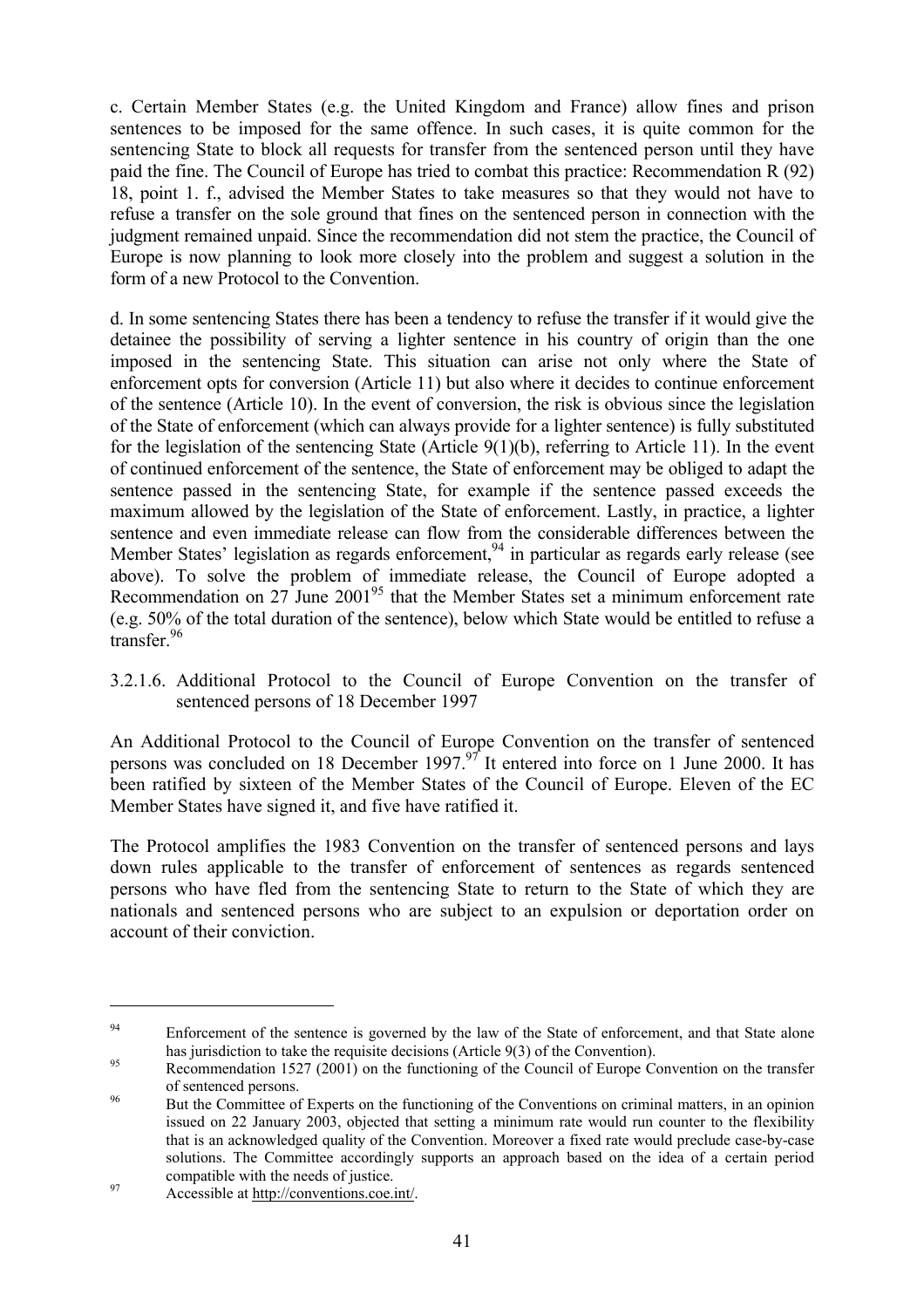c. Certain Member States (e.g. the United Kingdom and France) allow fines and prison sentences to be imposed for the same offence. In such cases, it is quite common for the sentencing State to block all requests for transfer from the sentenced person until they have paid the fine. The Council of Europe has tried to combat this practice: Recommendation R (92) 18, point 1. f., advised the Member States to take measures so that they would not have to refuse a transfer on the sole ground that fines on the sentenced person in connection with the judgment remained unpaid. Since the recommendation did not stem the practice, the Council of Europe is now planning to look more closely into the problem and suggest a solution in the form of a new Protocol to the Convention.

d. In some sentencing States there has been a tendency to refuse the transfer if it would give the detainee the possibility of serving a lighter sentence in his country of origin than the one imposed in the sentencing State. This situation can arise not only where the State of enforcement opts for conversion (Article 11) but also where it decides to continue enforcement of the sentence (Article 10). In the event of conversion, the risk is obvious since the legislation of the State of enforcement (which can always provide for a lighter sentence) is fully substituted for the legislation of the sentencing State (Article 9(1)(b), referring to Article 11). In the event of continued enforcement of the sentence, the State of enforcement may be obliged to adapt the sentence passed in the sentencing State, for example if the sentence passed exceeds the maximum allowed by the legislation of the State of enforcement. Lastly, in practice, a lighter sentence and even immediate release can flow from the considerable differences between the Member States' legislation as regards enforcement,[94] in particular as regards early release (see above). To solve the problem of immediate release, the Council of Europe adopted a Recommendation on 27 June 2001[95] that the Member States set a minimum enforcement rate (e.g. 50% of the total duration of the sentence), below which State would be entitled to refuse a transfer.[96]

#### 3.2.1.6. Additional Protocol to the Council of Europe Convention on the transfer of sentenced persons of 18 December 1997

An Additional Protocol to the Council of Europe Convention on the transfer of sentenced persons was concluded on 18 December 1997.[97] It entered into force on 1 June 2000. It has been ratified by sixteen of the Member States of the Council of Europe. Eleven of the EC Member States have signed it, and five have ratified it.

The Protocol amplifies the 1983 Convention on the transfer of sentenced persons and lays down rules applicable to the transfer of enforcement of sentences as regards sentenced persons who have fled from the sentencing State to return to the State of which they are nationals and sentenced persons who are subject to an expulsion or deportation order on account of their conviction.

---

[94] Enforcement of the sentence is governed by the law of the State of enforcement, and that State alone has jurisdiction to take the requisite decisions (Article 9(3) of the Convention).

[95] Recommendation 1527 (2001) on the functioning of the Council of Europe Convention on the transfer of sentenced persons.

[96] But the Committee of Experts on the functioning of the Conventions on criminal matters, in an opinion issued on 22 January 2003, objected that setting a minimum rate would run counter to the flexibility that is an acknowledged quality of the Convention. Moreover a fixed rate would preclude case-by-case solutions. The Committee accordingly supports an approach based on the idea of a certain period compatible with the needs of justice.

[97] Accessible at http://conventions.coe.int/.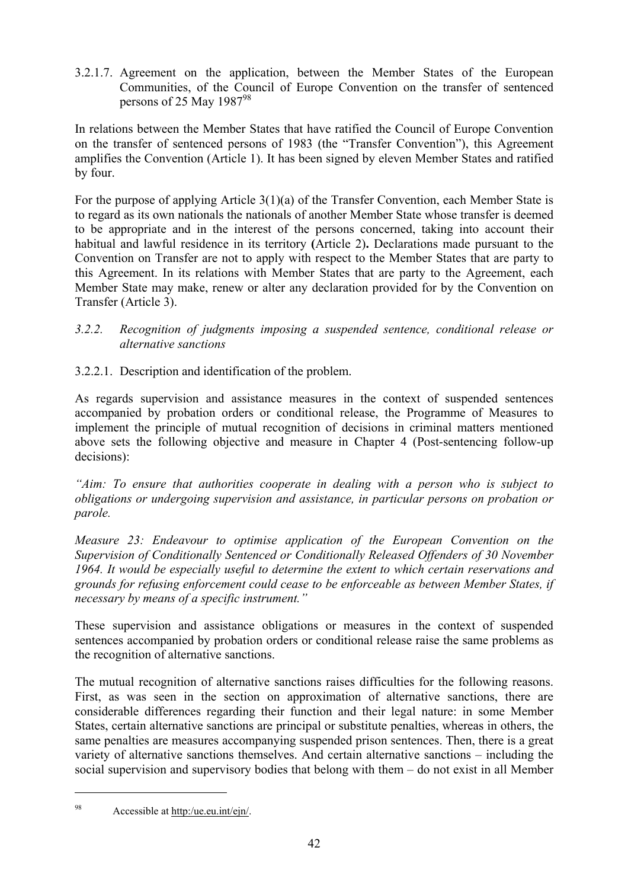3.2.1.7. Agreement on the application, between the Member States of the European Communities, of the Council of Europe Convention on the transfer of sentenced persons of 25 May 1987[98]

In relations between the Member States that have ratified the Council of Europe Convention on the transfer of sentenced persons of 1983 (the "Transfer Convention"), this Agreement amplifies the Convention (Article 1). It has been signed by eleven Member States and ratified by four.

For the purpose of applying Article 3(1)(a) of the Transfer Convention, each Member State is to regard as its own nationals the nationals of another Member State whose transfer is deemed to be appropriate and in the interest of the persons concerned, taking into account their habitual and lawful residence in its territory **(**Article 2)**.** Declarations made pursuant to the Convention on Transfer are not to apply with respect to the Member States that are party to this Agreement. In its relations with Member States that are party to the Agreement, each Member State may make, renew or alter any declaration provided for by the Convention on Transfer (Article 3).

*3.2.2. Recognition of judgments imposing a suspended sentence, conditional release or alternative sanctions*

3.2.2.1. Description and identification of the problem.

As regards supervision and assistance measures in the context of suspended sentences accompanied by probation orders or conditional release, the Programme of Measures to implement the principle of mutual recognition of decisions in criminal matters mentioned above sets the following objective and measure in Chapter 4 (Post-sentencing follow-up decisions):

*"Aim: To ensure that authorities cooperate in dealing with a person who is subject to obligations or undergoing supervision and assistance, in particular persons on probation or parole.*

*Measure 23: Endeavour to optimise application of the European Convention on the Supervision of Conditionally Sentenced or Conditionally Released Offenders of 30 November 1964. It would be especially useful to determine the extent to which certain reservations and grounds for refusing enforcement could cease to be enforceable as between Member States, if necessary by means of a specific instrument."*

These supervision and assistance obligations or measures in the context of suspended sentences accompanied by probation orders or conditional release raise the same problems as the recognition of alternative sanctions.

The mutual recognition of alternative sanctions raises difficulties for the following reasons. First, as was seen in the section on approximation of alternative sanctions, there are considerable differences regarding their function and their legal nature: in some Member States, certain alternative sanctions are principal or substitute penalties, whereas in others, the same penalties are measures accompanying suspended prison sentences. Then, there is a great variety of alternative sanctions themselves. And certain alternative sanctions – including the social supervision and supervisory bodies that belong with them – do not exist in all Member

---

[98] Accessible at http:/ue.eu.int/ejn/.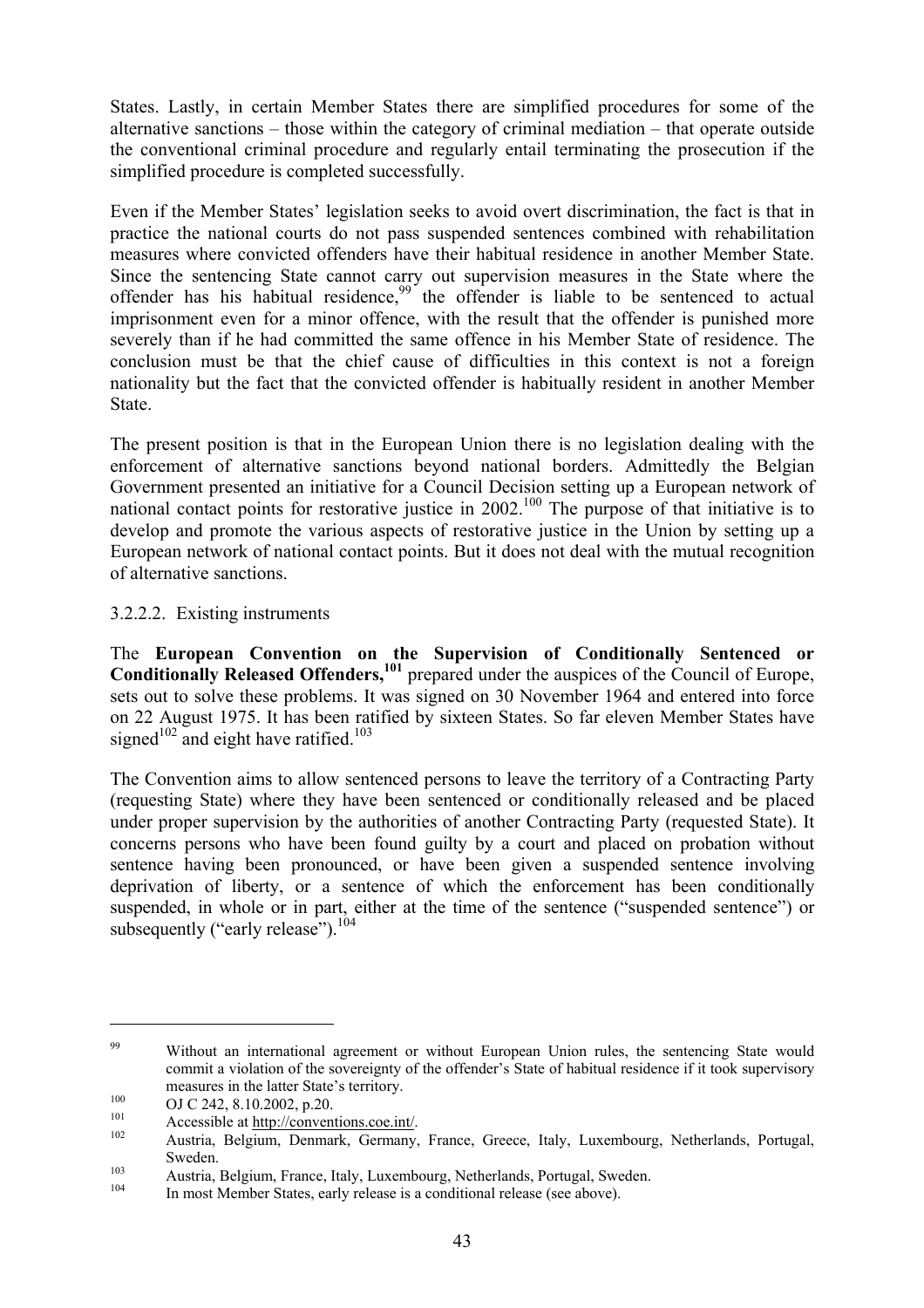States. Lastly, in certain Member States there are simplified procedures for some of the alternative sanctions – those within the category of criminal mediation – that operate outside the conventional criminal procedure and regularly entail terminating the prosecution if the simplified procedure is completed successfully.

Even if the Member States' legislation seeks to avoid overt discrimination, the fact is that in practice the national courts do not pass suspended sentences combined with rehabilitation measures where convicted offenders have their habitual residence in another Member State. Since the sentencing State cannot carry out supervision measures in the State where the offender has his habitual residence,[99] the offender is liable to be sentenced to actual imprisonment even for a minor offence, with the result that the offender is punished more severely than if he had committed the same offence in his Member State of residence. The conclusion must be that the chief cause of difficulties in this context is not a foreign nationality but the fact that the convicted offender is habitually resident in another Member State.

The present position is that in the European Union there is no legislation dealing with the enforcement of alternative sanctions beyond national borders. Admittedly the Belgian Government presented an initiative for a Council Decision setting up a European network of national contact points for restorative justice in 2002.[100] The purpose of that initiative is to develop and promote the various aspects of restorative justice in the Union by setting up a European network of national contact points. But it does not deal with the mutual recognition of alternative sanctions.

#### 3.2.2.2. Existing instruments

The **European Convention on the Supervision of Conditionally Sentenced or Conditionally Released Offenders,[101]** prepared under the auspices of the Council of Europe, sets out to solve these problems. It was signed on 30 November 1964 and entered into force on 22 August 1975. It has been ratified by sixteen States. So far eleven Member States have signed[102] and eight have ratified.[103]

The Convention aims to allow sentenced persons to leave the territory of a Contracting Party (requesting State) where they have been sentenced or conditionally released and be placed under proper supervision by the authorities of another Contracting Party (requested State). It concerns persons who have been found guilty by a court and placed on probation without sentence having been pronounced, or have been given a suspended sentence involving deprivation of liberty, or a sentence of which the enforcement has been conditionally suspended, in whole or in part, either at the time of the sentence ("suspended sentence") or subsequently ("early release").[104]

---

[99] Without an international agreement or without European Union rules, the sentencing State would commit a violation of the sovereignty of the offender's State of habitual residence if it took supervisory measures in the latter State's territory.

[100] OJ C 242, 8.10.2002, p.20.

[101] Accessible at http://conventions.coe.int/.

[102] Austria, Belgium, Denmark, Germany, France, Greece, Italy, Luxembourg, Netherlands, Portugal, Sweden.

[103] Austria, Belgium, France, Italy, Luxembourg, Netherlands, Portugal, Sweden.

[104] In most Member States, early release is a conditional release (see above).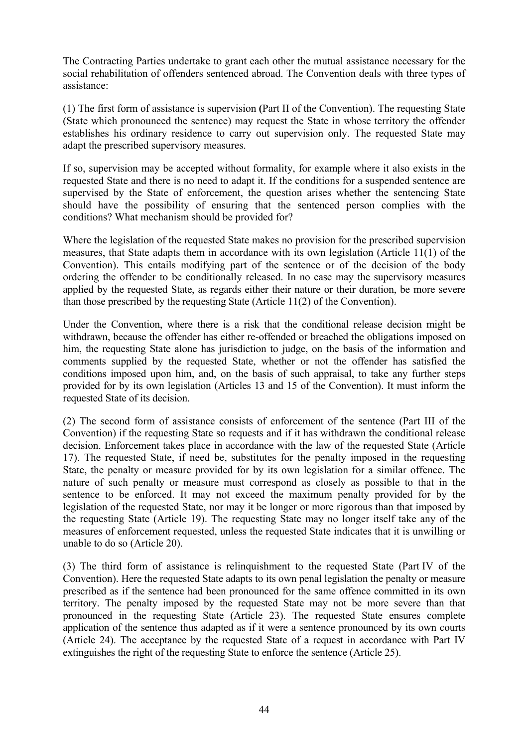The Contracting Parties undertake to grant each other the mutual assistance necessary for the social rehabilitation of offenders sentenced abroad. The Convention deals with three types of assistance:

(1) The first form of assistance is supervision **(**Part II of the Convention). The requesting State (State which pronounced the sentence) may request the State in whose territory the offender establishes his ordinary residence to carry out supervision only. The requested State may adapt the prescribed supervisory measures.

If so, supervision may be accepted without formality, for example where it also exists in the requested State and there is no need to adapt it. If the conditions for a suspended sentence are supervised by the State of enforcement, the question arises whether the sentencing State should have the possibility of ensuring that the sentenced person complies with the conditions? What mechanism should be provided for?

Where the legislation of the requested State makes no provision for the prescribed supervision measures, that State adapts them in accordance with its own legislation (Article 11(1) of the Convention). This entails modifying part of the sentence or of the decision of the body ordering the offender to be conditionally released. In no case may the supervisory measures applied by the requested State, as regards either their nature or their duration, be more severe than those prescribed by the requesting State (Article 11(2) of the Convention).

Under the Convention, where there is a risk that the conditional release decision might be withdrawn, because the offender has either re-offended or breached the obligations imposed on him, the requesting State alone has jurisdiction to judge, on the basis of the information and comments supplied by the requested State, whether or not the offender has satisfied the conditions imposed upon him, and, on the basis of such appraisal, to take any further steps provided for by its own legislation (Articles 13 and 15 of the Convention). It must inform the requested State of its decision.

(2) The second form of assistance consists of enforcement of the sentence (Part III of the Convention) if the requesting State so requests and if it has withdrawn the conditional release decision. Enforcement takes place in accordance with the law of the requested State (Article 17). The requested State, if need be, substitutes for the penalty imposed in the requesting State, the penalty or measure provided for by its own legislation for a similar offence. The nature of such penalty or measure must correspond as closely as possible to that in the sentence to be enforced. It may not exceed the maximum penalty provided for by the legislation of the requested State, nor may it be longer or more rigorous than that imposed by the requesting State (Article 19). The requesting State may no longer itself take any of the measures of enforcement requested, unless the requested State indicates that it is unwilling or unable to do so (Article 20).

(3) The third form of assistance is relinquishment to the requested State (Part IV of the Convention). Here the requested State adapts to its own penal legislation the penalty or measure prescribed as if the sentence had been pronounced for the same offence committed in its own territory. The penalty imposed by the requested State may not be more severe than that pronounced in the requesting State (Article 23). The requested State ensures complete application of the sentence thus adapted as if it were a sentence pronounced by its own courts (Article 24). The acceptance by the requested State of a request in accordance with Part IV extinguishes the right of the requesting State to enforce the sentence (Article 25).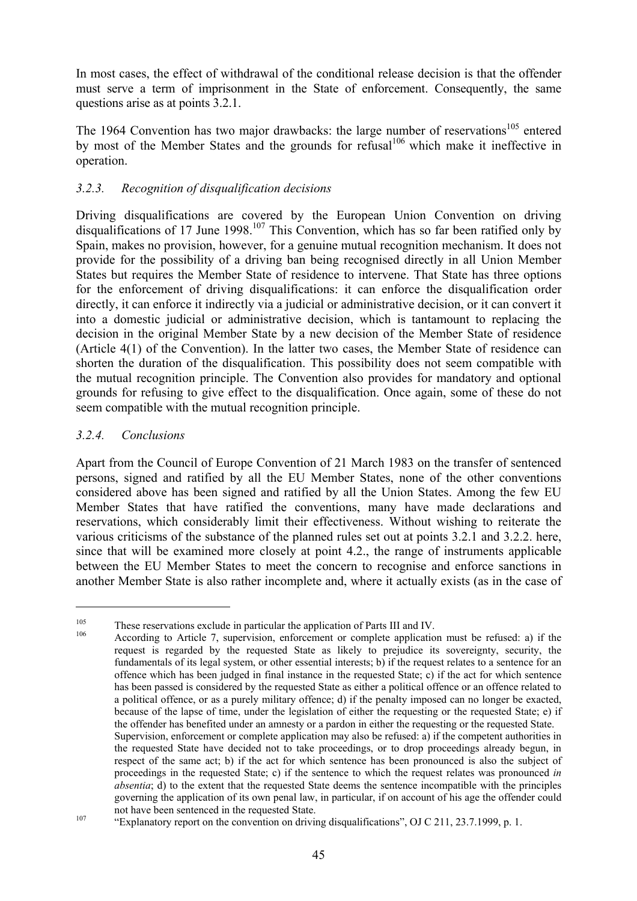In most cases, the effect of withdrawal of the conditional release decision is that the offender must serve a term of imprisonment in the State of enforcement. Consequently, the same questions arise as at points 3.2.1.

The 1964 Convention has two major drawbacks: the large number of reservations[105] entered by most of the Member States and the grounds for refusal[106] which make it ineffective in operation.

### *3.2.3. Recognition of disqualification decisions*

Driving disqualifications are covered by the European Union Convention on driving disqualifications of 17 June 1998.[107] This Convention, which has so far been ratified only by Spain, makes no provision, however, for a genuine mutual recognition mechanism. It does not provide for the possibility of a driving ban being recognised directly in all Union Member States but requires the Member State of residence to intervene. That State has three options for the enforcement of driving disqualifications: it can enforce the disqualification order directly, it can enforce it indirectly via a judicial or administrative decision, or it can convert it into a domestic judicial or administrative decision, which is tantamount to replacing the decision in the original Member State by a new decision of the Member State of residence (Article 4(1) of the Convention). In the latter two cases, the Member State of residence can shorten the duration of the disqualification. This possibility does not seem compatible with the mutual recognition principle. The Convention also provides for mandatory and optional grounds for refusing to give effect to the disqualification. Once again, some of these do not seem compatible with the mutual recognition principle.

### *3.2.4. Conclusions*

Apart from the Council of Europe Convention of 21 March 1983 on the transfer of sentenced persons, signed and ratified by all the EU Member States, none of the other conventions considered above has been signed and ratified by all the Union States. Among the few EU Member States that have ratified the conventions, many have made declarations and reservations, which considerably limit their effectiveness. Without wishing to reiterate the various criticisms of the substance of the planned rules set out at points 3.2.1 and 3.2.2. here, since that will be examined more closely at point 4.2., the range of instruments applicable between the EU Member States to meet the concern to recognise and enforce sanctions in another Member State is also rather incomplete and, where it actually exists (as in the case of

---

[105] These reservations exclude in particular the application of Parts III and IV.

[106] According to Article 7, supervision, enforcement or complete application must be refused: a) if the request is regarded by the requested State as likely to prejudice its sovereignty, security, the fundamentals of its legal system, or other essential interests; b) if the request relates to a sentence for an offence which has been judged in final instance in the requested State; c) if the act for which sentence has been passed is considered by the requested State as either a political offence or an offence related to a political offence, or as a purely military offence; d) if the penalty imposed can no longer be exacted, because of the lapse of time, under the legislation of either the requesting or the requested State; e) if the offender has benefited under an amnesty or a pardon in either the requesting or the requested State.
Supervision, enforcement or complete application may also be refused: a) if the competent authorities in the requested State have decided not to take proceedings, or to drop proceedings already begun, in respect of the same act; b) if the act for which sentence has been pronounced is also the subject of proceedings in the requested State; c) if the sentence to which the request relates was pronounced *in absentia*; d) to the extent that the requested State deems the sentence incompatible with the principles governing the application of its own penal law, in particular, if on account of his age the offender could not have been sentenced in the requested State.

[107] "Explanatory report on the convention on driving disqualifications", OJ C 211, 23.7.1999, p. 1.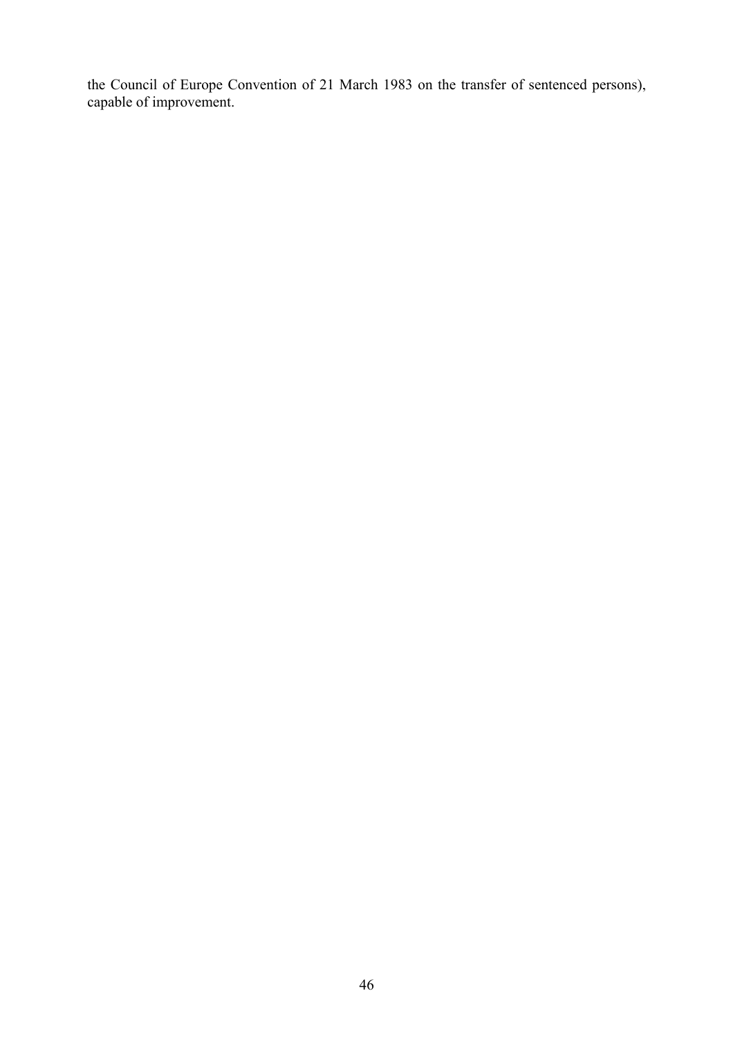the Council of Europe Convention of 21 March 1983 on the transfer of sentenced persons), capable of improvement.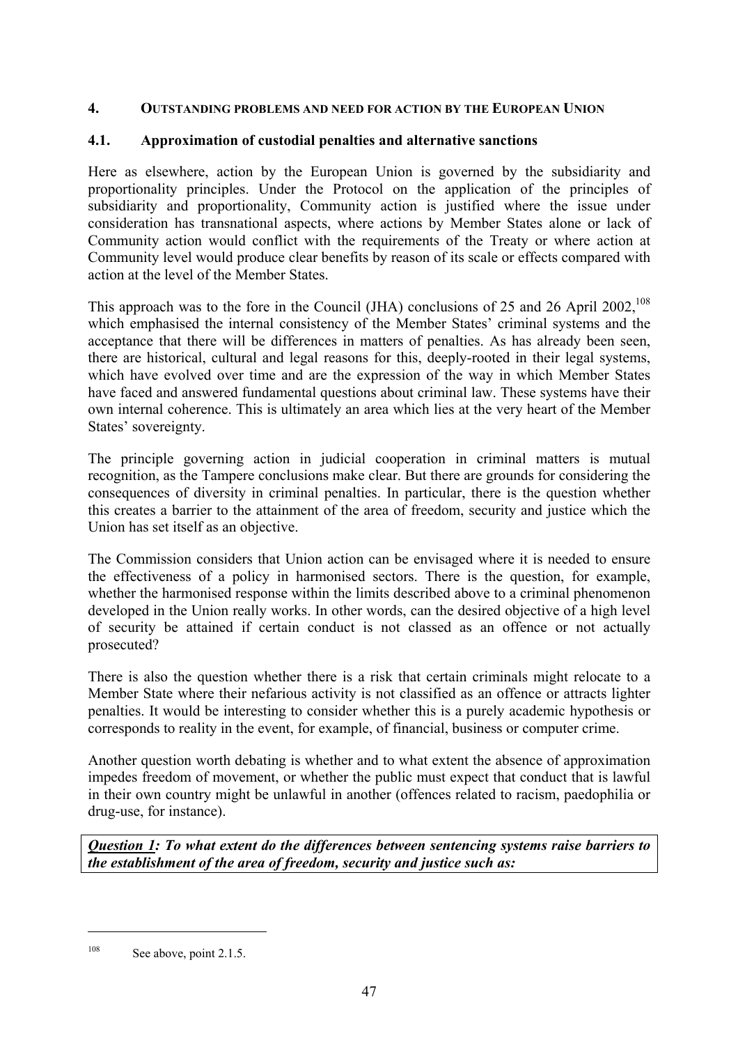## 4. OUTSTANDING PROBLEMS AND NEED FOR ACTION BY THE EUROPEAN UNION

### 4.1. Approximation of custodial penalties and alternative sanctions

Here as elsewhere, action by the European Union is governed by the subsidiarity and proportionality principles. Under the Protocol on the application of the principles of subsidiarity and proportionality, Community action is justified where the issue under consideration has transnational aspects, where actions by Member States alone or lack of Community action would conflict with the requirements of the Treaty or where action at Community level would produce clear benefits by reason of its scale or effects compared with action at the level of the Member States.

This approach was to the fore in the Council (JHA) conclusions of 25 and 26 April 2002,[108] which emphasised the internal consistency of the Member States' criminal systems and the acceptance that there will be differences in matters of penalties. As has already been seen, there are historical, cultural and legal reasons for this, deeply-rooted in their legal systems, which have evolved over time and are the expression of the way in which Member States have faced and answered fundamental questions about criminal law. These systems have their own internal coherence. This is ultimately an area which lies at the very heart of the Member States' sovereignty.

The principle governing action in judicial cooperation in criminal matters is mutual recognition, as the Tampere conclusions make clear. But there are grounds for considering the consequences of diversity in criminal penalties. In particular, there is the question whether this creates a barrier to the attainment of the area of freedom, security and justice which the Union has set itself as an objective.

The Commission considers that Union action can be envisaged where it is needed to ensure the effectiveness of a policy in harmonised sectors. There is the question, for example, whether the harmonised response within the limits described above to a criminal phenomenon developed in the Union really works. In other words, can the desired objective of a high level of security be attained if certain conduct is not classed as an offence or not actually prosecuted?

There is also the question whether there is a risk that certain criminals might relocate to a Member State where their nefarious activity is not classified as an offence or attracts lighter penalties. It would be interesting to consider whether this is a purely academic hypothesis or corresponds to reality in the event, for example, of financial, business or computer crime.

Another question worth debating is whether and to what extent the absence of approximation impedes freedom of movement, or whether the public must expect that conduct that is lawful in their own country might be unlawful in another (offences related to racism, paedophilia or drug-use, for instance).

***Question 1: To what extent do the differences between sentencing systems raise barriers to the establishment of the area of freedom, security and justice such as:***

---

[108] See above, point 2.1.5.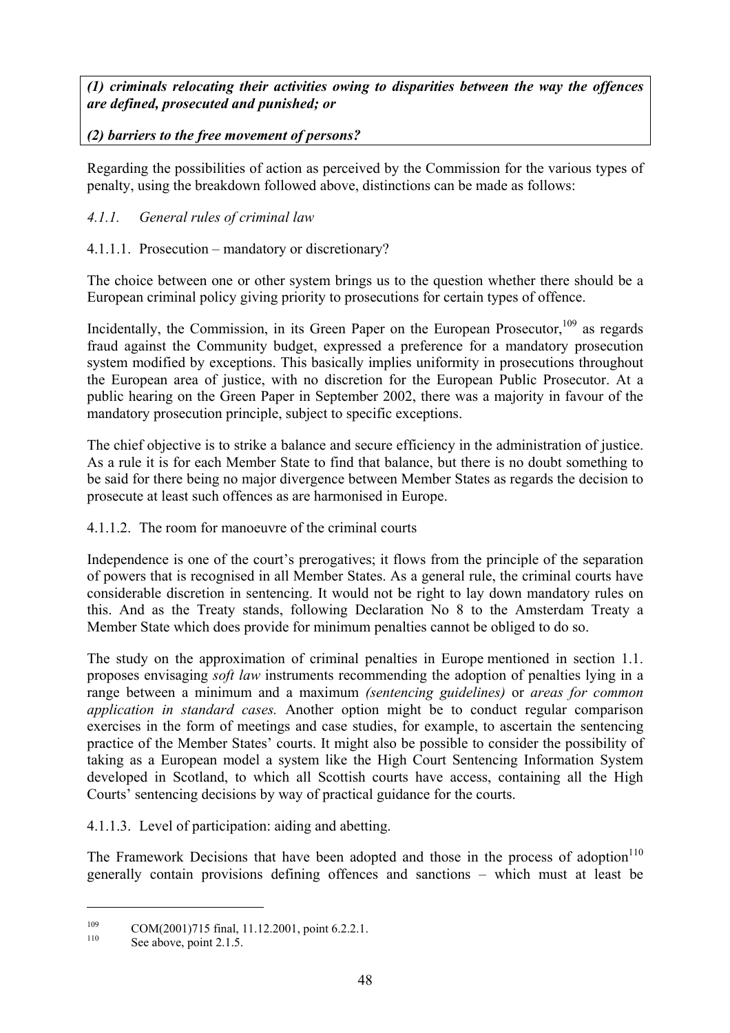***(1) criminals relocating their activities owing to disparities between the way the offences are defined, prosecuted and punished; or***

***(2) barriers to the free movement of persons?***

Regarding the possibilities of action as perceived by the Commission for the various types of penalty, using the breakdown followed above, distinctions can be made as follows:

### *4.1.1. General rules of criminal law*

#### 4.1.1.1. Prosecution – mandatory or discretionary?

The choice between one or other system brings us to the question whether there should be a European criminal policy giving priority to prosecutions for certain types of offence.

Incidentally, the Commission, in its Green Paper on the European Prosecutor,[109] as regards fraud against the Community budget, expressed a preference for a mandatory prosecution system modified by exceptions. This basically implies uniformity in prosecutions throughout the European area of justice, with no discretion for the European Public Prosecutor. At a public hearing on the Green Paper in September 2002, there was a majority in favour of the mandatory prosecution principle, subject to specific exceptions.

The chief objective is to strike a balance and secure efficiency in the administration of justice. As a rule it is for each Member State to find that balance, but there is no doubt something to be said for there being no major divergence between Member States as regards the decision to prosecute at least such offences as are harmonised in Europe.

#### 4.1.1.2. The room for manoeuvre of the criminal courts

Independence is one of the court's prerogatives; it flows from the principle of the separation of powers that is recognised in all Member States. As a general rule, the criminal courts have considerable discretion in sentencing. It would not be right to lay down mandatory rules on this. And as the Treaty stands, following Declaration No 8 to the Amsterdam Treaty a Member State which does provide for minimum penalties cannot be obliged to do so.

The study on the approximation of criminal penalties in Europe mentioned in section 1.1. proposes envisaging *soft law* instruments recommending the adoption of penalties lying in a range between a minimum and a maximum *(sentencing guidelines)* or *areas for common application in standard cases.* Another option might be to conduct regular comparison exercises in the form of meetings and case studies, for example, to ascertain the sentencing practice of the Member States' courts. It might also be possible to consider the possibility of taking as a European model a system like the High Court Sentencing Information System developed in Scotland, to which all Scottish courts have access, containing all the High Courts' sentencing decisions by way of practical guidance for the courts.

#### 4.1.1.3. Level of participation: aiding and abetting.

The Framework Decisions that have been adopted and those in the process of adoption[110] generally contain provisions defining offences and sanctions – which must at least be

---

[109] COM(2001)715 final, 11.12.2001, point 6.2.2.1.

[110] See above, point 2.1.5.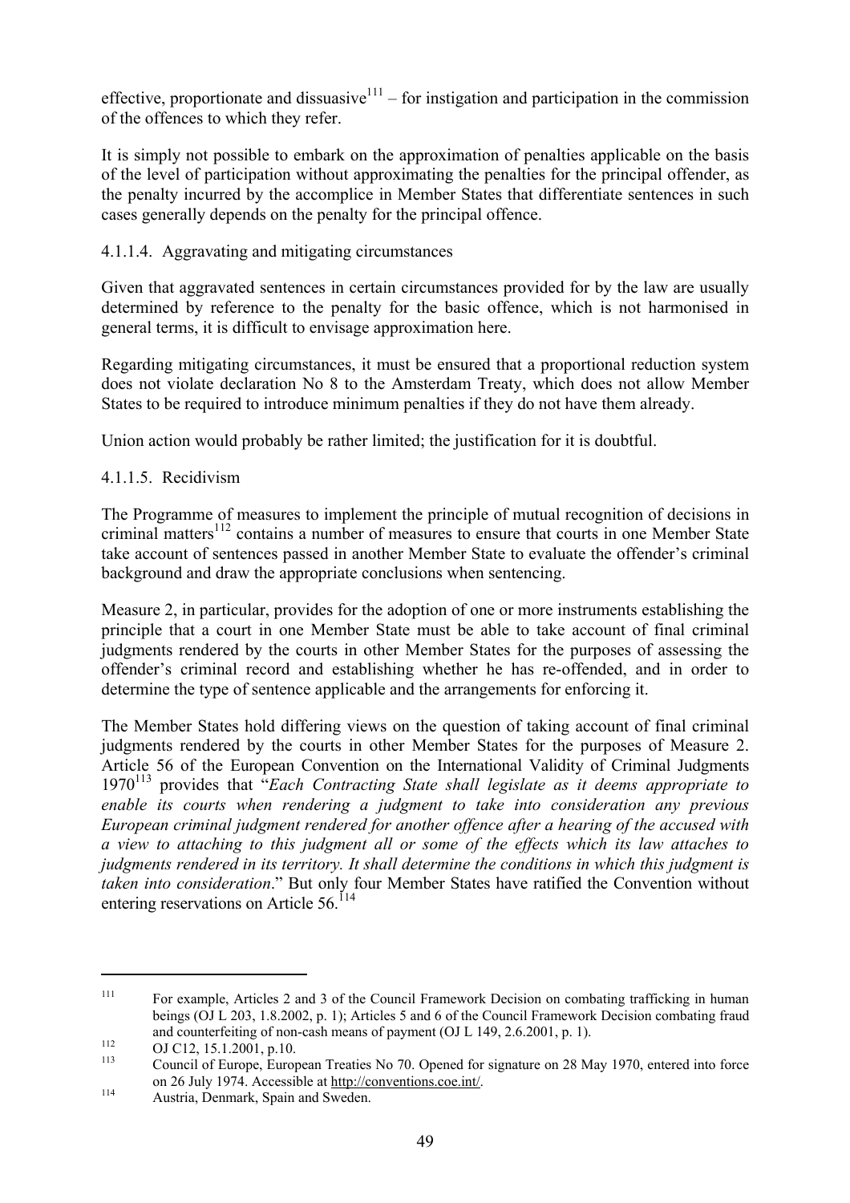effective, proportionate and dissuasive[111] – for instigation and participation in the commission of the offences to which they refer.

It is simply not possible to embark on the approximation of penalties applicable on the basis of the level of participation without approximating the penalties for the principal offender, as the penalty incurred by the accomplice in Member States that differentiate sentences in such cases generally depends on the penalty for the principal offence.

#### 4.1.1.4. Aggravating and mitigating circumstances

Given that aggravated sentences in certain circumstances provided for by the law are usually determined by reference to the penalty for the basic offence, which is not harmonised in general terms, it is difficult to envisage approximation here.

Regarding mitigating circumstances, it must be ensured that a proportional reduction system does not violate declaration No 8 to the Amsterdam Treaty, which does not allow Member States to be required to introduce minimum penalties if they do not have them already.

Union action would probably be rather limited; the justification for it is doubtful.

#### 4.1.1.5. Recidivism

The Programme of measures to implement the principle of mutual recognition of decisions in criminal matters[112] contains a number of measures to ensure that courts in one Member State take account of sentences passed in another Member State to evaluate the offender's criminal background and draw the appropriate conclusions when sentencing.

Measure 2, in particular, provides for the adoption of one or more instruments establishing the principle that a court in one Member State must be able to take account of final criminal judgments rendered by the courts in other Member States for the purposes of assessing the offender's criminal record and establishing whether he has re-offended, and in order to determine the type of sentence applicable and the arrangements for enforcing it.

The Member States hold differing views on the question of taking account of final criminal judgments rendered by the courts in other Member States for the purposes of Measure 2. Article 56 of the European Convention on the International Validity of Criminal Judgments 1970[113] provides that "*Each Contracting State shall legislate as it deems appropriate to enable its courts when rendering a judgment to take into consideration any previous European criminal judgment rendered for another offence after a hearing of the accused with a view to attaching to this judgment all or some of the effects which its law attaches to judgments rendered in its territory. It shall determine the conditions in which this judgment is taken into consideration*." But only four Member States have ratified the Convention without entering reservations on Article 56.[114]

---

[111] For example, Articles 2 and 3 of the Council Framework Decision on combating trafficking in human beings (OJ L 203, 1.8.2002, p. 1); Articles 5 and 6 of the Council Framework Decision combating fraud and counterfeiting of non-cash means of payment (OJ L 149, 2.6.2001, p. 1).

[112] OJ C12, 15.1.2001, p.10.

[113] Council of Europe, European Treaties No 70. Opened for signature on 28 May 1970, entered into force on 26 July 1974. Accessible at http://conventions.coe.int/.

[114] Austria, Denmark, Spain and Sweden.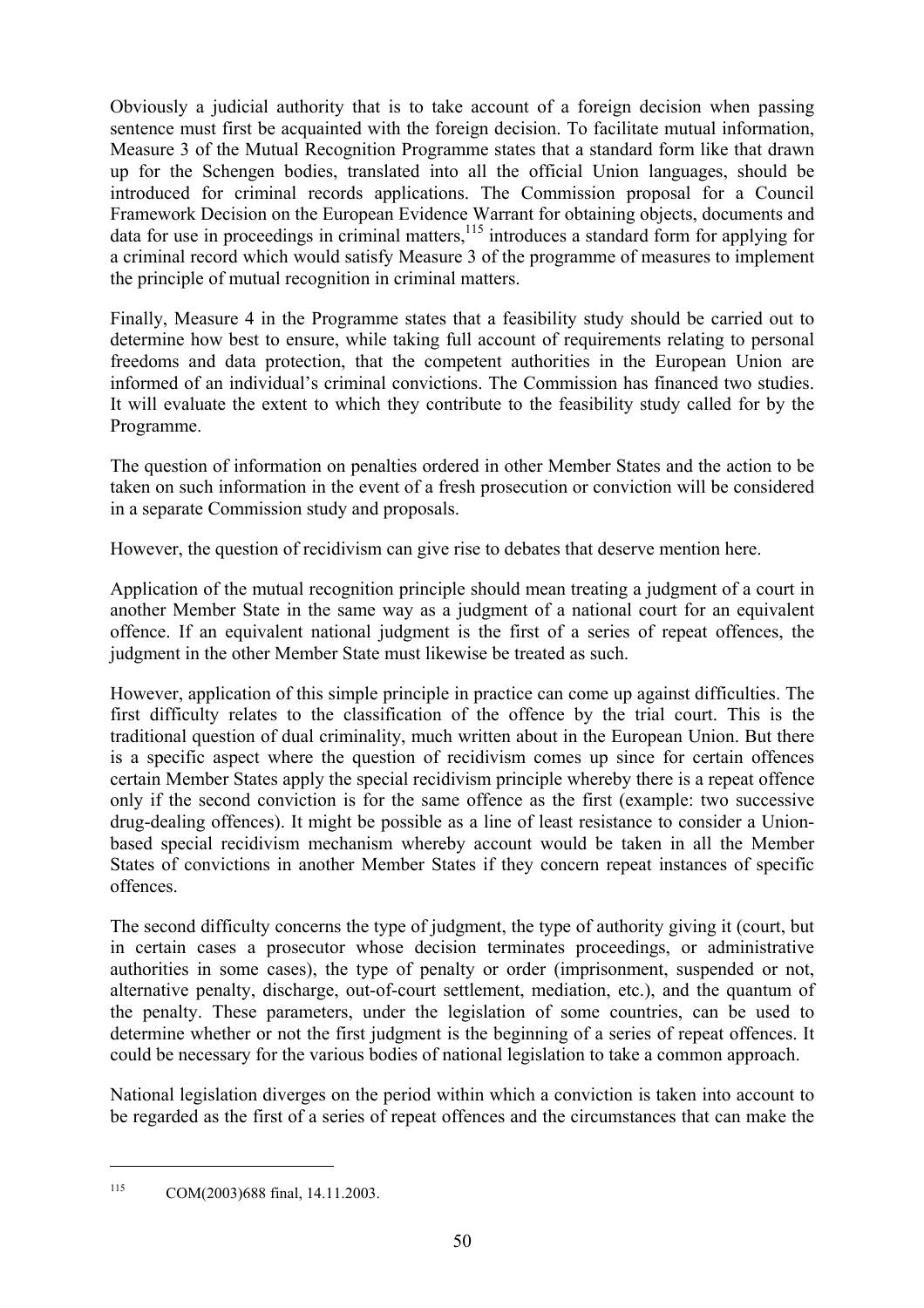Obviously a judicial authority that is to take account of a foreign decision when passing sentence must first be acquainted with the foreign decision. To facilitate mutual information, Measure 3 of the Mutual Recognition Programme states that a standard form like that drawn up for the Schengen bodies, translated into all the official Union languages, should be introduced for criminal records applications. The Commission proposal for a Council Framework Decision on the European Evidence Warrant for obtaining objects, documents and data for use in proceedings in criminal matters,[115] introduces a standard form for applying for a criminal record which would satisfy Measure 3 of the programme of measures to implement the principle of mutual recognition in criminal matters.

Finally, Measure 4 in the Programme states that a feasibility study should be carried out to determine how best to ensure, while taking full account of requirements relating to personal freedoms and data protection, that the competent authorities in the European Union are informed of an individual's criminal convictions. The Commission has financed two studies. It will evaluate the extent to which they contribute to the feasibility study called for by the Programme.

The question of information on penalties ordered in other Member States and the action to be taken on such information in the event of a fresh prosecution or conviction will be considered in a separate Commission study and proposals.

However, the question of recidivism can give rise to debates that deserve mention here.

Application of the mutual recognition principle should mean treating a judgment of a court in another Member State in the same way as a judgment of a national court for an equivalent offence. If an equivalent national judgment is the first of a series of repeat offences, the judgment in the other Member State must likewise be treated as such.

However, application of this simple principle in practice can come up against difficulties. The first difficulty relates to the classification of the offence by the trial court. This is the traditional question of dual criminality, much written about in the European Union. But there is a specific aspect where the question of recidivism comes up since for certain offences certain Member States apply the special recidivism principle whereby there is a repeat offence only if the second conviction is for the same offence as the first (example: two successive drug-dealing offences). It might be possible as a line of least resistance to consider a Union-based special recidivism mechanism whereby account would be taken in all the Member States of convictions in another Member States if they concern repeat instances of specific offences.

The second difficulty concerns the type of judgment, the type of authority giving it (court, but in certain cases a prosecutor whose decision terminates proceedings, or administrative authorities in some cases), the type of penalty or order (imprisonment, suspended or not, alternative penalty, discharge, out-of-court settlement, mediation, etc.), and the quantum of the penalty. These parameters, under the legislation of some countries, can be used to determine whether or not the first judgment is the beginning of a series of repeat offences. It could be necessary for the various bodies of national legislation to take a common approach.

National legislation diverges on the period within which a conviction is taken into account to be regarded as the first of a series of repeat offences and the circumstances that can make the

---

[115] COM(2003)688 final, 14.11.2003.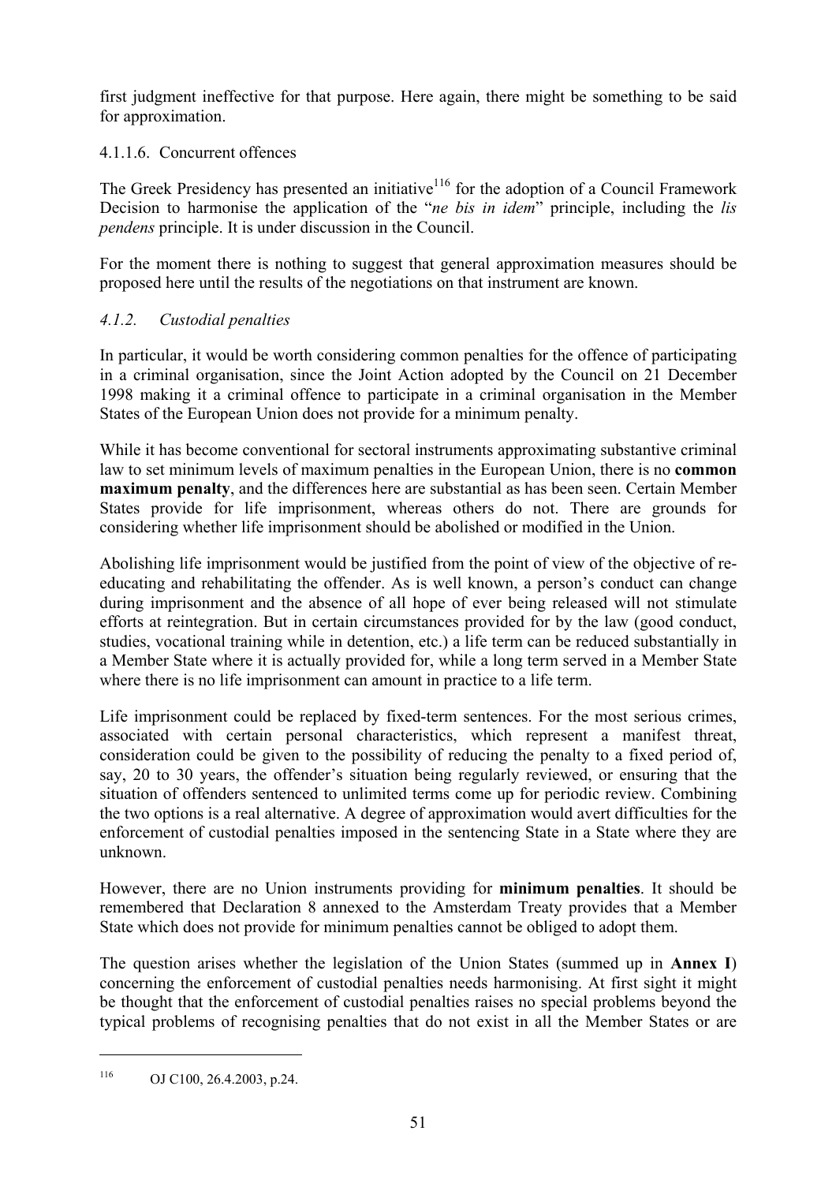first judgment ineffective for that purpose. Here again, there might be something to be said for approximation.

#### 4.1.1.6. Concurrent offences

The Greek Presidency has presented an initiative[116] for the adoption of a Council Framework Decision to harmonise the application of the "*ne bis in idem*" principle, including the *lis pendens* principle. It is under discussion in the Council.

For the moment there is nothing to suggest that general approximation measures should be proposed here until the results of the negotiations on that instrument are known.

### *4.1.2. Custodial penalties*

In particular, it would be worth considering common penalties for the offence of participating in a criminal organisation, since the Joint Action adopted by the Council on 21 December 1998 making it a criminal offence to participate in a criminal organisation in the Member States of the European Union does not provide for a minimum penalty.

While it has become conventional for sectoral instruments approximating substantive criminal law to set minimum levels of maximum penalties in the European Union, there is no **common maximum penalty**, and the differences here are substantial as has been seen. Certain Member States provide for life imprisonment, whereas others do not. There are grounds for considering whether life imprisonment should be abolished or modified in the Union.

Abolishing life imprisonment would be justified from the point of view of the objective of re-educating and rehabilitating the offender. As is well known, a person's conduct can change during imprisonment and the absence of all hope of ever being released will not stimulate efforts at reintegration. But in certain circumstances provided for by the law (good conduct, studies, vocational training while in detention, etc.) a life term can be reduced substantially in a Member State where it is actually provided for, while a long term served in a Member State where there is no life imprisonment can amount in practice to a life term.

Life imprisonment could be replaced by fixed-term sentences. For the most serious crimes, associated with certain personal characteristics, which represent a manifest threat, consideration could be given to the possibility of reducing the penalty to a fixed period of, say, 20 to 30 years, the offender's situation being regularly reviewed, or ensuring that the situation of offenders sentenced to unlimited terms come up for periodic review. Combining the two options is a real alternative. A degree of approximation would avert difficulties for the enforcement of custodial penalties imposed in the sentencing State in a State where they are unknown.

However, there are no Union instruments providing for **minimum penalties**. It should be remembered that Declaration 8 annexed to the Amsterdam Treaty provides that a Member State which does not provide for minimum penalties cannot be obliged to adopt them.

The question arises whether the legislation of the Union States (summed up in **Annex I**) concerning the enforcement of custodial penalties needs harmonising. At first sight it might be thought that the enforcement of custodial penalties raises no special problems beyond the typical problems of recognising penalties that do not exist in all the Member States or are

---

[116] OJ C100, 26.4.2003, p.24.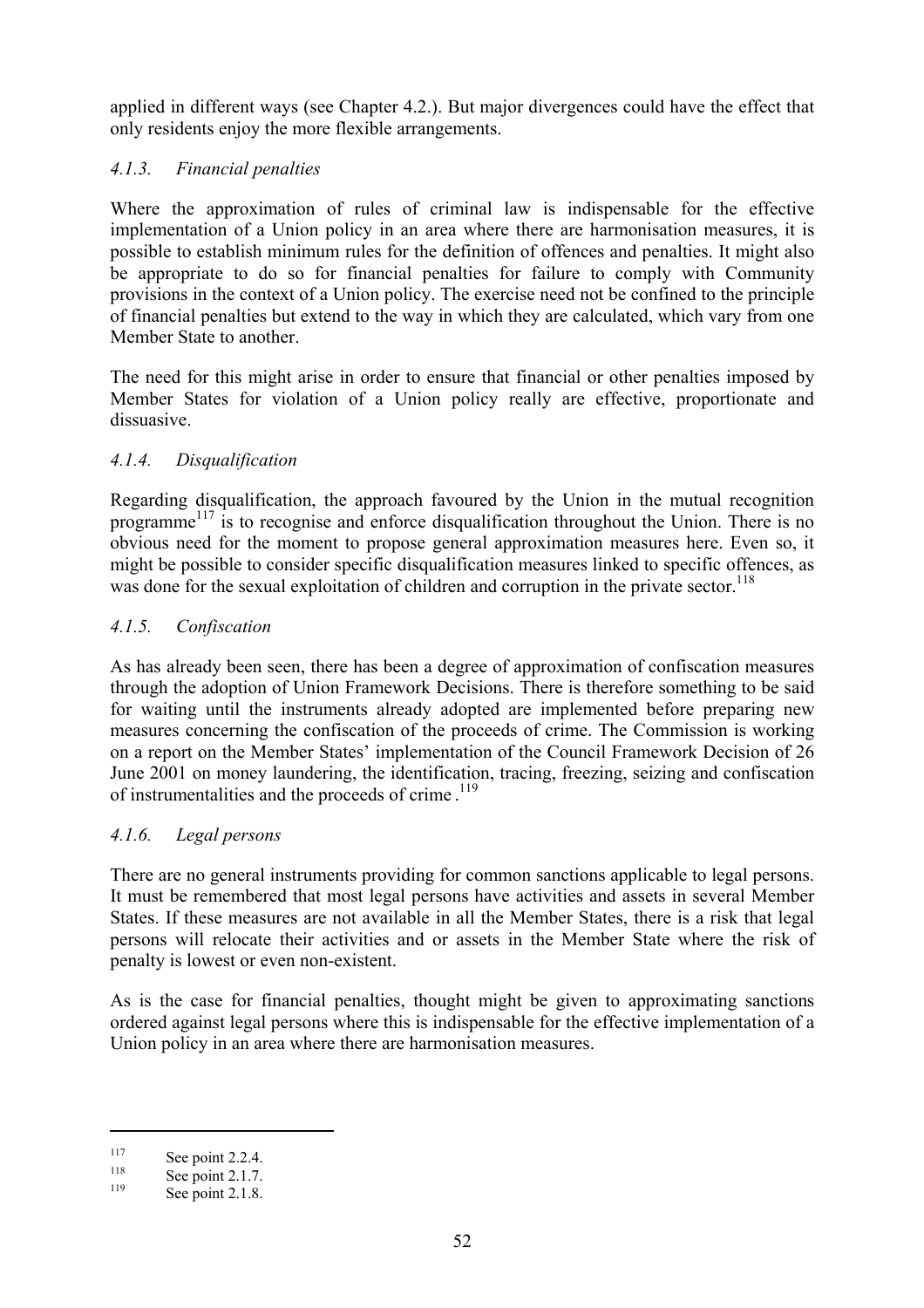applied in different ways (see Chapter 4.2.). But major divergences could have the effect that only residents enjoy the more flexible arrangements.

#### *4.1.3. Financial penalties*

Where the approximation of rules of criminal law is indispensable for the effective implementation of a Union policy in an area where there are harmonisation measures, it is possible to establish minimum rules for the definition of offences and penalties. It might also be appropriate to do so for financial penalties for failure to comply with Community provisions in the context of a Union policy. The exercise need not be confined to the principle of financial penalties but extend to the way in which they are calculated, which vary from one Member State to another.

The need for this might arise in order to ensure that financial or other penalties imposed by Member States for violation of a Union policy really are effective, proportionate and dissuasive.

#### *4.1.4. Disqualification*

Regarding disqualification, the approach favoured by the Union in the mutual recognition programme[117] is to recognise and enforce disqualification throughout the Union. There is no obvious need for the moment to propose general approximation measures here. Even so, it might be possible to consider specific disqualification measures linked to specific offences, as was done for the sexual exploitation of children and corruption in the private sector.[118]

#### *4.1.5. Confiscation*

As has already been seen, there has been a degree of approximation of confiscation measures through the adoption of Union Framework Decisions. There is therefore something to be said for waiting until the instruments already adopted are implemented before preparing new measures concerning the confiscation of the proceeds of crime. The Commission is working on a report on the Member States' implementation of the Council Framework Decision of 26 June 2001 on money laundering, the identification, tracing, freezing, seizing and confiscation of instrumentalities and the proceeds of crime .[119]

#### *4.1.6. Legal persons*

There are no general instruments providing for common sanctions applicable to legal persons. It must be remembered that most legal persons have activities and assets in several Member States. If these measures are not available in all the Member States, there is a risk that legal persons will relocate their activities and or assets in the Member State where the risk of penalty is lowest or even non-existent.

As is the case for financial penalties, thought might be given to approximating sanctions ordered against legal persons where this is indispensable for the effective implementation of a Union policy in an area where there are harmonisation measures.

---

[117] See point 2.2.4.

[118] See point 2.1.7.

[119] See point 2.1.8.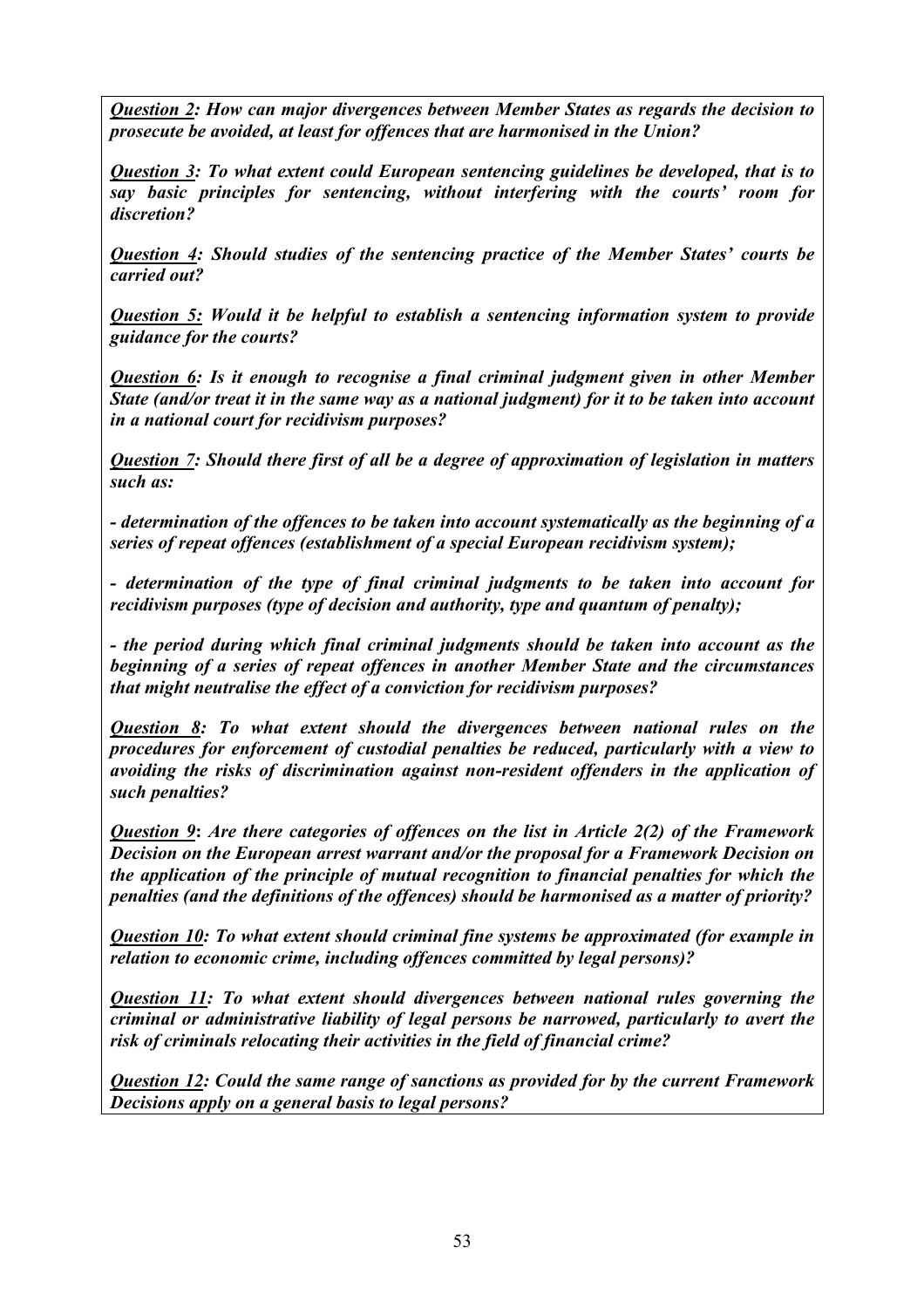***Question 2:*** ***How can major divergences between Member States as regards the decision to prosecute be avoided, at least for offences that are harmonised in the Union?***

***Question 3:*** ***To what extent could European sentencing guidelines be developed, that is to say basic principles for sentencing, without interfering with the courts' room for discretion?***

***Question 4:*** ***Should studies of the sentencing practice of the Member States' courts be carried out?***

***Question 5:*** ***Would it be helpful to establish a sentencing information system to provide guidance for the courts?***

***Question 6:*** ***Is it enough to recognise a final criminal judgment given in other Member State (and/or treat it in the same way as a national judgment) for it to be taken into account in a national court for recidivism purposes?***

***Question 7:*** ***Should there first of all be a degree of approximation of legislation in matters such as:***

***- determination of the offences to be taken into account systematically as the beginning of a series of repeat offences (establishment of a special European recidivism system);***

***- determination of the type of final criminal judgments to be taken into account for recidivism purposes (type of decision and authority, type and quantum of penalty);***

***- the period during which final criminal judgments should be taken into account as the beginning of a series of repeat offences in another Member State and the circumstances that might neutralise the effect of a conviction for recidivism purposes?***

***Question 8:*** ***To what extent should the divergences between national rules on the procedures for enforcement of custodial penalties be reduced, particularly with a view to avoiding the risks of discrimination against non-resident offenders in the application of such penalties?***

***Question 9*****:** ***Are there categories of offences on the list in Article 2(2) of the Framework Decision on the European arrest warrant and/or the proposal for a Framework Decision on the application of the principle of mutual recognition to financial penalties for which the penalties (and the definitions of the offences) should be harmonised as a matter of priority?***

***Question 10:*** ***To what extent should criminal fine systems be approximated (for example in relation to economic crime, including offences committed by legal persons)?***

***Question 11:*** ***To what extent should divergences between national rules governing the criminal or administrative liability of legal persons be narrowed, particularly to avert the risk of criminals relocating their activities in the field of financial crime?***

***Question 12:*** ***Could the same range of sanctions as provided for by the current Framework Decisions apply on a general basis to legal persons?***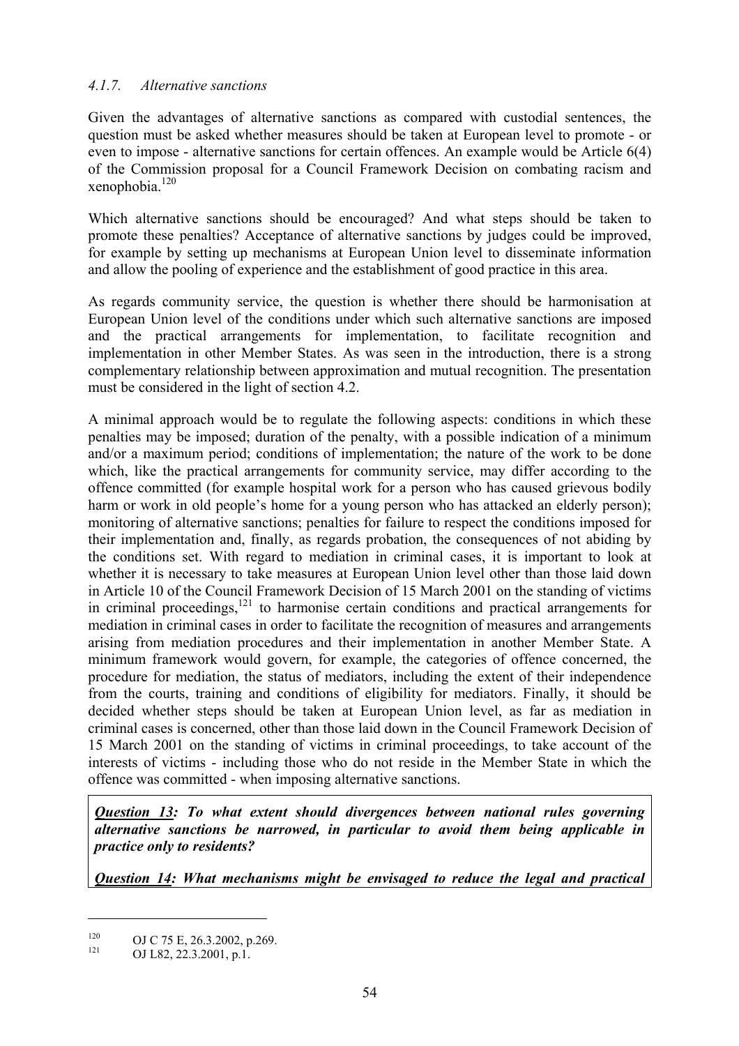#### *4.1.7. Alternative sanctions*

Given the advantages of alternative sanctions as compared with custodial sentences, the question must be asked whether measures should be taken at European level to promote - or even to impose - alternative sanctions for certain offences. An example would be Article 6(4) of the Commission proposal for a Council Framework Decision on combating racism and xenophobia.[120]

Which alternative sanctions should be encouraged? And what steps should be taken to promote these penalties? Acceptance of alternative sanctions by judges could be improved, for example by setting up mechanisms at European Union level to disseminate information and allow the pooling of experience and the establishment of good practice in this area.

As regards community service, the question is whether there should be harmonisation at European Union level of the conditions under which such alternative sanctions are imposed and the practical arrangements for implementation, to facilitate recognition and implementation in other Member States. As was seen in the introduction, there is a strong complementary relationship between approximation and mutual recognition. The presentation must be considered in the light of section 4.2.

A minimal approach would be to regulate the following aspects: conditions in which these penalties may be imposed; duration of the penalty, with a possible indication of a minimum and/or a maximum period; conditions of implementation; the nature of the work to be done which, like the practical arrangements for community service, may differ according to the offence committed (for example hospital work for a person who has caused grievous bodily harm or work in old people's home for a young person who has attacked an elderly person); monitoring of alternative sanctions; penalties for failure to respect the conditions imposed for their implementation and, finally, as regards probation, the consequences of not abiding by the conditions set. With regard to mediation in criminal cases, it is important to look at whether it is necessary to take measures at European Union level other than those laid down in Article 10 of the Council Framework Decision of 15 March 2001 on the standing of victims in criminal proceedings,[121] to harmonise certain conditions and practical arrangements for mediation in criminal cases in order to facilitate the recognition of measures and arrangements arising from mediation procedures and their implementation in another Member State. A minimum framework would govern, for example, the categories of offence concerned, the procedure for mediation, the status of mediators, including the extent of their independence from the courts, training and conditions of eligibility for mediators. Finally, it should be decided whether steps should be taken at European Union level, as far as mediation in criminal cases is concerned, other than those laid down in the Council Framework Decision of 15 March 2001 on the standing of victims in criminal proceedings, to take account of the interests of victims - including those who do not reside in the Member State in which the offence was committed - when imposing alternative sanctions.

***Question 13**: To what extent should divergences between national rules governing alternative sanctions be narrowed, in particular to avoid them being applicable in practice only to residents?*

***Question 14**: What mechanisms might be envisaged to reduce the legal and practical*

---

[120] OJ C 75 E, 26.3.2002, p.269.

[121] OJ L82, 22.3.2001, p.1.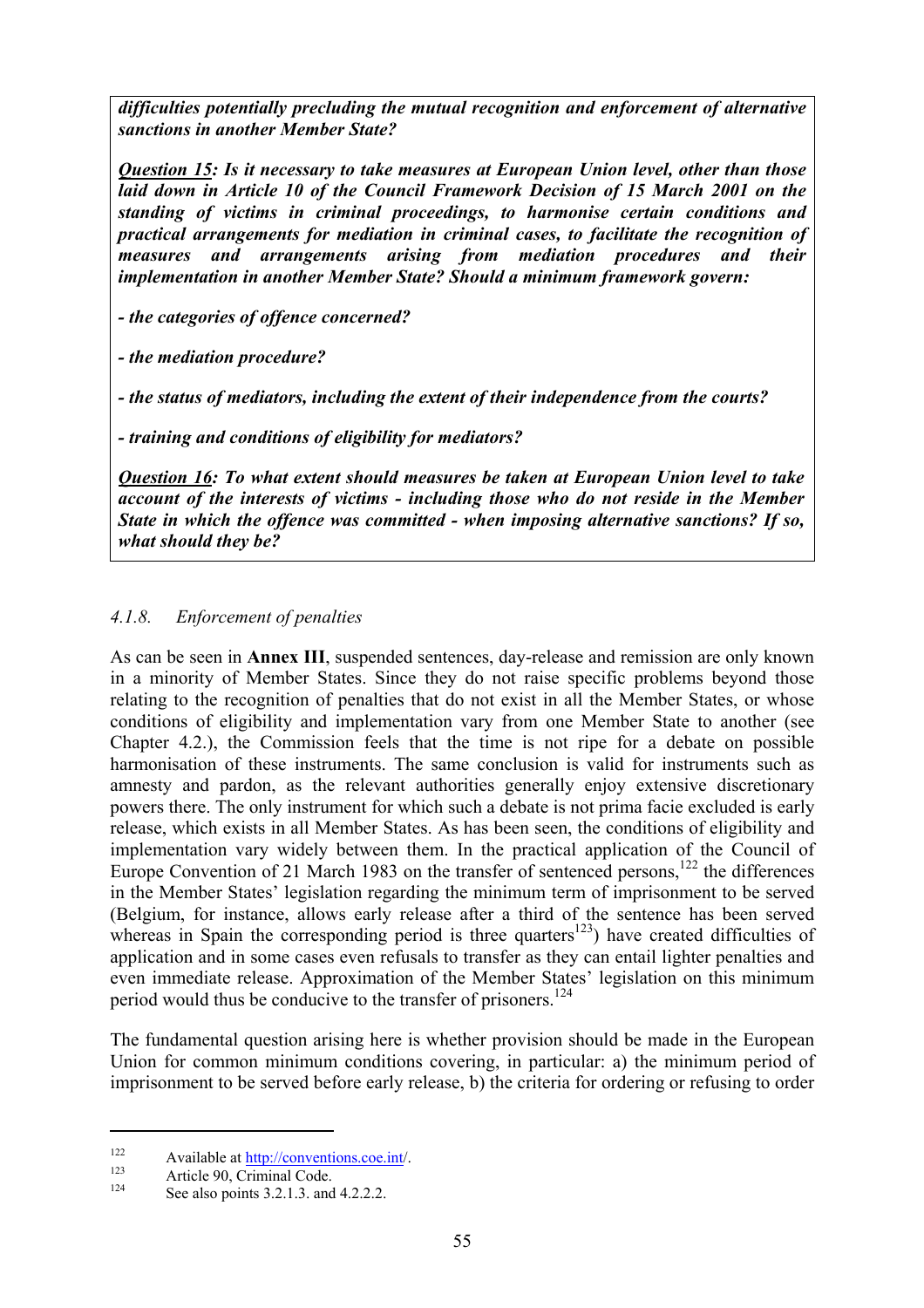***difficulties potentially precluding the mutual recognition and enforcement of alternative sanctions in another Member State?***

***Question 15**: Is it necessary to take measures at European Union level, other than those laid down in Article 10 of the Council Framework Decision of 15 March 2001 on the standing of victims in criminal proceedings, to harmonise certain conditions and practical arrangements for mediation in criminal cases, to facilitate the recognition of measures and arrangements arising from mediation procedures and their implementation in another Member State? Should a minimum framework govern:*

***- the categories of offence concerned?***

***- the mediation procedure?***

***- the status of mediators, including the extent of their independence from the courts?***

***- training and conditions of eligibility for mediators?***

***Question 16**: To what extent should measures be taken at European Union level to take account of the interests of victims - including those who do not reside in the Member State in which the offence was committed - when imposing alternative sanctions? If so, what should they be?*

### *4.1.8. Enforcement of penalties*

As can be seen in **Annex III**, suspended sentences, day-release and remission are only known in a minority of Member States. Since they do not raise specific problems beyond those relating to the recognition of penalties that do not exist in all the Member States, or whose conditions of eligibility and implementation vary from one Member State to another (see Chapter 4.2.), the Commission feels that the time is not ripe for a debate on possible harmonisation of these instruments. The same conclusion is valid for instruments such as amnesty and pardon, as the relevant authorities generally enjoy extensive discretionary powers there. The only instrument for which such a debate is not prima facie excluded is early release, which exists in all Member States. As has been seen, the conditions of eligibility and implementation vary widely between them. In the practical application of the Council of Europe Convention of 21 March 1983 on the transfer of sentenced persons,[122] the differences in the Member States' legislation regarding the minimum term of imprisonment to be served (Belgium, for instance, allows early release after a third of the sentence has been served whereas in Spain the corresponding period is three quarters[123]) have created difficulties of application and in some cases even refusals to transfer as they can entail lighter penalties and even immediate release. Approximation of the Member States' legislation on this minimum period would thus be conducive to the transfer of prisoners.[124]

The fundamental question arising here is whether provision should be made in the European Union for common minimum conditions covering, in particular: a) the minimum period of imprisonment to be served before early release, b) the criteria for ordering or refusing to order

---

[122] Available at http://conventions.coe.int/.

[123] Article 90, Criminal Code.

[124] See also points 3.2.1.3. and 4.2.2.2.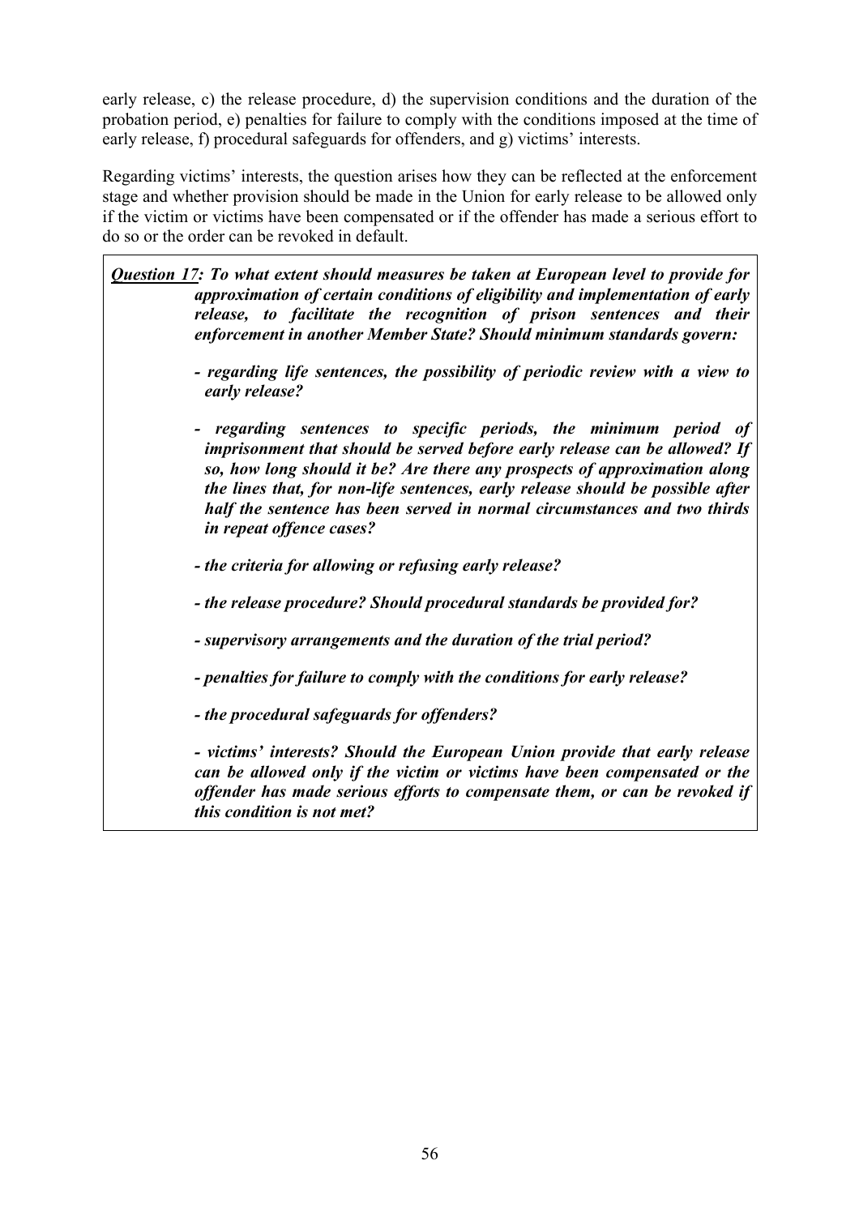early release, c) the release procedure, d) the supervision conditions and the duration of the probation period, e) penalties for failure to comply with the conditions imposed at the time of early release, f) procedural safeguards for offenders, and g) victims' interests.

Regarding victims' interests, the question arises how they can be reflected at the enforcement stage and whether provision should be made in the Union for early release to be allowed only if the victim or victims have been compensated or if the offender has made a serious effort to do so or the order can be revoked in default.

***Question 17**: To what extent should measures be taken at European level to provide for approximation of certain conditions of eligibility and implementation of early release, to facilitate the recognition of prison sentences and their enforcement in another Member State? Should minimum standards govern:*

- ***regarding life sentences, the possibility of periodic review with a view to early release?***

- ***regarding sentences to specific periods, the minimum period of imprisonment that should be served before early release can be allowed? If so, how long should it be? Are there any prospects of approximation along the lines that, for non-life sentences, early release should be possible after half the sentence has been served in normal circumstances and two thirds in repeat offence cases?***

- ***the criteria for allowing or refusing early release?***

- ***the release procedure? Should procedural standards be provided for?***

- ***supervisory arrangements and the duration of the trial period?***

- ***penalties for failure to comply with the conditions for early release?***

- ***the procedural safeguards for offenders?***

- ***victims' interests? Should the European Union provide that early release can be allowed only if the victim or victims have been compensated or the offender has made serious efforts to compensate them, or can be revoked if this condition is not met?***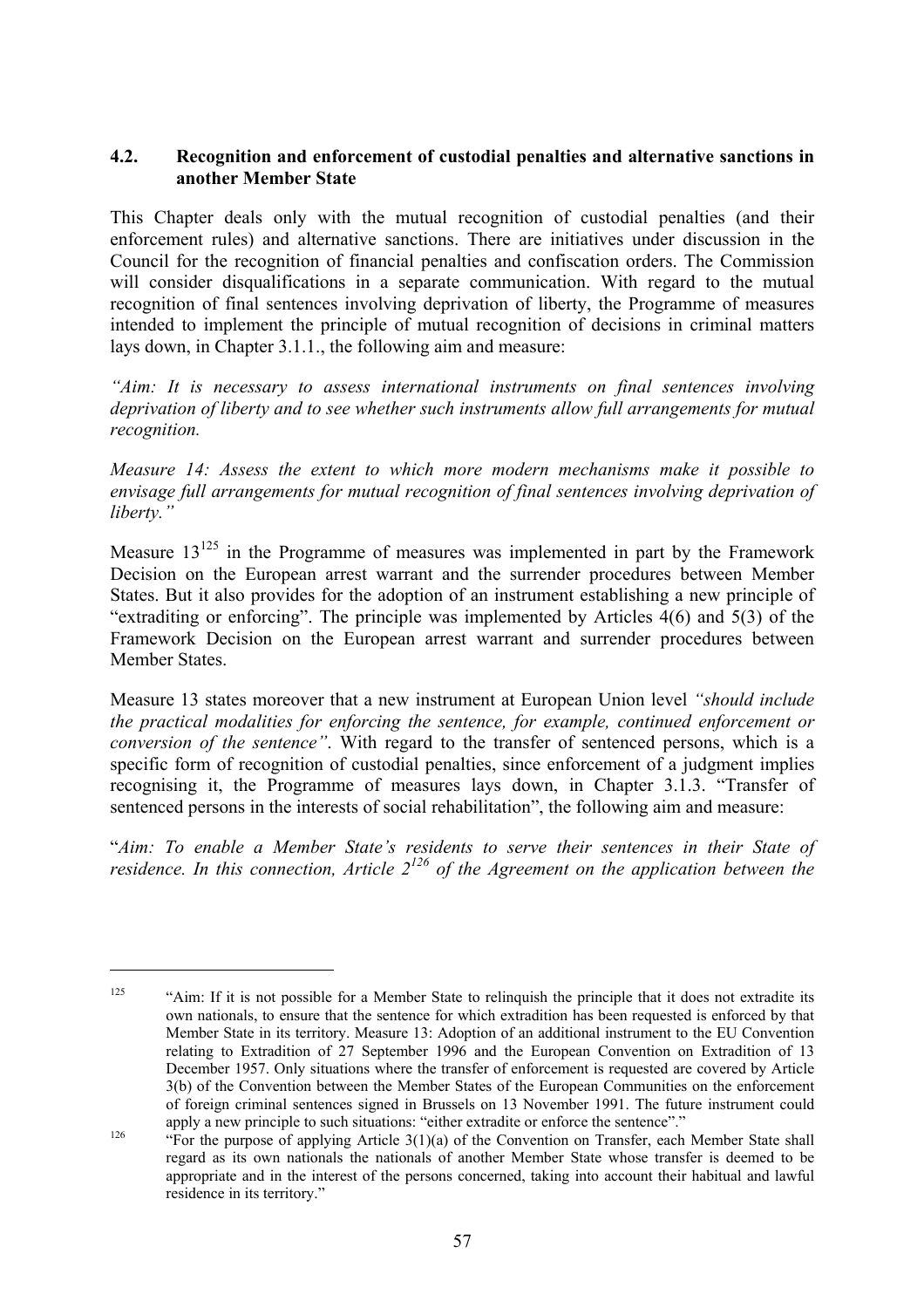## 4.2. Recognition and enforcement of custodial penalties and alternative sanctions in another Member State

This Chapter deals only with the mutual recognition of custodial penalties (and their enforcement rules) and alternative sanctions. There are initiatives under discussion in the Council for the recognition of financial penalties and confiscation orders. The Commission will consider disqualifications in a separate communication. With regard to the mutual recognition of final sentences involving deprivation of liberty, the Programme of measures intended to implement the principle of mutual recognition of decisions in criminal matters lays down, in Chapter 3.1.1., the following aim and measure:

*"Aim: It is necessary to assess international instruments on final sentences involving deprivation of liberty and to see whether such instruments allow full arrangements for mutual recognition.*

*Measure 14: Assess the extent to which more modern mechanisms make it possible to envisage full arrangements for mutual recognition of final sentences involving deprivation of liberty."*

Measure 13[125] in the Programme of measures was implemented in part by the Framework Decision on the European arrest warrant and the surrender procedures between Member States. But it also provides for the adoption of an instrument establishing a new principle of "extraditing or enforcing". The principle was implemented by Articles 4(6) and 5(3) of the Framework Decision on the European arrest warrant and surrender procedures between Member States.

Measure 13 states moreover that a new instrument at European Union level *"should include the practical modalities for enforcing the sentence, for example, continued enforcement or conversion of the sentence"*. With regard to the transfer of sentenced persons, which is a specific form of recognition of custodial penalties, since enforcement of a judgment implies recognising it, the Programme of measures lays down, in Chapter 3.1.3. "Transfer of sentenced persons in the interests of social rehabilitation", the following aim and measure:

"*Aim: To enable a Member State's residents to serve their sentences in their State of residence. In this connection, Article 2*[126] *of the Agreement on the application between the*

---

[125] "Aim: If it is not possible for a Member State to relinquish the principle that it does not extradite its own nationals, to ensure that the sentence for which extradition has been requested is enforced by that Member State in its territory. Measure 13: Adoption of an additional instrument to the EU Convention relating to Extradition of 27 September 1996 and the European Convention on Extradition of 13 December 1957. Only situations where the transfer of enforcement is requested are covered by Article 3(b) of the Convention between the Member States of the European Communities on the enforcement of foreign criminal sentences signed in Brussels on 13 November 1991. The future instrument could apply a new principle to such situations: "either extradite or enforce the sentence"."

[126] "For the purpose of applying Article 3(1)(a) of the Convention on Transfer, each Member State shall regard as its own nationals the nationals of another Member State whose transfer is deemed to be appropriate and in the interest of the persons concerned, taking into account their habitual and lawful residence in its territory."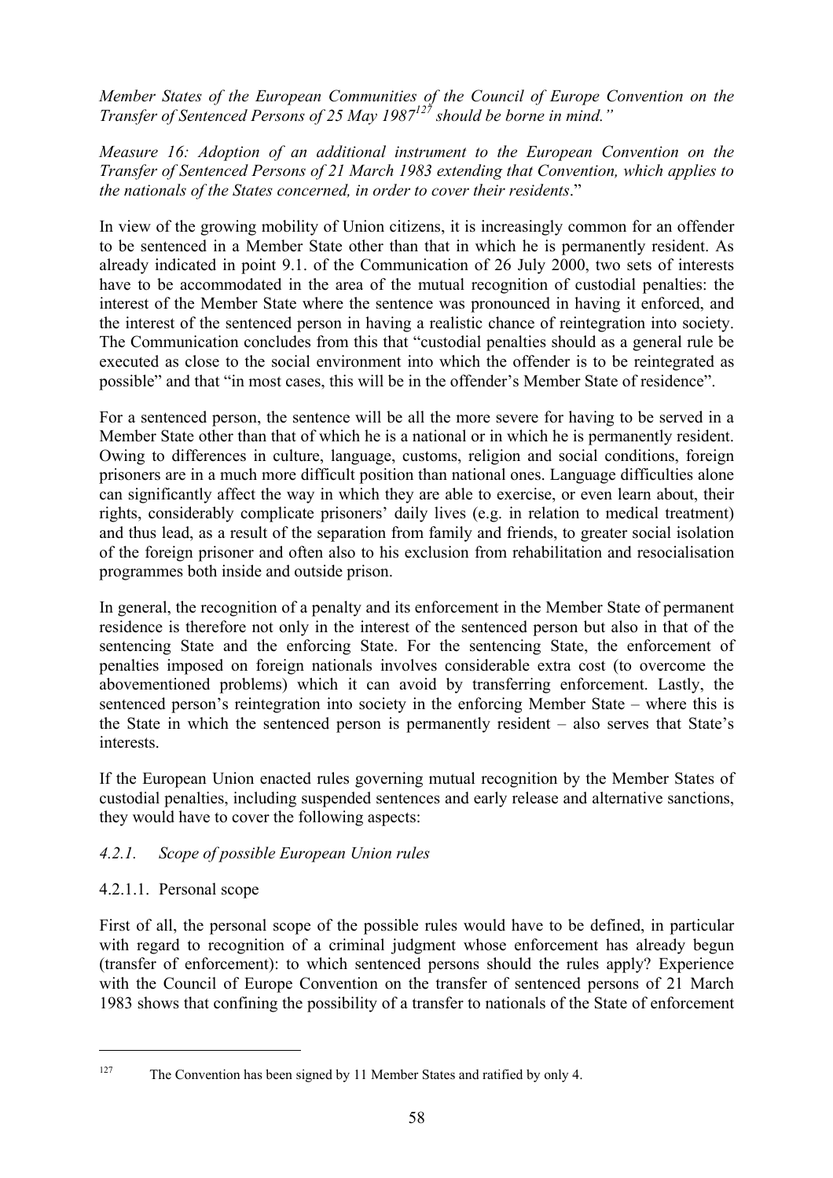*Member States of the European Communities of the Council of Europe Convention on the Transfer of Sentenced Persons of 25 May 1987*[127] *should be borne in mind."*

*Measure 16: Adoption of an additional instrument to the European Convention on the Transfer of Sentenced Persons of 21 March 1983 extending that Convention, which applies to the nationals of the States concerned, in order to cover their residents*."

In view of the growing mobility of Union citizens, it is increasingly common for an offender to be sentenced in a Member State other than that in which he is permanently resident. As already indicated in point 9.1. of the Communication of 26 July 2000, two sets of interests have to be accommodated in the area of the mutual recognition of custodial penalties: the interest of the Member State where the sentence was pronounced in having it enforced, and the interest of the sentenced person in having a realistic chance of reintegration into society. The Communication concludes from this that "custodial penalties should as a general rule be executed as close to the social environment into which the offender is to be reintegrated as possible" and that "in most cases, this will be in the offender's Member State of residence".

For a sentenced person, the sentence will be all the more severe for having to be served in a Member State other than that of which he is a national or in which he is permanently resident. Owing to differences in culture, language, customs, religion and social conditions, foreign prisoners are in a much more difficult position than national ones. Language difficulties alone can significantly affect the way in which they are able to exercise, or even learn about, their rights, considerably complicate prisoners' daily lives (e.g. in relation to medical treatment) and thus lead, as a result of the separation from family and friends, to greater social isolation of the foreign prisoner and often also to his exclusion from rehabilitation and resocialisation programmes both inside and outside prison.

In general, the recognition of a penalty and its enforcement in the Member State of permanent residence is therefore not only in the interest of the sentenced person but also in that of the sentencing State and the enforcing State. For the sentencing State, the enforcement of penalties imposed on foreign nationals involves considerable extra cost (to overcome the abovementioned problems) which it can avoid by transferring enforcement. Lastly, the sentenced person's reintegration into society in the enforcing Member State – where this is the State in which the sentenced person is permanently resident – also serves that State's interests.

If the European Union enacted rules governing mutual recognition by the Member States of custodial penalties, including suspended sentences and early release and alternative sanctions, they would have to cover the following aspects:

### *4.2.1. Scope of possible European Union rules*

#### 4.2.1.1. Personal scope

First of all, the personal scope of the possible rules would have to be defined, in particular with regard to recognition of a criminal judgment whose enforcement has already begun (transfer of enforcement): to which sentenced persons should the rules apply? Experience with the Council of Europe Convention on the transfer of sentenced persons of 21 March 1983 shows that confining the possibility of a transfer to nationals of the State of enforcement

---

[127] The Convention has been signed by 11 Member States and ratified by only 4.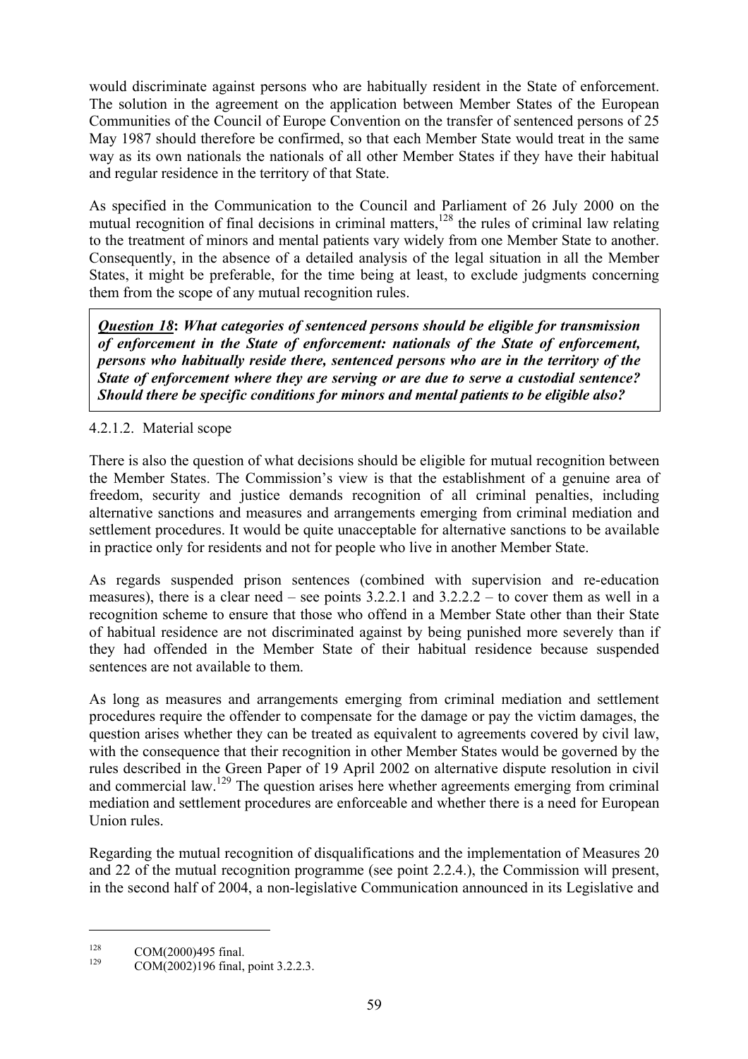would discriminate against persons who are habitually resident in the State of enforcement. The solution in the agreement on the application between Member States of the European Communities of the Council of Europe Convention on the transfer of sentenced persons of 25 May 1987 should therefore be confirmed, so that each Member State would treat in the same way as its own nationals the nationals of all other Member States if they have their habitual and regular residence in the territory of that State.

As specified in the Communication to the Council and Parliament of 26 July 2000 on the mutual recognition of final decisions in criminal matters,[128] the rules of criminal law relating to the treatment of minors and mental patients vary widely from one Member State to another. Consequently, in the absence of a detailed analysis of the legal situation in all the Member States, it might be preferable, for the time being at least, to exclude judgments concerning them from the scope of any mutual recognition rules.

> ***Question 18*: *What categories of sentenced persons should be eligible for transmission of enforcement in the State of enforcement: nationals of the State of enforcement, persons who habitually reside there, sentenced persons who are in the territory of the State of enforcement where they are serving or are due to serve a custodial sentence? Should there be specific conditions for minors and mental patients to be eligible also?***

#### 4.2.1.2. Material scope

There is also the question of what decisions should be eligible for mutual recognition between the Member States. The Commission's view is that the establishment of a genuine area of freedom, security and justice demands recognition of all criminal penalties, including alternative sanctions and measures and arrangements emerging from criminal mediation and settlement procedures. It would be quite unacceptable for alternative sanctions to be available in practice only for residents and not for people who live in another Member State.

As regards suspended prison sentences (combined with supervision and re-education measures), there is a clear need – see points 3.2.2.1 and 3.2.2.2 – to cover them as well in a recognition scheme to ensure that those who offend in a Member State other than their State of habitual residence are not discriminated against by being punished more severely than if they had offended in the Member State of their habitual residence because suspended sentences are not available to them.

As long as measures and arrangements emerging from criminal mediation and settlement procedures require the offender to compensate for the damage or pay the victim damages, the question arises whether they can be treated as equivalent to agreements covered by civil law, with the consequence that their recognition in other Member States would be governed by the rules described in the Green Paper of 19 April 2002 on alternative dispute resolution in civil and commercial law.[129] The question arises here whether agreements emerging from criminal mediation and settlement procedures are enforceable and whether there is a need for European Union rules.

Regarding the mutual recognition of disqualifications and the implementation of Measures 20 and 22 of the mutual recognition programme (see point 2.2.4.), the Commission will present, in the second half of 2004, a non-legislative Communication announced in its Legislative and

---

[128] COM(2000)495 final.

[129] COM(2002)196 final, point 3.2.2.3.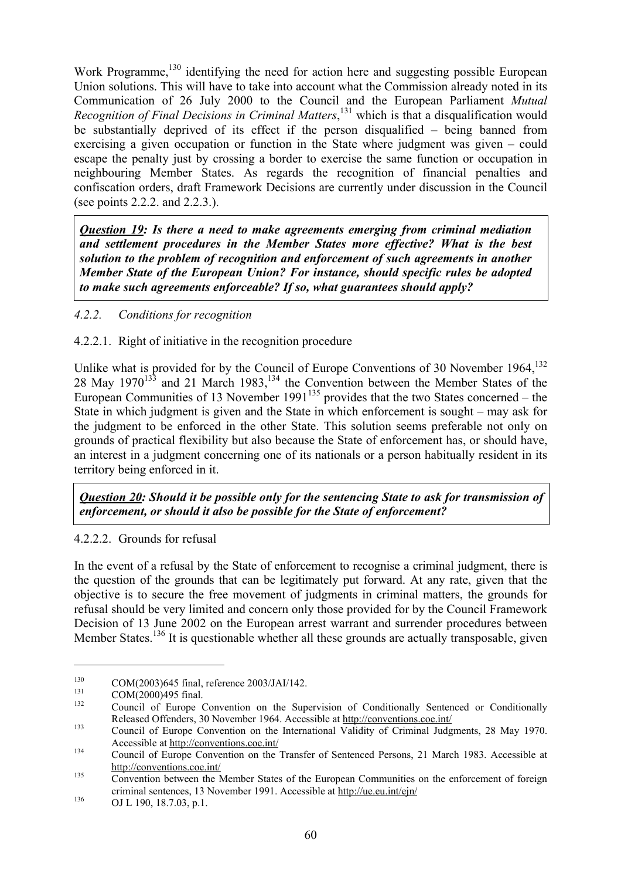Work Programme,[130] identifying the need for action here and suggesting possible European Union solutions. This will have to take into account what the Commission already noted in its Communication of 26 July 2000 to the Council and the European Parliament *Mutual Recognition of Final Decisions in Criminal Matters*,[131] which is that a disqualification would be substantially deprived of its effect if the person disqualified – being banned from exercising a given occupation or function in the State where judgment was given – could escape the penalty just by crossing a border to exercise the same function or occupation in neighbouring Member States. As regards the recognition of financial penalties and confiscation orders, draft Framework Decisions are currently under discussion in the Council (see points 2.2.2. and 2.2.3.).

> ***Question 19**: Is there a need to make agreements emerging from criminal mediation and settlement procedures in the Member States more effective? What is the best solution to the problem of recognition and enforcement of such agreements in another Member State of the European Union? For instance, should specific rules be adopted to make such agreements enforceable? If so, what guarantees should apply?*

#### *4.2.2. Conditions for recognition*

##### 4.2.2.1. Right of initiative in the recognition procedure

Unlike what is provided for by the Council of Europe Conventions of 30 November 1964,[132] 28 May 1970[133] and 21 March 1983,[134] the Convention between the Member States of the European Communities of 13 November 1991[135] provides that the two States concerned – the State in which judgment is given and the State in which enforcement is sought – may ask for the judgment to be enforced in the other State. This solution seems preferable not only on grounds of practical flexibility but also because the State of enforcement has, or should have, an interest in a judgment concerning one of its nationals or a person habitually resident in its territory being enforced in it.

> ***Question 20**: Should it be possible only for the sentencing State to ask for transmission of enforcement, or should it also be possible for the State of enforcement?*

##### 4.2.2.2. Grounds for refusal

In the event of a refusal by the State of enforcement to recognise a criminal judgment, there is the question of the grounds that can be legitimately put forward. At any rate, given that the objective is to secure the free movement of judgments in criminal matters, the grounds for refusal should be very limited and concern only those provided for by the Council Framework Decision of 13 June 2002 on the European arrest warrant and surrender procedures between Member States.[136] It is questionable whether all these grounds are actually transposable, given

---

[130] COM(2003)645 final, reference 2003/JAI/142.

[131] COM(2000)495 final.

[132] Council of Europe Convention on the Supervision of Conditionally Sentenced or Conditionally Released Offenders, 30 November 1964. Accessible at http://conventions.coe.int/

[133] Council of Europe Convention on the International Validity of Criminal Judgments, 28 May 1970. Accessible at http://conventions.coe.int/

[134] Council of Europe Convention on the Transfer of Sentenced Persons, 21 March 1983. Accessible at http://conventions.coe.int/

[135] Convention between the Member States of the European Communities on the enforcement of foreign criminal sentences, 13 November 1991. Accessible at http://ue.eu.int/ejn/

[136] OJ L 190, 18.7.03, p.1.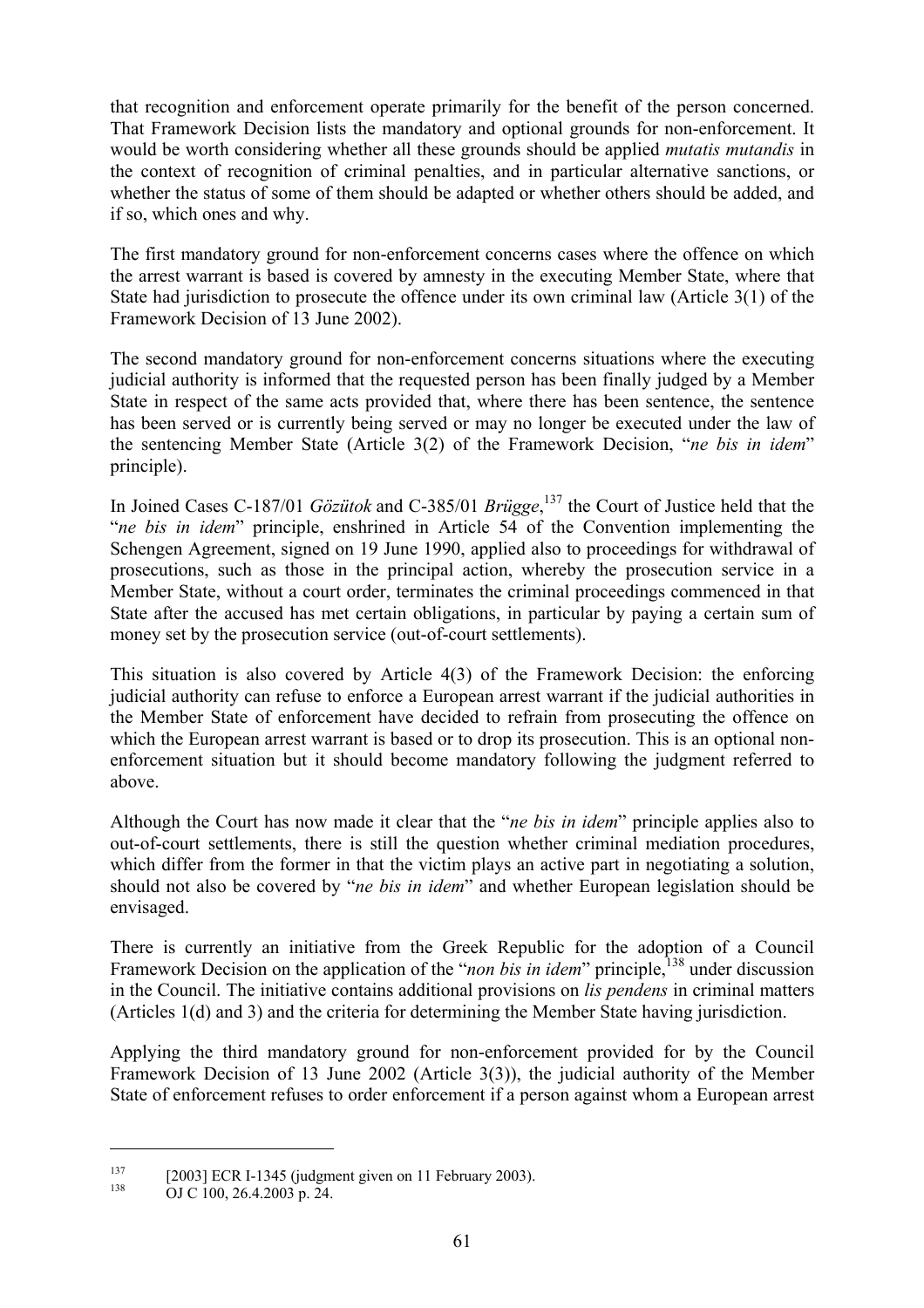that recognition and enforcement operate primarily for the benefit of the person concerned. That Framework Decision lists the mandatory and optional grounds for non-enforcement. It would be worth considering whether all these grounds should be applied *mutatis mutandis* in the context of recognition of criminal penalties, and in particular alternative sanctions, or whether the status of some of them should be adapted or whether others should be added, and if so, which ones and why.

The first mandatory ground for non-enforcement concerns cases where the offence on which the arrest warrant is based is covered by amnesty in the executing Member State, where that State had jurisdiction to prosecute the offence under its own criminal law (Article 3(1) of the Framework Decision of 13 June 2002).

The second mandatory ground for non-enforcement concerns situations where the executing judicial authority is informed that the requested person has been finally judged by a Member State in respect of the same acts provided that, where there has been sentence, the sentence has been served or is currently being served or may no longer be executed under the law of the sentencing Member State (Article 3(2) of the Framework Decision, "*ne bis in idem*" principle).

In Joined Cases C-187/01 *Gözütok* and C-385/01 *Brügge*,[137] the Court of Justice held that the "*ne bis in idem*" principle, enshrined in Article 54 of the Convention implementing the Schengen Agreement, signed on 19 June 1990, applied also to proceedings for withdrawal of prosecutions, such as those in the principal action, whereby the prosecution service in a Member State, without a court order, terminates the criminal proceedings commenced in that State after the accused has met certain obligations, in particular by paying a certain sum of money set by the prosecution service (out-of-court settlements).

This situation is also covered by Article 4(3) of the Framework Decision: the enforcing judicial authority can refuse to enforce a European arrest warrant if the judicial authorities in the Member State of enforcement have decided to refrain from prosecuting the offence on which the European arrest warrant is based or to drop its prosecution. This is an optional non-enforcement situation but it should become mandatory following the judgment referred to above.

Although the Court has now made it clear that the "*ne bis in idem*" principle applies also to out-of-court settlements, there is still the question whether criminal mediation procedures, which differ from the former in that the victim plays an active part in negotiating a solution, should not also be covered by "*ne bis in idem*" and whether European legislation should be envisaged.

There is currently an initiative from the Greek Republic for the adoption of a Council Framework Decision on the application of the "*non bis in idem*" principle,[138] under discussion in the Council. The initiative contains additional provisions on *lis pendens* in criminal matters (Articles 1(d) and 3) and the criteria for determining the Member State having jurisdiction.

Applying the third mandatory ground for non-enforcement provided for by the Council Framework Decision of 13 June 2002 (Article 3(3)), the judicial authority of the Member State of enforcement refuses to order enforcement if a person against whom a European arrest

---

[137] [2003] ECR I-1345 (judgment given on 11 February 2003).

[138] OJ C 100, 26.4.2003 p. 24.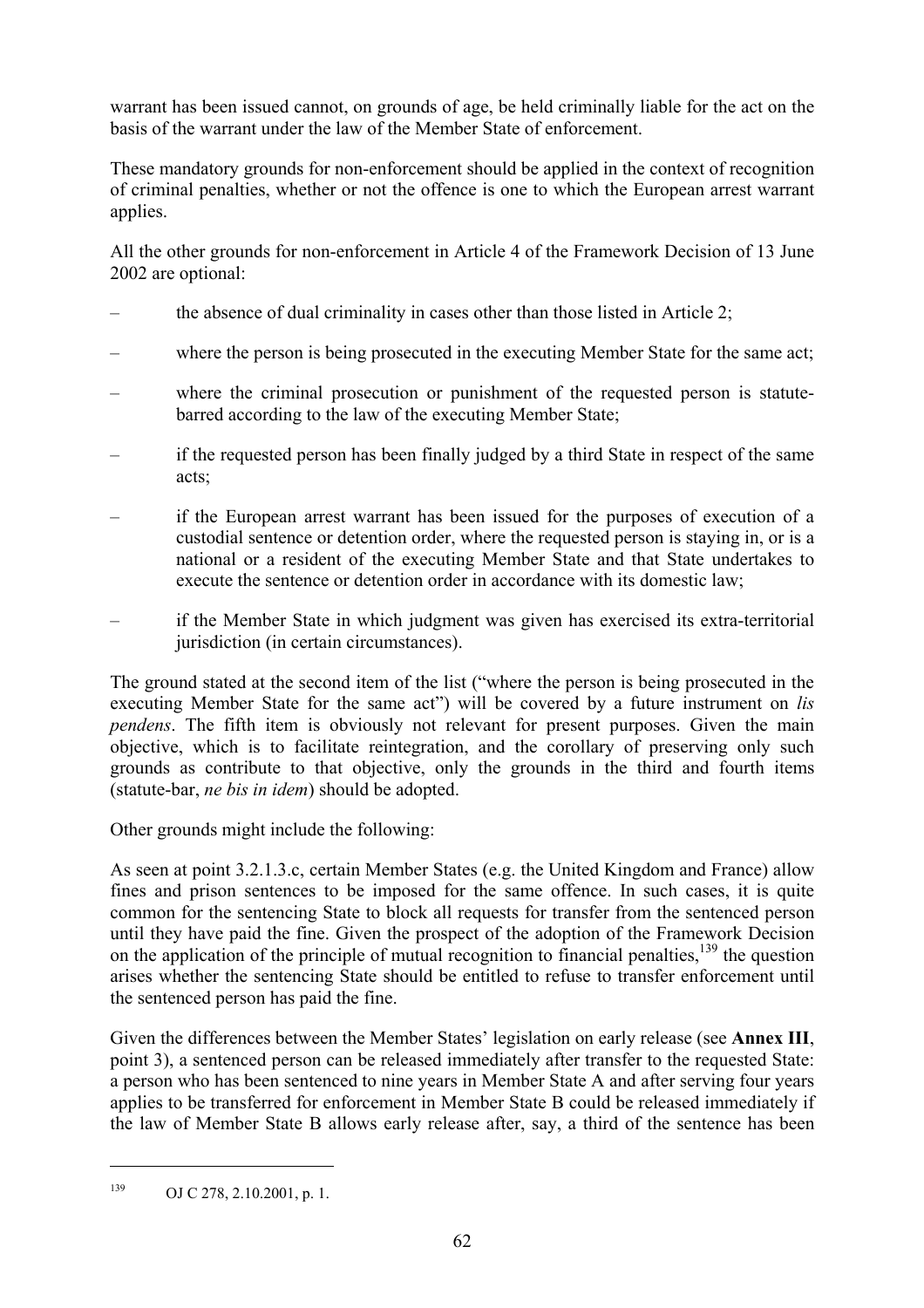warrant has been issued cannot, on grounds of age, be held criminally liable for the act on the basis of the warrant under the law of the Member State of enforcement.

These mandatory grounds for non-enforcement should be applied in the context of recognition of criminal penalties, whether or not the offence is one to which the European arrest warrant applies.

All the other grounds for non-enforcement in Article 4 of the Framework Decision of 13 June 2002 are optional:

– the absence of dual criminality in cases other than those listed in Article 2;

– where the person is being prosecuted in the executing Member State for the same act;

– where the criminal prosecution or punishment of the requested person is statute-barred according to the law of the executing Member State;

– if the requested person has been finally judged by a third State in respect of the same acts;

– if the European arrest warrant has been issued for the purposes of execution of a custodial sentence or detention order, where the requested person is staying in, or is a national or a resident of the executing Member State and that State undertakes to execute the sentence or detention order in accordance with its domestic law;

– if the Member State in which judgment was given has exercised its extra-territorial jurisdiction (in certain circumstances).

The ground stated at the second item of the list ("where the person is being prosecuted in the executing Member State for the same act") will be covered by a future instrument on *lis pendens*. The fifth item is obviously not relevant for present purposes. Given the main objective, which is to facilitate reintegration, and the corollary of preserving only such grounds as contribute to that objective, only the grounds in the third and fourth items (statute-bar, *ne bis in idem*) should be adopted.

Other grounds might include the following:

As seen at point 3.2.1.3.c, certain Member States (e.g. the United Kingdom and France) allow fines and prison sentences to be imposed for the same offence. In such cases, it is quite common for the sentencing State to block all requests for transfer from the sentenced person until they have paid the fine. Given the prospect of the adoption of the Framework Decision on the application of the principle of mutual recognition to financial penalties,[139] the question arises whether the sentencing State should be entitled to refuse to transfer enforcement until the sentenced person has paid the fine.

Given the differences between the Member States' legislation on early release (see **Annex III**, point 3), a sentenced person can be released immediately after transfer to the requested State: a person who has been sentenced to nine years in Member State A and after serving four years applies to be transferred for enforcement in Member State B could be released immediately if the law of Member State B allows early release after, say, a third of the sentence has been

---

[139] OJ C 278, 2.10.2001, p. 1.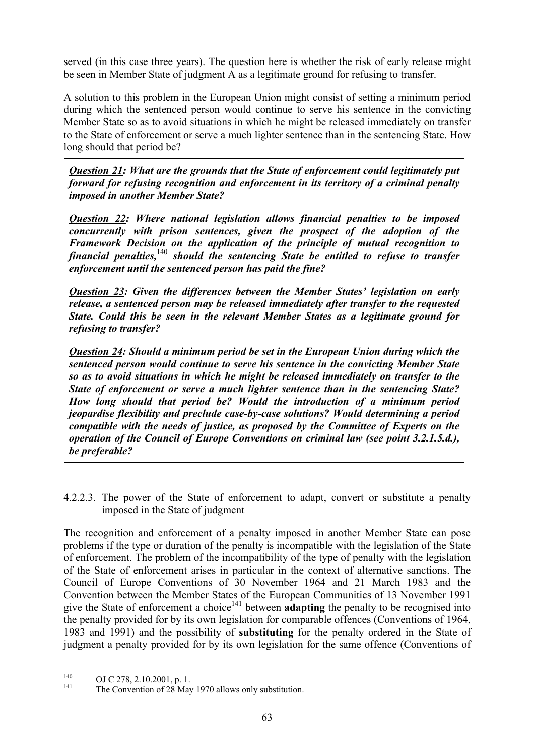served (in this case three years). The question here is whether the risk of early release might be seen in Member State of judgment A as a legitimate ground for refusing to transfer.

A solution to this problem in the European Union might consist of setting a minimum period during which the sentenced person would continue to serve his sentence in the convicting Member State so as to avoid situations in which he might be released immediately on transfer to the State of enforcement or serve a much lighter sentence than in the sentencing State. How long should that period be?

> ***Question 21:** What are the grounds that the State of enforcement could legitimately put forward for refusing recognition and enforcement in its territory of a criminal penalty imposed in another Member State?*
>
> ***Question 22:** Where national legislation allows financial penalties to be imposed concurrently with prison sentences, given the prospect of the adoption of the Framework Decision on the application of the principle of mutual recognition to financial penalties,*[140] *should the sentencing State be entitled to refuse to transfer enforcement until the sentenced person has paid the fine?*
>
> ***Question 23:** Given the differences between the Member States' legislation on early release, a sentenced person may be released immediately after transfer to the requested State. Could this be seen in the relevant Member States as a legitimate ground for refusing to transfer?*
>
> ***Question 24:** Should a minimum period be set in the European Union during which the sentenced person would continue to serve his sentence in the convicting Member State so as to avoid situations in which he might be released immediately on transfer to the State of enforcement or serve a much lighter sentence than in the sentencing State? How long should that period be? Would the introduction of a minimum period jeopardise flexibility and preclude case-by-case solutions? Would determining a period compatible with the needs of justice, as proposed by the Committee of Experts on the operation of the Council of Europe Conventions on criminal law (see point 3.2.1.5.d.), be preferable?*

#### 4.2.2.3. The power of the State of enforcement to adapt, convert or substitute a penalty imposed in the State of judgment

The recognition and enforcement of a penalty imposed in another Member State can pose problems if the type or duration of the penalty is incompatible with the legislation of the State of enforcement. The problem of the incompatibility of the type of penalty with the legislation of the State of enforcement arises in particular in the context of alternative sanctions. The Council of Europe Conventions of 30 November 1964 and 21 March 1983 and the Convention between the Member States of the European Communities of 13 November 1991 give the State of enforcement a choice[141] between **adapting** the penalty to be recognised into the penalty provided for by its own legislation for comparable offences (Conventions of 1964, 1983 and 1991) and the possibility of **substituting** for the penalty ordered in the State of judgment a penalty provided for by its own legislation for the same offence (Conventions of

---

[140] OJ C 278, 2.10.2001, p. 1.

[141] The Convention of 28 May 1970 allows only substitution.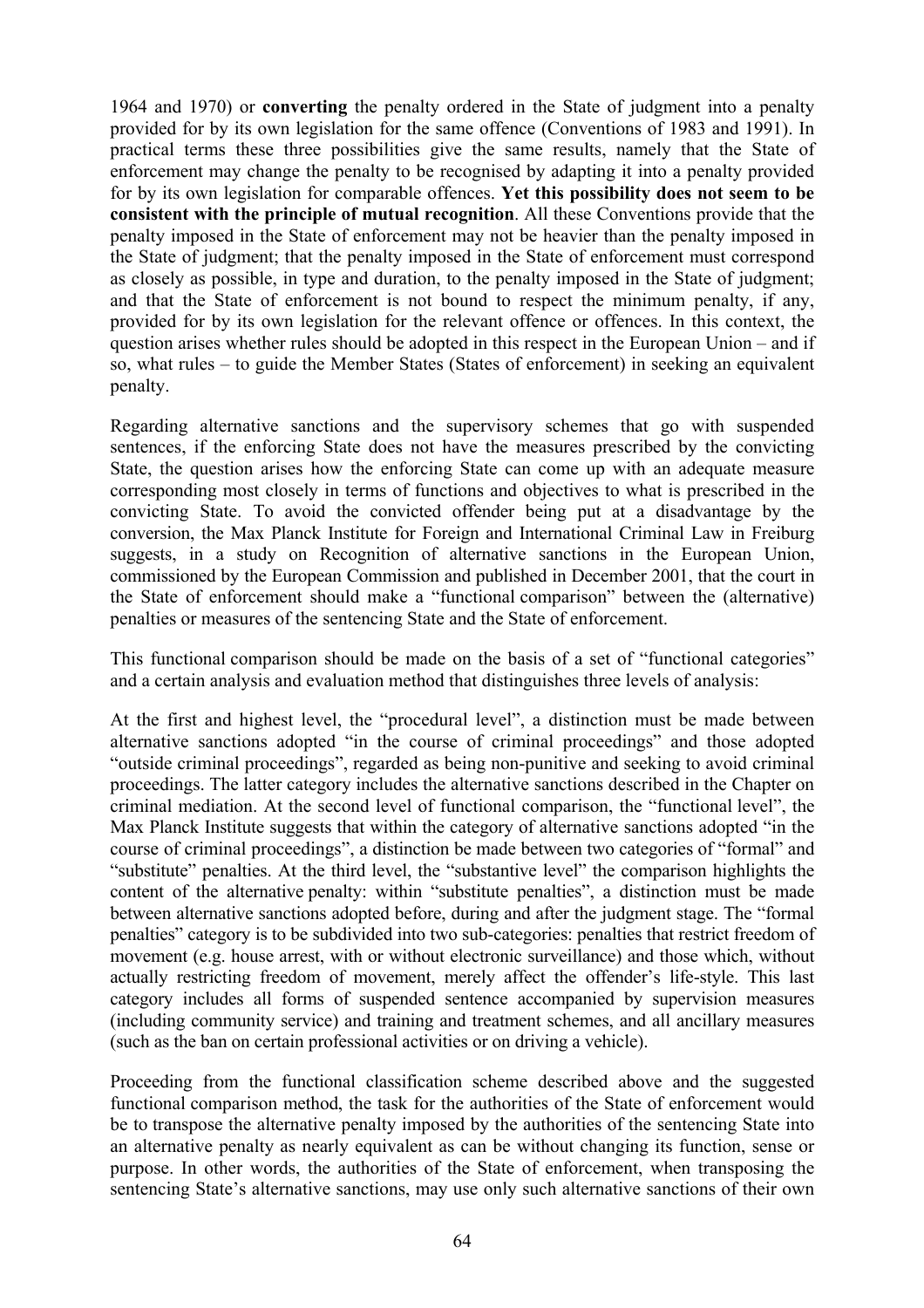1964 and 1970) or **converting** the penalty ordered in the State of judgment into a penalty provided for by its own legislation for the same offence (Conventions of 1983 and 1991). In practical terms these three possibilities give the same results, namely that the State of enforcement may change the penalty to be recognised by adapting it into a penalty provided for by its own legislation for comparable offences. **Yet this possibility does not seem to be consistent with the principle of mutual recognition**. All these Conventions provide that the penalty imposed in the State of enforcement may not be heavier than the penalty imposed in the State of judgment; that the penalty imposed in the State of enforcement must correspond as closely as possible, in type and duration, to the penalty imposed in the State of judgment; and that the State of enforcement is not bound to respect the minimum penalty, if any, provided for by its own legislation for the relevant offence or offences. In this context, the question arises whether rules should be adopted in this respect in the European Union – and if so, what rules – to guide the Member States (States of enforcement) in seeking an equivalent penalty.

Regarding alternative sanctions and the supervisory schemes that go with suspended sentences, if the enforcing State does not have the measures prescribed by the convicting State, the question arises how the enforcing State can come up with an adequate measure corresponding most closely in terms of functions and objectives to what is prescribed in the convicting State. To avoid the convicted offender being put at a disadvantage by the conversion, the Max Planck Institute for Foreign and International Criminal Law in Freiburg suggests, in a study on Recognition of alternative sanctions in the European Union, commissioned by the European Commission and published in December 2001, that the court in the State of enforcement should make a "functional comparison" between the (alternative) penalties or measures of the sentencing State and the State of enforcement.

This functional comparison should be made on the basis of a set of "functional categories" and a certain analysis and evaluation method that distinguishes three levels of analysis:

At the first and highest level, the "procedural level", a distinction must be made between alternative sanctions adopted "in the course of criminal proceedings" and those adopted "outside criminal proceedings", regarded as being non-punitive and seeking to avoid criminal proceedings. The latter category includes the alternative sanctions described in the Chapter on criminal mediation. At the second level of functional comparison, the "functional level", the Max Planck Institute suggests that within the category of alternative sanctions adopted "in the course of criminal proceedings", a distinction be made between two categories of "formal" and "substitute" penalties. At the third level, the "substantive level" the comparison highlights the content of the alternative penalty: within "substitute penalties", a distinction must be made between alternative sanctions adopted before, during and after the judgment stage. The "formal penalties" category is to be subdivided into two sub-categories: penalties that restrict freedom of movement (e.g. house arrest, with or without electronic surveillance) and those which, without actually restricting freedom of movement, merely affect the offender's life-style. This last category includes all forms of suspended sentence accompanied by supervision measures (including community service) and training and treatment schemes, and all ancillary measures (such as the ban on certain professional activities or on driving a vehicle).

Proceeding from the functional classification scheme described above and the suggested functional comparison method, the task for the authorities of the State of enforcement would be to transpose the alternative penalty imposed by the authorities of the sentencing State into an alternative penalty as nearly equivalent as can be without changing its function, sense or purpose. In other words, the authorities of the State of enforcement, when transposing the sentencing State's alternative sanctions, may use only such alternative sanctions of their own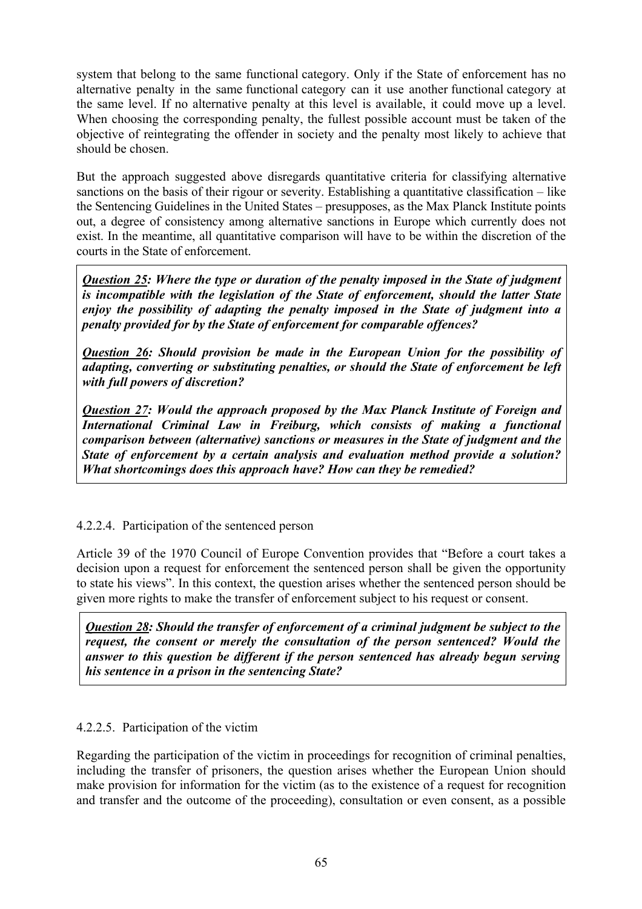system that belong to the same functional category. Only if the State of enforcement has no alternative penalty in the same functional category can it use another functional category at the same level. If no alternative penalty at this level is available, it could move up a level. When choosing the corresponding penalty, the fullest possible account must be taken of the objective of reintegrating the offender in society and the penalty most likely to achieve that should be chosen.

But the approach suggested above disregards quantitative criteria for classifying alternative sanctions on the basis of their rigour or severity. Establishing a quantitative classification – like the Sentencing Guidelines in the United States – presupposes, as the Max Planck Institute points out, a degree of consistency among alternative sanctions in Europe which currently does not exist. In the meantime, all quantitative comparison will have to be within the discretion of the courts in the State of enforcement.

> ***Question 25**: Where the type or duration of the penalty imposed in the State of judgment is incompatible with the legislation of the State of enforcement, should the latter State enjoy the possibility of adapting the penalty imposed in the State of judgment into a penalty provided for by the State of enforcement for comparable offences?*
>
> ***Question 26**: Should provision be made in the European Union for the possibility of adapting, converting or substituting penalties, or should the State of enforcement be left with full powers of discretion?*
>
> ***Question 27**: Would the approach proposed by the Max Planck Institute of Foreign and International Criminal Law in Freiburg, which consists of making a functional comparison between (alternative) sanctions or measures in the State of judgment and the State of enforcement by a certain analysis and evaluation method provide a solution? What shortcomings does this approach have? How can they be remedied?*

#### 4.2.2.4. Participation of the sentenced person

Article 39 of the 1970 Council of Europe Convention provides that "Before a court takes a decision upon a request for enforcement the sentenced person shall be given the opportunity to state his views". In this context, the question arises whether the sentenced person should be given more rights to make the transfer of enforcement subject to his request or consent.

> ***Question 28**: Should the transfer of enforcement of a criminal judgment be subject to the request, the consent or merely the consultation of the person sentenced? Would the answer to this question be different if the person sentenced has already begun serving his sentence in a prison in the sentencing State?*

#### 4.2.2.5. Participation of the victim

Regarding the participation of the victim in proceedings for recognition of criminal penalties, including the transfer of prisoners, the question arises whether the European Union should make provision for information for the victim (as to the existence of a request for recognition and transfer and the outcome of the proceeding), consultation or even consent, as a possible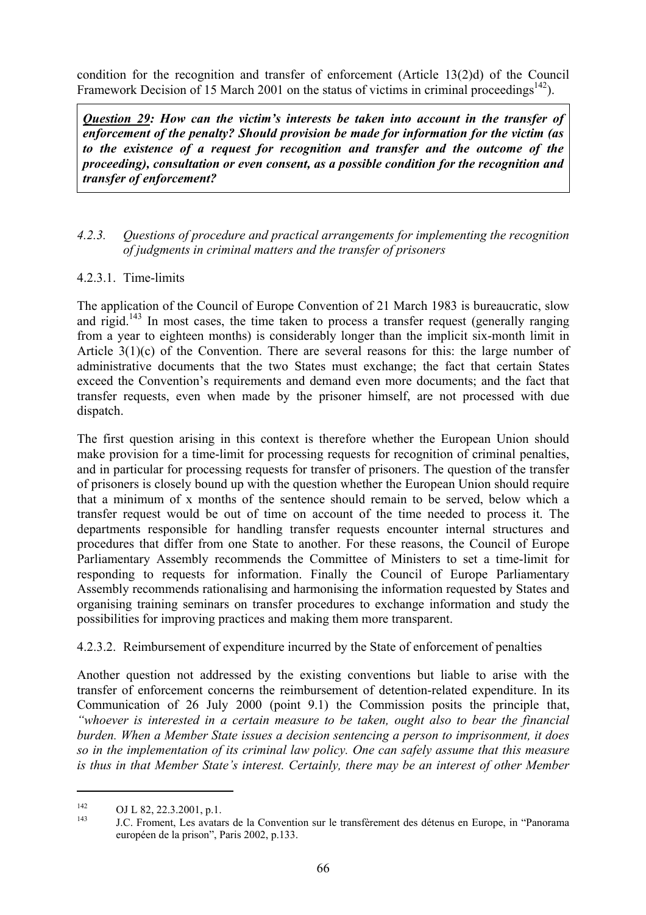condition for the recognition and transfer of enforcement (Article 13(2)d) of the Council Framework Decision of 15 March 2001 on the status of victims in criminal proceedings[142]).

> ***Question 29:*** ***How can the victim's interests be taken into account in the transfer of enforcement of the penalty? Should provision be made for information for the victim (as to the existence of a request for recognition and transfer and the outcome of the proceeding), consultation or even consent, as a possible condition for the recognition and transfer of enforcement?***

#### *4.2.3. Questions of procedure and practical arrangements for implementing the recognition of judgments in criminal matters and the transfer of prisoners*

##### 4.2.3.1. Time-limits

The application of the Council of Europe Convention of 21 March 1983 is bureaucratic, slow and rigid.[143] In most cases, the time taken to process a transfer request (generally ranging from a year to eighteen months) is considerably longer than the implicit six-month limit in Article 3(1)(c) of the Convention. There are several reasons for this: the large number of administrative documents that the two States must exchange; the fact that certain States exceed the Convention's requirements and demand even more documents; and the fact that transfer requests, even when made by the prisoner himself, are not processed with due dispatch.

The first question arising in this context is therefore whether the European Union should make provision for a time-limit for processing requests for recognition of criminal penalties, and in particular for processing requests for transfer of prisoners. The question of the transfer of prisoners is closely bound up with the question whether the European Union should require that a minimum of x months of the sentence should remain to be served, below which a transfer request would be out of time on account of the time needed to process it. The departments responsible for handling transfer requests encounter internal structures and procedures that differ from one State to another. For these reasons, the Council of Europe Parliamentary Assembly recommends the Committee of Ministers to set a time-limit for responding to requests for information. Finally the Council of Europe Parliamentary Assembly recommends rationalising and harmonising the information requested by States and organising training seminars on transfer procedures to exchange information and study the possibilities for improving practices and making them more transparent.

##### 4.2.3.2. Reimbursement of expenditure incurred by the State of enforcement of penalties

Another question not addressed by the existing conventions but liable to arise with the transfer of enforcement concerns the reimbursement of detention-related expenditure. In its Communication of 26 July 2000 (point 9.1) the Commission posits the principle that, *"whoever is interested in a certain measure to be taken, ought also to bear the financial burden. When a Member State issues a decision sentencing a person to imprisonment, it does so in the implementation of its criminal law policy. One can safely assume that this measure is thus in that Member State's interest. Certainly, there may be an interest of other Member*

---

[142] OJ L 82, 22.3.2001, p.1.

[143] J.C. Froment, Les avatars de la Convention sur le transfèrement des détenus en Europe, in "Panorama européen de la prison", Paris 2002, p.133.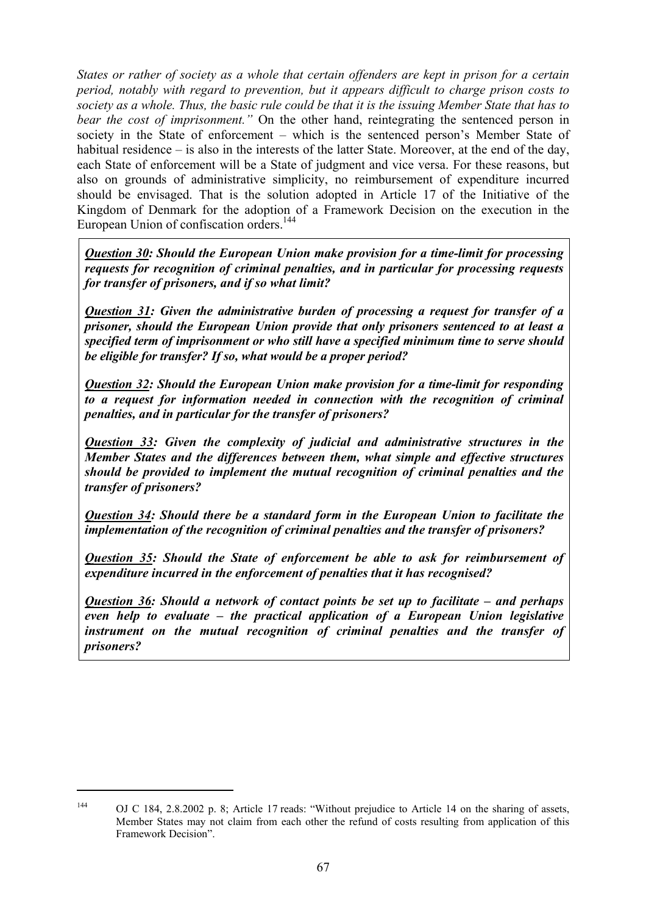*States or rather of society as a whole that certain offenders are kept in prison for a certain period, notably with regard to prevention, but it appears difficult to charge prison costs to society as a whole. Thus, the basic rule could be that it is the issuing Member State that has to bear the cost of imprisonment."* On the other hand, reintegrating the sentenced person in society in the State of enforcement – which is the sentenced person's Member State of habitual residence – is also in the interests of the latter State. Moreover, at the end of the day, each State of enforcement will be a State of judgment and vice versa. For these reasons, but also on grounds of administrative simplicity, no reimbursement of expenditure incurred should be envisaged. That is the solution adopted in Article 17 of the Initiative of the Kingdom of Denmark for the adoption of a Framework Decision on the execution in the European Union of confiscation orders.[144]

***Question 30**: Should the European Union make provision for a time-limit for processing requests for recognition of criminal penalties, and in particular for processing requests for transfer of prisoners, and if so what limit?*

***Question 31**: Given the administrative burden of processing a request for transfer of a prisoner, should the European Union provide that only prisoners sentenced to at least a specified term of imprisonment or who still have a specified minimum time to serve should be eligible for transfer? If so, what would be a proper period?*

***Question 32**: Should the European Union make provision for a time-limit for responding to a request for information needed in connection with the recognition of criminal penalties, and in particular for the transfer of prisoners?*

***Question 33**: Given the complexity of judicial and administrative structures in the Member States and the differences between them, what simple and effective structures should be provided to implement the mutual recognition of criminal penalties and the transfer of prisoners?*

***Question 34**: Should there be a standard form in the European Union to facilitate the implementation of the recognition of criminal penalties and the transfer of prisoners?*

***Question 35**: Should the State of enforcement be able to ask for reimbursement of expenditure incurred in the enforcement of penalties that it has recognised?*

***Question 36**: Should a network of contact points be set up to facilitate – and perhaps even help to evaluate – the practical application of a European Union legislative instrument on the mutual recognition of criminal penalties and the transfer of prisoners?*

---

[144] OJ C 184, 2.8.2002 p. 8; Article 17 reads: "Without prejudice to Article 14 on the sharing of assets, Member States may not claim from each other the refund of costs resulting from application of this Framework Decision".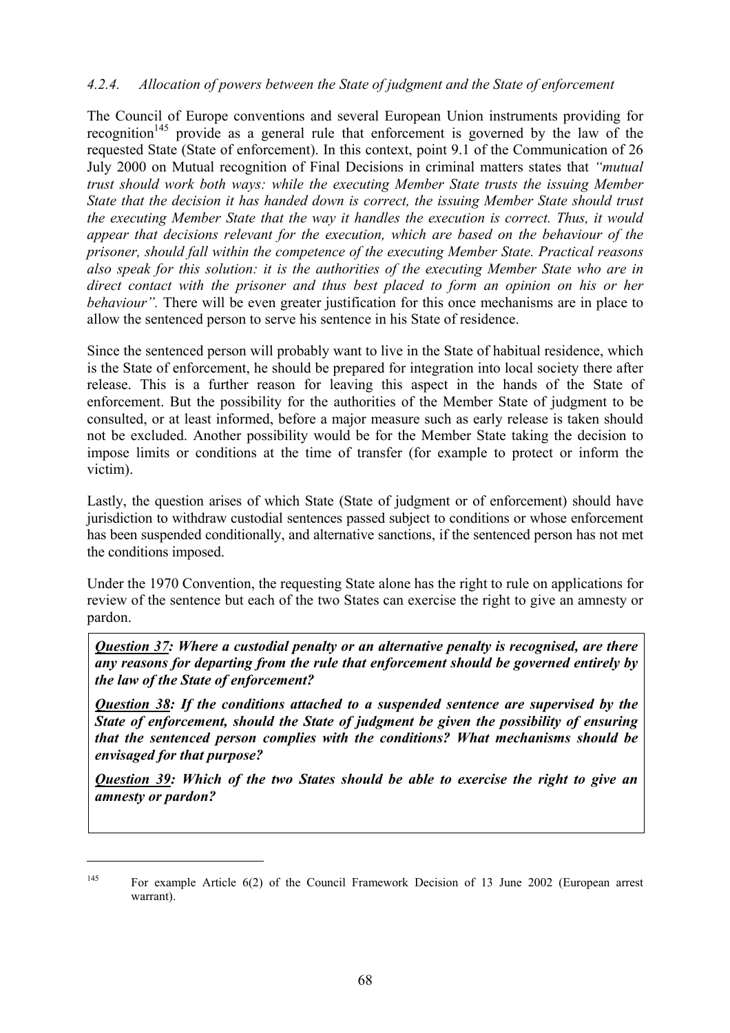#### *4.2.4. Allocation of powers between the State of judgment and the State of enforcement*

The Council of Europe conventions and several European Union instruments providing for recognition[145] provide as a general rule that enforcement is governed by the law of the requested State (State of enforcement). In this context, point 9.1 of the Communication of 26 July 2000 on Mutual recognition of Final Decisions in criminal matters states that *"mutual trust should work both ways: while the executing Member State trusts the issuing Member State that the decision it has handed down is correct, the issuing Member State should trust the executing Member State that the way it handles the execution is correct. Thus, it would appear that decisions relevant for the execution, which are based on the behaviour of the prisoner, should fall within the competence of the executing Member State. Practical reasons also speak for this solution: it is the authorities of the executing Member State who are in direct contact with the prisoner and thus best placed to form an opinion on his or her behaviour".* There will be even greater justification for this once mechanisms are in place to allow the sentenced person to serve his sentence in his State of residence.

Since the sentenced person will probably want to live in the State of habitual residence, which is the State of enforcement, he should be prepared for integration into local society there after release. This is a further reason for leaving this aspect in the hands of the State of enforcement. But the possibility for the authorities of the Member State of judgment to be consulted, or at least informed, before a major measure such as early release is taken should not be excluded. Another possibility would be for the Member State taking the decision to impose limits or conditions at the time of transfer (for example to protect or inform the victim).

Lastly, the question arises of which State (State of judgment or of enforcement) should have jurisdiction to withdraw custodial sentences passed subject to conditions or whose enforcement has been suspended conditionally, and alternative sanctions, if the sentenced person has not met the conditions imposed.

Under the 1970 Convention, the requesting State alone has the right to rule on applications for review of the sentence but each of the two States can exercise the right to give an amnesty or pardon.

***<u>Question 37</u>: Where a custodial penalty or an alternative penalty is recognised, are there any reasons for departing from the rule that enforcement should be governed entirely by the law of the State of enforcement?***

***<u>Question 38</u>: If the conditions attached to a suspended sentence are supervised by the State of enforcement, should the State of judgment be given the possibility of ensuring that the sentenced person complies with the conditions? What mechanisms should be envisaged for that purpose?***

***<u>Question 39</u>: Which of the two States should be able to exercise the right to give an amnesty or pardon?***

---

[145] For example Article 6(2) of the Council Framework Decision of 13 June 2002 (European arrest warrant).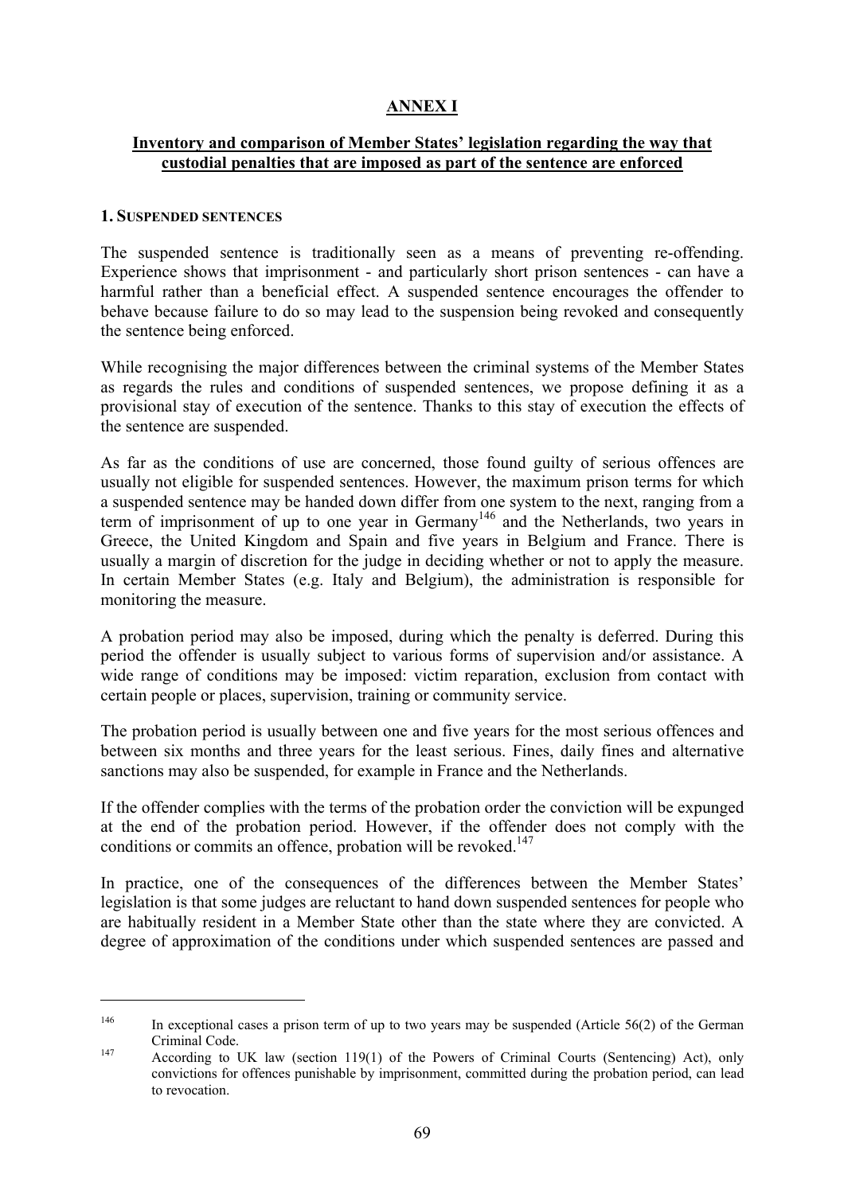# ANNEX I

## Inventory and comparison of Member States' legislation regarding the way that custodial penalties that are imposed as part of the sentence are enforced

### 1. SUSPENDED SENTENCES

The suspended sentence is traditionally seen as a means of preventing re-offending. Experience shows that imprisonment - and particularly short prison sentences - can have a harmful rather than a beneficial effect. A suspended sentence encourages the offender to behave because failure to do so may lead to the suspension being revoked and consequently the sentence being enforced.

While recognising the major differences between the criminal systems of the Member States as regards the rules and conditions of suspended sentences, we propose defining it as a provisional stay of execution of the sentence. Thanks to this stay of execution the effects of the sentence are suspended.

As far as the conditions of use are concerned, those found guilty of serious offences are usually not eligible for suspended sentences. However, the maximum prison terms for which a suspended sentence may be handed down differ from one system to the next, ranging from a term of imprisonment of up to one year in Germany[146] and the Netherlands, two years in Greece, the United Kingdom and Spain and five years in Belgium and France. There is usually a margin of discretion for the judge in deciding whether or not to apply the measure. In certain Member States (e.g. Italy and Belgium), the administration is responsible for monitoring the measure.

A probation period may also be imposed, during which the penalty is deferred. During this period the offender is usually subject to various forms of supervision and/or assistance. A wide range of conditions may be imposed: victim reparation, exclusion from contact with certain people or places, supervision, training or community service.

The probation period is usually between one and five years for the most serious offences and between six months and three years for the least serious. Fines, daily fines and alternative sanctions may also be suspended, for example in France and the Netherlands.

If the offender complies with the terms of the probation order the conviction will be expunged at the end of the probation period. However, if the offender does not comply with the conditions or commits an offence, probation will be revoked.[147]

In practice, one of the consequences of the differences between the Member States' legislation is that some judges are reluctant to hand down suspended sentences for people who are habitually resident in a Member State other than the state where they are convicted. A degree of approximation of the conditions under which suspended sentences are passed and

---

[146] In exceptional cases a prison term of up to two years may be suspended (Article 56(2) of the German Criminal Code.

[147] According to UK law (section 119(1) of the Powers of Criminal Courts (Sentencing) Act), only convictions for offences punishable by imprisonment, committed during the probation period, can lead to revocation.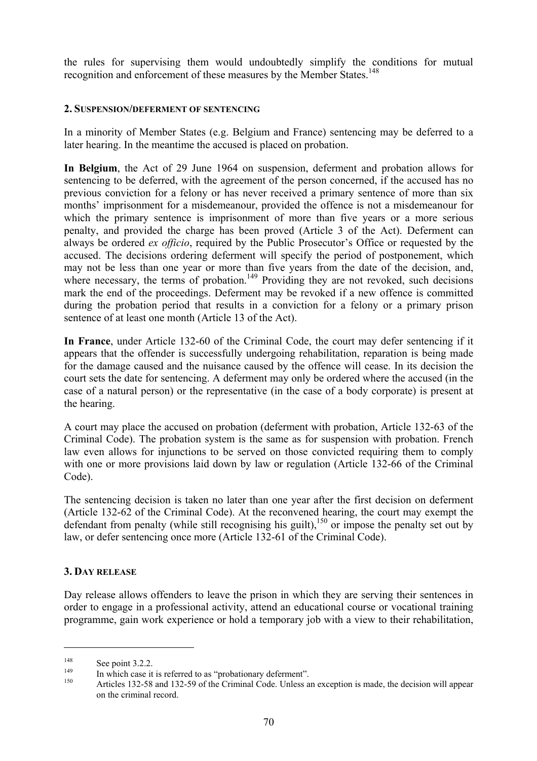the rules for supervising them would undoubtedly simplify the conditions for mutual recognition and enforcement of these measures by the Member States.[148]

### 2. Suspension/deferment of sentencing

In a minority of Member States (e.g. Belgium and France) sentencing may be deferred to a later hearing. In the meantime the accused is placed on probation.

**In Belgium**, the Act of 29 June 1964 on suspension, deferment and probation allows for sentencing to be deferred, with the agreement of the person concerned, if the accused has no previous conviction for a felony or has never received a primary sentence of more than six months' imprisonment for a misdemeanour, provided the offence is not a misdemeanour for which the primary sentence is imprisonment of more than five years or a more serious penalty, and provided the charge has been proved (Article 3 of the Act). Deferment can always be ordered *ex officio*, required by the Public Prosecutor's Office or requested by the accused. The decisions ordering deferment will specify the period of postponement, which may not be less than one year or more than five years from the date of the decision, and, where necessary, the terms of probation.[149] Providing they are not revoked, such decisions mark the end of the proceedings. Deferment may be revoked if a new offence is committed during the probation period that results in a conviction for a felony or a primary prison sentence of at least one month (Article 13 of the Act).

**In France**, under Article 132-60 of the Criminal Code, the court may defer sentencing if it appears that the offender is successfully undergoing rehabilitation, reparation is being made for the damage caused and the nuisance caused by the offence will cease. In its decision the court sets the date for sentencing. A deferment may only be ordered where the accused (in the case of a natural person) or the representative (in the case of a body corporate) is present at the hearing.

A court may place the accused on probation (deferment with probation, Article 132-63 of the Criminal Code). The probation system is the same as for suspension with probation. French law even allows for injunctions to be served on those convicted requiring them to comply with one or more provisions laid down by law or regulation (Article 132-66 of the Criminal Code).

The sentencing decision is taken no later than one year after the first decision on deferment (Article 132-62 of the Criminal Code). At the reconvened hearing, the court may exempt the defendant from penalty (while still recognising his guilt),[150] or impose the penalty set out by law, or defer sentencing once more (Article 132-61 of the Criminal Code).

### 3. Day release

Day release allows offenders to leave the prison in which they are serving their sentences in order to engage in a professional activity, attend an educational course or vocational training programme, gain work experience or hold a temporary job with a view to their rehabilitation,

---

[148] See point 3.2.2.

[149] In which case it is referred to as "probationary deferment".

[150] Articles 132-58 and 132-59 of the Criminal Code. Unless an exception is made, the decision will appear on the criminal record.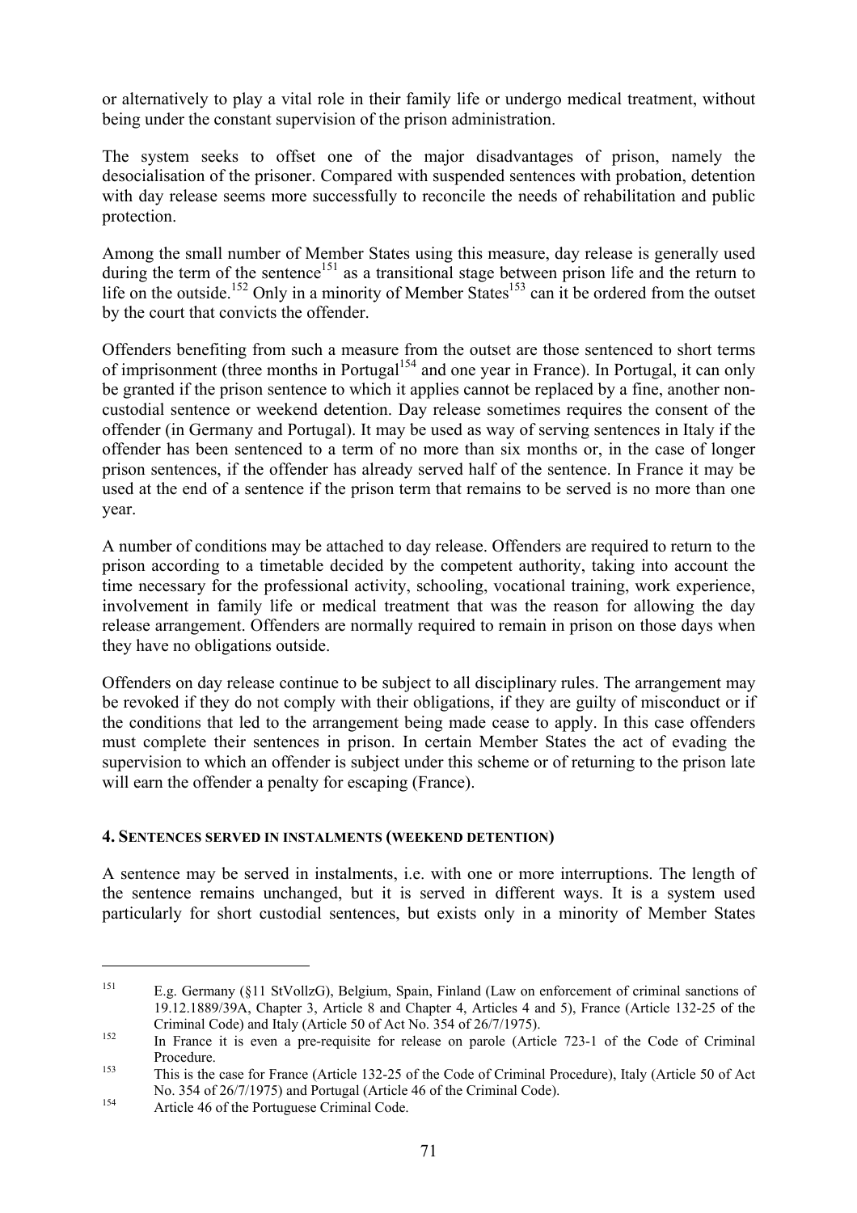or alternatively to play a vital role in their family life or undergo medical treatment, without being under the constant supervision of the prison administration.

The system seeks to offset one of the major disadvantages of prison, namely the desocialisation of the prisoner. Compared with suspended sentences with probation, detention with day release seems more successfully to reconcile the needs of rehabilitation and public protection.

Among the small number of Member States using this measure, day release is generally used during the term of the sentence[151] as a transitional stage between prison life and the return to life on the outside.[152] Only in a minority of Member States[153] can it be ordered from the outset by the court that convicts the offender.

Offenders benefiting from such a measure from the outset are those sentenced to short terms of imprisonment (three months in Portugal[154] and one year in France). In Portugal, it can only be granted if the prison sentence to which it applies cannot be replaced by a fine, another non-custodial sentence or weekend detention. Day release sometimes requires the consent of the offender (in Germany and Portugal). It may be used as way of serving sentences in Italy if the offender has been sentenced to a term of no more than six months or, in the case of longer prison sentences, if the offender has already served half of the sentence. In France it may be used at the end of a sentence if the prison term that remains to be served is no more than one year.

A number of conditions may be attached to day release. Offenders are required to return to the prison according to a timetable decided by the competent authority, taking into account the time necessary for the professional activity, schooling, vocational training, work experience, involvement in family life or medical treatment that was the reason for allowing the day release arrangement. Offenders are normally required to remain in prison on those days when they have no obligations outside.

Offenders on day release continue to be subject to all disciplinary rules. The arrangement may be revoked if they do not comply with their obligations, if they are guilty of misconduct or if the conditions that led to the arrangement being made cease to apply. In this case offenders must complete their sentences in prison. In certain Member States the act of evading the supervision to which an offender is subject under this scheme or of returning to the prison late will earn the offender a penalty for escaping (France).

### 4. Sentences served in instalments (weekend detention)

A sentence may be served in instalments, i.e. with one or more interruptions. The length of the sentence remains unchanged, but it is served in different ways. It is a system used particularly for short custodial sentences, but exists only in a minority of Member States

---

[151] E.g. Germany (§11 StVollzG), Belgium, Spain, Finland (Law on enforcement of criminal sanctions of 19.12.1889/39A, Chapter 3, Article 8 and Chapter 4, Articles 4 and 5), France (Article 132-25 of the Criminal Code) and Italy (Article 50 of Act No. 354 of 26/7/1975).

[152] In France it is even a pre-requisite for release on parole (Article 723-1 of the Code of Criminal Procedure.

[153] This is the case for France (Article 132-25 of the Code of Criminal Procedure), Italy (Article 50 of Act No. 354 of 26/7/1975) and Portugal (Article 46 of the Criminal Code).

[154] Article 46 of the Portuguese Criminal Code.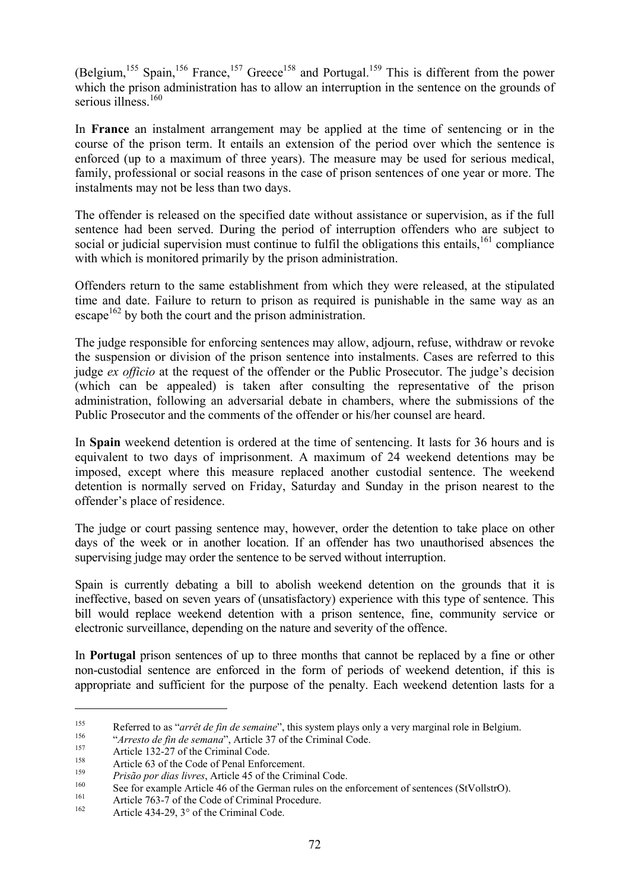(Belgium,[155] Spain,[156] France,[157] Greece[158] and Portugal.[159] This is different from the power which the prison administration has to allow an interruption in the sentence on the grounds of serious illness.[160]

In **France** an instalment arrangement may be applied at the time of sentencing or in the course of the prison term. It entails an extension of the period over which the sentence is enforced (up to a maximum of three years). The measure may be used for serious medical, family, professional or social reasons in the case of prison sentences of one year or more. The instalments may not be less than two days.

The offender is released on the specified date without assistance or supervision, as if the full sentence had been served. During the period of interruption offenders who are subject to social or judicial supervision must continue to fulfil the obligations this entails,[161] compliance with which is monitored primarily by the prison administration.

Offenders return to the same establishment from which they were released, at the stipulated time and date. Failure to return to prison as required is punishable in the same way as an escape[162] by both the court and the prison administration.

The judge responsible for enforcing sentences may allow, adjourn, refuse, withdraw or revoke the suspension or division of the prison sentence into instalments. Cases are referred to this judge *ex officio* at the request of the offender or the Public Prosecutor. The judge's decision (which can be appealed) is taken after consulting the representative of the prison administration, following an adversarial debate in chambers, where the submissions of the Public Prosecutor and the comments of the offender or his/her counsel are heard.

In **Spain** weekend detention is ordered at the time of sentencing. It lasts for 36 hours and is equivalent to two days of imprisonment. A maximum of 24 weekend detentions may be imposed, except where this measure replaced another custodial sentence. The weekend detention is normally served on Friday, Saturday and Sunday in the prison nearest to the offender's place of residence.

The judge or court passing sentence may, however, order the detention to take place on other days of the week or in another location. If an offender has two unauthorised absences the supervising judge may order the sentence to be served without interruption.

Spain is currently debating a bill to abolish weekend detention on the grounds that it is ineffective, based on seven years of (unsatisfactory) experience with this type of sentence. This bill would replace weekend detention with a prison sentence, fine, community service or electronic surveillance, depending on the nature and severity of the offence.

In **Portugal** prison sentences of up to three months that cannot be replaced by a fine or other non-custodial sentence are enforced in the form of periods of weekend detention, if this is appropriate and sufficient for the purpose of the penalty. Each weekend detention lasts for a

---

[155] Referred to as "*arrêt de fin de semaine*", this system plays only a very marginal role in Belgium.

[156] "*Arresto de fin de semana*", Article 37 of the Criminal Code.

[157] Article 132-27 of the Criminal Code.

[158] Article 63 of the Code of Penal Enforcement.

[159] *Prisão por dias livres*, Article 45 of the Criminal Code.

[160] See for example Article 46 of the German rules on the enforcement of sentences (StVollstrO).

[161] Article 763-7 of the Code of Criminal Procedure.

[162] Article 434-29, 3° of the Criminal Code.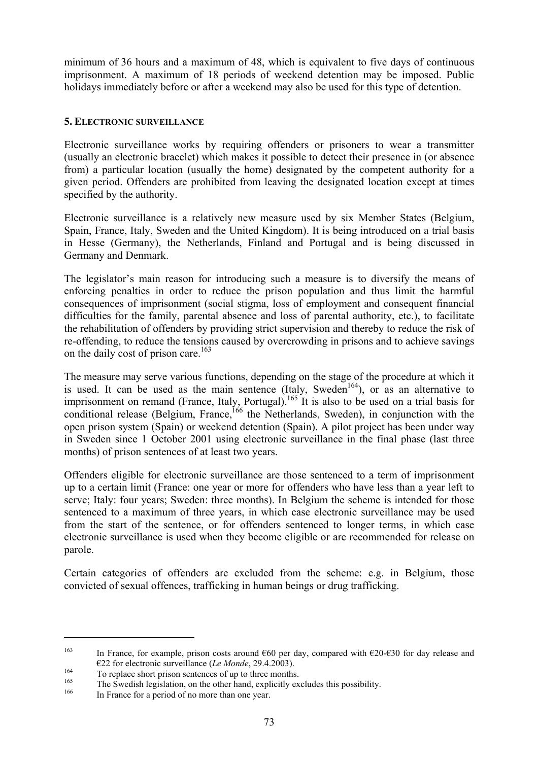minimum of 36 hours and a maximum of 48, which is equivalent to five days of continuous imprisonment. A maximum of 18 periods of weekend detention may be imposed. Public holidays immediately before or after a weekend may also be used for this type of detention.

### 5. Electronic surveillance

Electronic surveillance works by requiring offenders or prisoners to wear a transmitter (usually an electronic bracelet) which makes it possible to detect their presence in (or absence from) a particular location (usually the home) designated by the competent authority for a given period. Offenders are prohibited from leaving the designated location except at times specified by the authority.

Electronic surveillance is a relatively new measure used by six Member States (Belgium, Spain, France, Italy, Sweden and the United Kingdom). It is being introduced on a trial basis in Hesse (Germany), the Netherlands, Finland and Portugal and is being discussed in Germany and Denmark.

The legislator's main reason for introducing such a measure is to diversify the means of enforcing penalties in order to reduce the prison population and thus limit the harmful consequences of imprisonment (social stigma, loss of employment and consequent financial difficulties for the family, parental absence and loss of parental authority, etc.), to facilitate the rehabilitation of offenders by providing strict supervision and thereby to reduce the risk of re-offending, to reduce the tensions caused by overcrowding in prisons and to achieve savings on the daily cost of prison care.[163]

The measure may serve various functions, depending on the stage of the procedure at which it is used. It can be used as the main sentence (Italy, Sweden[164]), or as an alternative to imprisonment on remand (France, Italy, Portugal).[165] It is also to be used on a trial basis for conditional release (Belgium, France,[166] the Netherlands, Sweden), in conjunction with the open prison system (Spain) or weekend detention (Spain). A pilot project has been under way in Sweden since 1 October 2001 using electronic surveillance in the final phase (last three months) of prison sentences of at least two years.

Offenders eligible for electronic surveillance are those sentenced to a term of imprisonment up to a certain limit (France: one year or more for offenders who have less than a year left to serve; Italy: four years; Sweden: three months). In Belgium the scheme is intended for those sentenced to a maximum of three years, in which case electronic surveillance may be used from the start of the sentence, or for offenders sentenced to longer terms, in which case electronic surveillance is used when they become eligible or are recommended for release on parole.

Certain categories of offenders are excluded from the scheme: e.g. in Belgium, those convicted of sexual offences, trafficking in human beings or drug trafficking.

---

[163] In France, for example, prison costs around €60 per day, compared with €20-€30 for day release and €22 for electronic surveillance (*Le Monde*, 29.4.2003).

[164] To replace short prison sentences of up to three months.

[165] The Swedish legislation, on the other hand, explicitly excludes this possibility.

[166] In France for a period of no more than one year.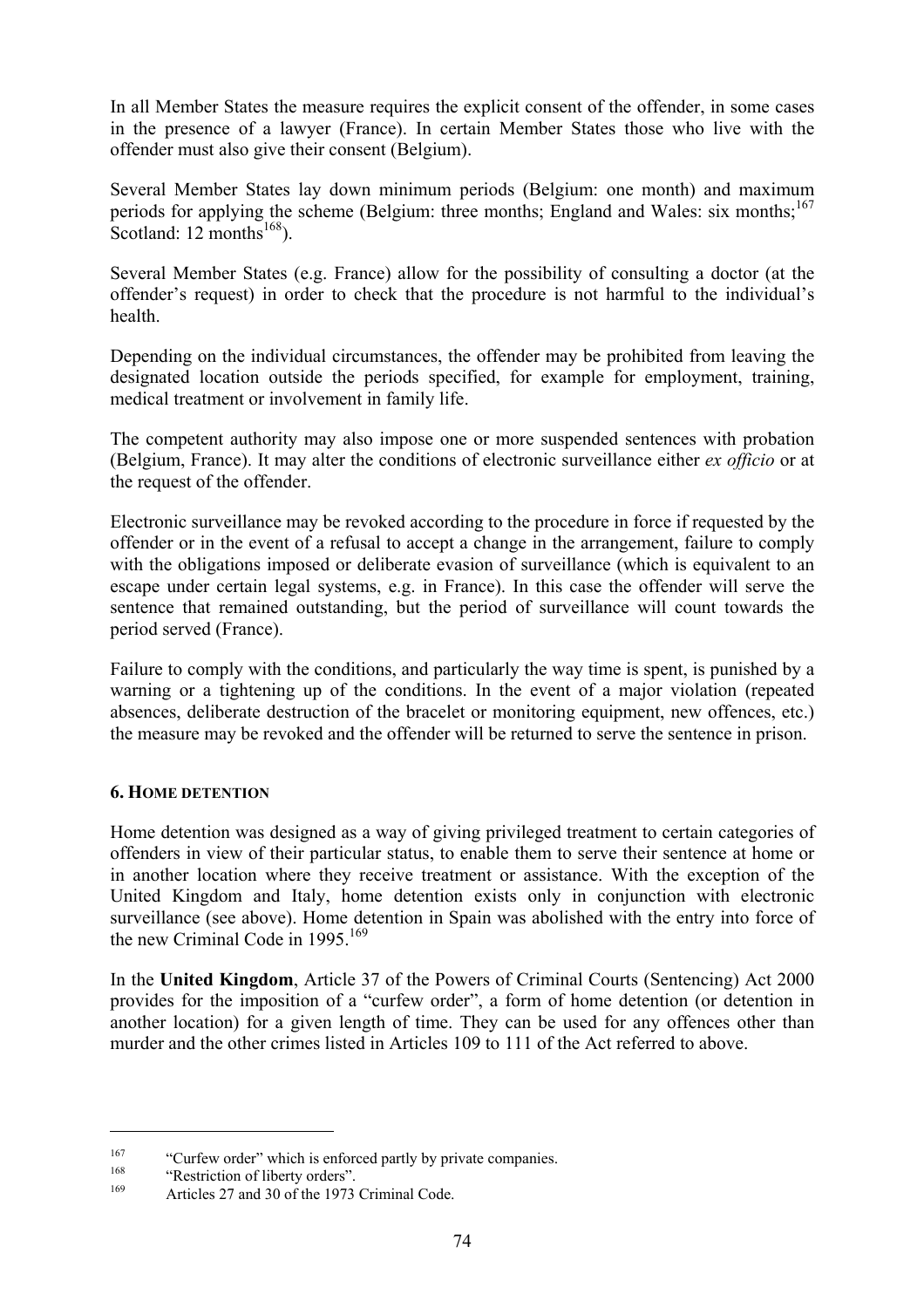In all Member States the measure requires the explicit consent of the offender, in some cases in the presence of a lawyer (France). In certain Member States those who live with the offender must also give their consent (Belgium).

Several Member States lay down minimum periods (Belgium: one month) and maximum periods for applying the scheme (Belgium: three months; England and Wales: six months;[167] Scotland: 12 months[168]).

Several Member States (e.g. France) allow for the possibility of consulting a doctor (at the offender's request) in order to check that the procedure is not harmful to the individual's health.

Depending on the individual circumstances, the offender may be prohibited from leaving the designated location outside the periods specified, for example for employment, training, medical treatment or involvement in family life.

The competent authority may also impose one or more suspended sentences with probation (Belgium, France). It may alter the conditions of electronic surveillance either *ex officio* or at the request of the offender.

Electronic surveillance may be revoked according to the procedure in force if requested by the offender or in the event of a refusal to accept a change in the arrangement, failure to comply with the obligations imposed or deliberate evasion of surveillance (which is equivalent to an escape under certain legal systems, e.g. in France). In this case the offender will serve the sentence that remained outstanding, but the period of surveillance will count towards the period served (France).

Failure to comply with the conditions, and particularly the way time is spent, is punished by a warning or a tightening up of the conditions. In the event of a major violation (repeated absences, deliberate destruction of the bracelet or monitoring equipment, new offences, etc.) the measure may be revoked and the offender will be returned to serve the sentence in prison.

## 6. Home detention

Home detention was designed as a way of giving privileged treatment to certain categories of offenders in view of their particular status, to enable them to serve their sentence at home or in another location where they receive treatment or assistance. With the exception of the United Kingdom and Italy, home detention exists only in conjunction with electronic surveillance (see above). Home detention in Spain was abolished with the entry into force of the new Criminal Code in 1995.[169]

In the **United Kingdom**, Article 37 of the Powers of Criminal Courts (Sentencing) Act 2000 provides for the imposition of a "curfew order", a form of home detention (or detention in another location) for a given length of time. They can be used for any offences other than murder and the other crimes listed in Articles 109 to 111 of the Act referred to above.

---

[167] "Curfew order" which is enforced partly by private companies.

[168] "Restriction of liberty orders".

[169] Articles 27 and 30 of the 1973 Criminal Code.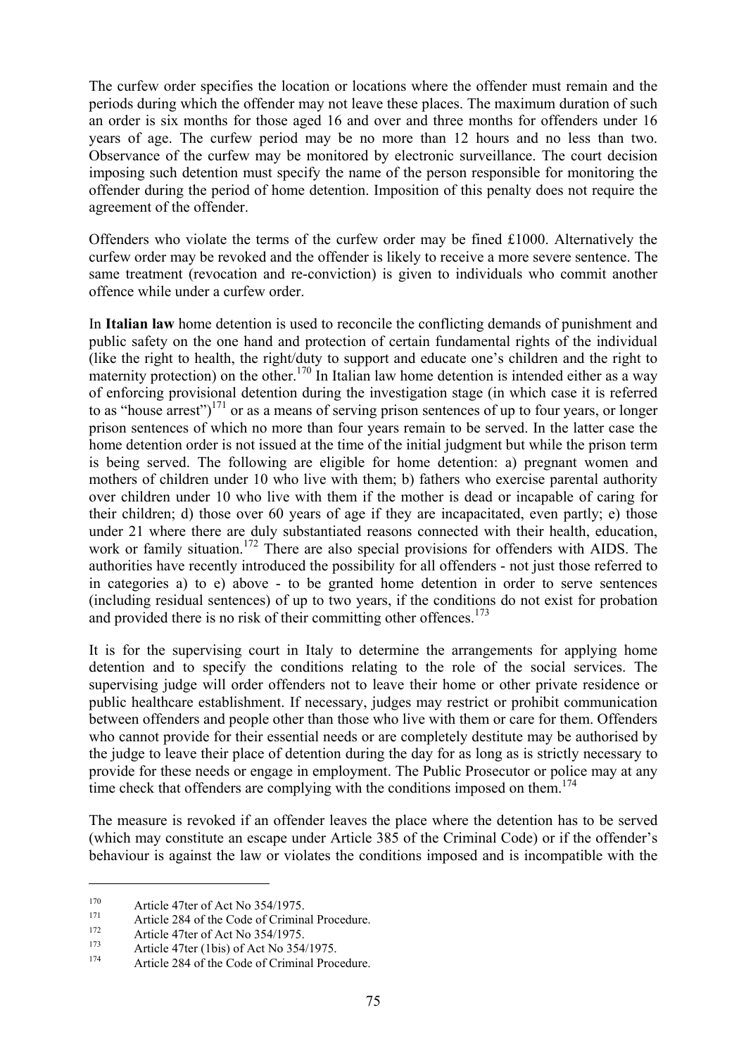The curfew order specifies the location or locations where the offender must remain and the periods during which the offender may not leave these places. The maximum duration of such an order is six months for those aged 16 and over and three months for offenders under 16 years of age. The curfew period may be no more than 12 hours and no less than two. Observance of the curfew may be monitored by electronic surveillance. The court decision imposing such detention must specify the name of the person responsible for monitoring the offender during the period of home detention. Imposition of this penalty does not require the agreement of the offender.

Offenders who violate the terms of the curfew order may be fined £1000. Alternatively the curfew order may be revoked and the offender is likely to receive a more severe sentence. The same treatment (revocation and re-conviction) is given to individuals who commit another offence while under a curfew order.

In **Italian law** home detention is used to reconcile the conflicting demands of punishment and public safety on the one hand and protection of certain fundamental rights of the individual (like the right to health, the right/duty to support and educate one's children and the right to maternity protection) on the other.[170] In Italian law home detention is intended either as a way of enforcing provisional detention during the investigation stage (in which case it is referred to as "house arrest")[171] or as a means of serving prison sentences of up to four years, or longer prison sentences of which no more than four years remain to be served. In the latter case the home detention order is not issued at the time of the initial judgment but while the prison term is being served. The following are eligible for home detention: a) pregnant women and mothers of children under 10 who live with them; b) fathers who exercise parental authority over children under 10 who live with them if the mother is dead or incapable of caring for their children; d) those over 60 years of age if they are incapacitated, even partly; e) those under 21 where there are duly substantiated reasons connected with their health, education, work or family situation.[172] There are also special provisions for offenders with AIDS. The authorities have recently introduced the possibility for all offenders - not just those referred to in categories a) to e) above - to be granted home detention in order to serve sentences (including residual sentences) of up to two years, if the conditions do not exist for probation and provided there is no risk of their committing other offences.[173]

It is for the supervising court in Italy to determine the arrangements for applying home detention and to specify the conditions relating to the role of the social services. The supervising judge will order offenders not to leave their home or other private residence or public healthcare establishment. If necessary, judges may restrict or prohibit communication between offenders and people other than those who live with them or care for them. Offenders who cannot provide for their essential needs or are completely destitute may be authorised by the judge to leave their place of detention during the day for as long as is strictly necessary to provide for these needs or engage in employment. The Public Prosecutor or police may at any time check that offenders are complying with the conditions imposed on them.[174]

The measure is revoked if an offender leaves the place where the detention has to be served (which may constitute an escape under Article 385 of the Criminal Code) or if the offender's behaviour is against the law or violates the conditions imposed and is incompatible with the

---

[170] Article 47ter of Act No 354/1975.

[171] Article 284 of the Code of Criminal Procedure.

[172] Article 47ter of Act No 354/1975.

[173] Article 47ter (1bis) of Act No 354/1975.

[174] Article 284 of the Code of Criminal Procedure.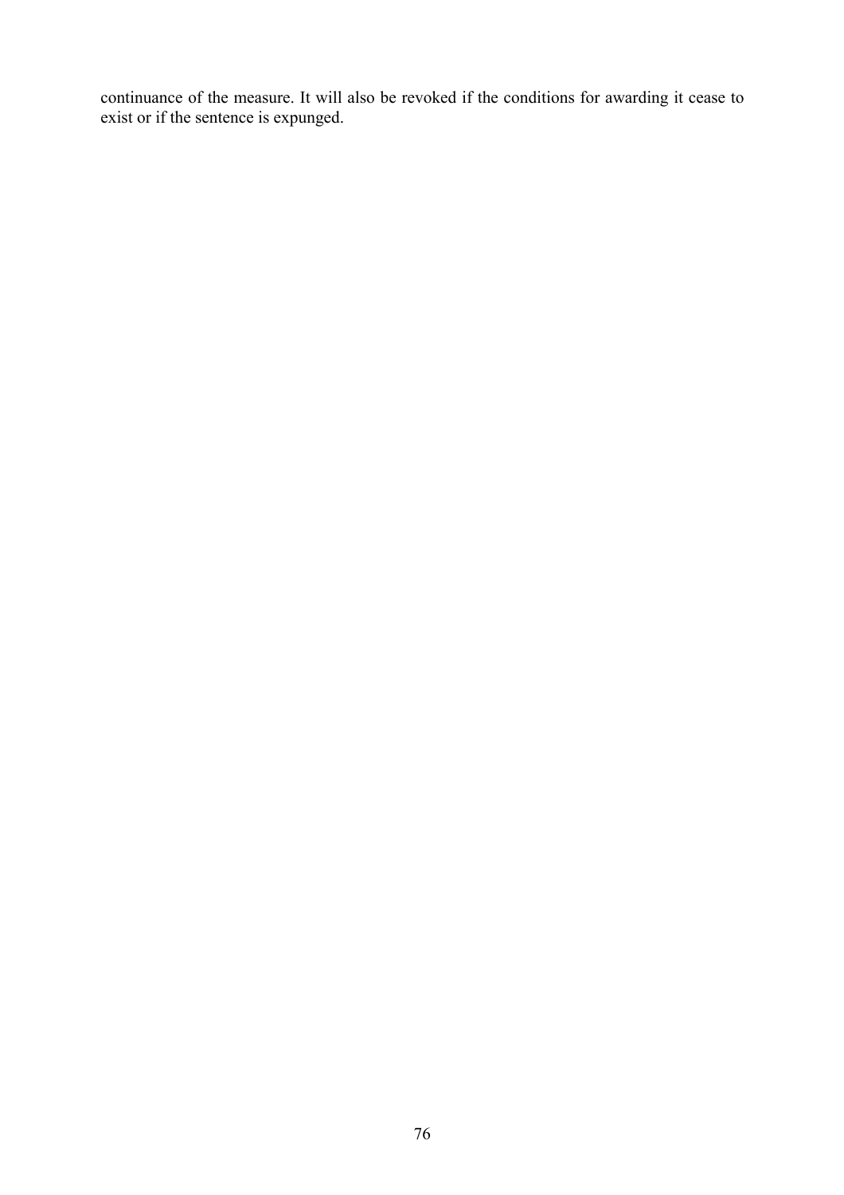continuance of the measure. It will also be revoked if the conditions for awarding it cease to exist or if the sentence is expunged.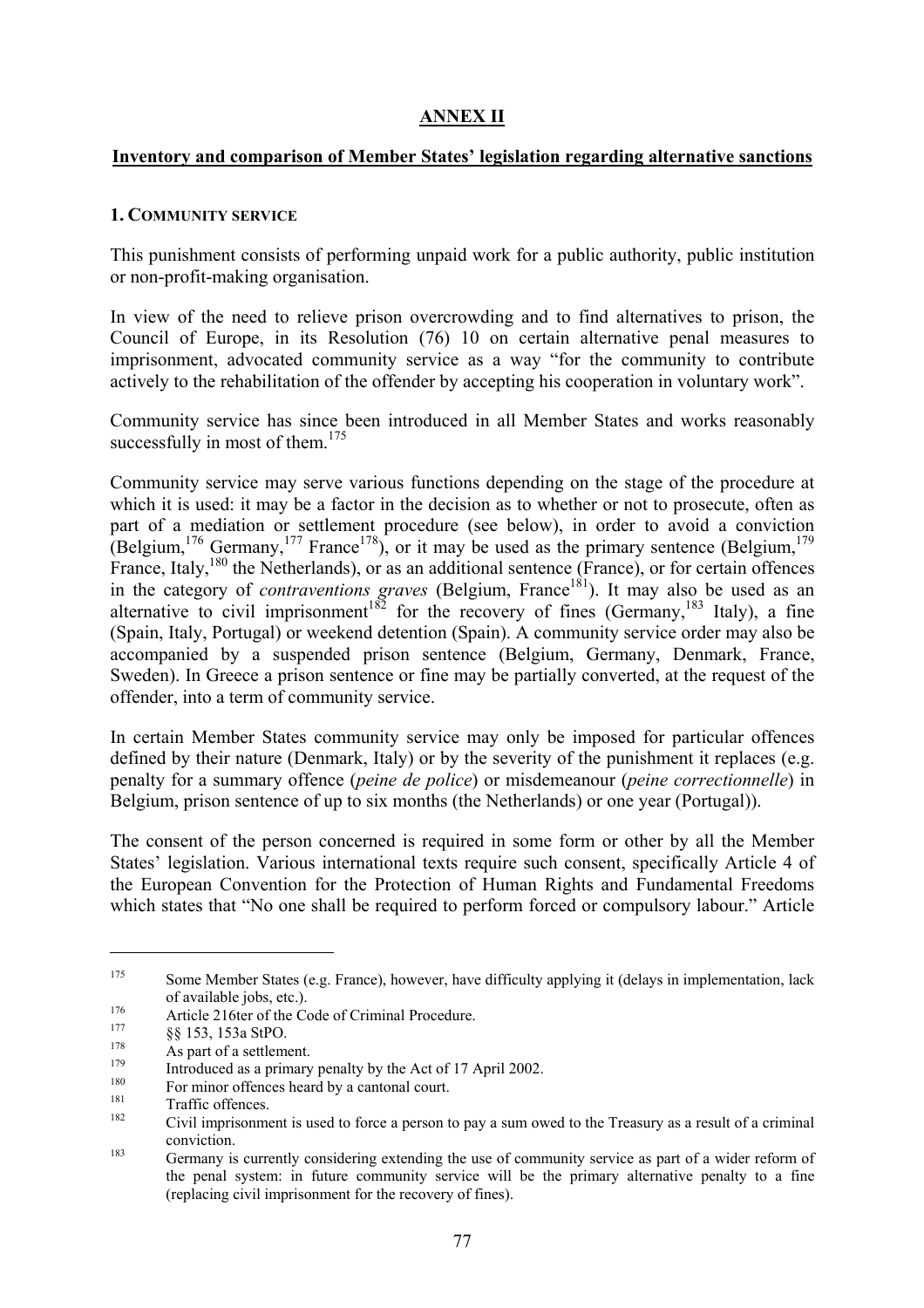# ANNEX II

## Inventory and comparison of Member States' legislation regarding alternative sanctions

### 1. Community service

This punishment consists of performing unpaid work for a public authority, public institution or non-profit-making organisation.

In view of the need to relieve prison overcrowding and to find alternatives to prison, the Council of Europe, in its Resolution (76) 10 on certain alternative penal measures to imprisonment, advocated community service as a way "for the community to contribute actively to the rehabilitation of the offender by accepting his cooperation in voluntary work".

Community service has since been introduced in all Member States and works reasonably successfully in most of them.[175]

Community service may serve various functions depending on the stage of the procedure at which it is used: it may be a factor in the decision as to whether or not to prosecute, often as part of a mediation or settlement procedure (see below), in order to avoid a conviction (Belgium,[176] Germany,[177] France[178]), or it may be used as the primary sentence (Belgium,[179] France, Italy,[180] the Netherlands), or as an additional sentence (France), or for certain offences in the category of *contraventions graves* (Belgium, France[181]). It may also be used as an alternative to civil imprisonment[182] for the recovery of fines (Germany,[183] Italy), a fine (Spain, Italy, Portugal) or weekend detention (Spain). A community service order may also be accompanied by a suspended prison sentence (Belgium, Germany, Denmark, France, Sweden). In Greece a prison sentence or fine may be partially converted, at the request of the offender, into a term of community service.

In certain Member States community service may only be imposed for particular offences defined by their nature (Denmark, Italy) or by the severity of the punishment it replaces (e.g. penalty for a summary offence (*peine de police*) or misdemeanour (*peine correctionnelle*) in Belgium, prison sentence of up to six months (the Netherlands) or one year (Portugal)).

The consent of the person concerned is required in some form or other by all the Member States' legislation. Various international texts require such consent, specifically Article 4 of the European Convention for the Protection of Human Rights and Fundamental Freedoms which states that "No one shall be required to perform forced or compulsory labour." Article

---

[175] Some Member States (e.g. France), however, have difficulty applying it (delays in implementation, lack of available jobs, etc.).

[176] Article 216ter of the Code of Criminal Procedure.

[177] §§ 153, 153a StPO.

[178] As part of a settlement.

[179] Introduced as a primary penalty by the Act of 17 April 2002.

[180] For minor offences heard by a cantonal court.

[181] Traffic offences.

[182] Civil imprisonment is used to force a person to pay a sum owed to the Treasury as a result of a criminal conviction.

[183] Germany is currently considering extending the use of community service as part of a wider reform of the penal system: in future community service will be the primary alternative penalty to a fine (replacing civil imprisonment for the recovery of fines).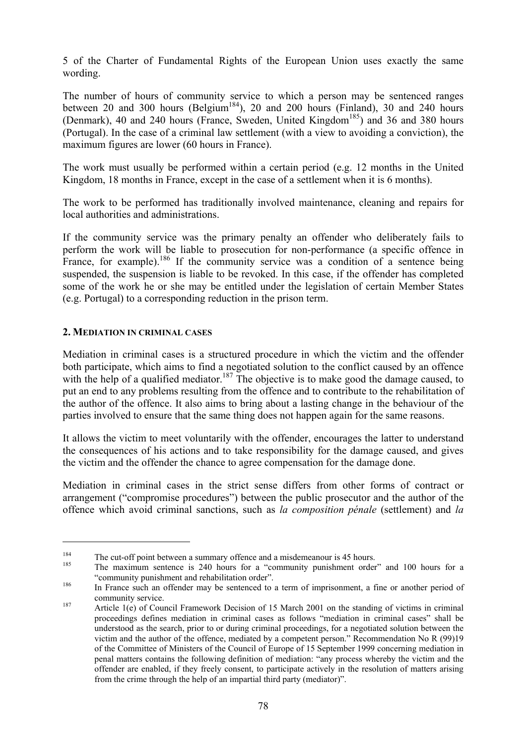5 of the Charter of Fundamental Rights of the European Union uses exactly the same wording.

The number of hours of community service to which a person may be sentenced ranges between 20 and 300 hours (Belgium[184]), 20 and 200 hours (Finland), 30 and 240 hours (Denmark), 40 and 240 hours (France, Sweden, United Kingdom[185]) and 36 and 380 hours (Portugal). In the case of a criminal law settlement (with a view to avoiding a conviction), the maximum figures are lower (60 hours in France).

The work must usually be performed within a certain period (e.g. 12 months in the United Kingdom, 18 months in France, except in the case of a settlement when it is 6 months).

The work to be performed has traditionally involved maintenance, cleaning and repairs for local authorities and administrations.

If the community service was the primary penalty an offender who deliberately fails to perform the work will be liable to prosecution for non-performance (a specific offence in France, for example).[186] If the community service was a condition of a sentence being suspended, the suspension is liable to be revoked. In this case, if the offender has completed some of the work he or she may be entitled under the legislation of certain Member States (e.g. Portugal) to a corresponding reduction in the prison term.

## 2. Mediation in criminal cases

Mediation in criminal cases is a structured procedure in which the victim and the offender both participate, which aims to find a negotiated solution to the conflict caused by an offence with the help of a qualified mediator.[187] The objective is to make good the damage caused, to put an end to any problems resulting from the offence and to contribute to the rehabilitation of the author of the offence. It also aims to bring about a lasting change in the behaviour of the parties involved to ensure that the same thing does not happen again for the same reasons.

It allows the victim to meet voluntarily with the offender, encourages the latter to understand the consequences of his actions and to take responsibility for the damage caused, and gives the victim and the offender the chance to agree compensation for the damage done.

Mediation in criminal cases in the strict sense differs from other forms of contract or arrangement ("compromise procedures") between the public prosecutor and the author of the offence which avoid criminal sanctions, such as *la composition pénale* (settlement) and *la*

---

[184] The cut-off point between a summary offence and a misdemeanour is 45 hours.

[185] The maximum sentence is 240 hours for a "community punishment order" and 100 hours for a "community punishment and rehabilitation order".

[186] In France such an offender may be sentenced to a term of imprisonment, a fine or another period of community service.

[187] Article 1(e) of Council Framework Decision of 15 March 2001 on the standing of victims in criminal proceedings defines mediation in criminal cases as follows "mediation in criminal cases" shall be understood as the search, prior to or during criminal proceedings, for a negotiated solution between the victim and the author of the offence, mediated by a competent person." Recommendation No R (99)19 of the Committee of Ministers of the Council of Europe of 15 September 1999 concerning mediation in penal matters contains the following definition of mediation: "any process whereby the victim and the offender are enabled, if they freely consent, to participate actively in the resolution of matters arising from the crime through the help of an impartial third party (mediator)".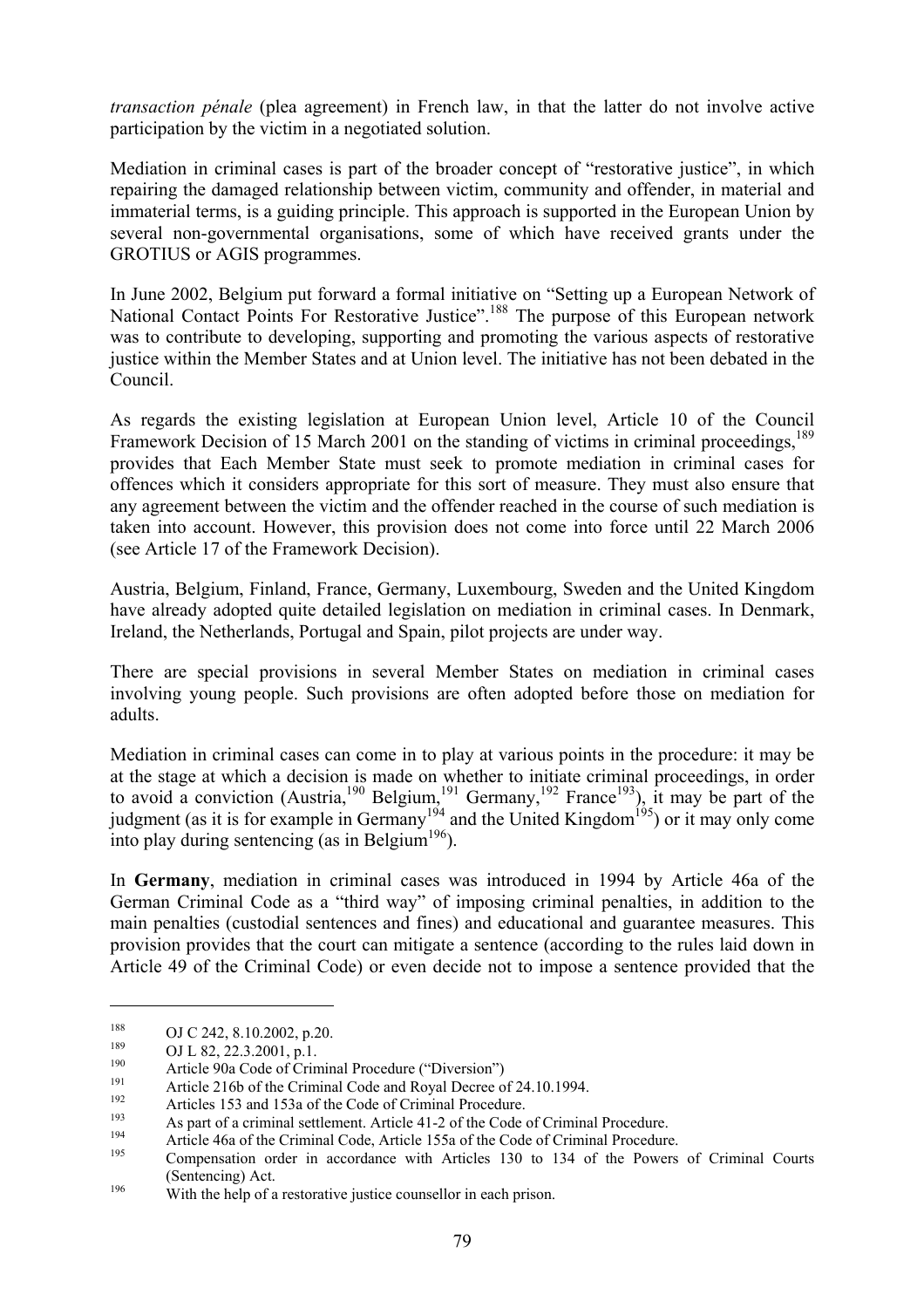*transaction pénale* (plea agreement) in French law, in that the latter do not involve active participation by the victim in a negotiated solution.

Mediation in criminal cases is part of the broader concept of "restorative justice", in which repairing the damaged relationship between victim, community and offender, in material and immaterial terms, is a guiding principle. This approach is supported in the European Union by several non-governmental organisations, some of which have received grants under the GROTIUS or AGIS programmes.

In June 2002, Belgium put forward a formal initiative on "Setting up a European Network of National Contact Points For Restorative Justice".[188] The purpose of this European network was to contribute to developing, supporting and promoting the various aspects of restorative justice within the Member States and at Union level. The initiative has not been debated in the Council.

As regards the existing legislation at European Union level, Article 10 of the Council Framework Decision of 15 March 2001 on the standing of victims in criminal proceedings,[189] provides that Each Member State must seek to promote mediation in criminal cases for offences which it considers appropriate for this sort of measure. They must also ensure that any agreement between the victim and the offender reached in the course of such mediation is taken into account. However, this provision does not come into force until 22 March 2006 (see Article 17 of the Framework Decision).

Austria, Belgium, Finland, France, Germany, Luxembourg, Sweden and the United Kingdom have already adopted quite detailed legislation on mediation in criminal cases. In Denmark, Ireland, the Netherlands, Portugal and Spain, pilot projects are under way.

There are special provisions in several Member States on mediation in criminal cases involving young people. Such provisions are often adopted before those on mediation for adults.

Mediation in criminal cases can come in to play at various points in the procedure: it may be at the stage at which a decision is made on whether to initiate criminal proceedings, in order to avoid a conviction (Austria,[190] Belgium,[191] Germany,[192] France[193]), it may be part of the judgment (as it is for example in Germany[194] and the United Kingdom[195]) or it may only come into play during sentencing (as in Belgium[196]).

In **Germany**, mediation in criminal cases was introduced in 1994 by Article 46a of the German Criminal Code as a "third way" of imposing criminal penalties, in addition to the main penalties (custodial sentences and fines) and educational and guarantee measures. This provision provides that the court can mitigate a sentence (according to the rules laid down in Article 49 of the Criminal Code) or even decide not to impose a sentence provided that the

---

[188] OJ C 242, 8.10.2002, p.20.

[189] OJ L 82, 22.3.2001, p.1.

[190] Article 90a Code of Criminal Procedure ("Diversion")

[191] Article 216b of the Criminal Code and Royal Decree of 24.10.1994.

[192] Articles 153 and 153a of the Code of Criminal Procedure.

[193] As part of a criminal settlement. Article 41-2 of the Code of Criminal Procedure.

[194] Article 46a of the Criminal Code, Article 155a of the Code of Criminal Procedure.

[195] Compensation order in accordance with Articles 130 to 134 of the Powers of Criminal Courts (Sentencing) Act.

[196] With the help of a restorative justice counsellor in each prison.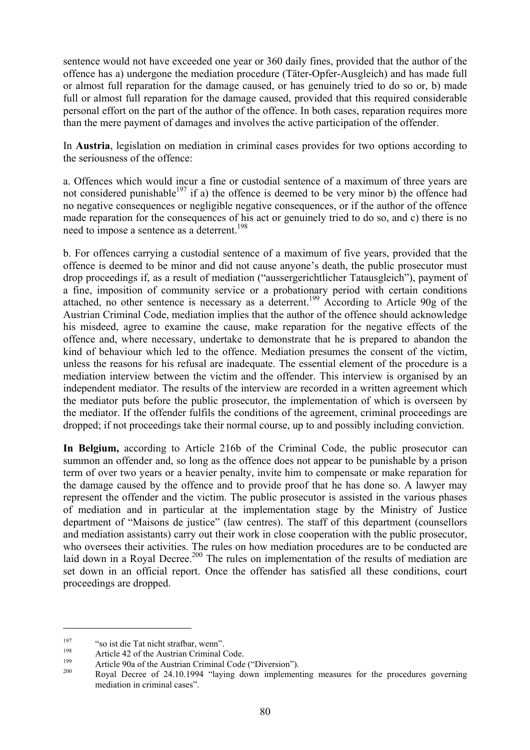sentence would not have exceeded one year or 360 daily fines, provided that the author of the offence has a) undergone the mediation procedure (Täter-Opfer-Ausgleich) and has made full or almost full reparation for the damage caused, or has genuinely tried to do so or, b) made full or almost full reparation for the damage caused, provided that this required considerable personal effort on the part of the author of the offence. In both cases, reparation requires more than the mere payment of damages and involves the active participation of the offender.

In **Austria**, legislation on mediation in criminal cases provides for two options according to the seriousness of the offence:

a. Offences which would incur a fine or custodial sentence of a maximum of three years are not considered punishable[197] if a) the offence is deemed to be very minor b) the offence had no negative consequences or negligible negative consequences, or if the author of the offence made reparation for the consequences of his act or genuinely tried to do so, and c) there is no need to impose a sentence as a deterrent.[198]

b. For offences carrying a custodial sentence of a maximum of five years, provided that the offence is deemed to be minor and did not cause anyone's death, the public prosecutor must drop proceedings if, as a result of mediation ("aussergerichtlicher Tatausgleich"), payment of a fine, imposition of community service or a probationary period with certain conditions attached, no other sentence is necessary as a deterrent.[199] According to Article 90g of the Austrian Criminal Code, mediation implies that the author of the offence should acknowledge his misdeed, agree to examine the cause, make reparation for the negative effects of the offence and, where necessary, undertake to demonstrate that he is prepared to abandon the kind of behaviour which led to the offence. Mediation presumes the consent of the victim, unless the reasons for his refusal are inadequate. The essential element of the procedure is a mediation interview between the victim and the offender. This interview is organised by an independent mediator. The results of the interview are recorded in a written agreement which the mediator puts before the public prosecutor, the implementation of which is overseen by the mediator. If the offender fulfils the conditions of the agreement, criminal proceedings are dropped; if not proceedings take their normal course, up to and possibly including conviction.

**In Belgium,** according to Article 216b of the Criminal Code, the public prosecutor can summon an offender and, so long as the offence does not appear to be punishable by a prison term of over two years or a heavier penalty, invite him to compensate or make reparation for the damage caused by the offence and to provide proof that he has done so. A lawyer may represent the offender and the victim. The public prosecutor is assisted in the various phases of mediation and in particular at the implementation stage by the Ministry of Justice department of "Maisons de justice" (law centres). The staff of this department (counsellors and mediation assistants) carry out their work in close cooperation with the public prosecutor, who oversees their activities. The rules on how mediation procedures are to be conducted are laid down in a Royal Decree.[200] The rules on implementation of the results of mediation are set down in an official report. Once the offender has satisfied all these conditions, court proceedings are dropped.

---

[197] "so ist die Tat nicht strafbar, wenn".

[198] Article 42 of the Austrian Criminal Code.

[199] Article 90a of the Austrian Criminal Code ("Diversion").

[200] Royal Decree of 24.10.1994 "laying down implementing measures for the procedures governing mediation in criminal cases".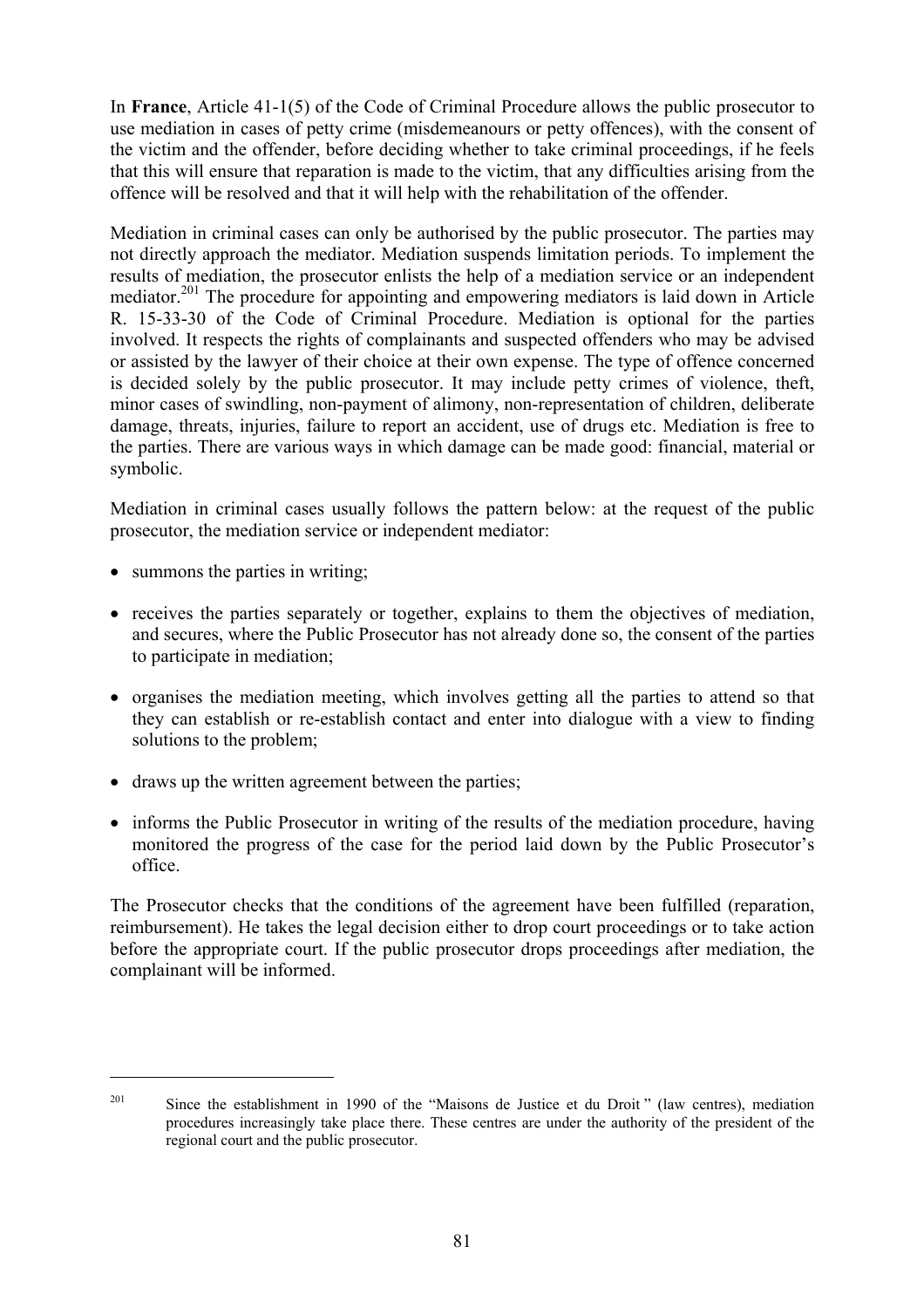In **France**, Article 41-1(5) of the Code of Criminal Procedure allows the public prosecutor to use mediation in cases of petty crime (misdemeanours or petty offences), with the consent of the victim and the offender, before deciding whether to take criminal proceedings, if he feels that this will ensure that reparation is made to the victim, that any difficulties arising from the offence will be resolved and that it will help with the rehabilitation of the offender.

Mediation in criminal cases can only be authorised by the public prosecutor. The parties may not directly approach the mediator. Mediation suspends limitation periods. To implement the results of mediation, the prosecutor enlists the help of a mediation service or an independent mediator.[201] The procedure for appointing and empowering mediators is laid down in Article R. 15-33-30 of the Code of Criminal Procedure. Mediation is optional for the parties involved. It respects the rights of complainants and suspected offenders who may be advised or assisted by the lawyer of their choice at their own expense. The type of offence concerned is decided solely by the public prosecutor. It may include petty crimes of violence, theft, minor cases of swindling, non-payment of alimony, non-representation of children, deliberate damage, threats, injuries, failure to report an accident, use of drugs etc. Mediation is free to the parties. There are various ways in which damage can be made good: financial, material or symbolic.

Mediation in criminal cases usually follows the pattern below: at the request of the public prosecutor, the mediation service or independent mediator:

- summons the parties in writing;
- receives the parties separately or together, explains to them the objectives of mediation, and secures, where the Public Prosecutor has not already done so, the consent of the parties to participate in mediation;
- organises the mediation meeting, which involves getting all the parties to attend so that they can establish or re-establish contact and enter into dialogue with a view to finding solutions to the problem;
- draws up the written agreement between the parties;
- informs the Public Prosecutor in writing of the results of the mediation procedure, having monitored the progress of the case for the period laid down by the Public Prosecutor's office.

The Prosecutor checks that the conditions of the agreement have been fulfilled (reparation, reimbursement). He takes the legal decision either to drop court proceedings or to take action before the appropriate court. If the public prosecutor drops proceedings after mediation, the complainant will be informed.

---

[201] Since the establishment in 1990 of the "Maisons de Justice et du Droit" (law centres), mediation procedures increasingly take place there. These centres are under the authority of the president of the regional court and the public prosecutor.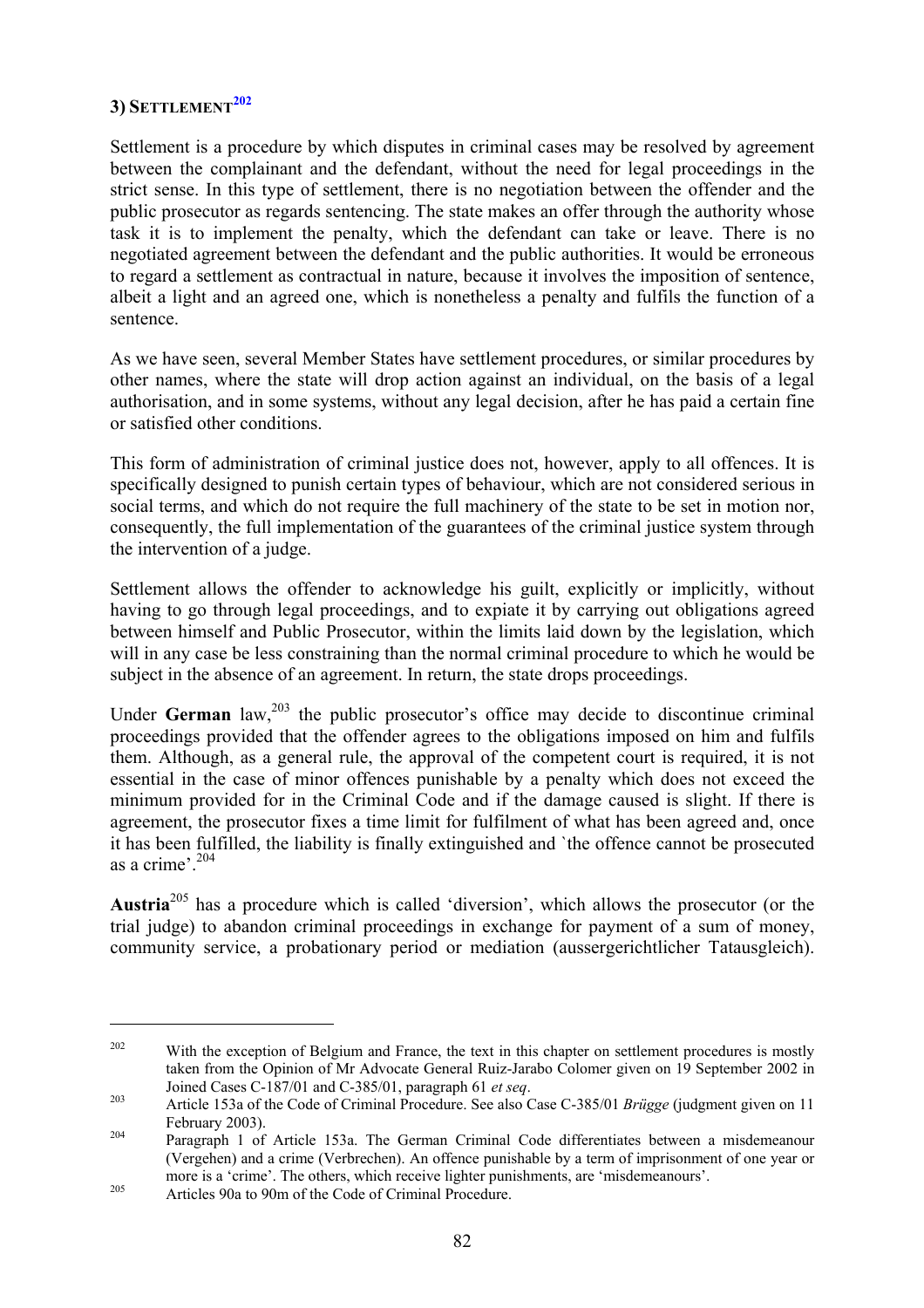### 3) SETTLEMENT[202]

Settlement is a procedure by which disputes in criminal cases may be resolved by agreement between the complainant and the defendant, without the need for legal proceedings in the strict sense. In this type of settlement, there is no negotiation between the offender and the public prosecutor as regards sentencing. The state makes an offer through the authority whose task it is to implement the penalty, which the defendant can take or leave. There is no negotiated agreement between the defendant and the public authorities. It would be erroneous to regard a settlement as contractual in nature, because it involves the imposition of sentence, albeit a light and an agreed one, which is nonetheless a penalty and fulfils the function of a sentence.

As we have seen, several Member States have settlement procedures, or similar procedures by other names, where the state will drop action against an individual, on the basis of a legal authorisation, and in some systems, without any legal decision, after he has paid a certain fine or satisfied other conditions.

This form of administration of criminal justice does not, however, apply to all offences. It is specifically designed to punish certain types of behaviour, which are not considered serious in social terms, and which do not require the full machinery of the state to be set in motion nor, consequently, the full implementation of the guarantees of the criminal justice system through the intervention of a judge.

Settlement allows the offender to acknowledge his guilt, explicitly or implicitly, without having to go through legal proceedings, and to expiate it by carrying out obligations agreed between himself and Public Prosecutor, within the limits laid down by the legislation, which will in any case be less constraining than the normal criminal procedure to which he would be subject in the absence of an agreement. In return, the state drops proceedings.

Under **German** law,[203] the public prosecutor's office may decide to discontinue criminal proceedings provided that the offender agrees to the obligations imposed on him and fulfils them. Although, as a general rule, the approval of the competent court is required, it is not essential in the case of minor offences punishable by a penalty which does not exceed the minimum provided for in the Criminal Code and if the damage caused is slight. If there is agreement, the prosecutor fixes a time limit for fulfilment of what has been agreed and, once it has been fulfilled, the liability is finally extinguished and `the offence cannot be prosecuted as a crime'.[204]

**Austria**[205] has a procedure which is called 'diversion', which allows the prosecutor (or the trial judge) to abandon criminal proceedings in exchange for payment of a sum of money, community service, a probationary period or mediation (aussergerichtlicher Tatausgleich).

---

[202] With the exception of Belgium and France, the text in this chapter on settlement procedures is mostly taken from the Opinion of Mr Advocate General Ruiz-Jarabo Colomer given on 19 September 2002 in Joined Cases C-187/01 and C-385/01, paragraph 61 *et seq*.

[203] Article 153a of the Code of Criminal Procedure. See also Case C-385/01 *Brügge* (judgment given on 11 February 2003).

[204] Paragraph 1 of Article 153a. The German Criminal Code differentiates between a misdemeanour (Vergehen) and a crime (Verbrechen). An offence punishable by a term of imprisonment of one year or more is a 'crime'. The others, which receive lighter punishments, are 'misdemeanours'.

[205] Articles 90a to 90m of the Code of Criminal Procedure.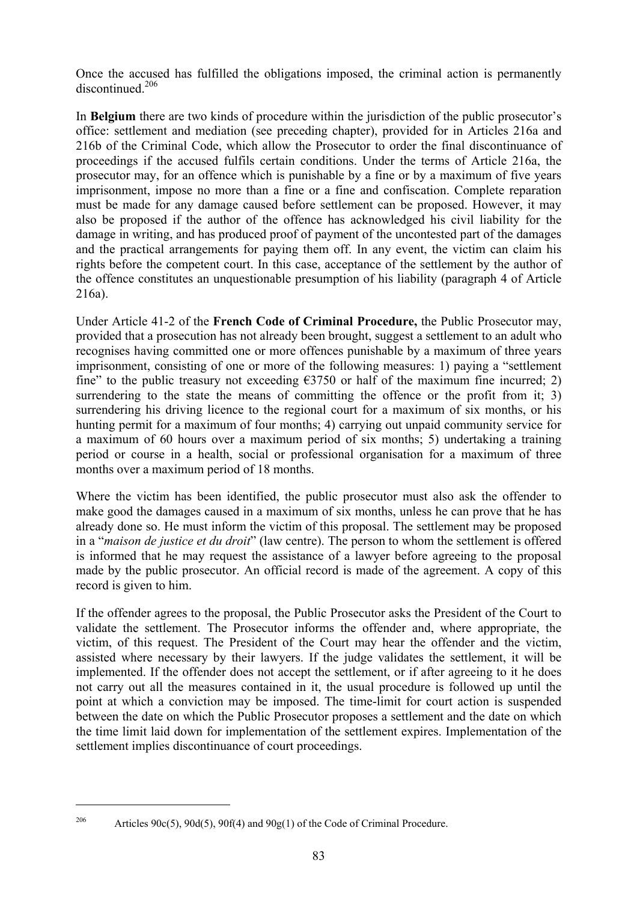Once the accused has fulfilled the obligations imposed, the criminal action is permanently discontinued.[206]

In **Belgium** there are two kinds of procedure within the jurisdiction of the public prosecutor's office: settlement and mediation (see preceding chapter), provided for in Articles 216a and 216b of the Criminal Code, which allow the Prosecutor to order the final discontinuance of proceedings if the accused fulfils certain conditions. Under the terms of Article 216a, the prosecutor may, for an offence which is punishable by a fine or by a maximum of five years imprisonment, impose no more than a fine or a fine and confiscation. Complete reparation must be made for any damage caused before settlement can be proposed. However, it may also be proposed if the author of the offence has acknowledged his civil liability for the damage in writing, and has produced proof of payment of the uncontested part of the damages and the practical arrangements for paying them off. In any event, the victim can claim his rights before the competent court. In this case, acceptance of the settlement by the author of the offence constitutes an unquestionable presumption of his liability (paragraph 4 of Article 216a).

Under Article 41-2 of the **French Code of Criminal Procedure,** the Public Prosecutor may, provided that a prosecution has not already been brought, suggest a settlement to an adult who recognises having committed one or more offences punishable by a maximum of three years imprisonment, consisting of one or more of the following measures: 1) paying a "settlement fine" to the public treasury not exceeding €3750 or half of the maximum fine incurred; 2) surrendering to the state the means of committing the offence or the profit from it; 3) surrendering his driving licence to the regional court for a maximum of six months, or his hunting permit for a maximum of four months; 4) carrying out unpaid community service for a maximum of 60 hours over a maximum period of six months; 5) undertaking a training period or course in a health, social or professional organisation for a maximum of three months over a maximum period of 18 months.

Where the victim has been identified, the public prosecutor must also ask the offender to make good the damages caused in a maximum of six months, unless he can prove that he has already done so. He must inform the victim of this proposal. The settlement may be proposed in a "*maison de justice et du droit*" (law centre). The person to whom the settlement is offered is informed that he may request the assistance of a lawyer before agreeing to the proposal made by the public prosecutor. An official record is made of the agreement. A copy of this record is given to him.

If the offender agrees to the proposal, the Public Prosecutor asks the President of the Court to validate the settlement. The Prosecutor informs the offender and, where appropriate, the victim, of this request. The President of the Court may hear the offender and the victim, assisted where necessary by their lawyers. If the judge validates the settlement, it will be implemented. If the offender does not accept the settlement, or if after agreeing to it he does not carry out all the measures contained in it, the usual procedure is followed up until the point at which a conviction may be imposed. The time-limit for court action is suspended between the date on which the Public Prosecutor proposes a settlement and the date on which the time limit laid down for implementation of the settlement expires. Implementation of the settlement implies discontinuance of court proceedings.

---

[206] Articles 90c(5), 90d(5), 90f(4) and 90g(1) of the Code of Criminal Procedure.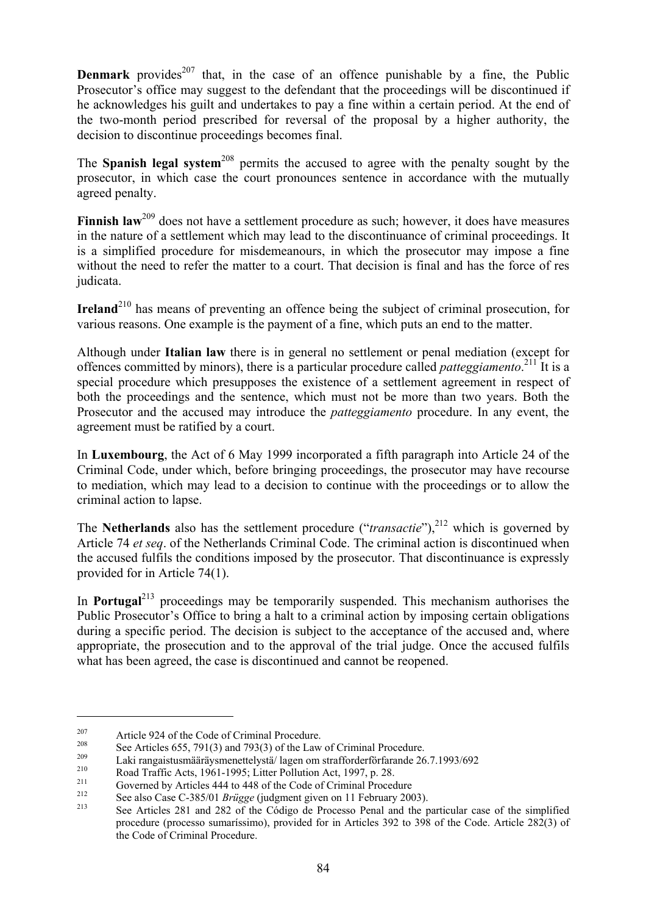**Denmark** provides[207] that, in the case of an offence punishable by a fine, the Public Prosecutor's office may suggest to the defendant that the proceedings will be discontinued if he acknowledges his guilt and undertakes to pay a fine within a certain period. At the end of the two-month period prescribed for reversal of the proposal by a higher authority, the decision to discontinue proceedings becomes final.

The **Spanish legal system**[208] permits the accused to agree with the penalty sought by the prosecutor, in which case the court pronounces sentence in accordance with the mutually agreed penalty.

**Finnish law**[209] does not have a settlement procedure as such; however, it does have measures in the nature of a settlement which may lead to the discontinuance of criminal proceedings. It is a simplified procedure for misdemeanours, in which the prosecutor may impose a fine without the need to refer the matter to a court. That decision is final and has the force of res judicata.

**Ireland**[210] has means of preventing an offence being the subject of criminal prosecution, for various reasons. One example is the payment of a fine, which puts an end to the matter.

Although under **Italian law** there is in general no settlement or penal mediation (except for offences committed by minors), there is a particular procedure called *patteggiamento*.[211] It is a special procedure which presupposes the existence of a settlement agreement in respect of both the proceedings and the sentence, which must not be more than two years. Both the Prosecutor and the accused may introduce the *patteggiamento* procedure. In any event, the agreement must be ratified by a court.

In **Luxembourg**, the Act of 6 May 1999 incorporated a fifth paragraph into Article 24 of the Criminal Code, under which, before bringing proceedings, the prosecutor may have recourse to mediation, which may lead to a decision to continue with the proceedings or to allow the criminal action to lapse.

The **Netherlands** also has the settlement procedure ("*transactie*"),[212] which is governed by Article 74 *et seq*. of the Netherlands Criminal Code. The criminal action is discontinued when the accused fulfils the conditions imposed by the prosecutor. That discontinuance is expressly provided for in Article 74(1).

In **Portugal**[213] proceedings may be temporarily suspended. This mechanism authorises the Public Prosecutor's Office to bring a halt to a criminal action by imposing certain obligations during a specific period. The decision is subject to the acceptance of the accused and, where appropriate, the prosecution and to the approval of the trial judge. Once the accused fulfils what has been agreed, the case is discontinued and cannot be reopened.

---

[207] Article 924 of the Code of Criminal Procedure.

[208] See Articles 655, 791(3) and 793(3) of the Law of Criminal Procedure.

[209] Laki rangaistusmääräysmenettelystä/ lagen om strafforderförfarande 26.7.1993/692

[210] Road Traffic Acts, 1961-1995; Litter Pollution Act, 1997, p. 28.

[211] Governed by Articles 444 to 448 of the Code of Criminal Procedure

[212] See also Case C-385/01 *Brügge* (judgment given on 11 February 2003).

[213] See Articles 281 and 282 of the Código de Processo Penal and the particular case of the simplified procedure (processo sumaríssimo), provided for in Articles 392 to 398 of the Code. Article 282(3) of the Code of Criminal Procedure.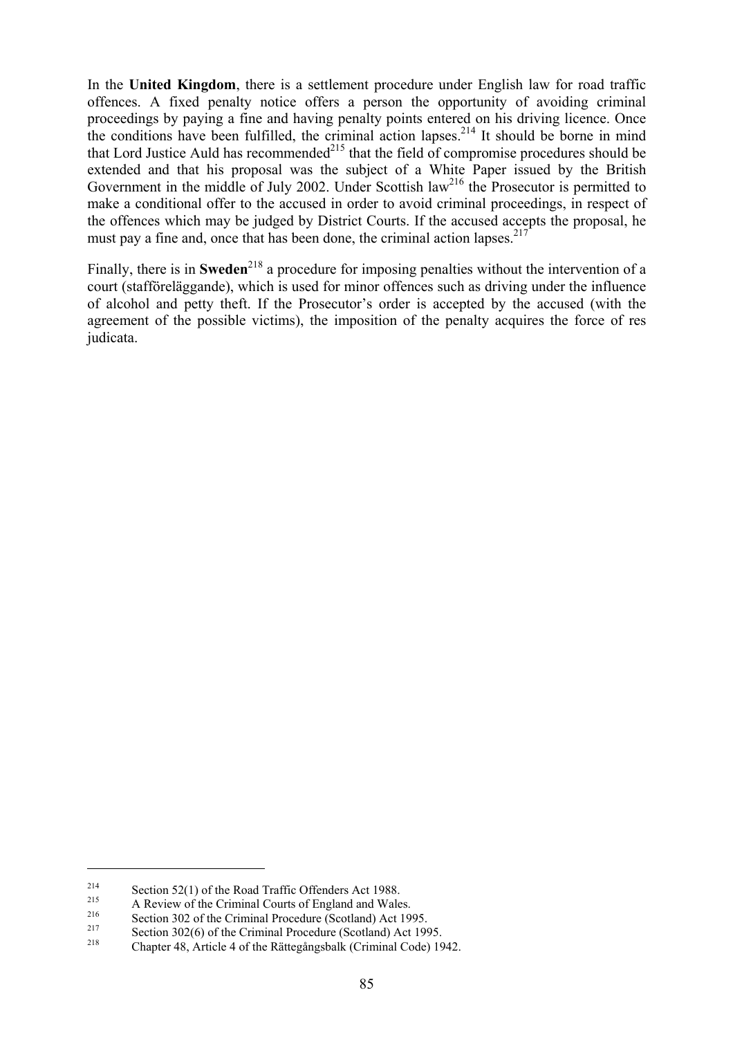In the **United Kingdom**, there is a settlement procedure under English law for road traffic offences. A fixed penalty notice offers a person the opportunity of avoiding criminal proceedings by paying a fine and having penalty points entered on his driving licence. Once the conditions have been fulfilled, the criminal action lapses.[214] It should be borne in mind that Lord Justice Auld has recommended[215] that the field of compromise procedures should be extended and that his proposal was the subject of a White Paper issued by the British Government in the middle of July 2002. Under Scottish law[216] the Prosecutor is permitted to make a conditional offer to the accused in order to avoid criminal proceedings, in respect of the offences which may be judged by District Courts. If the accused accepts the proposal, he must pay a fine and, once that has been done, the criminal action lapses.[217]

Finally, there is in **Sweden**[218] a procedure for imposing penalties without the intervention of a court (stafföreläggande), which is used for minor offences such as driving under the influence of alcohol and petty theft. If the Prosecutor's order is accepted by the accused (with the agreement of the possible victims), the imposition of the penalty acquires the force of res judicata.

---

[214] Section 52(1) of the Road Traffic Offenders Act 1988.

[215] A Review of the Criminal Courts of England and Wales.

[216] Section 302 of the Criminal Procedure (Scotland) Act 1995.

[217] Section 302(6) of the Criminal Procedure (Scotland) Act 1995.

[218] Chapter 48, Article 4 of the Rättegångsbalk (Criminal Code) 1942.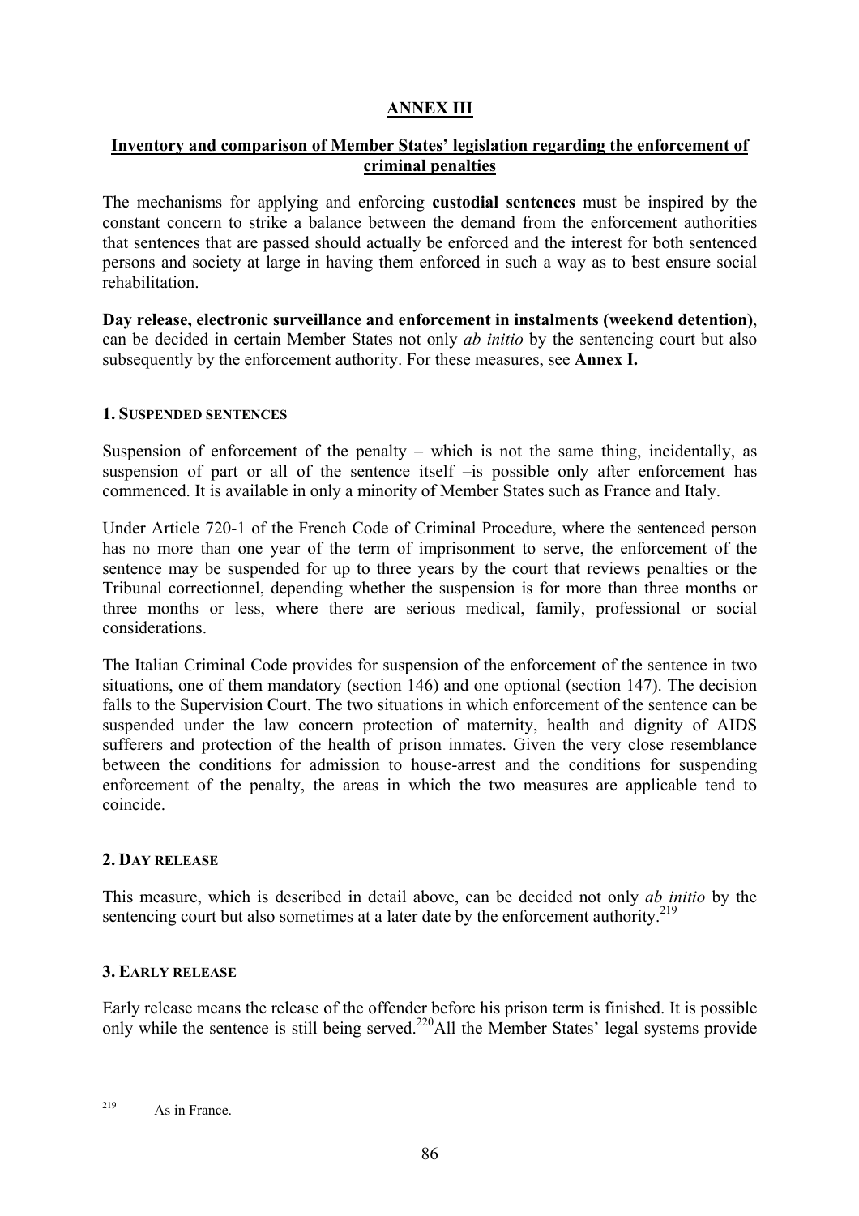# ANNEX III

## Inventory and comparison of Member States' legislation regarding the enforcement of criminal penalties

The mechanisms for applying and enforcing **custodial sentences** must be inspired by the constant concern to strike a balance between the demand from the enforcement authorities that sentences that are passed should actually be enforced and the interest for both sentenced persons and society at large in having them enforced in such a way as to best ensure social rehabilitation.

**Day release, electronic surveillance and enforcement in instalments (weekend detention)**, can be decided in certain Member States not only *ab initio* by the sentencing court but also subsequently by the enforcement authority. For these measures, see **Annex I.**

### 1. Suspended sentences

Suspension of enforcement of the penalty – which is not the same thing, incidentally, as suspension of part or all of the sentence itself –is possible only after enforcement has commenced. It is available in only a minority of Member States such as France and Italy.

Under Article 720-1 of the French Code of Criminal Procedure, where the sentenced person has no more than one year of the term of imprisonment to serve, the enforcement of the sentence may be suspended for up to three years by the court that reviews penalties or the Tribunal correctionnel, depending whether the suspension is for more than three months or three months or less, where there are serious medical, family, professional or social considerations.

The Italian Criminal Code provides for suspension of the enforcement of the sentence in two situations, one of them mandatory (section 146) and one optional (section 147). The decision falls to the Supervision Court. The two situations in which enforcement of the sentence can be suspended under the law concern protection of maternity, health and dignity of AIDS sufferers and protection of the health of prison inmates. Given the very close resemblance between the conditions for admission to house-arrest and the conditions for suspending enforcement of the penalty, the areas in which the two measures are applicable tend to coincide.

### 2. Day release

This measure, which is described in detail above, can be decided not only *ab initio* by the sentencing court but also sometimes at a later date by the enforcement authority.[219]

### 3. Early release

Early release means the release of the offender before his prison term is finished. It is possible only while the sentence is still being served.[220]All the Member States' legal systems provide

---

[219] As in France.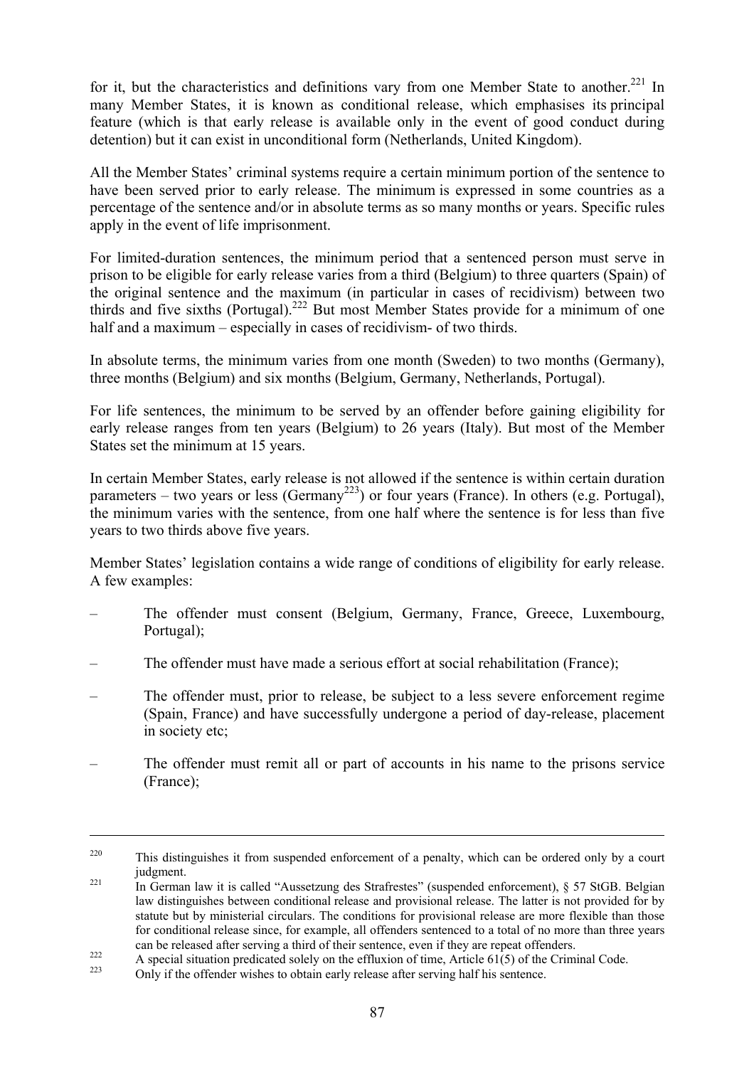for it, but the characteristics and definitions vary from one Member State to another.[221] In many Member States, it is known as conditional release, which emphasises its principal feature (which is that early release is available only in the event of good conduct during detention) but it can exist in unconditional form (Netherlands, United Kingdom).

All the Member States' criminal systems require a certain minimum portion of the sentence to have been served prior to early release. The minimum is expressed in some countries as a percentage of the sentence and/or in absolute terms as so many months or years. Specific rules apply in the event of life imprisonment.

For limited-duration sentences, the minimum period that a sentenced person must serve in prison to be eligible for early release varies from a third (Belgium) to three quarters (Spain) of the original sentence and the maximum (in particular in cases of recidivism) between two thirds and five sixths (Portugal).[222] But most Member States provide for a minimum of one half and a maximum – especially in cases of recidivism- of two thirds.

In absolute terms, the minimum varies from one month (Sweden) to two months (Germany), three months (Belgium) and six months (Belgium, Germany, Netherlands, Portugal).

For life sentences, the minimum to be served by an offender before gaining eligibility for early release ranges from ten years (Belgium) to 26 years (Italy). But most of the Member States set the minimum at 15 years.

In certain Member States, early release is not allowed if the sentence is within certain duration parameters – two years or less (Germany[223]) or four years (France). In others (e.g. Portugal), the minimum varies with the sentence, from one half where the sentence is for less than five years to two thirds above five years.

Member States' legislation contains a wide range of conditions of eligibility for early release. A few examples:

– The offender must consent (Belgium, Germany, France, Greece, Luxembourg, Portugal);

– The offender must have made a serious effort at social rehabilitation (France);

– The offender must, prior to release, be subject to a less severe enforcement regime (Spain, France) and have successfully undergone a period of day-release, placement in society etc;

– The offender must remit all or part of accounts in his name to the prisons service (France);

---

[220] This distinguishes it from suspended enforcement of a penalty, which can be ordered only by a court judgment.

[221] In German law it is called "Aussetzung des Strafrestes" (suspended enforcement), § 57 StGB. Belgian law distinguishes between conditional release and provisional release. The latter is not provided for by statute but by ministerial circulars. The conditions for provisional release are more flexible than those for conditional release since, for example, all offenders sentenced to a total of no more than three years can be released after serving a third of their sentence, even if they are repeat offenders.

[222] A special situation predicated solely on the effluxion of time, Article 61(5) of the Criminal Code.

[223] Only if the offender wishes to obtain early release after serving half his sentence.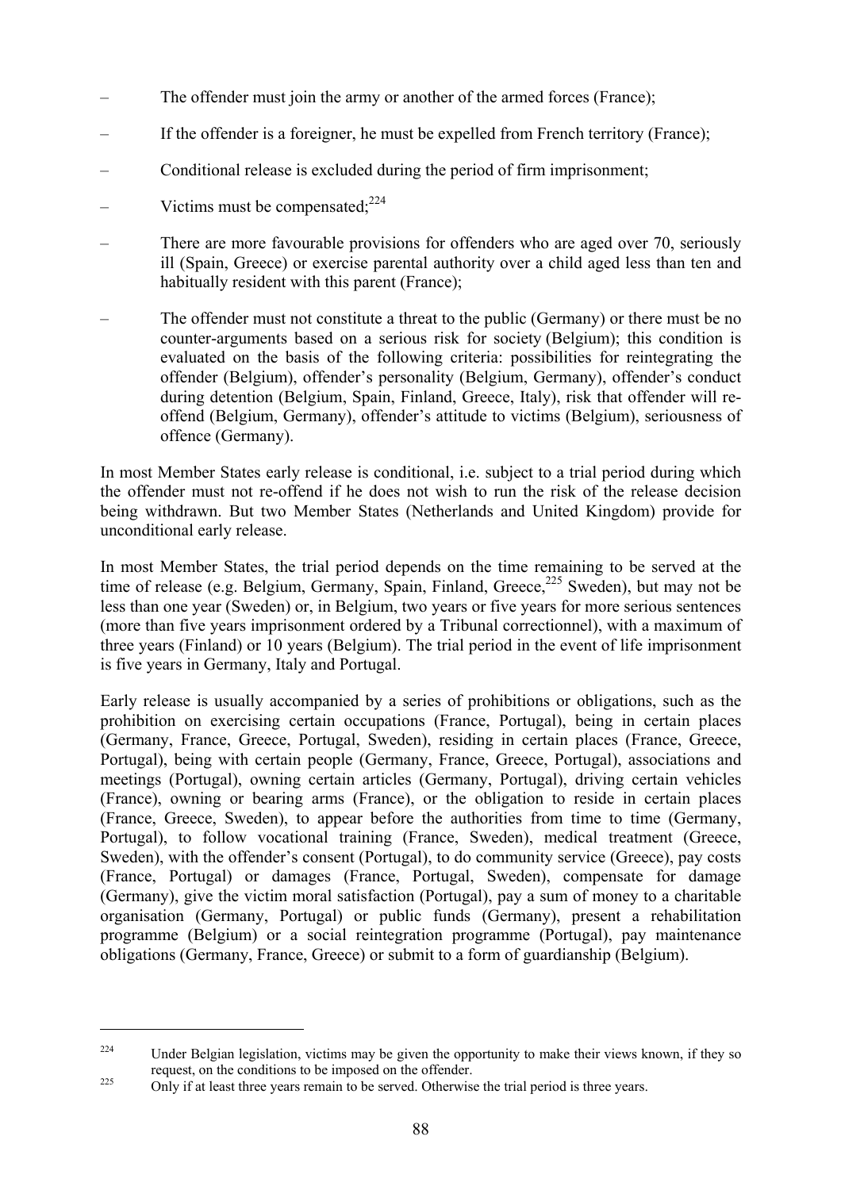- The offender must join the army or another of the armed forces (France);
- If the offender is a foreigner, he must be expelled from French territory (France);
- Conditional release is excluded during the period of firm imprisonment;
- Victims must be compensated;[224]
- There are more favourable provisions for offenders who are aged over 70, seriously ill (Spain, Greece) or exercise parental authority over a child aged less than ten and habitually resident with this parent (France);
- The offender must not constitute a threat to the public (Germany) or there must be no counter-arguments based on a serious risk for society (Belgium); this condition is evaluated on the basis of the following criteria: possibilities for reintegrating the offender (Belgium), offender's personality (Belgium, Germany), offender's conduct during detention (Belgium, Spain, Finland, Greece, Italy), risk that offender will re-offend (Belgium, Germany), offender's attitude to victims (Belgium), seriousness of offence (Germany).

In most Member States early release is conditional, i.e. subject to a trial period during which the offender must not re-offend if he does not wish to run the risk of the release decision being withdrawn. But two Member States (Netherlands and United Kingdom) provide for unconditional early release.

In most Member States, the trial period depends on the time remaining to be served at the time of release (e.g. Belgium, Germany, Spain, Finland, Greece,[225] Sweden), but may not be less than one year (Sweden) or, in Belgium, two years or five years for more serious sentences (more than five years imprisonment ordered by a Tribunal correctionnel), with a maximum of three years (Finland) or 10 years (Belgium). The trial period in the event of life imprisonment is five years in Germany, Italy and Portugal.

Early release is usually accompanied by a series of prohibitions or obligations, such as the prohibition on exercising certain occupations (France, Portugal), being in certain places (Germany, France, Greece, Portugal, Sweden), residing in certain places (France, Greece, Portugal), being with certain people (Germany, France, Greece, Portugal), associations and meetings (Portugal), owning certain articles (Germany, Portugal), driving certain vehicles (France), owning or bearing arms (France), or the obligation to reside in certain places (France, Greece, Sweden), to appear before the authorities from time to time (Germany, Portugal), to follow vocational training (France, Sweden), medical treatment (Greece, Sweden), with the offender's consent (Portugal), to do community service (Greece), pay costs (France, Portugal) or damages (France, Portugal, Sweden), compensate for damage (Germany), give the victim moral satisfaction (Portugal), pay a sum of money to a charitable organisation (Germany, Portugal) or public funds (Germany), present a rehabilitation programme (Belgium) or a social reintegration programme (Portugal), pay maintenance obligations (Germany, France, Greece) or submit to a form of guardianship (Belgium).

---

[224] Under Belgian legislation, victims may be given the opportunity to make their views known, if they so request, on the conditions to be imposed on the offender.

[225] Only if at least three years remain to be served. Otherwise the trial period is three years.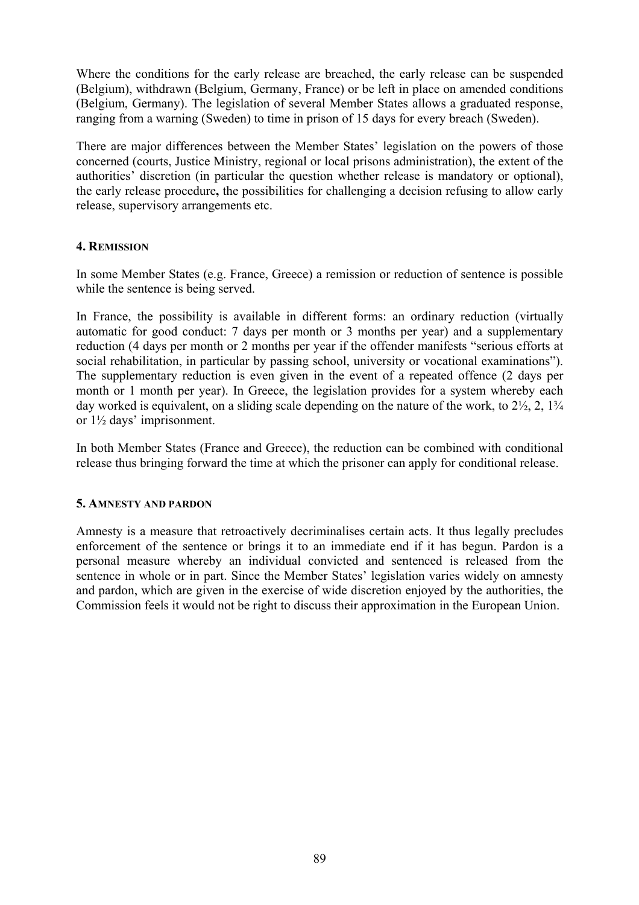Where the conditions for the early release are breached, the early release can be suspended (Belgium), withdrawn (Belgium, Germany, France) or be left in place on amended conditions (Belgium, Germany). The legislation of several Member States allows a graduated response, ranging from a warning (Sweden) to time in prison of 15 days for every breach (Sweden).

There are major differences between the Member States' legislation on the powers of those concerned (courts, Justice Ministry, regional or local prisons administration), the extent of the authorities' discretion (in particular the question whether release is mandatory or optional), the early release procedure**,** the possibilities for challenging a decision refusing to allow early release, supervisory arrangements etc.

### 4. Remission

In some Member States (e.g. France, Greece) a remission or reduction of sentence is possible while the sentence is being served.

In France, the possibility is available in different forms: an ordinary reduction (virtually automatic for good conduct: 7 days per month or 3 months per year) and a supplementary reduction (4 days per month or 2 months per year if the offender manifests "serious efforts at social rehabilitation, in particular by passing school, university or vocational examinations"). The supplementary reduction is even given in the event of a repeated offence (2 days per month or 1 month per year). In Greece, the legislation provides for a system whereby each day worked is equivalent, on a sliding scale depending on the nature of the work, to 2½, 2, 1¾ or 1½ days' imprisonment.

In both Member States (France and Greece), the reduction can be combined with conditional release thus bringing forward the time at which the prisoner can apply for conditional release.

### 5. Amnesty and pardon

Amnesty is a measure that retroactively decriminalises certain acts. It thus legally precludes enforcement of the sentence or brings it to an immediate end if it has begun. Pardon is a personal measure whereby an individual convicted and sentenced is released from the sentence in whole or in part. Since the Member States' legislation varies widely on amnesty and pardon, which are given in the exercise of wide discretion enjoyed by the authorities, the Commission feels it would not be right to discuss their approximation in the European Union.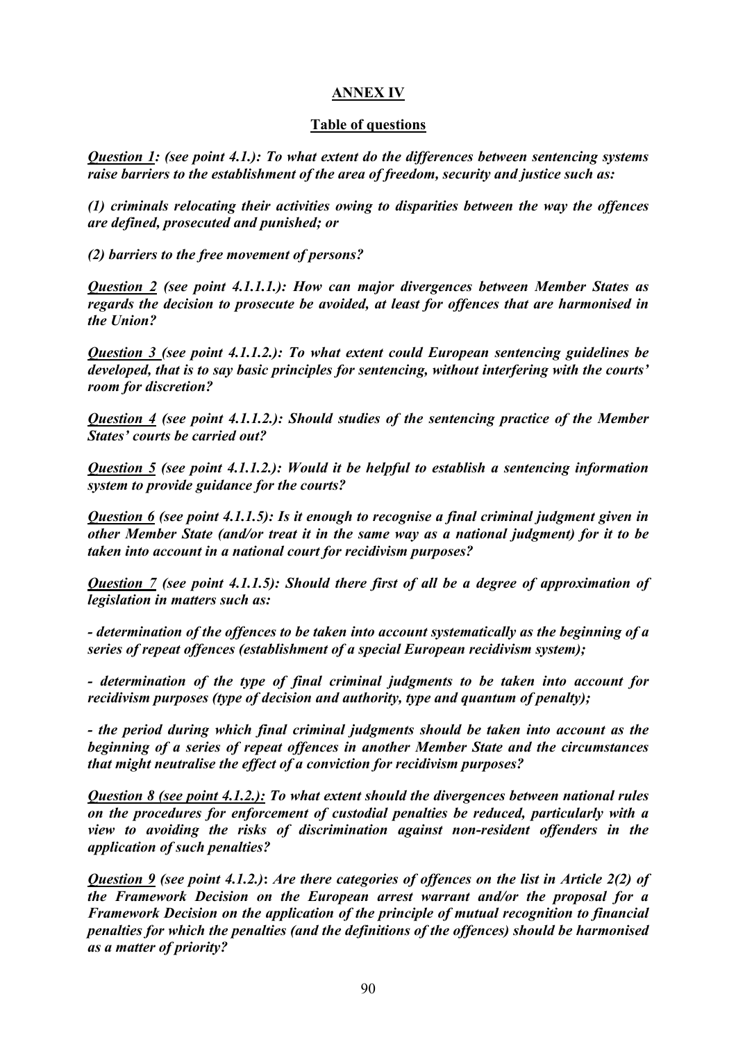## ANNEX IV

### Table of questions

***<u>Question 1</u>: (see point 4.1.): To what extent do the differences between sentencing systems raise barriers to the establishment of the area of freedom, security and justice such as:***

***(1) criminals relocating their activities owing to disparities between the way the offences are defined, prosecuted and punished; or***

***(2) barriers to the free movement of persons?***

***<u>Question 2</u> (see point 4.1.1.1.): How can major divergences between Member States as regards the decision to prosecute be avoided, at least for offences that are harmonised in the Union?***

***<u>Question 3</u> (see point 4.1.1.2.): To what extent could European sentencing guidelines be developed, that is to say basic principles for sentencing, without interfering with the courts' room for discretion?***

***<u>Question 4</u> (see point 4.1.1.2.): Should studies of the sentencing practice of the Member States' courts be carried out?***

***<u>Question 5</u> (see point 4.1.1.2.): Would it be helpful to establish a sentencing information system to provide guidance for the courts?***

***<u>Question 6</u> (see point 4.1.1.5): Is it enough to recognise a final criminal judgment given in other Member State (and/or treat it in the same way as a national judgment) for it to be taken into account in a national court for recidivism purposes?***

***<u>Question 7</u> (see point 4.1.1.5): Should there first of all be a degree of approximation of legislation in matters such as:***

***- determination of the offences to be taken into account systematically as the beginning of a series of repeat offences (establishment of a special European recidivism system);***

***- determination of the type of final criminal judgments to be taken into account for recidivism purposes (type of decision and authority, type and quantum of penalty);***

***- the period during which final criminal judgments should be taken into account as the beginning of a series of repeat offences in another Member State and the circumstances that might neutralise the effect of a conviction for recidivism purposes?***

***<u>Question 8 (see point 4.1.2.):</u> To what extent should the divergences between national rules on the procedures for enforcement of custodial penalties be reduced, particularly with a view to avoiding the risks of discrimination against non-resident offenders in the application of such penalties?***

***<u>Question 9</u> (see point 4.1.2.): Are there categories of offences on the list in Article 2(2) of the Framework Decision on the European arrest warrant and/or the proposal for a Framework Decision on the application of the principle of mutual recognition to financial penalties for which the penalties (and the definitions of the offences) should be harmonised as a matter of priority?***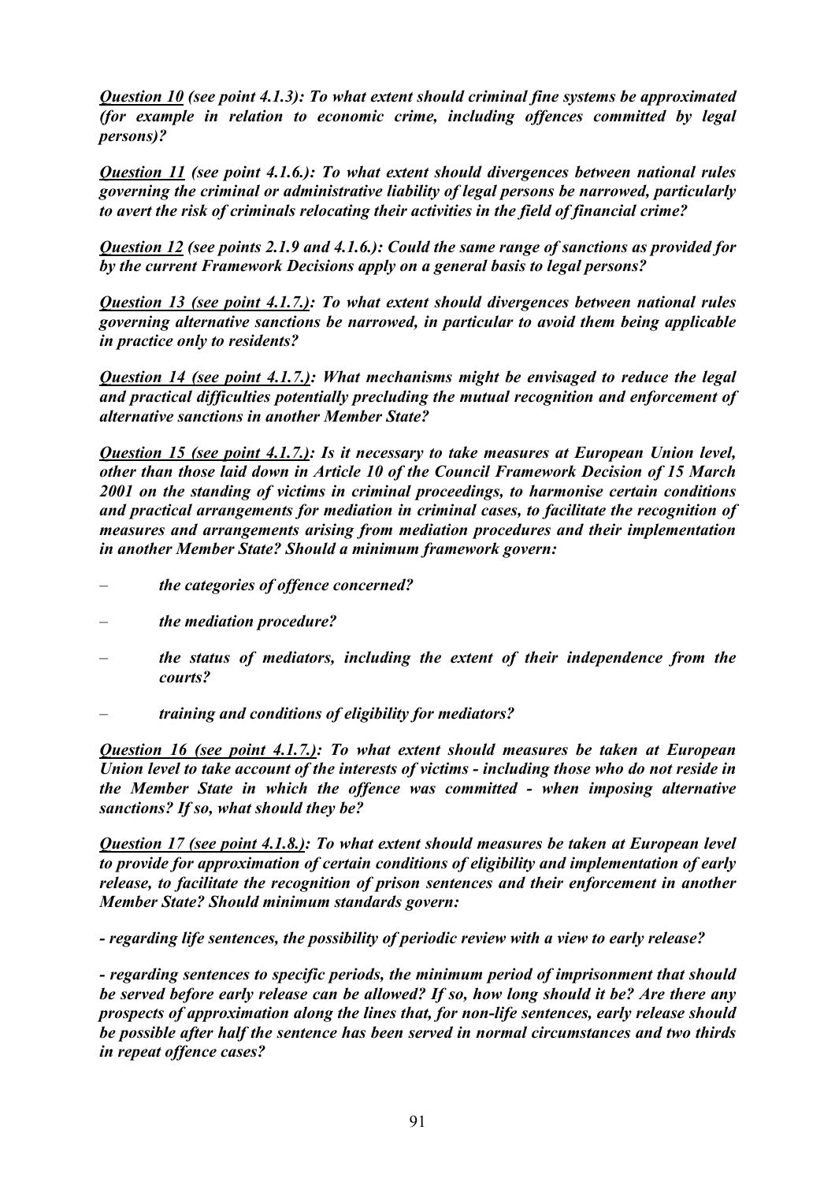***Question 10*** ***(see point 4.1.3): To what extent should criminal fine systems be approximated (for example in relation to economic crime, including offences committed by legal persons)?***

***Question 11*** ***(see point 4.1.6.): To what extent should divergences between national rules governing the criminal or administrative liability of legal persons be narrowed, particularly to avert the risk of criminals relocating their activities in the field of financial crime?***

***Question 12*** ***(see points 2.1.9 and 4.1.6.): Could the same range of sanctions as provided for by the current Framework Decisions apply on a general basis to legal persons?***

***Question 13 (see point 4.1.7.)****: To what extent should divergences between national rules governing alternative sanctions be narrowed, in particular to avoid them being applicable in practice only to residents?*

***Question 14 (see point 4.1.7.)****: What mechanisms might be envisaged to reduce the legal and practical difficulties potentially precluding the mutual recognition and enforcement of alternative sanctions in another Member State?*

***Question 15 (see point 4.1.7.)****: Is it necessary to take measures at European Union level, other than those laid down in Article 10 of the Council Framework Decision of 15 March 2001 on the standing of victims in criminal proceedings, to harmonise certain conditions and practical arrangements for mediation in criminal cases, to facilitate the recognition of measures and arrangements arising from mediation procedures and their implementation in another Member State? Should a minimum framework govern:*

– ***the categories of offence concerned?***

– ***the mediation procedure?***

– ***the status of mediators, including the extent of their independence from the courts?***

– ***training and conditions of eligibility for mediators?***

***Question 16 (see point 4.1.7.)****: To what extent should measures be taken at European Union level to take account of the interests of victims - including those who do not reside in the Member State in which the offence was committed - when imposing alternative sanctions? If so, what should they be?*

***Question 17 (see point 4.1.8.)****: To what extent should measures be taken at European level to provide for approximation of certain conditions of eligibility and implementation of early release, to facilitate the recognition of prison sentences and their enforcement in another Member State? Should minimum standards govern:*

***- regarding life sentences, the possibility of periodic review with a view to early release?***

***- regarding sentences to specific periods, the minimum period of imprisonment that should be served before early release can be allowed? If so, how long should it be? Are there any prospects of approximation along the lines that, for non-life sentences, early release should be possible after half the sentence has been served in normal circumstances and two thirds in repeat offence cases?***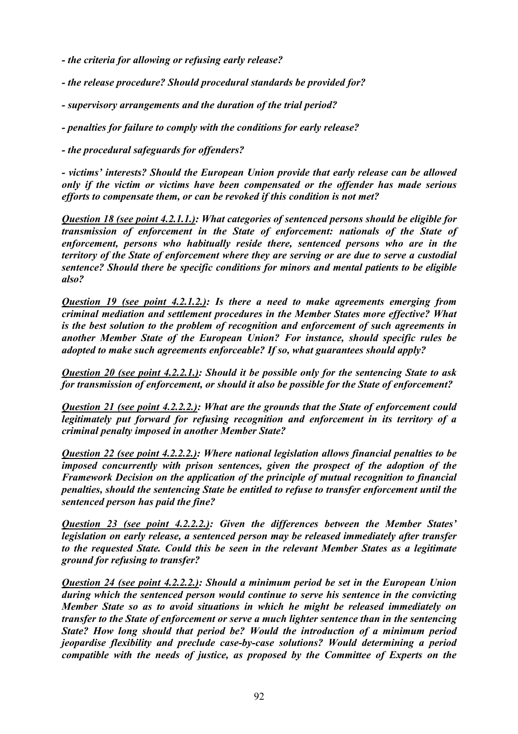*- the criteria for allowing or refusing early release?*

*- the release procedure? Should procedural standards be provided for?*

*- supervisory arrangements and the duration of the trial period?*

*- penalties for failure to comply with the conditions for early release?*

*- the procedural safeguards for offenders?*

*- victims' interests? Should the European Union provide that early release can be allowed only if the victim or victims have been compensated or the offender has made serious efforts to compensate them, or can be revoked if this condition is not met?*

***Question 18 (see point 4.2.1.1.)**: What categories of sentenced persons should be eligible for transmission of enforcement in the State of enforcement: nationals of the State of enforcement, persons who habitually reside there, sentenced persons who are in the territory of the State of enforcement where they are serving or are due to serve a custodial sentence? Should there be specific conditions for minors and mental patients to be eligible also?*

***Question 19 (see point 4.2.1.2.)**: Is there a need to make agreements emerging from criminal mediation and settlement procedures in the Member States more effective? What is the best solution to the problem of recognition and enforcement of such agreements in another Member State of the European Union? For instance, should specific rules be adopted to make such agreements enforceable? If so, what guarantees should apply?*

***Question 20 (see point 4.2.2.1.)**: Should it be possible only for the sentencing State to ask for transmission of enforcement, or should it also be possible for the State of enforcement?*

***Question 21 (see point 4.2.2.2.)**: What are the grounds that the State of enforcement could legitimately put forward for refusing recognition and enforcement in its territory of a criminal penalty imposed in another Member State?*

***Question 22 (see point 4.2.2.2.)**: Where national legislation allows financial penalties to be imposed concurrently with prison sentences, given the prospect of the adoption of the Framework Decision on the application of the principle of mutual recognition to financial penalties, should the sentencing State be entitled to refuse to transfer enforcement until the sentenced person has paid the fine?*

***Question 23 (see point 4.2.2.2.)**: Given the differences between the Member States' legislation on early release, a sentenced person may be released immediately after transfer to the requested State. Could this be seen in the relevant Member States as a legitimate ground for refusing to transfer?*

***Question 24 (see point 4.2.2.2.)**: Should a minimum period be set in the European Union during which the sentenced person would continue to serve his sentence in the convicting Member State so as to avoid situations in which he might be released immediately on transfer to the State of enforcement or serve a much lighter sentence than in the sentencing State? How long should that period be? Would the introduction of a minimum period jeopardise flexibility and preclude case-by-case solutions? Would determining a period compatible with the needs of justice, as proposed by the Committee of Experts on the*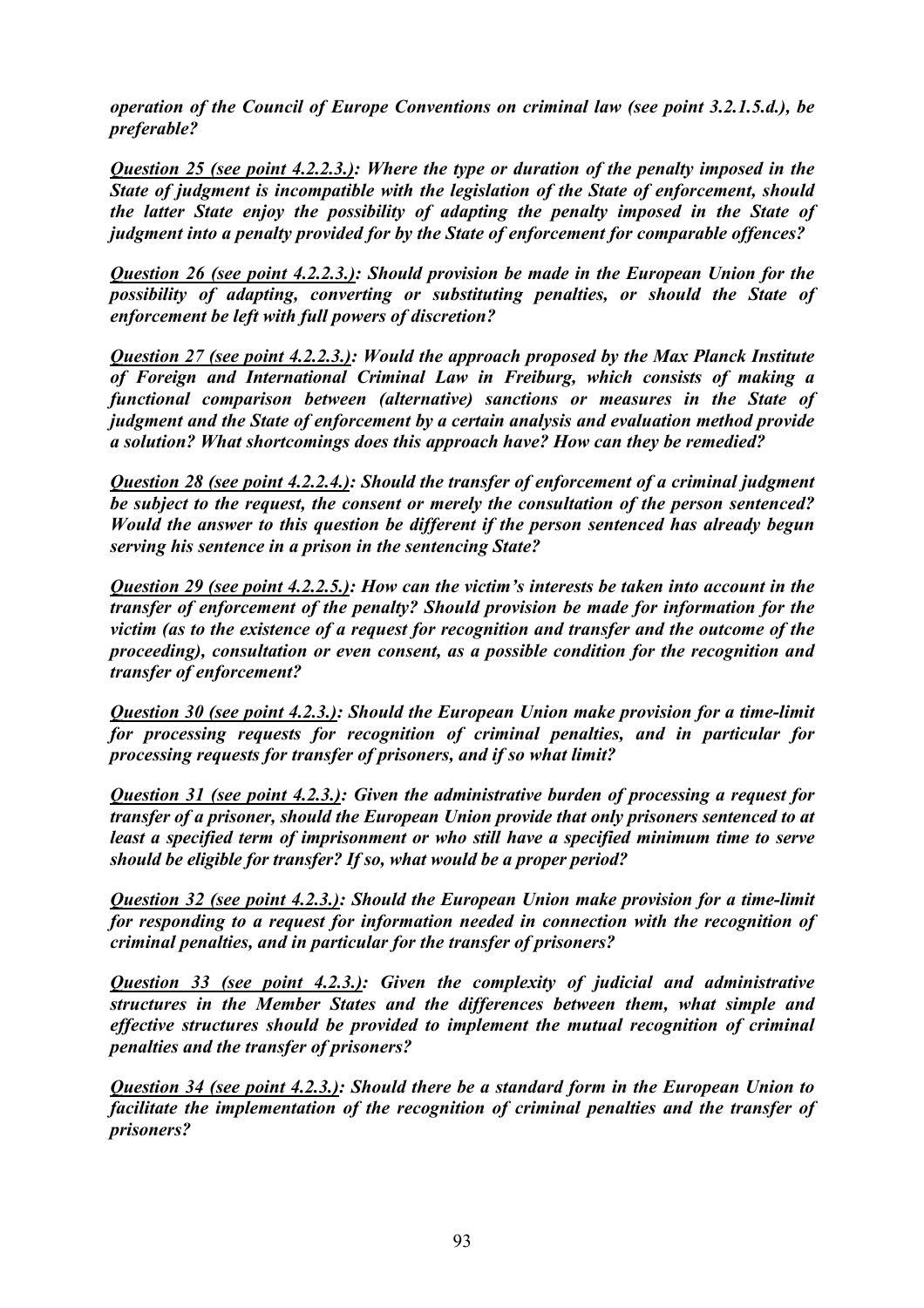***operation of the Council of Europe Conventions on criminal law (see point 3.2.1.5.d.), be preferable?***

***<u>Question 25 (see point 4.2.2.3.)</u>: Where the type or duration of the penalty imposed in the State of judgment is incompatible with the legislation of the State of enforcement, should the latter State enjoy the possibility of adapting the penalty imposed in the State of judgment into a penalty provided for by the State of enforcement for comparable offences?***

***<u>Question 26 (see point 4.2.2.3.)</u>: Should provision be made in the European Union for the possibility of adapting, converting or substituting penalties, or should the State of enforcement be left with full powers of discretion?***

***<u>Question 27 (see point 4.2.2.3.)</u>: Would the approach proposed by the Max Planck Institute of Foreign and International Criminal Law in Freiburg, which consists of making a functional comparison between (alternative) sanctions or measures in the State of judgment and the State of enforcement by a certain analysis and evaluation method provide a solution? What shortcomings does this approach have? How can they be remedied?***

***<u>Question 28 (see point 4.2.2.4.)</u>: Should the transfer of enforcement of a criminal judgment be subject to the request, the consent or merely the consultation of the person sentenced? Would the answer to this question be different if the person sentenced has already begun serving his sentence in a prison in the sentencing State?***

***<u>Question 29 (see point 4.2.2.5.)</u>: How can the victim's interests be taken into account in the transfer of enforcement of the penalty? Should provision be made for information for the victim (as to the existence of a request for recognition and transfer and the outcome of the proceeding), consultation or even consent, as a possible condition for the recognition and transfer of enforcement?***

***<u>Question 30 (see point 4.2.3.)</u>: Should the European Union make provision for a time-limit for processing requests for recognition of criminal penalties, and in particular for processing requests for transfer of prisoners, and if so what limit?***

***<u>Question 31 (see point 4.2.3.)</u>: Given the administrative burden of processing a request for transfer of a prisoner, should the European Union provide that only prisoners sentenced to at least a specified term of imprisonment or who still have a specified minimum time to serve should be eligible for transfer? If so, what would be a proper period?***

***<u>Question 32 (see point 4.2.3.)</u>: Should the European Union make provision for a time-limit for responding to a request for information needed in connection with the recognition of criminal penalties, and in particular for the transfer of prisoners?***

***<u>Question 33 (see point 4.2.3.)</u>: Given the complexity of judicial and administrative structures in the Member States and the differences between them, what simple and effective structures should be provided to implement the mutual recognition of criminal penalties and the transfer of prisoners?***

***<u>Question 34 (see point 4.2.3.)</u>: Should there be a standard form in the European Union to facilitate the implementation of the recognition of criminal penalties and the transfer of prisoners?***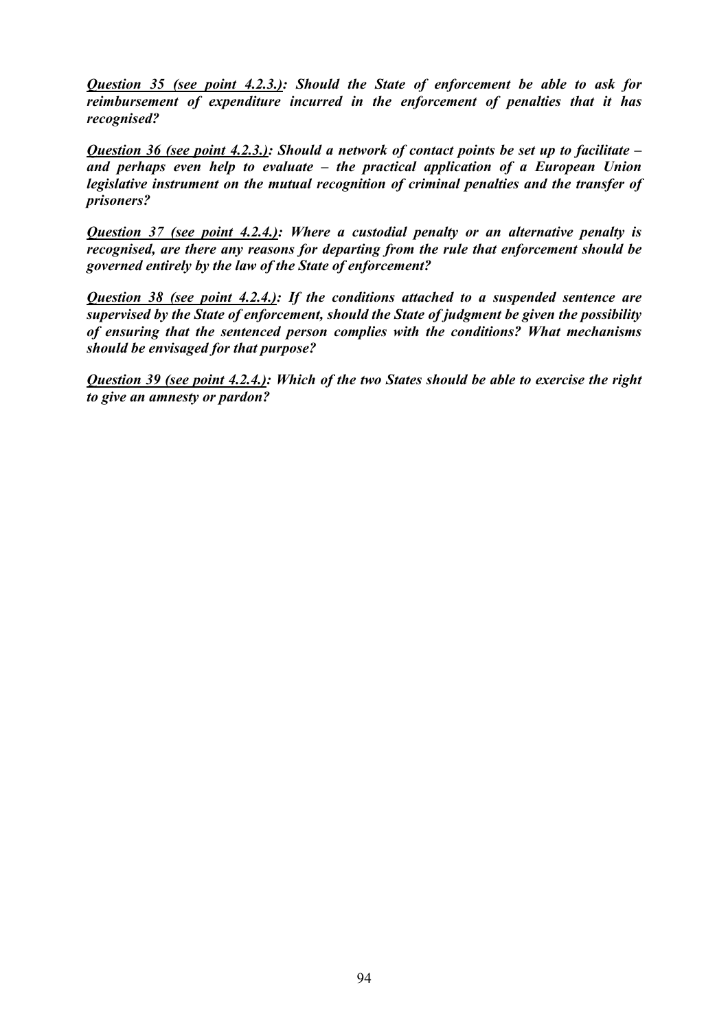***<u>Question 35 (see point 4.2.3.)</u>: Should the State of enforcement be able to ask for reimbursement of expenditure incurred in the enforcement of penalties that it has recognised?***

***<u>Question 36 (see point 4.2.3.)</u>: Should a network of contact points be set up to facilitate – and perhaps even help to evaluate – the practical application of a European Union legislative instrument on the mutual recognition of criminal penalties and the transfer of prisoners?***

***<u>Question 37 (see point 4.2.4.)</u>: Where a custodial penalty or an alternative penalty is recognised, are there any reasons for departing from the rule that enforcement should be governed entirely by the law of the State of enforcement?***

***<u>Question 38 (see point 4.2.4.)</u>: If the conditions attached to a suspended sentence are supervised by the State of enforcement, should the State of judgment be given the possibility of ensuring that the sentenced person complies with the conditions? What mechanisms should be envisaged for that purpose?***

***<u>Question 39 (see point 4.2.4.)</u>: Which of the two States should be able to exercise the right to give an amnesty or pardon?***